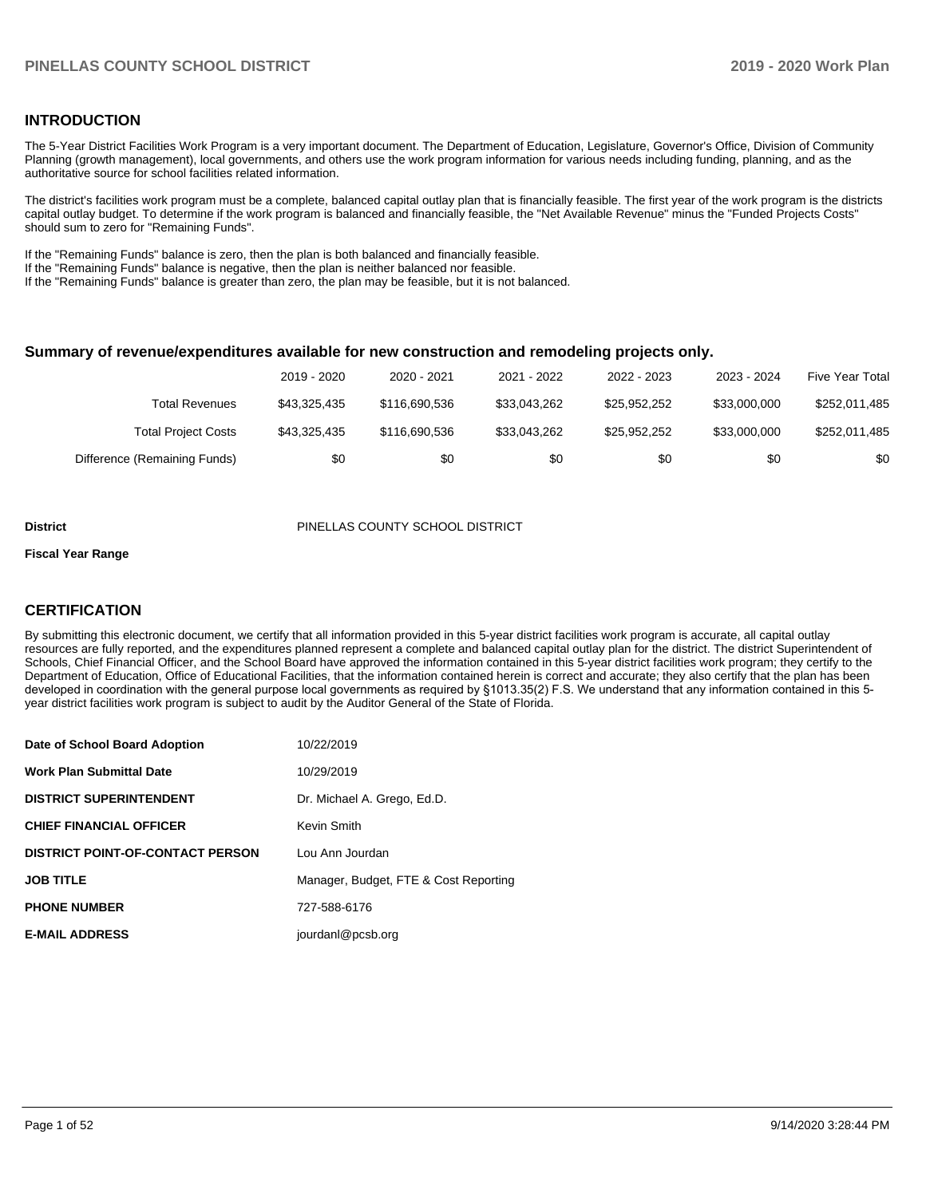## INTRODUCTION

The 5-Year District Facilities Work Program is a very important document. The Department of Education, Legislature, Governor's Office, Division of Community Planning (growth management), local governments, and others use the work program information for various needs including funding, planning, and as the authoritative source for school facilities related information.

The district's facilities work program must be a complete, balanced capital outlay plan that is financially feasible. The first year of the work program is the districts capital outlay budget. To determine if the work program is balanced and financially feasible, the "Net Available Revenue" minus the "Funded Projects Costs" should sum to zero for "Remaining Funds".

If the "Remaining Funds" balance is zero, then the plan is both balanced and financially feasible.
If the "Remaining Funds" balance is negative, then the plan is neither balanced nor feasible.
If the "Remaining Funds" balance is greater than zero, the plan may be feasible, but it is not balanced.

### Summary of revenue/expenditures available for new construction and remodeling projects only.

| | 2019 - 2020 | 2020 - 2021 | 2021 - 2022 | 2022 - 2023 | 2023 - 2024 | Five Year Total |
|---|---|---|---|---|---|---|
| Total Revenues | $43,325,435 | $116,690,536 | $33,043,262 | $25,952,252 | $33,000,000 | $252,011,485 |
| Total Project Costs | $43,325,435 | $116,690,536 | $33,043,262 | $25,952,252 | $33,000,000 | $252,011,485 |
| Difference (Remaining Funds) | $0 | $0 | $0 | $0 | $0 | $0 |

**District** PINELLAS COUNTY SCHOOL DISTRICT

**Fiscal Year Range**

## CERTIFICATION

By submitting this electronic document, we certify that all information provided in this 5-year district facilities work program is accurate, all capital outlay resources are fully reported, and the expenditures planned represent a complete and balanced capital outlay plan for the district. The district Superintendent of Schools, Chief Financial Officer, and the School Board have approved the information contained in this 5-year district facilities work program; they certify to the Department of Education, Office of Educational Facilities, that the information contained herein is correct and accurate; they also certify that the plan has been developed in coordination with the general purpose local governments as required by §1013.35(2) F.S. We understand that any information contained in this 5-year district facilities work program is subject to audit by the Auditor General of the State of Florida.

| | |
|---|---|
| **Date of School Board Adoption** | 10/22/2019 |
| **Work Plan Submittal Date** | 10/29/2019 |
| **DISTRICT SUPERINTENDENT** | Dr. Michael A. Grego, Ed.D. |
| **CHIEF FINANCIAL OFFICER** | Kevin Smith |
| **DISTRICT POINT-OF-CONTACT PERSON** | Lou Ann Jourdan |
| **JOB TITLE** | Manager, Budget, FTE & Cost Reporting |
| **PHONE NUMBER** | 727-588-6176 |
| **E-MAIL ADDRESS** | jourdanl@pcsb.org |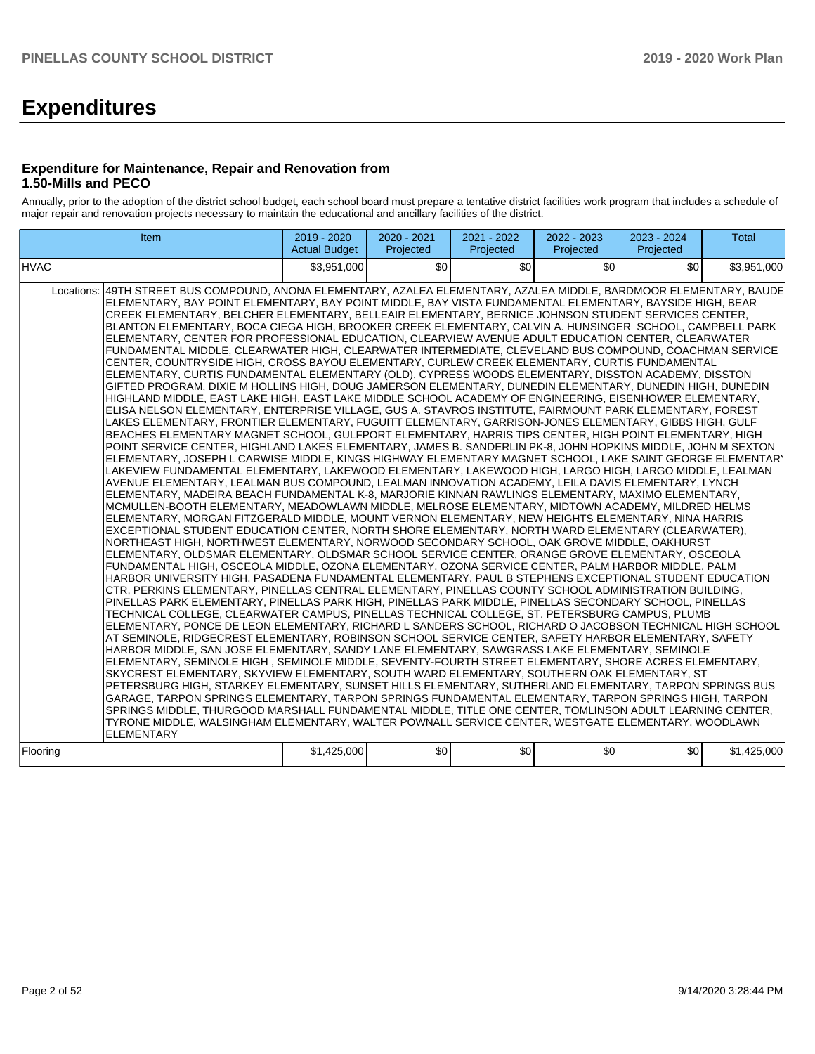# Expenditures

### Expenditure for Maintenance, Repair and Renovation from 1.50-Mills and PECO

Annually, prior to the adoption of the district school budget, each school board must prepare a tentative district facilities work program that includes a schedule of major repair and renovation projects necessary to maintain the educational and ancillary facilities of the district.

| Item | | 2019 - 2020 Actual Budget | 2020 - 2021 Projected | 2021 - 2022 Projected | 2022 - 2023 Projected | 2023 - 2024 Projected | Total |
|---|---|---|---|---|---|---|---|
| HVAC | | $3,951,000 | $0 | $0 | $0 | $0 | $3,951,000 |
| Locations: | 49TH STREET BUS COMPOUND, ANONA ELEMENTARY, AZALEA ELEMENTARY, AZALEA MIDDLE, BARDMOOR ELEMENTARY, BAUDE ELEMENTARY, BAY POINT ELEMENTARY, BAY POINT MIDDLE, BAY VISTA FUNDAMENTAL ELEMENTARY, BAYSIDE HIGH, BEAR CREEK ELEMENTARY, BELCHER ELEMENTARY, BELLEAIR ELEMENTARY, BERNICE JOHNSON STUDENT SERVICES CENTER, BLANTON ELEMENTARY, BOCA CIEGA HIGH, BROOKER CREEK ELEMENTARY, CALVIN A. HUNSINGER SCHOOL, CAMPBELL PARK ELEMENTARY, CENTER FOR PROFESSIONAL EDUCATION, CLEARVIEW AVENUE ADULT EDUCATION CENTER, CLEARWATER FUNDAMENTAL MIDDLE, CLEARWATER HIGH, CLEARWATER INTERMEDIATE, CLEVELAND BUS COMPOUND, COACHMAN SERVICE CENTER, COUNTRYSIDE HIGH, CROSS BAYOU ELEMENTARY, CURLEW CREEK ELEMENTARY, CURTIS FUNDAMENTAL ELEMENTARY, CURTIS FUNDAMENTAL ELEMENTARY (OLD), CYPRESS WOODS ELEMENTARY, DISSTON ACADEMY, DISSTON GIFTED PROGRAM, DIXIE M HOLLINS HIGH, DOUG JAMERSON ELEMENTARY, DUNEDIN ELEMENTARY, DUNEDIN HIGH, DUNEDIN HIGHLAND MIDDLE, EAST LAKE HIGH, EAST LAKE MIDDLE SCHOOL ACADEMY OF ENGINEERING, EISENHOWER ELEMENTARY, ELISA NELSON ELEMENTARY, ENTERPRISE VILLAGE, GUS A. STAVROS INSTITUTE, FAIRMOUNT PARK ELEMENTARY, FOREST LAKES ELEMENTARY, FRONTIER ELEMENTARY, FUGUITT ELEMENTARY, GARRISON-JONES ELEMENTARY, GIBBS HIGH, GULF BEACHES ELEMENTARY MAGNET SCHOOL, GULFPORT ELEMENTARY, HARRIS TIPS CENTER, HIGH POINT ELEMENTARY, HIGH POINT SERVICE CENTER, HIGHLAND LAKES ELEMENTARY, JAMES B. SANDERLIN PK-8, JOHN HOPKINS MIDDLE, JOHN M SEXTON ELEMENTARY, JOSEPH L CARWISE MIDDLE, KINGS HIGHWAY ELEMENTARY MAGNET SCHOOL, LAKE SAINT GEORGE ELEMENTARY, LAKEVIEW FUNDAMENTAL ELEMENTARY, LAKEWOOD ELEMENTARY, LAKEWOOD HIGH, LARGO HIGH, LARGO MIDDLE, LEALMAN AVENUE ELEMENTARY, LEALMAN BUS COMPOUND, LEALMAN INNOVATION ACADEMY, LEILA DAVIS ELEMENTARY, LYNCH ELEMENTARY, MADEIRA BEACH FUNDAMENTAL K-8, MARJORIE KINNAN RAWLINGS ELEMENTARY, MAXIMO ELEMENTARY, MCMULLEN-BOOTH ELEMENTARY, MEADOWLAWN MIDDLE, MELROSE ELEMENTARY, MIDTOWN ACADEMY, MILDRED HELMS ELEMENTARY, MORGAN FITZGERALD MIDDLE, MOUNT VERNON ELEMENTARY, NEW HEIGHTS ELEMENTARY, NINA HARRIS EXCEPTIONAL STUDENT EDUCATION CENTER, NORTH SHORE ELEMENTARY, NORTH WARD ELEMENTARY (CLEARWATER), NORTHEAST HIGH, NORTHWEST ELEMENTARY, NORWOOD SECONDARY SCHOOL, OAK GROVE MIDDLE, OAKHURST ELEMENTARY, OLDSMAR ELEMENTARY, OLDSMAR SCHOOL SERVICE CENTER, ORANGE GROVE ELEMENTARY, OSCEOLA FUNDAMENTAL HIGH, OSCEOLA MIDDLE, OZONA ELEMENTARY, OZONA SERVICE CENTER, PALM HARBOR MIDDLE, PALM HARBOR UNIVERSITY HIGH, PASADENA FUNDAMENTAL ELEMENTARY, PAUL B STEPHENS EXCEPTIONAL STUDENT EDUCATION CTR, PERKINS ELEMENTARY, PINELLAS CENTRAL ELEMENTARY, PINELLAS COUNTY SCHOOL ADMINISTRATION BUILDING, PINELLAS PARK ELEMENTARY, PINELLAS PARK HIGH, PINELLAS PARK MIDDLE, PINELLAS SECONDARY SCHOOL, PINELLAS TECHNICAL COLLEGE, CLEARWATER CAMPUS, PINELLAS TECHNICAL COLLEGE, ST. PETERSBURG CAMPUS, PLUMB ELEMENTARY, PONCE DE LEON ELEMENTARY, RICHARD L SANDERS SCHOOL, RICHARD O JACOBSON TECHNICAL HIGH SCHOOL AT SEMINOLE, RIDGECREST ELEMENTARY, ROBINSON SCHOOL SERVICE CENTER, SAFETY HARBOR ELEMENTARY, SAFETY HARBOR MIDDLE, SAN JOSE ELEMENTARY, SANDY LANE ELEMENTARY, SAWGRASS LAKE ELEMENTARY, SEMINOLE ELEMENTARY, SEMINOLE HIGH , SEMINOLE MIDDLE, SEVENTY-FOURTH STREET ELEMENTARY, SHORE ACRES ELEMENTARY, SKYCREST ELEMENTARY, SKYVIEW ELEMENTARY, SOUTH WARD ELEMENTARY, SOUTHERN OAK ELEMENTARY, ST PETERSBURG HIGH, STARKEY ELEMENTARY, SUNSET HILLS ELEMENTARY, SUTHERLAND ELEMENTARY, TARPON SPRINGS BUS GARAGE, TARPON SPRINGS ELEMENTARY, TARPON SPRINGS FUNDAMENTAL ELEMENTARY, TARPON SPRINGS HIGH, TARPON SPRINGS MIDDLE, THURGOOD MARSHALL FUNDAMENTAL MIDDLE, TITLE ONE CENTER, TOMLINSON ADULT LEARNING CENTER, TYRONE MIDDLE, WALSINGHAM ELEMENTARY, WALTER POWNALL SERVICE CENTER, WESTGATE ELEMENTARY, WOODLAWN ELEMENTARY | | | | | | |
| Flooring | | $1,425,000 | $0 | $0 | $0 | $0 | $1,425,000 |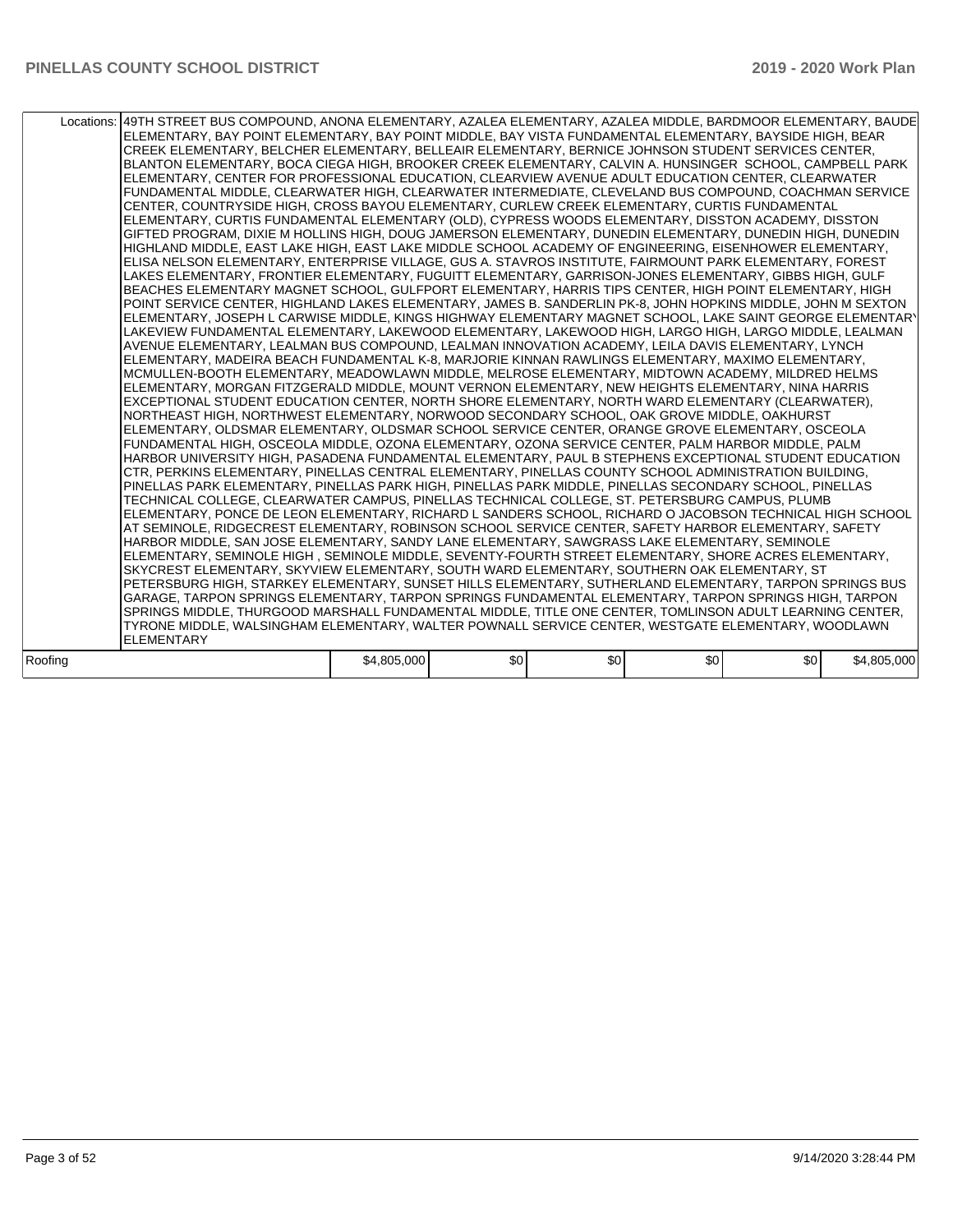| | | | | | | |
|---|---|---|---|---|---|---|
| Locations: | 49TH STREET BUS COMPOUND, ANONA ELEMENTARY, AZALEA ELEMENTARY, AZALEA MIDDLE, BARDMOOR ELEMENTARY, BAUDE ELEMENTARY, BAY POINT ELEMENTARY, BAY POINT MIDDLE, BAY VISTA FUNDAMENTAL ELEMENTARY, BAYSIDE HIGH, BEAR CREEK ELEMENTARY, BELCHER ELEMENTARY, BELLEAIR ELEMENTARY, BERNICE JOHNSON STUDENT SERVICES CENTER, BLANTON ELEMENTARY, BOCA CIEGA HIGH, BROOKER CREEK ELEMENTARY, CALVIN A. HUNSINGER SCHOOL, CAMPBELL PARK ELEMENTARY, CENTER FOR PROFESSIONAL EDUCATION, CLEARVIEW AVENUE ADULT EDUCATION CENTER, CLEARWATER FUNDAMENTAL MIDDLE, CLEARWATER HIGH, CLEARWATER INTERMEDIATE, CLEVELAND BUS COMPOUND, COACHMAN SERVICE CENTER, COUNTRYSIDE HIGH, CROSS BAYOU ELEMENTARY, CURLEW CREEK ELEMENTARY, CURTIS FUNDAMENTAL ELEMENTARY, CURTIS FUNDAMENTAL ELEMENTARY (OLD), CYPRESS WOODS ELEMENTARY, DISSTON ACADEMY, DISSTON GIFTED PROGRAM, DIXIE M HOLLINS HIGH, DOUG JAMERSON ELEMENTARY, DUNEDIN ELEMENTARY, DUNEDIN HIGH, DUNEDIN HIGHLAND MIDDLE, EAST LAKE HIGH, EAST LAKE MIDDLE SCHOOL ACADEMY OF ENGINEERING, EISENHOWER ELEMENTARY, ELISA NELSON ELEMENTARY, ENTERPRISE VILLAGE, GUS A. STAVROS INSTITUTE, FAIRMOUNT PARK ELEMENTARY, FOREST LAKES ELEMENTARY, FRONTIER ELEMENTARY, FUGUITT ELEMENTARY, GARRISON-JONES ELEMENTARY, GIBBS HIGH, GULF BEACHES ELEMENTARY MAGNET SCHOOL, GULFPORT ELEMENTARY, HARRIS TIPS CENTER, HIGH POINT ELEMENTARY, HIGH POINT SERVICE CENTER, HIGHLAND LAKES ELEMENTARY, JAMES B. SANDERLIN PK-8, JOHN HOPKINS MIDDLE, JOHN M SEXTON ELEMENTARY, JOSEPH L CARWISE MIDDLE, KINGS HIGHWAY ELEMENTARY MAGNET SCHOOL, LAKE SAINT GEORGE ELEMENTARY, LAKEVIEW FUNDAMENTAL ELEMENTARY, LAKEWOOD ELEMENTARY, LAKEWOOD HIGH, LARGO HIGH, LARGO MIDDLE, LEALMAN AVENUE ELEMENTARY, LEALMAN BUS COMPOUND, LEALMAN INNOVATION ACADEMY, LEILA DAVIS ELEMENTARY, LYNCH ELEMENTARY, MADEIRA BEACH FUNDAMENTAL K-8, MARJORIE KINNAN RAWLINGS ELEMENTARY, MAXIMO ELEMENTARY, MCMULLEN-BOOTH ELEMENTARY, MEADOWLAWN MIDDLE, MELROSE ELEMENTARY, MIDTOWN ACADEMY, MILDRED HELMS ELEMENTARY, MORGAN FITZGERALD MIDDLE, MOUNT VERNON ELEMENTARY, NEW HEIGHTS ELEMENTARY, NINA HARRIS EXCEPTIONAL STUDENT EDUCATION CENTER, NORTH SHORE ELEMENTARY, NORTH WARD ELEMENTARY (CLEARWATER), NORTHEAST HIGH, NORTHWEST ELEMENTARY, NORWOOD SECONDARY SCHOOL, OAK GROVE MIDDLE, OAKHURST ELEMENTARY, OLDSMAR ELEMENTARY, OLDSMAR SCHOOL SERVICE CENTER, ORANGE GROVE ELEMENTARY, OSCEOLA FUNDAMENTAL HIGH, OSCEOLA MIDDLE, OZONA ELEMENTARY, OZONA SERVICE CENTER, PALM HARBOR MIDDLE, PALM HARBOR UNIVERSITY HIGH, PASADENA FUNDAMENTAL ELEMENTARY, PAUL B STEPHENS EXCEPTIONAL STUDENT EDUCATION CTR, PERKINS ELEMENTARY, PINELLAS CENTRAL ELEMENTARY, PINELLAS COUNTY SCHOOL ADMINISTRATION BUILDING, PINELLAS PARK ELEMENTARY, PINELLAS PARK HIGH, PINELLAS PARK MIDDLE, PINELLAS SECONDARY SCHOOL, PINELLAS TECHNICAL COLLEGE, CLEARWATER CAMPUS, PINELLAS TECHNICAL COLLEGE, ST. PETERSBURG CAMPUS, PLUMB ELEMENTARY, PONCE DE LEON ELEMENTARY, RICHARD L SANDERS SCHOOL, RICHARD O JACOBSON TECHNICAL HIGH SCHOOL AT SEMINOLE, RIDGECREST ELEMENTARY, ROBINSON SCHOOL SERVICE CENTER, SAFETY HARBOR ELEMENTARY, SAFETY HARBOR MIDDLE, SAN JOSE ELEMENTARY, SANDY LANE ELEMENTARY, SAWGRASS LAKE ELEMENTARY, SEMINOLE ELEMENTARY, SEMINOLE HIGH , SEMINOLE MIDDLE, SEVENTY-FOURTH STREET ELEMENTARY, SHORE ACRES ELEMENTARY, SKYCREST ELEMENTARY, SKYVIEW ELEMENTARY, SOUTH WARD ELEMENTARY, SOUTHERN OAK ELEMENTARY, ST PETERSBURG HIGH, STARKEY ELEMENTARY, SUNSET HILLS ELEMENTARY, SUTHERLAND ELEMENTARY, TARPON SPRINGS BUS GARAGE, TARPON SPRINGS ELEMENTARY, TARPON SPRINGS FUNDAMENTAL ELEMENTARY, TARPON SPRINGS HIGH, TARPON SPRINGS MIDDLE, THURGOOD MARSHALL FUNDAMENTAL MIDDLE, TITLE ONE CENTER, TOMLINSON ADULT LEARNING CENTER, TYRONE MIDDLE, WALSINGHAM ELEMENTARY, WALTER POWNALL SERVICE CENTER, WESTGATE ELEMENTARY, WOODLAWN ELEMENTARY | | | | | |
| Roofing | | $4,805,000 | $0 | $0 | $0 | $0 | $4,805,000 |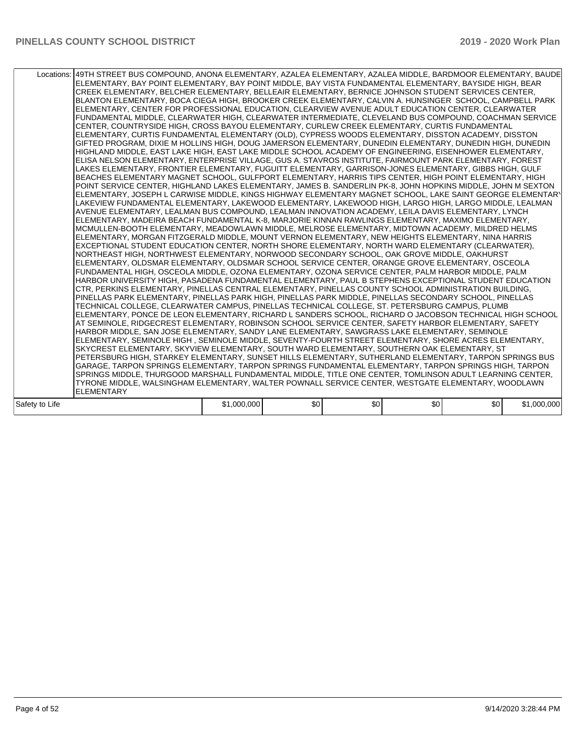| Locations: | 49TH STREET BUS COMPOUND, ANONA ELEMENTARY, AZALEA ELEMENTARY, AZALEA MIDDLE, BARDMOOR ELEMENTARY, BAUDE ELEMENTARY, BAY POINT ELEMENTARY, BAY POINT MIDDLE, BAY VISTA FUNDAMENTAL ELEMENTARY, BAYSIDE HIGH, BEAR CREEK ELEMENTARY, BELCHER ELEMENTARY, BELLEAIR ELEMENTARY, BERNICE JOHNSON STUDENT SERVICES CENTER, BLANTON ELEMENTARY, BOCA CIEGA HIGH, BROOKER CREEK ELEMENTARY, CALVIN A. HUNSINGER SCHOOL, CAMPBELL PARK ELEMENTARY, CENTER FOR PROFESSIONAL EDUCATION, CLEARVIEW AVENUE ADULT EDUCATION CENTER, CLEARWATER FUNDAMENTAL MIDDLE, CLEARWATER HIGH, CLEARWATER INTERMEDIATE, CLEVELAND BUS COMPOUND, COACHMAN SERVICE CENTER, COUNTRYSIDE HIGH, CROSS BAYOU ELEMENTARY, CURLEW CREEK ELEMENTARY, CURTIS FUNDAMENTAL ELEMENTARY, CURTIS FUNDAMENTAL ELEMENTARY (OLD), CYPRESS WOODS ELEMENTARY, DISSTON ACADEMY, DISSTON GIFTED PROGRAM, DIXIE M HOLLINS HIGH, DOUG JAMERSON ELEMENTARY, DUNEDIN ELEMENTARY, DUNEDIN HIGH, DUNEDIN HIGHLAND MIDDLE, EAST LAKE HIGH, EAST LAKE MIDDLE SCHOOL ACADEMY OF ENGINEERING, EISENHOWER ELEMENTARY, ELISA NELSON ELEMENTARY, ENTERPRISE VILLAGE, GUS A. STAVROS INSTITUTE, FAIRMOUNT PARK ELEMENTARY, FOREST LAKES ELEMENTARY, FRONTIER ELEMENTARY, FUGUITT ELEMENTARY, GARRISON-JONES ELEMENTARY, GIBBS HIGH, GULF BEACHES ELEMENTARY MAGNET SCHOOL, GULFPORT ELEMENTARY, HARRIS TIPS CENTER, HIGH POINT ELEMENTARY, HIGH POINT SERVICE CENTER, HIGHLAND LAKES ELEMENTARY, JAMES B. SANDERLIN PK-8, JOHN HOPKINS MIDDLE, JOHN M SEXTON ELEMENTARY, JOSEPH L CARWISE MIDDLE, KINGS HIGHWAY ELEMENTARY MAGNET SCHOOL, LAKE SAINT GEORGE ELEMENTARY, LAKEVIEW FUNDAMENTAL ELEMENTARY, LAKEWOOD ELEMENTARY, LAKEWOOD HIGH, LARGO HIGH, LARGO MIDDLE, LEALMAN AVENUE ELEMENTARY, LEALMAN BUS COMPOUND, LEALMAN INNOVATION ACADEMY, LEILA DAVIS ELEMENTARY, LYNCH ELEMENTARY, MADEIRA BEACH FUNDAMENTAL K-8, MARJORIE KINNAN RAWLINGS ELEMENTARY, MAXIMO ELEMENTARY, MCMULLEN-BOOTH ELEMENTARY, MEADOWLAWN MIDDLE, MELROSE ELEMENTARY, MIDTOWN ACADEMY, MILDRED HELMS ELEMENTARY, MORGAN FITZGERALD MIDDLE, MOUNT VERNON ELEMENTARY, NEW HEIGHTS ELEMENTARY, NINA HARRIS EXCEPTIONAL STUDENT EDUCATION CENTER, NORTH SHORE ELEMENTARY, NORTH WARD ELEMENTARY (CLEARWATER), NORTHEAST HIGH, NORTHWEST ELEMENTARY, NORWOOD SECONDARY SCHOOL, OAK GROVE MIDDLE, OAKHURST ELEMENTARY, OLDSMAR ELEMENTARY, OLDSMAR SCHOOL SERVICE CENTER, ORANGE GROVE ELEMENTARY, OSCEOLA FUNDAMENTAL HIGH, OSCEOLA MIDDLE, OZONA ELEMENTARY, OZONA SERVICE CENTER, PALM HARBOR MIDDLE, PALM HARBOR UNIVERSITY HIGH, PASADENA FUNDAMENTAL ELEMENTARY, PAUL B STEPHENS EXCEPTIONAL STUDENT EDUCATION CTR, PERKINS ELEMENTARY, PINELLAS CENTRAL ELEMENTARY, PINELLAS COUNTY SCHOOL ADMINISTRATION BUILDING, PINELLAS PARK ELEMENTARY, PINELLAS PARK HIGH, PINELLAS PARK MIDDLE, PINELLAS SECONDARY SCHOOL, PINELLAS TECHNICAL COLLEGE, CLEARWATER CAMPUS, PINELLAS TECHNICAL COLLEGE, ST. PETERSBURG CAMPUS, PLUMB ELEMENTARY, PONCE DE LEON ELEMENTARY, RICHARD L SANDERS SCHOOL, RICHARD O JACOBSON TECHNICAL HIGH SCHOOL AT SEMINOLE, RIDGECREST ELEMENTARY, ROBINSON SCHOOL SERVICE CENTER, SAFETY HARBOR ELEMENTARY, SAFETY HARBOR MIDDLE, SAN JOSE ELEMENTARY, SANDY LANE ELEMENTARY, SAWGRASS LAKE ELEMENTARY, SEMINOLE ELEMENTARY, SEMINOLE HIGH , SEMINOLE MIDDLE, SEVENTY-FOURTH STREET ELEMENTARY, SHORE ACRES ELEMENTARY, SKYCREST ELEMENTARY, SKYVIEW ELEMENTARY, SOUTH WARD ELEMENTARY, SOUTHERN OAK ELEMENTARY, ST PETERSBURG HIGH, STARKEY ELEMENTARY, SUNSET HILLS ELEMENTARY, SUTHERLAND ELEMENTARY, TARPON SPRINGS BUS GARAGE, TARPON SPRINGS ELEMENTARY, TARPON SPRINGS FUNDAMENTAL ELEMENTARY, TARPON SPRINGS HIGH, TARPON SPRINGS MIDDLE, THURGOOD MARSHALL FUNDAMENTAL MIDDLE, TITLE ONE CENTER, TOMLINSON ADULT LEARNING CENTER, TYRONE MIDDLE, WALSINGHAM ELEMENTARY, WALTER POWNALL SERVICE CENTER, WESTGATE ELEMENTARY, WOODLAWN ELEMENTARY | | | | | | |
|---|---|---|---|---|---|---|---|
| Safety to Life | | $1,000,000 | $0 | $0 | $0 | $0 | $1,000,000 |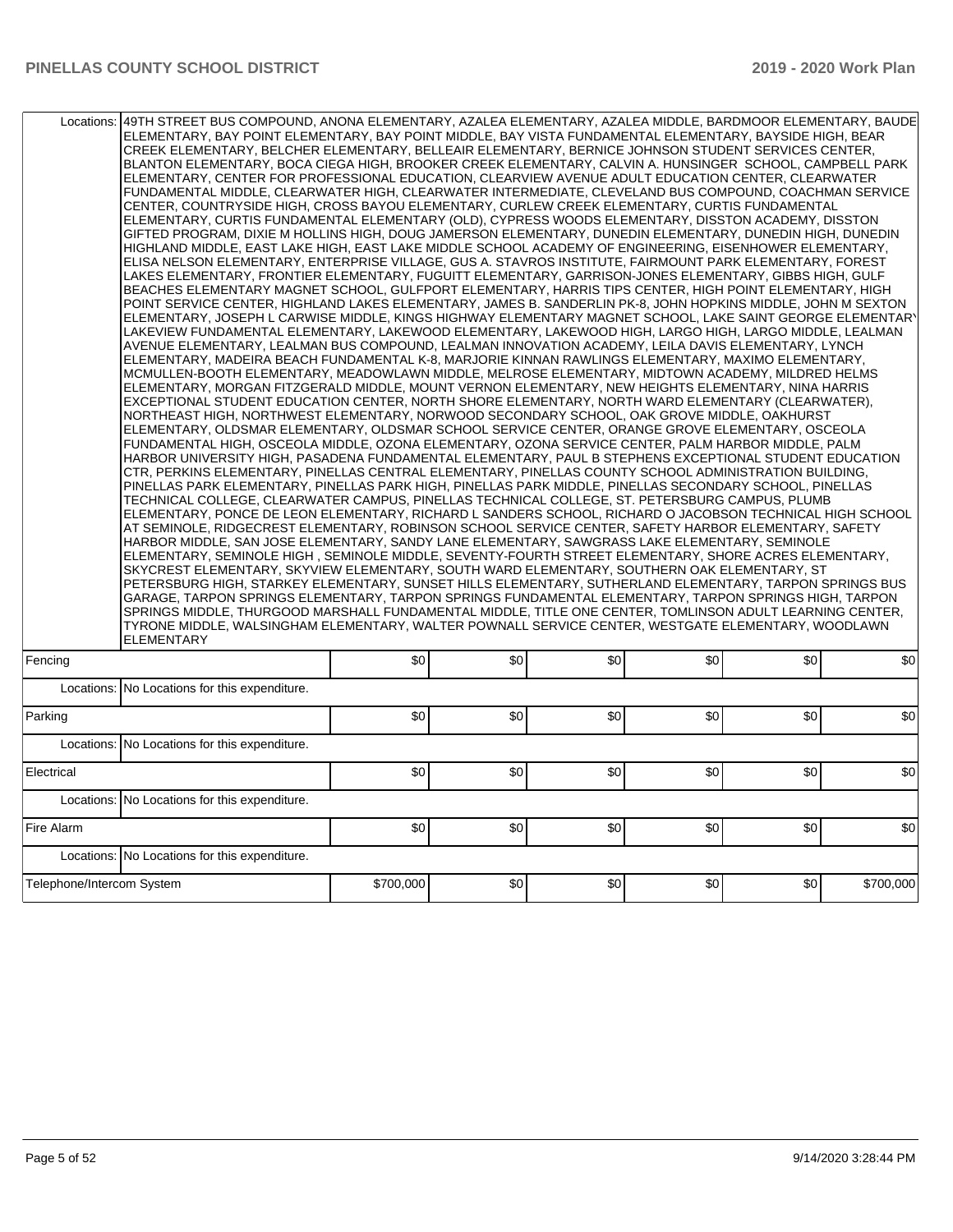| | | | | | | | |
|---|---|---|---|---|---|---|---|
| Locations: | 49TH STREET BUS COMPOUND, ANONA ELEMENTARY, AZALEA ELEMENTARY, AZALEA MIDDLE, BARDMOOR ELEMENTARY, BAUDE ELEMENTARY, BAY POINT ELEMENTARY, BAY POINT MIDDLE, BAY VISTA FUNDAMENTAL ELEMENTARY, BAYSIDE HIGH, BEAR CREEK ELEMENTARY, BELCHER ELEMENTARY, BELLEAIR ELEMENTARY, BERNICE JOHNSON STUDENT SERVICES CENTER, BLANTON ELEMENTARY, BOCA CIEGA HIGH, BROOKER CREEK ELEMENTARY, CALVIN A. HUNSINGER SCHOOL, CAMPBELL PARK ELEMENTARY, CENTER FOR PROFESSIONAL EDUCATION, CLEARVIEW AVENUE ADULT EDUCATION CENTER, CLEARWATER FUNDAMENTAL MIDDLE, CLEARWATER HIGH, CLEARWATER INTERMEDIATE, CLEVELAND BUS COMPOUND, COACHMAN SERVICE CENTER, COUNTRYSIDE HIGH, CROSS BAYOU ELEMENTARY, CURLEW CREEK ELEMENTARY, CURTIS FUNDAMENTAL ELEMENTARY, CURTIS FUNDAMENTAL ELEMENTARY (OLD), CYPRESS WOODS ELEMENTARY, DISSTON ACADEMY, DISSTON GIFTED PROGRAM, DIXIE M HOLLINS HIGH, DOUG JAMERSON ELEMENTARY, DUNEDIN ELEMENTARY, DUNEDIN HIGH, DUNEDIN HIGHLAND MIDDLE, EAST LAKE HIGH, EAST LAKE MIDDLE SCHOOL ACADEMY OF ENGINEERING, EISENHOWER ELEMENTARY, ELISA NELSON ELEMENTARY, ENTERPRISE VILLAGE, GUS A. STAVROS INSTITUTE, FAIRMOUNT PARK ELEMENTARY, FOREST LAKES ELEMENTARY, FRONTIER ELEMENTARY, FUGUITT ELEMENTARY, GARRISON-JONES ELEMENTARY, GIBBS HIGH, GULF BEACHES ELEMENTARY MAGNET SCHOOL, GULFPORT ELEMENTARY, HARRIS TIPS CENTER, HIGH POINT ELEMENTARY, HIGH POINT SERVICE CENTER, HIGHLAND LAKES ELEMENTARY, JAMES B. SANDERLIN PK-8, JOHN HOPKINS MIDDLE, JOHN M SEXTON ELEMENTARY, JOSEPH L CARWISE MIDDLE, KINGS HIGHWAY ELEMENTARY MAGNET SCHOOL, LAKE SAINT GEORGE ELEMENTARY, LAKEVIEW FUNDAMENTAL ELEMENTARY, LAKEWOOD ELEMENTARY, LAKEWOOD HIGH, LARGO HIGH, LARGO MIDDLE, LEALMAN AVENUE ELEMENTARY, LEALMAN BUS COMPOUND, LEALMAN INNOVATION ACADEMY, LEILA DAVIS ELEMENTARY, LYNCH ELEMENTARY, MADEIRA BEACH FUNDAMENTAL K-8, MARJORIE KINNAN RAWLINGS ELEMENTARY, MAXIMO ELEMENTARY, MCMULLEN-BOOTH ELEMENTARY, MEADOWLAWN MIDDLE, MELROSE ELEMENTARY, MIDTOWN ACADEMY, MILDRED HELMS ELEMENTARY, MORGAN FITZGERALD MIDDLE, MOUNT VERNON ELEMENTARY, NEW HEIGHTS ELEMENTARY, NINA HARRIS EXCEPTIONAL STUDENT EDUCATION CENTER, NORTH SHORE ELEMENTARY, NORTH WARD ELEMENTARY (CLEARWATER), NORTHEAST HIGH, NORTHWEST ELEMENTARY, NORWOOD SECONDARY SCHOOL, OAK GROVE MIDDLE, OAKHURST ELEMENTARY, OLDSMAR ELEMENTARY, OLDSMAR SCHOOL SERVICE CENTER, ORANGE GROVE ELEMENTARY, OSCEOLA FUNDAMENTAL HIGH, OSCEOLA MIDDLE, OZONA ELEMENTARY, OZONA SERVICE CENTER, PALM HARBOR MIDDLE, PALM HARBOR UNIVERSITY HIGH, PASADENA FUNDAMENTAL ELEMENTARY, PAUL B STEPHENS EXCEPTIONAL STUDENT EDUCATION CTR, PERKINS ELEMENTARY, PINELLAS CENTRAL ELEMENTARY, PINELLAS COUNTY SCHOOL ADMINISTRATION BUILDING, PINELLAS PARK ELEMENTARY, PINELLAS PARK HIGH, PINELLAS PARK MIDDLE, PINELLAS SECONDARY SCHOOL, PINELLAS TECHNICAL COLLEGE, CLEARWATER CAMPUS, PINELLAS TECHNICAL COLLEGE, ST. PETERSBURG CAMPUS, PLUMB ELEMENTARY, PONCE DE LEON ELEMENTARY, RICHARD L SANDERS SCHOOL, RICHARD O JACOBSON TECHNICAL HIGH SCHOOL AT SEMINOLE, RIDGECREST ELEMENTARY, ROBINSON SCHOOL SERVICE CENTER, SAFETY HARBOR ELEMENTARY, SAFETY HARBOR MIDDLE, SAN JOSE ELEMENTARY, SANDY LANE ELEMENTARY, SAWGRASS LAKE ELEMENTARY, SEMINOLE ELEMENTARY, SEMINOLE HIGH , SEMINOLE MIDDLE, SEVENTY-FOURTH STREET ELEMENTARY, SHORE ACRES ELEMENTARY, SKYCREST ELEMENTARY, SKYVIEW ELEMENTARY, SOUTH WARD ELEMENTARY, SOUTHERN OAK ELEMENTARY, ST PETERSBURG HIGH, STARKEY ELEMENTARY, SUNSET HILLS ELEMENTARY, SUTHERLAND ELEMENTARY, TARPON SPRINGS BUS GARAGE, TARPON SPRINGS ELEMENTARY, TARPON SPRINGS FUNDAMENTAL ELEMENTARY, TARPON SPRINGS HIGH, TARPON SPRINGS MIDDLE, THURGOOD MARSHALL FUNDAMENTAL MIDDLE, TITLE ONE CENTER, TOMLINSON ADULT LEARNING CENTER, TYRONE MIDDLE, WALSINGHAM ELEMENTARY, WALTER POWNALL SERVICE CENTER, WESTGATE ELEMENTARY, WOODLAWN ELEMENTARY | | | | | | |
| Fencing | | $0 | $0 | $0 | $0 | $0 | $0 |
| Locations: | No Locations for this expenditure. | | | | | | |
| Parking | | $0 | $0 | $0 | $0 | $0 | $0 |
| Locations: | No Locations for this expenditure. | | | | | | |
| Electrical | | $0 | $0 | $0 | $0 | $0 | $0 |
| Locations: | No Locations for this expenditure. | | | | | | |
| Fire Alarm | | $0 | $0 | $0 | $0 | $0 | $0 |
| Locations: | No Locations for this expenditure. | | | | | | |
| Telephone/Intercom System | | $700,000 | $0 | $0 | $0 | $0 | $700,000 |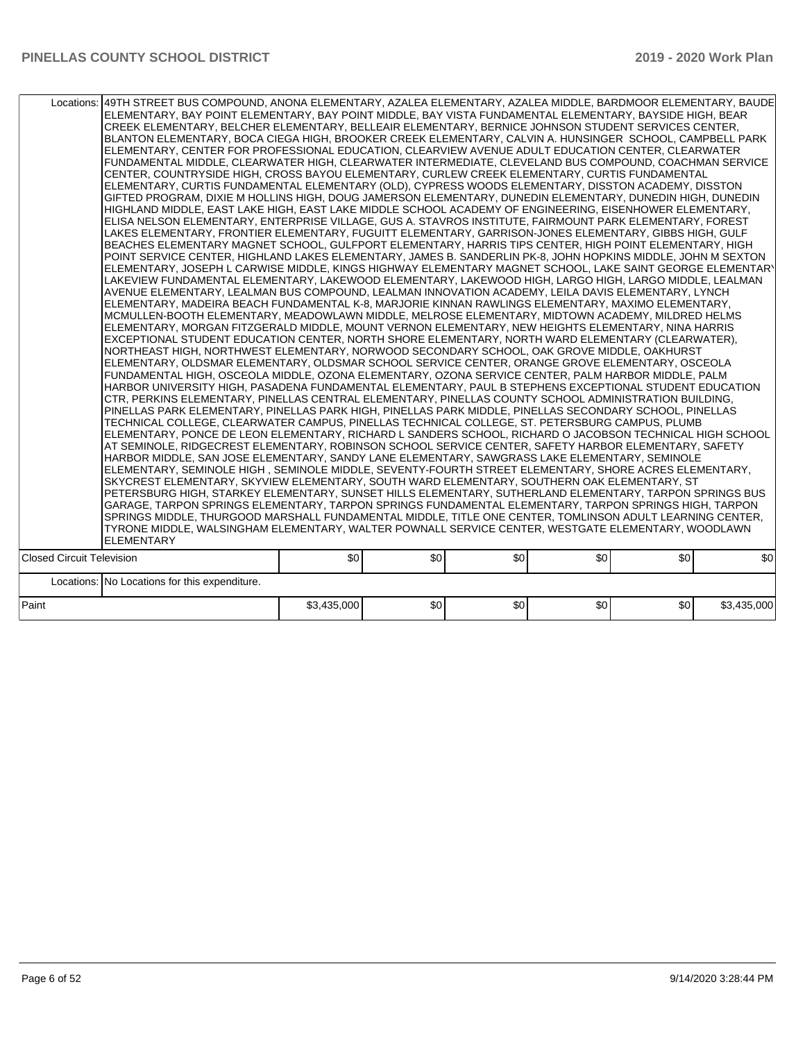| | | | | | | | |
|---|---|---|---|---|---|---|---|
| Locations: | 49TH STREET BUS COMPOUND, ANONA ELEMENTARY, AZALEA ELEMENTARY, AZALEA MIDDLE, BARDMOOR ELEMENTARY, BAUDE ELEMENTARY, BAY POINT ELEMENTARY, BAY POINT MIDDLE, BAY VISTA FUNDAMENTAL ELEMENTARY, BAYSIDE HIGH, BEAR CREEK ELEMENTARY, BELCHER ELEMENTARY, BELLEAIR ELEMENTARY, BERNICE JOHNSON STUDENT SERVICES CENTER, BLANTON ELEMENTARY, BOCA CIEGA HIGH, BROOKER CREEK ELEMENTARY, CALVIN A. HUNSINGER SCHOOL, CAMPBELL PARK ELEMENTARY, CENTER FOR PROFESSIONAL EDUCATION, CLEARVIEW AVENUE ADULT EDUCATION CENTER, CLEARWATER FUNDAMENTAL MIDDLE, CLEARWATER HIGH, CLEARWATER INTERMEDIATE, CLEVELAND BUS COMPOUND, COACHMAN SERVICE CENTER, COUNTRYSIDE HIGH, CROSS BAYOU ELEMENTARY, CURLEW CREEK ELEMENTARY, CURTIS FUNDAMENTAL ELEMENTARY, CURTIS FUNDAMENTAL ELEMENTARY (OLD), CYPRESS WOODS ELEMENTARY, DISSTON ACADEMY, DISSTON GIFTED PROGRAM, DIXIE M HOLLINS HIGH, DOUG JAMERSON ELEMENTARY, DUNEDIN ELEMENTARY, DUNEDIN HIGH, DUNEDIN HIGHLAND MIDDLE, EAST LAKE HIGH, EAST LAKE MIDDLE SCHOOL ACADEMY OF ENGINEERING, EISENHOWER ELEMENTARY, ELISA NELSON ELEMENTARY, ENTERPRISE VILLAGE, GUS A. STAVROS INSTITUTE, FAIRMOUNT PARK ELEMENTARY, FOREST LAKES ELEMENTARY, FRONTIER ELEMENTARY, FUGUITT ELEMENTARY, GARRISON-JONES ELEMENTARY, GIBBS HIGH, GULF BEACHES ELEMENTARY MAGNET SCHOOL, GULFPORT ELEMENTARY, HARRIS TIPS CENTER, HIGH POINT ELEMENTARY, HIGH POINT SERVICE CENTER, HIGHLAND LAKES ELEMENTARY, JAMES B. SANDERLIN PK-8, JOHN HOPKINS MIDDLE, JOHN M SEXTON ELEMENTARY, JOSEPH L CARWISE MIDDLE, KINGS HIGHWAY ELEMENTARY MAGNET SCHOOL, LAKE SAINT GEORGE ELEMENTARY LAKEVIEW FUNDAMENTAL ELEMENTARY, LAKEWOOD ELEMENTARY, LAKEWOOD HIGH, LARGO HIGH, LARGO MIDDLE, LEALMAN AVENUE ELEMENTARY, LEALMAN BUS COMPOUND, LEALMAN INNOVATION ACADEMY, LEILA DAVIS ELEMENTARY, LYNCH ELEMENTARY, MADEIRA BEACH FUNDAMENTAL K-8, MARJORIE KINNAN RAWLINGS ELEMENTARY, MAXIMO ELEMENTARY, MCMULLEN-BOOTH ELEMENTARY, MEADOWLAWN MIDDLE, MELROSE ELEMENTARY, MIDTOWN ACADEMY, MILDRED HELMS ELEMENTARY, MORGAN FITZGERALD MIDDLE, MOUNT VERNON ELEMENTARY, NEW HEIGHTS ELEMENTARY, NINA HARRIS EXCEPTIONAL STUDENT EDUCATION CENTER, NORTH SHORE ELEMENTARY, NORTH WARD ELEMENTARY (CLEARWATER), NORTHEAST HIGH, NORTHWEST ELEMENTARY, NORWOOD SECONDARY SCHOOL, OAK GROVE MIDDLE, OAKHURST ELEMENTARY, OLDSMAR ELEMENTARY, OLDSMAR SCHOOL SERVICE CENTER, ORANGE GROVE ELEMENTARY, OSCEOLA FUNDAMENTAL HIGH, OSCEOLA MIDDLE, OZONA ELEMENTARY, OZONA SERVICE CENTER, PALM HARBOR MIDDLE, PALM HARBOR UNIVERSITY HIGH, PASADENA FUNDAMENTAL ELEMENTARY, PAUL B STEPHENS EXCEPTIONAL STUDENT EDUCATION CTR, PERKINS ELEMENTARY, PINELLAS CENTRAL ELEMENTARY, PINELLAS COUNTY SCHOOL ADMINISTRATION BUILDING, PINELLAS PARK ELEMENTARY, PINELLAS PARK HIGH, PINELLAS PARK MIDDLE, PINELLAS SECONDARY SCHOOL, PINELLAS TECHNICAL COLLEGE, CLEARWATER CAMPUS, PINELLAS TECHNICAL COLLEGE, ST. PETERSBURG CAMPUS, PLUMB ELEMENTARY, PONCE DE LEON ELEMENTARY, RICHARD L SANDERS SCHOOL, RICHARD O JACOBSON TECHNICAL HIGH SCHOOL AT SEMINOLE, RIDGECREST ELEMENTARY, ROBINSON SCHOOL SERVICE CENTER, SAFETY HARBOR ELEMENTARY, SAFETY HARBOR MIDDLE, SAN JOSE ELEMENTARY, SANDY LANE ELEMENTARY, SAWGRASS LAKE ELEMENTARY, SEMINOLE ELEMENTARY, SEMINOLE HIGH , SEMINOLE MIDDLE, SEVENTY-FOURTH STREET ELEMENTARY, SHORE ACRES ELEMENTARY, SKYCREST ELEMENTARY, SKYVIEW ELEMENTARY, SOUTH WARD ELEMENTARY, SOUTHERN OAK ELEMENTARY, ST PETERSBURG HIGH, STARKEY ELEMENTARY, SUNSET HILLS ELEMENTARY, SUTHERLAND ELEMENTARY, TARPON SPRINGS BUS GARAGE, TARPON SPRINGS ELEMENTARY, TARPON SPRINGS FUNDAMENTAL ELEMENTARY, TARPON SPRINGS HIGH, TARPON SPRINGS MIDDLE, THURGOOD MARSHALL FUNDAMENTAL MIDDLE, TITLE ONE CENTER, TOMLINSON ADULT LEARNING CENTER, TYRONE MIDDLE, WALSINGHAM ELEMENTARY, WALTER POWNALL SERVICE CENTER, WESTGATE ELEMENTARY, WOODLAWN ELEMENTARY | | | | | | |
| Closed Circuit Television | | $0 | $0 | $0 | $0 | $0 | $0 |
| Locations: | No Locations for this expenditure. | | | | | | |
| Paint | | $3,435,000 | $0 | $0 | $0 | $0 | $3,435,000 |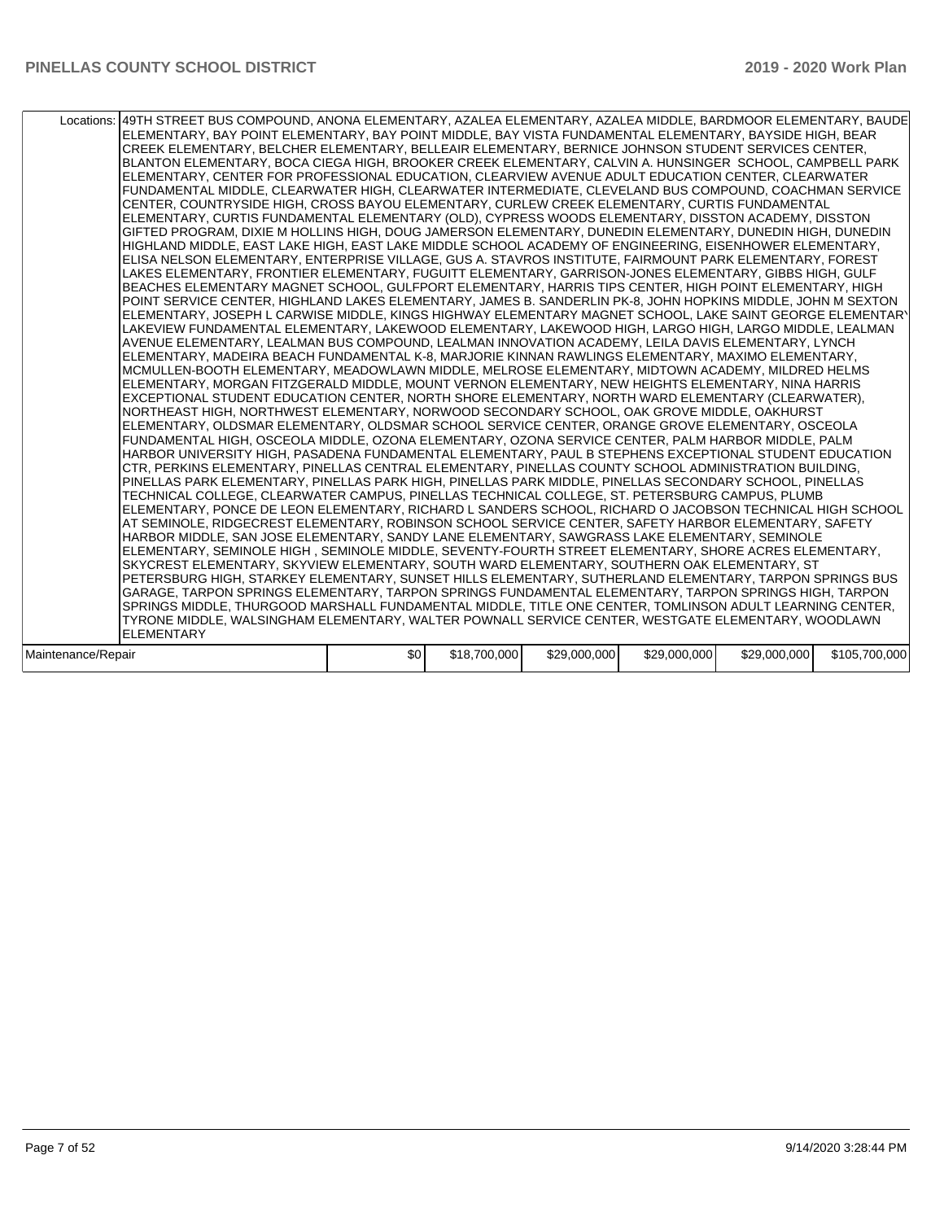| | | | | | | |
|---|---|---|---|---|---|---|
| Locations: | 49TH STREET BUS COMPOUND, ANONA ELEMENTARY, AZALEA ELEMENTARY, AZALEA MIDDLE, BARDMOOR ELEMENTARY, BAUDE ELEMENTARY, BAY POINT ELEMENTARY, BAY POINT MIDDLE, BAY VISTA FUNDAMENTAL ELEMENTARY, BAYSIDE HIGH, BEAR CREEK ELEMENTARY, BELCHER ELEMENTARY, BELLEAIR ELEMENTARY, BERNICE JOHNSON STUDENT SERVICES CENTER, BLANTON ELEMENTARY, BOCA CIEGA HIGH, BROOKER CREEK ELEMENTARY, CALVIN A. HUNSINGER SCHOOL, CAMPBELL PARK ELEMENTARY, CENTER FOR PROFESSIONAL EDUCATION, CLEARVIEW AVENUE ADULT EDUCATION CENTER, CLEARWATER FUNDAMENTAL MIDDLE, CLEARWATER HIGH, CLEARWATER INTERMEDIATE, CLEVELAND BUS COMPOUND, COACHMAN SERVICE CENTER, COUNTRYSIDE HIGH, CROSS BAYOU ELEMENTARY, CURLEW CREEK ELEMENTARY, CURTIS FUNDAMENTAL ELEMENTARY, CURTIS FUNDAMENTAL ELEMENTARY (OLD), CYPRESS WOODS ELEMENTARY, DISSTON ACADEMY, DISSTON GIFTED PROGRAM, DIXIE M HOLLINS HIGH, DOUG JAMERSON ELEMENTARY, DUNEDIN ELEMENTARY, DUNEDIN HIGH, DUNEDIN HIGHLAND MIDDLE, EAST LAKE HIGH, EAST LAKE MIDDLE SCHOOL ACADEMY OF ENGINEERING, EISENHOWER ELEMENTARY, ELISA NELSON ELEMENTARY, ENTERPRISE VILLAGE, GUS A. STAVROS INSTITUTE, FAIRMOUNT PARK ELEMENTARY, FOREST LAKES ELEMENTARY, FRONTIER ELEMENTARY, FUGUITT ELEMENTARY, GARRISON-JONES ELEMENTARY, GIBBS HIGH, GULF BEACHES ELEMENTARY MAGNET SCHOOL, GULFPORT ELEMENTARY, HARRIS TIPS CENTER, HIGH POINT ELEMENTARY, HIGH POINT SERVICE CENTER, HIGHLAND LAKES ELEMENTARY, JAMES B. SANDERLIN PK-8, JOHN HOPKINS MIDDLE, JOHN M SEXTON ELEMENTARY, JOSEPH L CARWISE MIDDLE, KINGS HIGHWAY ELEMENTARY MAGNET SCHOOL, LAKE SAINT GEORGE ELEMENTARY, LAKEVIEW FUNDAMENTAL ELEMENTARY, LAKEWOOD ELEMENTARY, LAKEWOOD HIGH, LARGO HIGH, LARGO MIDDLE, LEALMAN AVENUE ELEMENTARY, LEALMAN BUS COMPOUND, LEALMAN INNOVATION ACADEMY, LEILA DAVIS ELEMENTARY, LYNCH ELEMENTARY, MADEIRA BEACH FUNDAMENTAL K-8, MARJORIE KINNAN RAWLINGS ELEMENTARY, MAXIMO ELEMENTARY, MCMULLEN-BOOTH ELEMENTARY, MEADOWLAWN MIDDLE, MELROSE ELEMENTARY, MIDTOWN ACADEMY, MILDRED HELMS ELEMENTARY, MORGAN FITZGERALD MIDDLE, MOUNT VERNON ELEMENTARY, NEW HEIGHTS ELEMENTARY, NINA HARRIS EXCEPTIONAL STUDENT EDUCATION CENTER, NORTH SHORE ELEMENTARY, NORTH WARD ELEMENTARY (CLEARWATER), NORTHEAST HIGH, NORTHWEST ELEMENTARY, NORWOOD SECONDARY SCHOOL, OAK GROVE MIDDLE, OAKHURST ELEMENTARY, OLDSMAR ELEMENTARY, OLDSMAR SCHOOL SERVICE CENTER, ORANGE GROVE ELEMENTARY, OSCEOLA FUNDAMENTAL HIGH, OSCEOLA MIDDLE, OZONA ELEMENTARY, OZONA SERVICE CENTER, PALM HARBOR MIDDLE, PALM HARBOR UNIVERSITY HIGH, PASADENA FUNDAMENTAL ELEMENTARY, PAUL B STEPHENS EXCEPTIONAL STUDENT EDUCATION CTR, PERKINS ELEMENTARY, PINELLAS CENTRAL ELEMENTARY, PINELLAS COUNTY SCHOOL ADMINISTRATION BUILDING, PINELLAS PARK ELEMENTARY, PINELLAS PARK HIGH, PINELLAS PARK MIDDLE, PINELLAS SECONDARY SCHOOL, PINELLAS TECHNICAL COLLEGE, CLEARWATER CAMPUS, PINELLAS TECHNICAL COLLEGE, ST. PETERSBURG CAMPUS, PLUMB ELEMENTARY, PONCE DE LEON ELEMENTARY, RICHARD L SANDERS SCHOOL, RICHARD O JACOBSON TECHNICAL HIGH SCHOOL AT SEMINOLE, RIDGECREST ELEMENTARY, ROBINSON SCHOOL SERVICE CENTER, SAFETY HARBOR ELEMENTARY, SAFETY HARBOR MIDDLE, SAN JOSE ELEMENTARY, SANDY LANE ELEMENTARY, SAWGRASS LAKE ELEMENTARY, SEMINOLE ELEMENTARY, SEMINOLE HIGH , SEMINOLE MIDDLE, SEVENTY-FOURTH STREET ELEMENTARY, SHORE ACRES ELEMENTARY, SKYCREST ELEMENTARY, SKYVIEW ELEMENTARY, SOUTH WARD ELEMENTARY, SOUTHERN OAK ELEMENTARY, ST PETERSBURG HIGH, STARKEY ELEMENTARY, SUNSET HILLS ELEMENTARY, SUTHERLAND ELEMENTARY, TARPON SPRINGS BUS GARAGE, TARPON SPRINGS ELEMENTARY, TARPON SPRINGS FUNDAMENTAL ELEMENTARY, TARPON SPRINGS HIGH, TARPON SPRINGS MIDDLE, THURGOOD MARSHALL FUNDAMENTAL MIDDLE, TITLE ONE CENTER, TOMLINSON ADULT LEARNING CENTER, TYRONE MIDDLE, WALSINGHAM ELEMENTARY, WALTER POWNALL SERVICE CENTER, WESTGATE ELEMENTARY, WOODLAWN ELEMENTARY | | | | | |
| Maintenance/Repair | $0 | $18,700,000 | $29,000,000 | $29,000,000 | $29,000,000 | $105,700,000 |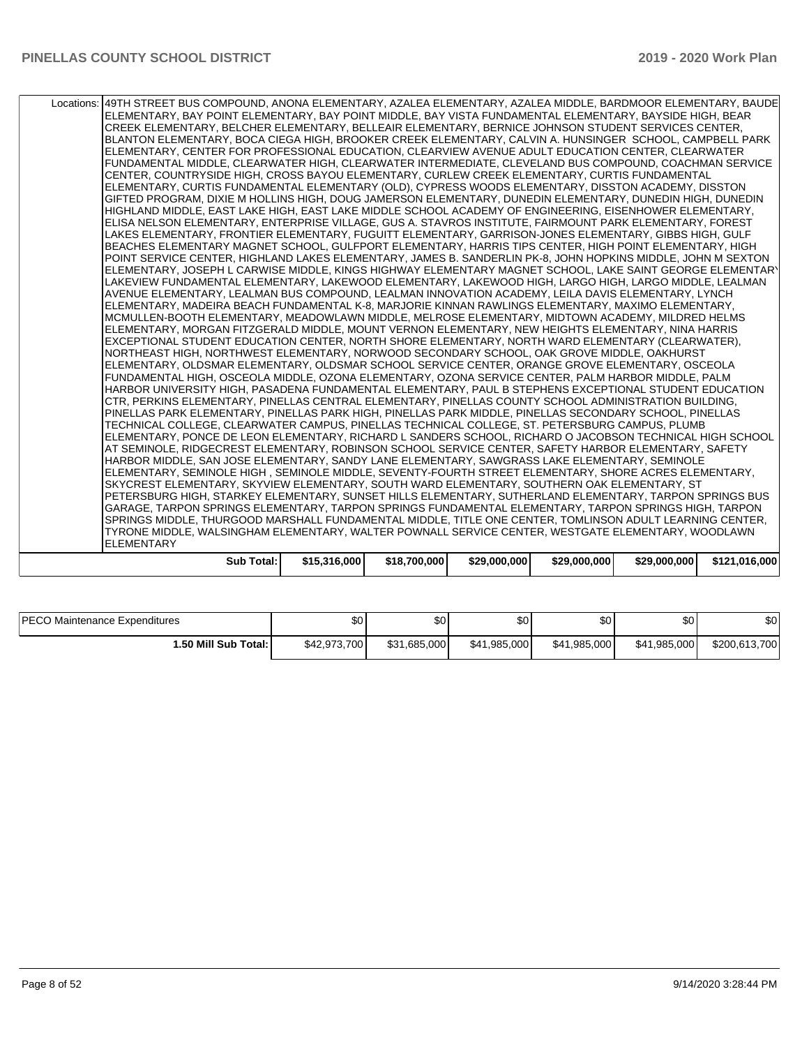| | | | | | | |
|---|---|---|---|---|---|---|
| Locations: | 49TH STREET BUS COMPOUND, ANONA ELEMENTARY, AZALEA ELEMENTARY, AZALEA MIDDLE, BARDMOOR ELEMENTARY, BAUDE ELEMENTARY, BAY POINT ELEMENTARY, BAY POINT MIDDLE, BAY VISTA FUNDAMENTAL ELEMENTARY, BAYSIDE HIGH, BEAR CREEK ELEMENTARY, BELCHER ELEMENTARY, BELLEAIR ELEMENTARY, BERNICE JOHNSON STUDENT SERVICES CENTER, BLANTON ELEMENTARY, BOCA CIEGA HIGH, BROOKER CREEK ELEMENTARY, CALVIN A. HUNSINGER SCHOOL, CAMPBELL PARK ELEMENTARY, CENTER FOR PROFESSIONAL EDUCATION, CLEARVIEW AVENUE ADULT EDUCATION CENTER, CLEARWATER FUNDAMENTAL MIDDLE, CLEARWATER HIGH, CLEARWATER INTERMEDIATE, CLEVELAND BUS COMPOUND, COACHMAN SERVICE CENTER, COUNTRYSIDE HIGH, CROSS BAYOU ELEMENTARY, CURLEW CREEK ELEMENTARY, CURTIS FUNDAMENTAL ELEMENTARY, CURTIS FUNDAMENTAL ELEMENTARY (OLD), CYPRESS WOODS ELEMENTARY, DISSTON ACADEMY, DISSTON GIFTED PROGRAM, DIXIE M HOLLINS HIGH, DOUG JAMERSON ELEMENTARY, DUNEDIN ELEMENTARY, DUNEDIN HIGH, DUNEDIN HIGHLAND MIDDLE, EAST LAKE HIGH, EAST LAKE MIDDLE SCHOOL ACADEMY OF ENGINEERING, EISENHOWER ELEMENTARY, ELISA NELSON ELEMENTARY, ENTERPRISE VILLAGE, GUS A. STAVROS INSTITUTE, FAIRMOUNT PARK ELEMENTARY, FOREST LAKES ELEMENTARY, FRONTIER ELEMENTARY, FUGUITT ELEMENTARY, GARRISON-JONES ELEMENTARY, GIBBS HIGH, GULF BEACHES ELEMENTARY MAGNET SCHOOL, GULFPORT ELEMENTARY, HARRIS TIPS CENTER, HIGH POINT ELEMENTARY, HIGH POINT SERVICE CENTER, HIGHLAND LAKES ELEMENTARY, JAMES B. SANDERLIN PK-8, JOHN HOPKINS MIDDLE, JOHN M SEXTON ELEMENTARY, JOSEPH L CARWISE MIDDLE, KINGS HIGHWAY ELEMENTARY MAGNET SCHOOL, LAKE SAINT GEORGE ELEMENTARY, LAKEVIEW FUNDAMENTAL ELEMENTARY, LAKEWOOD ELEMENTARY, LAKEWOOD HIGH, LARGO HIGH, LARGO MIDDLE, LEALMAN AVENUE ELEMENTARY, LEALMAN BUS COMPOUND, LEALMAN INNOVATION ACADEMY, LEILA DAVIS ELEMENTARY, LYNCH ELEMENTARY, MADEIRA BEACH FUNDAMENTAL K-8, MARJORIE KINNAN RAWLINGS ELEMENTARY, MAXIMO ELEMENTARY, MCMULLEN-BOOTH ELEMENTARY, MEADOWLAWN MIDDLE, MELROSE ELEMENTARY, MIDTOWN ACADEMY, MILDRED HELMS ELEMENTARY, MORGAN FITZGERALD MIDDLE, MOUNT VERNON ELEMENTARY, NEW HEIGHTS ELEMENTARY, NINA HARRIS EXCEPTIONAL STUDENT EDUCATION CENTER, NORTH SHORE ELEMENTARY, NORTH WARD ELEMENTARY (CLEARWATER), NORTHEAST HIGH, NORTHWEST ELEMENTARY, NORWOOD SECONDARY SCHOOL, OAK GROVE MIDDLE, OAKHURST ELEMENTARY, OLDSMAR ELEMENTARY, OLDSMAR SCHOOL SERVICE CENTER, ORANGE GROVE ELEMENTARY, OSCEOLA FUNDAMENTAL HIGH, OSCEOLA MIDDLE, OZONA ELEMENTARY, OZONA SERVICE CENTER, PALM HARBOR MIDDLE, PALM HARBOR UNIVERSITY HIGH, PASADENA FUNDAMENTAL ELEMENTARY, PAUL B STEPHENS EXCEPTIONAL STUDENT EDUCATION CTR, PERKINS ELEMENTARY, PINELLAS CENTRAL ELEMENTARY, PINELLAS COUNTY SCHOOL ADMINISTRATION BUILDING, PINELLAS PARK ELEMENTARY, PINELLAS PARK HIGH, PINELLAS PARK MIDDLE, PINELLAS SECONDARY SCHOOL, PINELLAS TECHNICAL COLLEGE, CLEARWATER CAMPUS, PINELLAS TECHNICAL COLLEGE, ST. PETERSBURG CAMPUS, PLUMB ELEMENTARY, PONCE DE LEON ELEMENTARY, RICHARD L SANDERS SCHOOL, RICHARD O JACOBSON TECHNICAL HIGH SCHOOL AT SEMINOLE, RIDGECREST ELEMENTARY, ROBINSON SCHOOL SERVICE CENTER, SAFETY HARBOR ELEMENTARY, SAFETY HARBOR MIDDLE, SAN JOSE ELEMENTARY, SANDY LANE ELEMENTARY, SAWGRASS LAKE ELEMENTARY, SEMINOLE ELEMENTARY, SEMINOLE HIGH , SEMINOLE MIDDLE, SEVENTY-FOURTH STREET ELEMENTARY, SHORE ACRES ELEMENTARY, SKYCREST ELEMENTARY, SKYVIEW ELEMENTARY, SOUTH WARD ELEMENTARY, SOUTHERN OAK ELEMENTARY, ST PETERSBURG HIGH, STARKEY ELEMENTARY, SUNSET HILLS ELEMENTARY, SUTHERLAND ELEMENTARY, TARPON SPRINGS BUS GARAGE, TARPON SPRINGS ELEMENTARY, TARPON SPRINGS FUNDAMENTAL ELEMENTARY, TARPON SPRINGS HIGH, TARPON SPRINGS MIDDLE, THURGOOD MARSHALL FUNDAMENTAL MIDDLE, TITLE ONE CENTER, TOMLINSON ADULT LEARNING CENTER, TYRONE MIDDLE, WALSINGHAM ELEMENTARY, WALTER POWNALL SERVICE CENTER, WESTGATE ELEMENTARY, WOODLAWN ELEMENTARY | | | | | |
| **Sub Total:** | **$15,316,000** | **$18,700,000** | **$29,000,000** | **$29,000,000** | **$29,000,000** | **$121,016,000** |

| | | | | | | |
|---|---|---|---|---|---|---|
| PECO Maintenance Expenditures | $0 | $0 | $0 | $0 | $0 | $0 |
| **1.50 Mill Sub Total:** | $42,973,700 | $31,685,000 | $41,985,000 | $41,985,000 | $41,985,000 | $200,613,700 |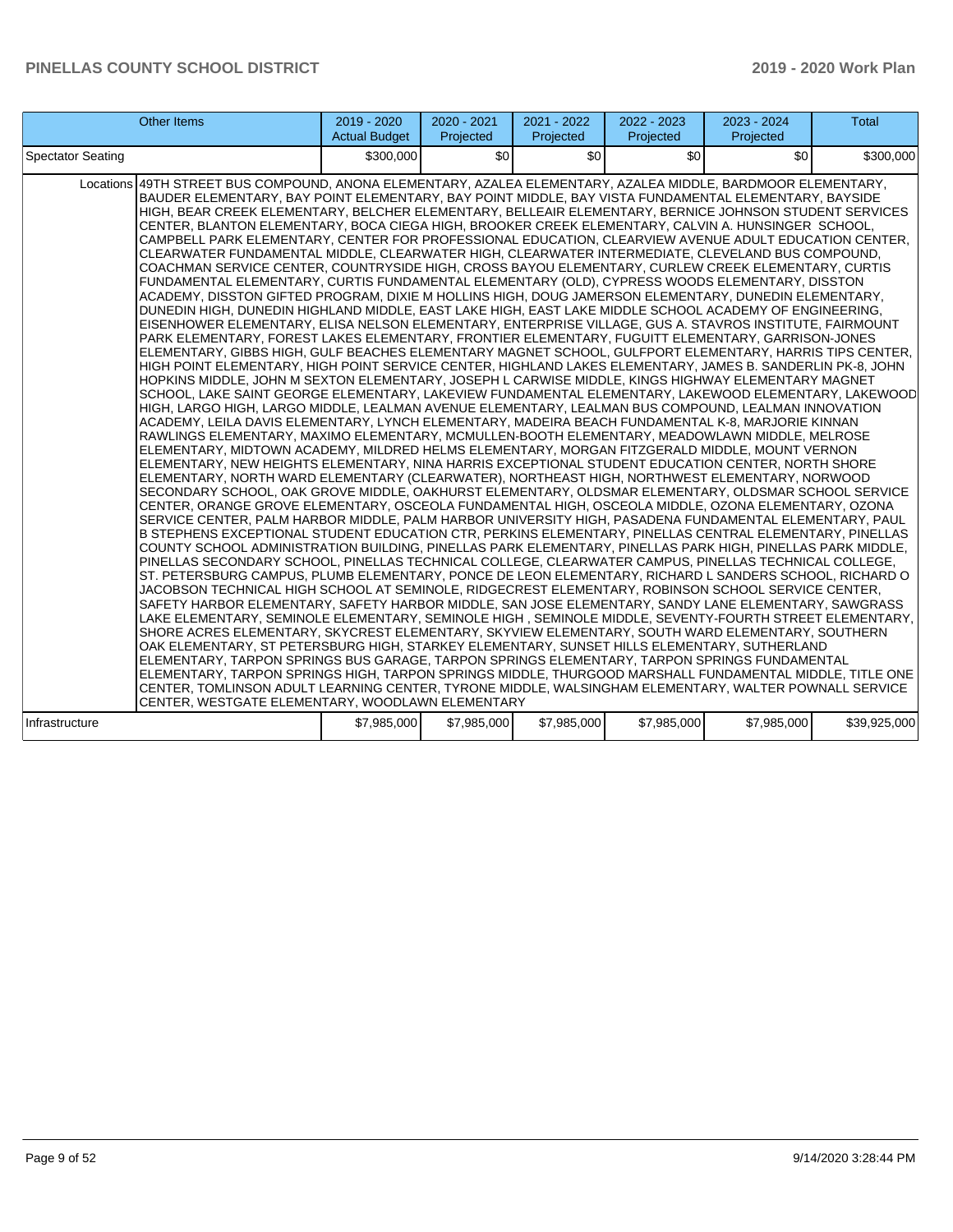| Other Items | | 2019 - 2020 Actual Budget | 2020 - 2021 Projected | 2021 - 2022 Projected | 2022 - 2023 Projected | 2023 - 2024 Projected | Total |
|---|---|---|---|---|---|---|---|
| Spectator Seating | | $300,000 | $0 | $0 | $0 | $0 | $300,000 |
| | Locations | 49TH STREET BUS COMPOUND, ANONA ELEMENTARY, AZALEA ELEMENTARY, AZALEA MIDDLE, BARDMOOR ELEMENTARY, BAUDER ELEMENTARY, BAY POINT ELEMENTARY, BAY POINT MIDDLE, BAY VISTA FUNDAMENTAL ELEMENTARY, BAYSIDE HIGH, BEAR CREEK ELEMENTARY, BELCHER ELEMENTARY, BELLEAIR ELEMENTARY, BERNICE JOHNSON STUDENT SERVICES CENTER, BLANTON ELEMENTARY, BOCA CIEGA HIGH, BROOKER CREEK ELEMENTARY, CALVIN A. HUNSINGER SCHOOL, CAMPBELL PARK ELEMENTARY, CENTER FOR PROFESSIONAL EDUCATION, CLEARVIEW AVENUE ADULT EDUCATION CENTER, CLEARWATER FUNDAMENTAL MIDDLE, CLEARWATER HIGH, CLEARWATER INTERMEDIATE, CLEVELAND BUS COMPOUND, COACHMAN SERVICE CENTER, COUNTRYSIDE HIGH, CROSS BAYOU ELEMENTARY, CURLEW CREEK ELEMENTARY, CURTIS FUNDAMENTAL ELEMENTARY, CURTIS FUNDAMENTAL ELEMENTARY (OLD), CYPRESS WOODS ELEMENTARY, DISSTON ACADEMY, DISSTON GIFTED PROGRAM, DIXIE M HOLLINS HIGH, DOUG JAMERSON ELEMENTARY, DUNEDIN ELEMENTARY, DUNEDIN HIGH, DUNEDIN HIGHLAND MIDDLE, EAST LAKE HIGH, EAST LAKE MIDDLE SCHOOL ACADEMY OF ENGINEERING, EISENHOWER ELEMENTARY, ELISA NELSON ELEMENTARY, ENTERPRISE VILLAGE, GUS A. STAVROS INSTITUTE, FAIRMOUNT PARK ELEMENTARY, FOREST LAKES ELEMENTARY, FRONTIER ELEMENTARY, FUGUITT ELEMENTARY, GARRISON-JONES ELEMENTARY, GIBBS HIGH, GULF BEACHES ELEMENTARY MAGNET SCHOOL, GULFPORT ELEMENTARY, HARRIS TIPS CENTER, HIGH POINT ELEMENTARY, HIGH POINT SERVICE CENTER, HIGHLAND LAKES ELEMENTARY, JAMES B. SANDERLIN PK-8, JOHN HOPKINS MIDDLE, JOHN M SEXTON ELEMENTARY, JOSEPH L CARWISE MIDDLE, KINGS HIGHWAY ELEMENTARY MAGNET SCHOOL, LAKE SAINT GEORGE ELEMENTARY, LAKEVIEW FUNDAMENTAL ELEMENTARY, LAKEWOOD ELEMENTARY, LAKEWOOD HIGH, LARGO HIGH, LARGO MIDDLE, LEALMAN AVENUE ELEMENTARY, LEALMAN BUS COMPOUND, LEALMAN INNOVATION ACADEMY, LEILA DAVIS ELEMENTARY, LYNCH ELEMENTARY, MADEIRA BEACH FUNDAMENTAL K-8, MARJORIE KINNAN RAWLINGS ELEMENTARY, MAXIMO ELEMENTARY, MCMULLEN-BOOTH ELEMENTARY, MEADOWLAWN MIDDLE, MELROSE ELEMENTARY, MIDTOWN ACADEMY, MILDRED HELMS ELEMENTARY, MORGAN FITZGERALD MIDDLE, MOUNT VERNON ELEMENTARY, NEW HEIGHTS ELEMENTARY, NINA HARRIS EXCEPTIONAL STUDENT EDUCATION CENTER, NORTH SHORE ELEMENTARY, NORTH WARD ELEMENTARY (CLEARWATER), NORTHEAST HIGH, NORTHWEST ELEMENTARY, NORWOOD SECONDARY SCHOOL, OAK GROVE MIDDLE, OAKHURST ELEMENTARY, OLDSMAR ELEMENTARY, OLDSMAR SCHOOL SERVICE CENTER, ORANGE GROVE ELEMENTARY, OSCEOLA FUNDAMENTAL HIGH, OSCEOLA MIDDLE, OZONA ELEMENTARY, OZONA SERVICE CENTER, PALM HARBOR MIDDLE, PALM HARBOR UNIVERSITY HIGH, PASADENA FUNDAMENTAL ELEMENTARY, PAUL B STEPHENS EXCEPTIONAL STUDENT EDUCATION CTR, PERKINS ELEMENTARY, PINELLAS CENTRAL ELEMENTARY, PINELLAS COUNTY SCHOOL ADMINISTRATION BUILDING, PINELLAS PARK ELEMENTARY, PINELLAS PARK HIGH, PINELLAS PARK MIDDLE, PINELLAS SECONDARY SCHOOL, PINELLAS TECHNICAL COLLEGE, CLEARWATER CAMPUS, PINELLAS TECHNICAL COLLEGE, ST. PETERSBURG CAMPUS, PLUMB ELEMENTARY, PONCE DE LEON ELEMENTARY, RICHARD L SANDERS SCHOOL, RICHARD O JACOBSON TECHNICAL HIGH SCHOOL AT SEMINOLE, RIDGECREST ELEMENTARY, ROBINSON SCHOOL SERVICE CENTER, SAFETY HARBOR ELEMENTARY, SAFETY HARBOR MIDDLE, SAN JOSE ELEMENTARY, SANDY LANE ELEMENTARY, SAWGRASS LAKE ELEMENTARY, SEMINOLE ELEMENTARY, SEMINOLE HIGH , SEMINOLE MIDDLE, SEVENTY-FOURTH STREET ELEMENTARY, SHORE ACRES ELEMENTARY, SKYCREST ELEMENTARY, SKYVIEW ELEMENTARY, SOUTH WARD ELEMENTARY, SOUTHERN OAK ELEMENTARY, ST PETERSBURG HIGH, STARKEY ELEMENTARY, SUNSET HILLS ELEMENTARY, SUTHERLAND ELEMENTARY, TARPON SPRINGS BUS GARAGE, TARPON SPRINGS ELEMENTARY, TARPON SPRINGS FUNDAMENTAL ELEMENTARY, TARPON SPRINGS HIGH, TARPON SPRINGS MIDDLE, THURGOOD MARSHALL FUNDAMENTAL MIDDLE, TITLE ONE CENTER, TOMLINSON ADULT LEARNING CENTER, TYRONE MIDDLE, WALSINGHAM ELEMENTARY, WALTER POWNALL SERVICE CENTER, WESTGATE ELEMENTARY, WOODLAWN ELEMENTARY | | | | | | |
| Infrastructure | | $7,985,000 | $7,985,000 | $7,985,000 | $7,985,000 | $7,985,000 | $39,925,000 |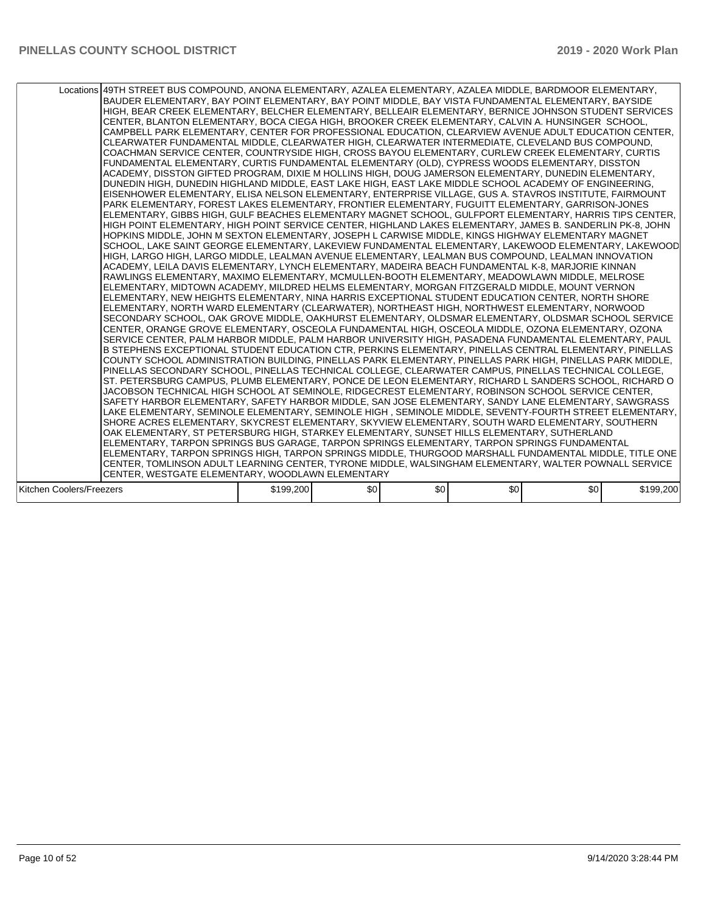| | | | | | | |
|---|---|---|---|---|---|---|
| Locations | 49TH STREET BUS COMPOUND, ANONA ELEMENTARY, AZALEA ELEMENTARY, AZALEA MIDDLE, BARDMOOR ELEMENTARY, BAUDER ELEMENTARY, BAY POINT ELEMENTARY, BAY POINT MIDDLE, BAY VISTA FUNDAMENTAL ELEMENTARY, BAYSIDE HIGH, BEAR CREEK ELEMENTARY, BELCHER ELEMENTARY, BELLEAIR ELEMENTARY, BERNICE JOHNSON STUDENT SERVICES CENTER, BLANTON ELEMENTARY, BOCA CIEGA HIGH, BROOKER CREEK ELEMENTARY, CALVIN A. HUNSINGER SCHOOL, CAMPBELL PARK ELEMENTARY, CENTER FOR PROFESSIONAL EDUCATION, CLEARVIEW AVENUE ADULT EDUCATION CENTER, CLEARWATER FUNDAMENTAL MIDDLE, CLEARWATER HIGH, CLEARWATER INTERMEDIATE, CLEVELAND BUS COMPOUND, COACHMAN SERVICE CENTER, COUNTRYSIDE HIGH, CROSS BAYOU ELEMENTARY, CURLEW CREEK ELEMENTARY, CURTIS FUNDAMENTAL ELEMENTARY, CURTIS FUNDAMENTAL ELEMENTARY (OLD), CYPRESS WOODS ELEMENTARY, DISSTON ACADEMY, DISSTON GIFTED PROGRAM, DIXIE M HOLLINS HIGH, DOUG JAMERSON ELEMENTARY, DUNEDIN ELEMENTARY, DUNEDIN HIGH, DUNEDIN HIGHLAND MIDDLE, EAST LAKE HIGH, EAST LAKE MIDDLE SCHOOL ACADEMY OF ENGINEERING, EISENHOWER ELEMENTARY, ELISA NELSON ELEMENTARY, ENTERPRISE VILLAGE, GUS A. STAVROS INSTITUTE, FAIRMOUNT PARK ELEMENTARY, FOREST LAKES ELEMENTARY, FRONTIER ELEMENTARY, FUGUITT ELEMENTARY, GARRISON-JONES ELEMENTARY, GIBBS HIGH, GULF BEACHES ELEMENTARY MAGNET SCHOOL, GULFPORT ELEMENTARY, HARRIS TIPS CENTER, HIGH POINT ELEMENTARY, HIGH POINT SERVICE CENTER, HIGHLAND LAKES ELEMENTARY, JAMES B. SANDERLIN PK-8, JOHN HOPKINS MIDDLE, JOHN M SEXTON ELEMENTARY, JOSEPH L CARWISE MIDDLE, KINGS HIGHWAY ELEMENTARY MAGNET SCHOOL, LAKE SAINT GEORGE ELEMENTARY, LAKEVIEW FUNDAMENTAL ELEMENTARY, LAKEWOOD ELEMENTARY, LAKEWOOD HIGH, LARGO HIGH, LARGO MIDDLE, LEALMAN AVENUE ELEMENTARY, LEALMAN BUS COMPOUND, LEALMAN INNOVATION ACADEMY, LEILA DAVIS ELEMENTARY, LYNCH ELEMENTARY, MADEIRA BEACH FUNDAMENTAL K-8, MARJORIE KINNAN RAWLINGS ELEMENTARY, MAXIMO ELEMENTARY, MCMULLEN-BOOTH ELEMENTARY, MEADOWLAWN MIDDLE, MELROSE ELEMENTARY, MIDTOWN ACADEMY, MILDRED HELMS ELEMENTARY, MORGAN FITZGERALD MIDDLE, MOUNT VERNON ELEMENTARY, NEW HEIGHTS ELEMENTARY, NINA HARRIS EXCEPTIONAL STUDENT EDUCATION CENTER, NORTH SHORE ELEMENTARY, NORTH WARD ELEMENTARY (CLEARWATER), NORTHEAST HIGH, NORTHWEST ELEMENTARY, NORWOOD SECONDARY SCHOOL, OAK GROVE MIDDLE, OAKHURST ELEMENTARY, OLDSMAR ELEMENTARY, OLDSMAR SCHOOL SERVICE CENTER, ORANGE GROVE ELEMENTARY, OSCEOLA FUNDAMENTAL HIGH, OSCEOLA MIDDLE, OZONA ELEMENTARY, OZONA SERVICE CENTER, PALM HARBOR MIDDLE, PALM HARBOR UNIVERSITY HIGH, PASADENA FUNDAMENTAL ELEMENTARY, PAUL B STEPHENS EXCEPTIONAL STUDENT EDUCATION CTR, PERKINS ELEMENTARY, PINELLAS CENTRAL ELEMENTARY, PINELLAS COUNTY SCHOOL ADMINISTRATION BUILDING, PINELLAS PARK ELEMENTARY, PINELLAS PARK HIGH, PINELLAS PARK MIDDLE, PINELLAS SECONDARY SCHOOL, PINELLAS TECHNICAL COLLEGE, CLEARWATER CAMPUS, PINELLAS TECHNICAL COLLEGE, ST. PETERSBURG CAMPUS, PLUMB ELEMENTARY, PONCE DE LEON ELEMENTARY, RICHARD L SANDERS SCHOOL, RICHARD O JACOBSON TECHNICAL HIGH SCHOOL AT SEMINOLE, RIDGECREST ELEMENTARY, ROBINSON SCHOOL SERVICE CENTER, SAFETY HARBOR ELEMENTARY, SAFETY HARBOR MIDDLE, SAN JOSE ELEMENTARY, SANDY LANE ELEMENTARY, SAWGRASS LAKE ELEMENTARY, SEMINOLE ELEMENTARY, SEMINOLE HIGH , SEMINOLE MIDDLE, SEVENTY-FOURTH STREET ELEMENTARY, SHORE ACRES ELEMENTARY, SKYCREST ELEMENTARY, SKYVIEW ELEMENTARY, SOUTH WARD ELEMENTARY, SOUTHERN OAK ELEMENTARY, ST PETERSBURG HIGH, STARKEY ELEMENTARY, SUNSET HILLS ELEMENTARY, SUTHERLAND ELEMENTARY, TARPON SPRINGS BUS GARAGE, TARPON SPRINGS ELEMENTARY, TARPON SPRINGS FUNDAMENTAL ELEMENTARY, TARPON SPRINGS HIGH, TARPON SPRINGS MIDDLE, THURGOOD MARSHALL FUNDAMENTAL MIDDLE, TITLE ONE CENTER, TOMLINSON ADULT LEARNING CENTER, TYRONE MIDDLE, WALSINGHAM ELEMENTARY, WALTER POWNALL SERVICE CENTER, WESTGATE ELEMENTARY, WOODLAWN ELEMENTARY | | | | | |
| Kitchen Coolers/Freezers | | $199,200 | $0 | $0 | $0 | $0 | $199,200 |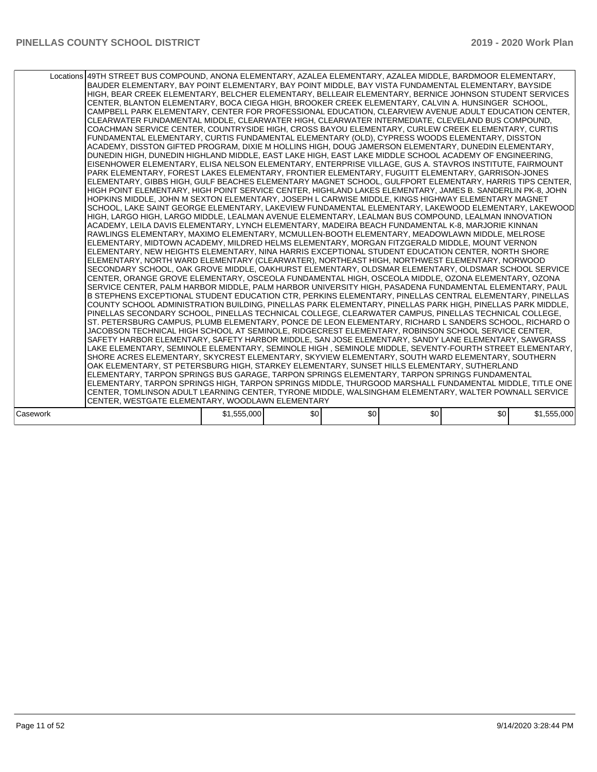| | | | | | | |
|---|---|---|---|---|---|---|
| Locations | 49TH STREET BUS COMPOUND, ANONA ELEMENTARY, AZALEA ELEMENTARY, AZALEA MIDDLE, BARDMOOR ELEMENTARY, BAUDER ELEMENTARY, BAY POINT ELEMENTARY, BAY POINT MIDDLE, BAY VISTA FUNDAMENTAL ELEMENTARY, BAYSIDE HIGH, BEAR CREEK ELEMENTARY, BELCHER ELEMENTARY, BELLEAIR ELEMENTARY, BERNICE JOHNSON STUDENT SERVICES CENTER, BLANTON ELEMENTARY, BOCA CIEGA HIGH, BROOKER CREEK ELEMENTARY, CALVIN A. HUNSINGER SCHOOL, CAMPBELL PARK ELEMENTARY, CENTER FOR PROFESSIONAL EDUCATION, CLEARVIEW AVENUE ADULT EDUCATION CENTER, CLEARWATER FUNDAMENTAL MIDDLE, CLEARWATER HIGH, CLEARWATER INTERMEDIATE, CLEVELAND BUS COMPOUND, COACHMAN SERVICE CENTER, COUNTRYSIDE HIGH, CROSS BAYOU ELEMENTARY, CURLEW CREEK ELEMENTARY, CURTIS FUNDAMENTAL ELEMENTARY, CURTIS FUNDAMENTAL ELEMENTARY (OLD), CYPRESS WOODS ELEMENTARY, DISSTON ACADEMY, DISSTON GIFTED PROGRAM, DIXIE M HOLLINS HIGH, DOUG JAMERSON ELEMENTARY, DUNEDIN ELEMENTARY, DUNEDIN HIGH, DUNEDIN HIGHLAND MIDDLE, EAST LAKE HIGH, EAST LAKE MIDDLE SCHOOL ACADEMY OF ENGINEERING, EISENHOWER ELEMENTARY, ELISA NELSON ELEMENTARY, ENTERPRISE VILLAGE, GUS A. STAVROS INSTITUTE, FAIRMOUNT PARK ELEMENTARY, FOREST LAKES ELEMENTARY, FRONTIER ELEMENTARY, FUGUITT ELEMENTARY, GARRISON-JONES ELEMENTARY, GIBBS HIGH, GULF BEACHES ELEMENTARY MAGNET SCHOOL, GULFPORT ELEMENTARY, HARRIS TIPS CENTER, HIGH POINT ELEMENTARY, HIGH POINT SERVICE CENTER, HIGHLAND LAKES ELEMENTARY, JAMES B. SANDERLIN PK-8, JOHN HOPKINS MIDDLE, JOHN M SEXTON ELEMENTARY, JOSEPH L CARWISE MIDDLE, KINGS HIGHWAY ELEMENTARY MAGNET SCHOOL, LAKE SAINT GEORGE ELEMENTARY, LAKEVIEW FUNDAMENTAL ELEMENTARY, LAKEWOOD ELEMENTARY, LAKEWOOD HIGH, LARGO HIGH, LARGO MIDDLE, LEALMAN AVENUE ELEMENTARY, LEALMAN BUS COMPOUND, LEALMAN INNOVATION ACADEMY, LEILA DAVIS ELEMENTARY, LYNCH ELEMENTARY, MADEIRA BEACH FUNDAMENTAL K-8, MARJORIE KINNAN RAWLINGS ELEMENTARY, MAXIMO ELEMENTARY, MCMULLEN-BOOTH ELEMENTARY, MEADOWLAWN MIDDLE, MELROSE ELEMENTARY, MIDTOWN ACADEMY, MILDRED HELMS ELEMENTARY, MORGAN FITZGERALD MIDDLE, MOUNT VERNON ELEMENTARY, NEW HEIGHTS ELEMENTARY, NINA HARRIS EXCEPTIONAL STUDENT EDUCATION CENTER, NORTH SHORE ELEMENTARY, NORTH WARD ELEMENTARY (CLEARWATER), NORTHEAST HIGH, NORTHWEST ELEMENTARY, NORWOOD SECONDARY SCHOOL, OAK GROVE MIDDLE, OAKHURST ELEMENTARY, OLDSMAR ELEMENTARY, OLDSMAR SCHOOL SERVICE CENTER, ORANGE GROVE ELEMENTARY, OSCEOLA FUNDAMENTAL HIGH, OSCEOLA MIDDLE, OZONA ELEMENTARY, OZONA SERVICE CENTER, PALM HARBOR MIDDLE, PALM HARBOR UNIVERSITY HIGH, PASADENA FUNDAMENTAL ELEMENTARY, PAUL B STEPHENS EXCEPTIONAL STUDENT EDUCATION CTR, PERKINS ELEMENTARY, PINELLAS CENTRAL ELEMENTARY, PINELLAS COUNTY SCHOOL ADMINISTRATION BUILDING, PINELLAS PARK ELEMENTARY, PINELLAS PARK HIGH, PINELLAS PARK MIDDLE, PINELLAS SECONDARY SCHOOL, PINELLAS TECHNICAL COLLEGE, CLEARWATER CAMPUS, PINELLAS TECHNICAL COLLEGE, ST. PETERSBURG CAMPUS, PLUMB ELEMENTARY, PONCE DE LEON ELEMENTARY, RICHARD L SANDERS SCHOOL, RICHARD O JACOBSON TECHNICAL HIGH SCHOOL AT SEMINOLE, RIDGECREST ELEMENTARY, ROBINSON SCHOOL SERVICE CENTER, SAFETY HARBOR ELEMENTARY, SAFETY HARBOR MIDDLE, SAN JOSE ELEMENTARY, SANDY LANE ELEMENTARY, SAWGRASS LAKE ELEMENTARY, SEMINOLE ELEMENTARY, SEMINOLE HIGH , SEMINOLE MIDDLE, SEVENTY-FOURTH STREET ELEMENTARY, SHORE ACRES ELEMENTARY, SKYCREST ELEMENTARY, SKYVIEW ELEMENTARY, SOUTH WARD ELEMENTARY, SOUTHERN OAK ELEMENTARY, ST PETERSBURG HIGH, STARKEY ELEMENTARY, SUNSET HILLS ELEMENTARY, SUTHERLAND ELEMENTARY, TARPON SPRINGS BUS GARAGE, TARPON SPRINGS ELEMENTARY, TARPON SPRINGS FUNDAMENTAL ELEMENTARY, TARPON SPRINGS HIGH, TARPON SPRINGS MIDDLE, THURGOOD MARSHALL FUNDAMENTAL MIDDLE, TITLE ONE CENTER, TOMLINSON ADULT LEARNING CENTER, TYRONE MIDDLE, WALSINGHAM ELEMENTARY, WALTER POWNALL SERVICE CENTER, WESTGATE ELEMENTARY, WOODLAWN ELEMENTARY | | | | | |
| Casework | | $1,555,000 | $0 | $0 | $0 | $0 | $1,555,000 |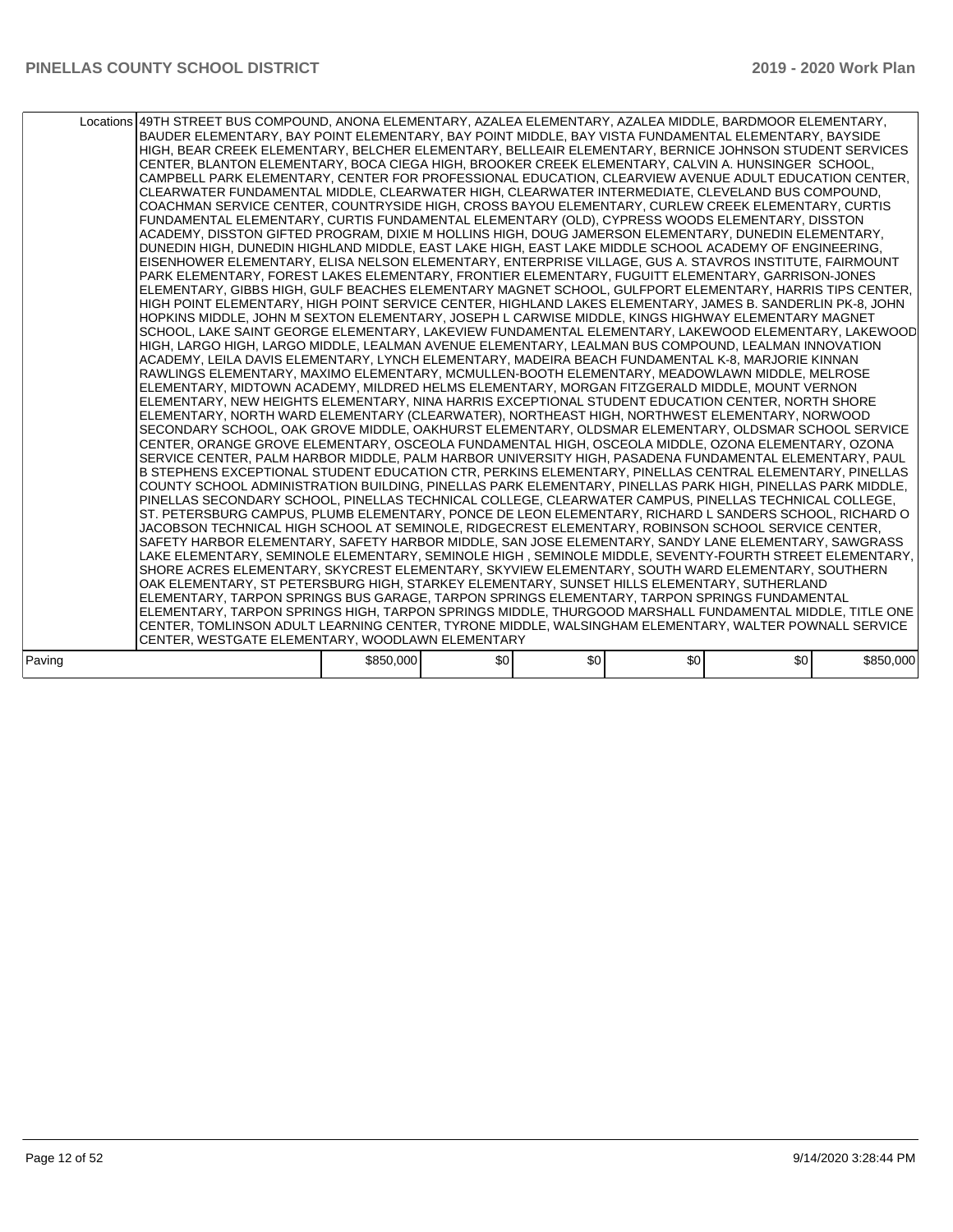| | Locations | 49TH STREET BUS COMPOUND, ANONA ELEMENTARY, AZALEA ELEMENTARY, AZALEA MIDDLE, BARDMOOR ELEMENTARY, BAUDER ELEMENTARY, BAY POINT ELEMENTARY, BAY POINT MIDDLE, BAY VISTA FUNDAMENTAL ELEMENTARY, BAYSIDE HIGH, BEAR CREEK ELEMENTARY, BELCHER ELEMENTARY, BELLEAIR ELEMENTARY, BERNICE JOHNSON STUDENT SERVICES CENTER, BLANTON ELEMENTARY, BOCA CIEGA HIGH, BROOKER CREEK ELEMENTARY, CALVIN A. HUNSINGER SCHOOL, CAMPBELL PARK ELEMENTARY, CENTER FOR PROFESSIONAL EDUCATION, CLEARVIEW AVENUE ADULT EDUCATION CENTER, CLEARWATER FUNDAMENTAL MIDDLE, CLEARWATER HIGH, CLEARWATER INTERMEDIATE, CLEVELAND BUS COMPOUND, COACHMAN SERVICE CENTER, COUNTRYSIDE HIGH, CROSS BAYOU ELEMENTARY, CURLEW CREEK ELEMENTARY, CURTIS FUNDAMENTAL ELEMENTARY, CURTIS FUNDAMENTAL ELEMENTARY (OLD), CYPRESS WOODS ELEMENTARY, DISSTON ACADEMY, DISSTON GIFTED PROGRAM, DIXIE M HOLLINS HIGH, DOUG JAMERSON ELEMENTARY, DUNEDIN ELEMENTARY, DUNEDIN HIGH, DUNEDIN HIGHLAND MIDDLE, EAST LAKE HIGH, EAST LAKE MIDDLE SCHOOL ACADEMY OF ENGINEERING, EISENHOWER ELEMENTARY, ELISA NELSON ELEMENTARY, ENTERPRISE VILLAGE, GUS A. STAVROS INSTITUTE, FAIRMOUNT PARK ELEMENTARY, FOREST LAKES ELEMENTARY, FRONTIER ELEMENTARY, FUGUITT ELEMENTARY, GARRISON-JONES ELEMENTARY, GIBBS HIGH, GULF BEACHES ELEMENTARY MAGNET SCHOOL, GULFPORT ELEMENTARY, HARRIS TIPS CENTER, HIGH POINT ELEMENTARY, HIGH POINT SERVICE CENTER, HIGHLAND LAKES ELEMENTARY, JAMES B. SANDERLIN PK-8, JOHN HOPKINS MIDDLE, JOHN M SEXTON ELEMENTARY, JOSEPH L CARWISE MIDDLE, KINGS HIGHWAY ELEMENTARY MAGNET SCHOOL, LAKE SAINT GEORGE ELEMENTARY, LAKEVIEW FUNDAMENTAL ELEMENTARY, LAKEWOOD ELEMENTARY, LAKEWOOD HIGH, LARGO HIGH, LARGO MIDDLE, LEALMAN AVENUE ELEMENTARY, LEALMAN BUS COMPOUND, LEALMAN INNOVATION ACADEMY, LEILA DAVIS ELEMENTARY, LYNCH ELEMENTARY, MADEIRA BEACH FUNDAMENTAL K-8, MARJORIE KINNAN RAWLINGS ELEMENTARY, MAXIMO ELEMENTARY, MCMULLEN-BOOTH ELEMENTARY, MEADOWLAWN MIDDLE, MELROSE ELEMENTARY, MIDTOWN ACADEMY, MILDRED HELMS ELEMENTARY, MORGAN FITZGERALD MIDDLE, MOUNT VERNON ELEMENTARY, NEW HEIGHTS ELEMENTARY, NINA HARRIS EXCEPTIONAL STUDENT EDUCATION CENTER, NORTH SHORE ELEMENTARY, NORTH WARD ELEMENTARY (CLEARWATER), NORTHEAST HIGH, NORTHWEST ELEMENTARY, NORWOOD SECONDARY SCHOOL, OAK GROVE MIDDLE, OAKHURST ELEMENTARY, OLDSMAR ELEMENTARY, OLDSMAR SCHOOL SERVICE CENTER, ORANGE GROVE ELEMENTARY, OSCEOLA FUNDAMENTAL HIGH, OSCEOLA MIDDLE, OZONA ELEMENTARY, OZONA SERVICE CENTER, PALM HARBOR MIDDLE, PALM HARBOR UNIVERSITY HIGH, PASADENA FUNDAMENTAL ELEMENTARY, PAUL B STEPHENS EXCEPTIONAL STUDENT EDUCATION CTR, PERKINS ELEMENTARY, PINELLAS CENTRAL ELEMENTARY, PINELLAS COUNTY SCHOOL ADMINISTRATION BUILDING, PINELLAS PARK ELEMENTARY, PINELLAS PARK HIGH, PINELLAS PARK MIDDLE, PINELLAS SECONDARY SCHOOL, PINELLAS TECHNICAL COLLEGE, CLEARWATER CAMPUS, PINELLAS TECHNICAL COLLEGE, ST. PETERSBURG CAMPUS, PLUMB ELEMENTARY, PONCE DE LEON ELEMENTARY, RICHARD L SANDERS SCHOOL, RICHARD O JACOBSON TECHNICAL HIGH SCHOOL AT SEMINOLE, RIDGECREST ELEMENTARY, ROBINSON SCHOOL SERVICE CENTER, SAFETY HARBOR ELEMENTARY, SAFETY HARBOR MIDDLE, SAN JOSE ELEMENTARY, SANDY LANE ELEMENTARY, SAWGRASS LAKE ELEMENTARY, SEMINOLE ELEMENTARY, SEMINOLE HIGH , SEMINOLE MIDDLE, SEVENTY-FOURTH STREET ELEMENTARY, SHORE ACRES ELEMENTARY, SKYCREST ELEMENTARY, SKYVIEW ELEMENTARY, SOUTH WARD ELEMENTARY, SOUTHERN OAK ELEMENTARY, ST PETERSBURG HIGH, STARKEY ELEMENTARY, SUNSET HILLS ELEMENTARY, SUTHERLAND ELEMENTARY, TARPON SPRINGS BUS GARAGE, TARPON SPRINGS ELEMENTARY, TARPON SPRINGS FUNDAMENTAL ELEMENTARY, TARPON SPRINGS HIGH, TARPON SPRINGS MIDDLE, THURGOOD MARSHALL FUNDAMENTAL MIDDLE, TITLE ONE CENTER, TOMLINSON ADULT LEARNING CENTER, TYRONE MIDDLE, WALSINGHAM ELEMENTARY, WALTER POWNALL SERVICE CENTER, WESTGATE ELEMENTARY, WOODLAWN ELEMENTARY | | | | | |
|---|---|---|---|---|---|---|---|
| Paving | | $850,000 | $0 | $0 | $0 | $0 | $850,000 |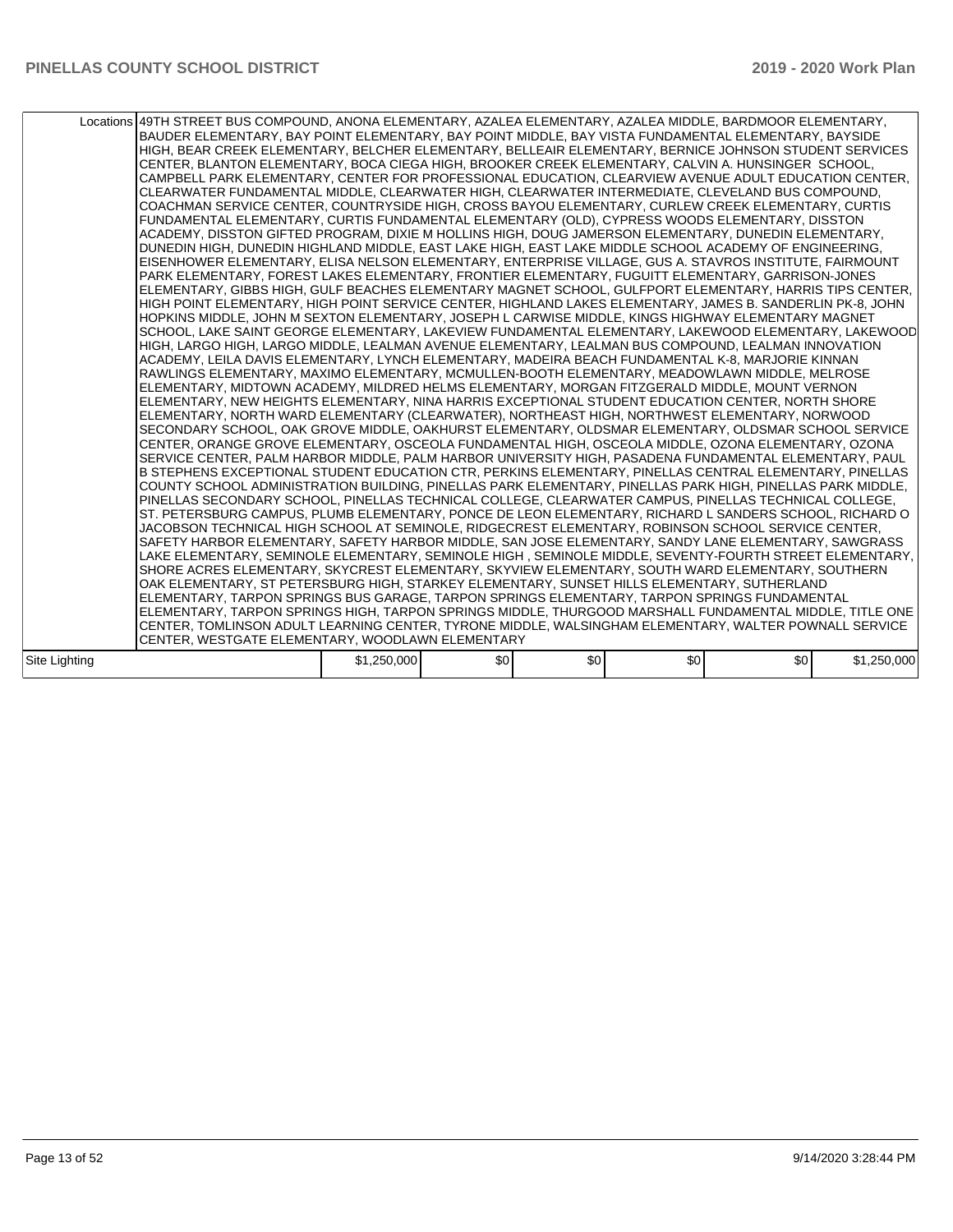| | | | | | | |
|---|---|---|---|---|---|---|
| Locations | 49TH STREET BUS COMPOUND, ANONA ELEMENTARY, AZALEA ELEMENTARY, AZALEA MIDDLE, BARDMOOR ELEMENTARY, BAUDER ELEMENTARY, BAY POINT ELEMENTARY, BAY POINT MIDDLE, BAY VISTA FUNDAMENTAL ELEMENTARY, BAYSIDE HIGH, BEAR CREEK ELEMENTARY, BELCHER ELEMENTARY, BELLEAIR ELEMENTARY, BERNICE JOHNSON STUDENT SERVICES CENTER, BLANTON ELEMENTARY, BOCA CIEGA HIGH, BROOKER CREEK ELEMENTARY, CALVIN A. HUNSINGER SCHOOL, CAMPBELL PARK ELEMENTARY, CENTER FOR PROFESSIONAL EDUCATION, CLEARVIEW AVENUE ADULT EDUCATION CENTER, CLEARWATER FUNDAMENTAL MIDDLE, CLEARWATER HIGH, CLEARWATER INTERMEDIATE, CLEVELAND BUS COMPOUND, COACHMAN SERVICE CENTER, COUNTRYSIDE HIGH, CROSS BAYOU ELEMENTARY, CURLEW CREEK ELEMENTARY, CURTIS FUNDAMENTAL ELEMENTARY, CURTIS FUNDAMENTAL ELEMENTARY (OLD), CYPRESS WOODS ELEMENTARY, DISSTON ACADEMY, DISSTON GIFTED PROGRAM, DIXIE M HOLLINS HIGH, DOUG JAMERSON ELEMENTARY, DUNEDIN ELEMENTARY, DUNEDIN HIGH, DUNEDIN HIGHLAND MIDDLE, EAST LAKE HIGH, EAST LAKE MIDDLE SCHOOL ACADEMY OF ENGINEERING, EISENHOWER ELEMENTARY, ELISA NELSON ELEMENTARY, ENTERPRISE VILLAGE, GUS A. STAVROS INSTITUTE, FAIRMOUNT PARK ELEMENTARY, FOREST LAKES ELEMENTARY, FRONTIER ELEMENTARY, FUGUITT ELEMENTARY, GARRISON-JONES ELEMENTARY, GIBBS HIGH, GULF BEACHES ELEMENTARY MAGNET SCHOOL, GULFPORT ELEMENTARY, HARRIS TIPS CENTER, HIGH POINT ELEMENTARY, HIGH POINT SERVICE CENTER, HIGHLAND LAKES ELEMENTARY, JAMES B. SANDERLIN PK-8, JOHN HOPKINS MIDDLE, JOHN M SEXTON ELEMENTARY, JOSEPH L CARWISE MIDDLE, KINGS HIGHWAY ELEMENTARY MAGNET SCHOOL, LAKE SAINT GEORGE ELEMENTARY, LAKEVIEW FUNDAMENTAL ELEMENTARY, LAKEWOOD ELEMENTARY, LAKEWOOD HIGH, LARGO HIGH, LARGO MIDDLE, LEALMAN AVENUE ELEMENTARY, LEALMAN BUS COMPOUND, LEALMAN INNOVATION ACADEMY, LEILA DAVIS ELEMENTARY, LYNCH ELEMENTARY, MADEIRA BEACH FUNDAMENTAL K-8, MARJORIE KINNAN RAWLINGS ELEMENTARY, MAXIMO ELEMENTARY, MCMULLEN-BOOTH ELEMENTARY, MEADOWLAWN MIDDLE, MELROSE ELEMENTARY, MIDTOWN ACADEMY, MILDRED HELMS ELEMENTARY, MORGAN FITZGERALD MIDDLE, MOUNT VERNON ELEMENTARY, NEW HEIGHTS ELEMENTARY, NINA HARRIS EXCEPTIONAL STUDENT EDUCATION CENTER, NORTH SHORE ELEMENTARY, NORTH WARD ELEMENTARY (CLEARWATER), NORTHEAST HIGH, NORTHWEST ELEMENTARY, NORWOOD SECONDARY SCHOOL, OAK GROVE MIDDLE, OAKHURST ELEMENTARY, OLDSMAR ELEMENTARY, OLDSMAR SCHOOL SERVICE CENTER, ORANGE GROVE ELEMENTARY, OSCEOLA FUNDAMENTAL HIGH, OSCEOLA MIDDLE, OZONA ELEMENTARY, OZONA SERVICE CENTER, PALM HARBOR MIDDLE, PALM HARBOR UNIVERSITY HIGH, PASADENA FUNDAMENTAL ELEMENTARY, PAUL B STEPHENS EXCEPTIONAL STUDENT EDUCATION CTR, PERKINS ELEMENTARY, PINELLAS CENTRAL ELEMENTARY, PINELLAS COUNTY SCHOOL ADMINISTRATION BUILDING, PINELLAS PARK ELEMENTARY, PINELLAS PARK HIGH, PINELLAS PARK MIDDLE, PINELLAS SECONDARY SCHOOL, PINELLAS TECHNICAL COLLEGE, CLEARWATER CAMPUS, PINELLAS TECHNICAL COLLEGE, ST. PETERSBURG CAMPUS, PLUMB ELEMENTARY, PONCE DE LEON ELEMENTARY, RICHARD L SANDERS SCHOOL, RICHARD O JACOBSON TECHNICAL HIGH SCHOOL AT SEMINOLE, RIDGECREST ELEMENTARY, ROBINSON SCHOOL SERVICE CENTER, SAFETY HARBOR ELEMENTARY, SAFETY HARBOR MIDDLE, SAN JOSE ELEMENTARY, SANDY LANE ELEMENTARY, SAWGRASS LAKE ELEMENTARY, SEMINOLE ELEMENTARY, SEMINOLE HIGH , SEMINOLE MIDDLE, SEVENTY-FOURTH STREET ELEMENTARY, SHORE ACRES ELEMENTARY, SKYCREST ELEMENTARY, SKYVIEW ELEMENTARY, SOUTH WARD ELEMENTARY, SOUTHERN OAK ELEMENTARY, ST PETERSBURG HIGH, STARKEY ELEMENTARY, SUNSET HILLS ELEMENTARY, SUTHERLAND ELEMENTARY, TARPON SPRINGS BUS GARAGE, TARPON SPRINGS ELEMENTARY, TARPON SPRINGS FUNDAMENTAL ELEMENTARY, TARPON SPRINGS HIGH, TARPON SPRINGS MIDDLE, THURGOOD MARSHALL FUNDAMENTAL MIDDLE, TITLE ONE CENTER, TOMLINSON ADULT LEARNING CENTER, TYRONE MIDDLE, WALSINGHAM ELEMENTARY, WALTER POWNALL SERVICE CENTER, WESTGATE ELEMENTARY, WOODLAWN ELEMENTARY | | | | | |
| Site Lighting | | $1,250,000 | $0 | $0 | $0 | $0 | $1,250,000 |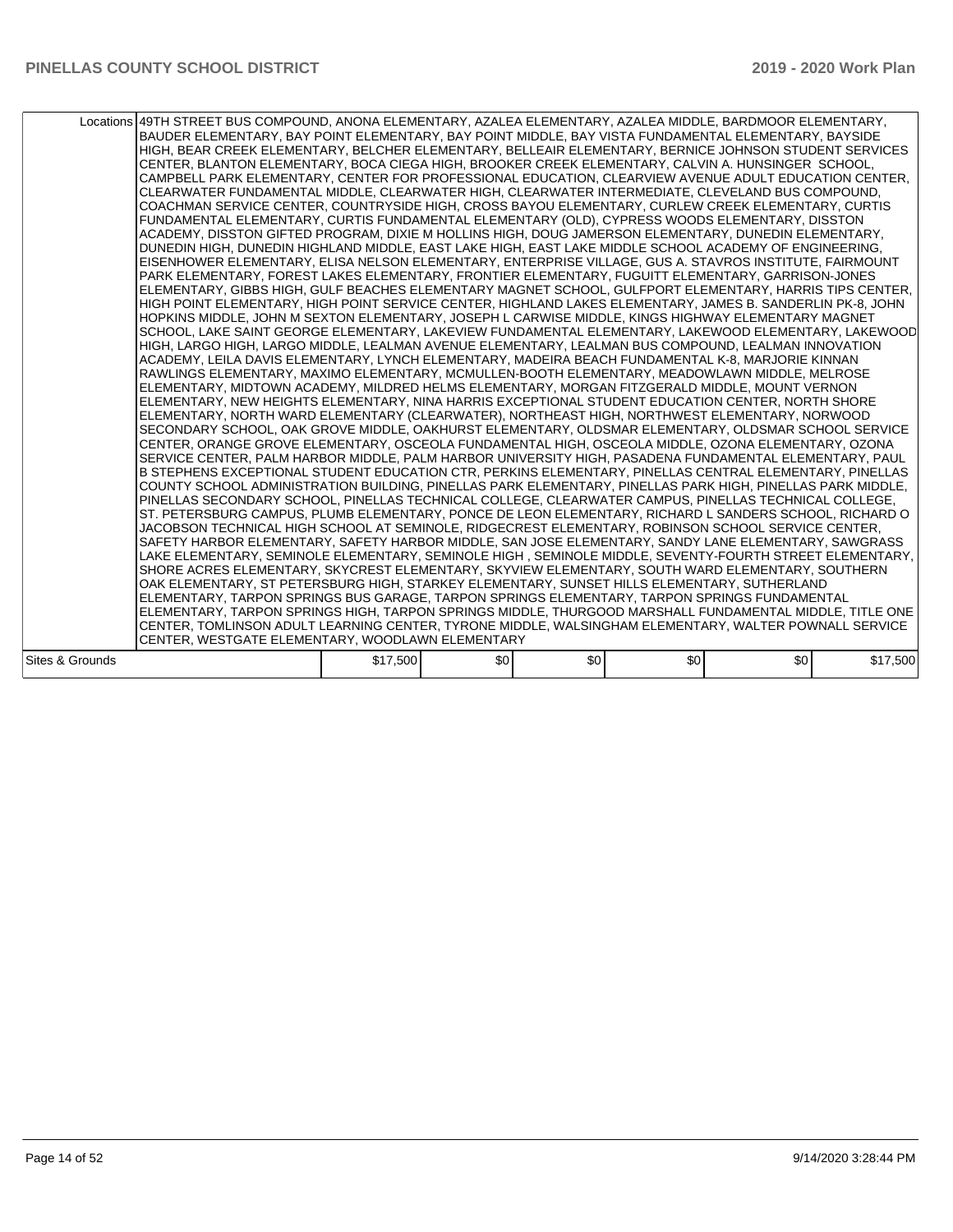| Locations | 49TH STREET BUS COMPOUND, ANONA ELEMENTARY, AZALEA ELEMENTARY, AZALEA MIDDLE, BARDMOOR ELEMENTARY, BAUDER ELEMENTARY, BAY POINT ELEMENTARY, BAY POINT MIDDLE, BAY VISTA FUNDAMENTAL ELEMENTARY, BAYSIDE HIGH, BEAR CREEK ELEMENTARY, BELCHER ELEMENTARY, BELLEAIR ELEMENTARY, BERNICE JOHNSON STUDENT SERVICES CENTER, BLANTON ELEMENTARY, BOCA CIEGA HIGH, BROOKER CREEK ELEMENTARY, CALVIN A. HUNSINGER SCHOOL, CAMPBELL PARK ELEMENTARY, CENTER FOR PROFESSIONAL EDUCATION, CLEARVIEW AVENUE ADULT EDUCATION CENTER, CLEARWATER FUNDAMENTAL MIDDLE, CLEARWATER HIGH, CLEARWATER INTERMEDIATE, CLEVELAND BUS COMPOUND, COACHMAN SERVICE CENTER, COUNTRYSIDE HIGH, CROSS BAYOU ELEMENTARY, CURLEW CREEK ELEMENTARY, CURTIS FUNDAMENTAL ELEMENTARY, CURTIS FUNDAMENTAL ELEMENTARY (OLD), CYPRESS WOODS ELEMENTARY, DISSTON ACADEMY, DISSTON GIFTED PROGRAM, DIXIE M HOLLINS HIGH, DOUG JAMERSON ELEMENTARY, DUNEDIN ELEMENTARY, DUNEDIN HIGH, DUNEDIN HIGHLAND MIDDLE, EAST LAKE HIGH, EAST LAKE MIDDLE SCHOOL ACADEMY OF ENGINEERING, EISENHOWER ELEMENTARY, ELISA NELSON ELEMENTARY, ENTERPRISE VILLAGE, GUS A. STAVROS INSTITUTE, FAIRMOUNT PARK ELEMENTARY, FOREST LAKES ELEMENTARY, FRONTIER ELEMENTARY, FUGUITT ELEMENTARY, GARRISON-JONES ELEMENTARY, GIBBS HIGH, GULF BEACHES ELEMENTARY MAGNET SCHOOL, GULFPORT ELEMENTARY, HARRIS TIPS CENTER, HIGH POINT ELEMENTARY, HIGH POINT SERVICE CENTER, HIGHLAND LAKES ELEMENTARY, JAMES B. SANDERLIN PK-8, JOHN HOPKINS MIDDLE, JOHN M SEXTON ELEMENTARY, JOSEPH L CARWISE MIDDLE, KINGS HIGHWAY ELEMENTARY MAGNET SCHOOL, LAKE SAINT GEORGE ELEMENTARY, LAKEVIEW FUNDAMENTAL ELEMENTARY, LAKEWOOD ELEMENTARY, LAKEWOOD HIGH, LARGO HIGH, LARGO MIDDLE, LEALMAN AVENUE ELEMENTARY, LEALMAN BUS COMPOUND, LEALMAN INNOVATION ACADEMY, LEILA DAVIS ELEMENTARY, LYNCH ELEMENTARY, MADEIRA BEACH FUNDAMENTAL K-8, MARJORIE KINNAN RAWLINGS ELEMENTARY, MAXIMO ELEMENTARY, MCMULLEN-BOOTH ELEMENTARY, MEADOWLAWN MIDDLE, MELROSE ELEMENTARY, MIDTOWN ACADEMY, MILDRED HELMS ELEMENTARY, MORGAN FITZGERALD MIDDLE, MOUNT VERNON ELEMENTARY, NEW HEIGHTS ELEMENTARY, NINA HARRIS EXCEPTIONAL STUDENT EDUCATION CENTER, NORTH SHORE ELEMENTARY, NORTH WARD ELEMENTARY (CLEARWATER), NORTHEAST HIGH, NORTHWEST ELEMENTARY, NORWOOD SECONDARY SCHOOL, OAK GROVE MIDDLE, OAKHURST ELEMENTARY, OLDSMAR ELEMENTARY, OLDSMAR SCHOOL SERVICE CENTER, ORANGE GROVE ELEMENTARY, OSCEOLA FUNDAMENTAL HIGH, OSCEOLA MIDDLE, OZONA ELEMENTARY, OZONA SERVICE CENTER, PALM HARBOR MIDDLE, PALM HARBOR UNIVERSITY HIGH, PASADENA FUNDAMENTAL ELEMENTARY, PAUL B STEPHENS EXCEPTIONAL STUDENT EDUCATION CTR, PERKINS ELEMENTARY, PINELLAS CENTRAL ELEMENTARY, PINELLAS COUNTY SCHOOL ADMINISTRATION BUILDING, PINELLAS PARK ELEMENTARY, PINELLAS PARK HIGH, PINELLAS PARK MIDDLE, PINELLAS SECONDARY SCHOOL, PINELLAS TECHNICAL COLLEGE, CLEARWATER CAMPUS, PINELLAS TECHNICAL COLLEGE, ST. PETERSBURG CAMPUS, PLUMB ELEMENTARY, PONCE DE LEON ELEMENTARY, RICHARD L SANDERS SCHOOL, RICHARD O JACOBSON TECHNICAL HIGH SCHOOL AT SEMINOLE, RIDGECREST ELEMENTARY, ROBINSON SCHOOL SERVICE CENTER, SAFETY HARBOR ELEMENTARY, SAFETY HARBOR MIDDLE, SAN JOSE ELEMENTARY, SANDY LANE ELEMENTARY, SAWGRASS LAKE ELEMENTARY, SEMINOLE ELEMENTARY, SEMINOLE HIGH , SEMINOLE MIDDLE, SEVENTY-FOURTH STREET ELEMENTARY, SHORE ACRES ELEMENTARY, SKYCREST ELEMENTARY, SKYVIEW ELEMENTARY, SOUTH WARD ELEMENTARY, SOUTHERN OAK ELEMENTARY, ST PETERSBURG HIGH, STARKEY ELEMENTARY, SUNSET HILLS ELEMENTARY, SUTHERLAND ELEMENTARY, TARPON SPRINGS BUS GARAGE, TARPON SPRINGS ELEMENTARY, TARPON SPRINGS FUNDAMENTAL ELEMENTARY, TARPON SPRINGS HIGH, TARPON SPRINGS MIDDLE, THURGOOD MARSHALL FUNDAMENTAL MIDDLE, TITLE ONE CENTER, TOMLINSON ADULT LEARNING CENTER, TYRONE MIDDLE, WALSINGHAM ELEMENTARY, WALTER POWNALL SERVICE CENTER, WESTGATE ELEMENTARY, WOODLAWN ELEMENTARY | | | | | |
|---|---|---|---|---|---|---|
| Sites & Grounds | $17,500 | $0 | $0 | $0 | $0 | $17,500 |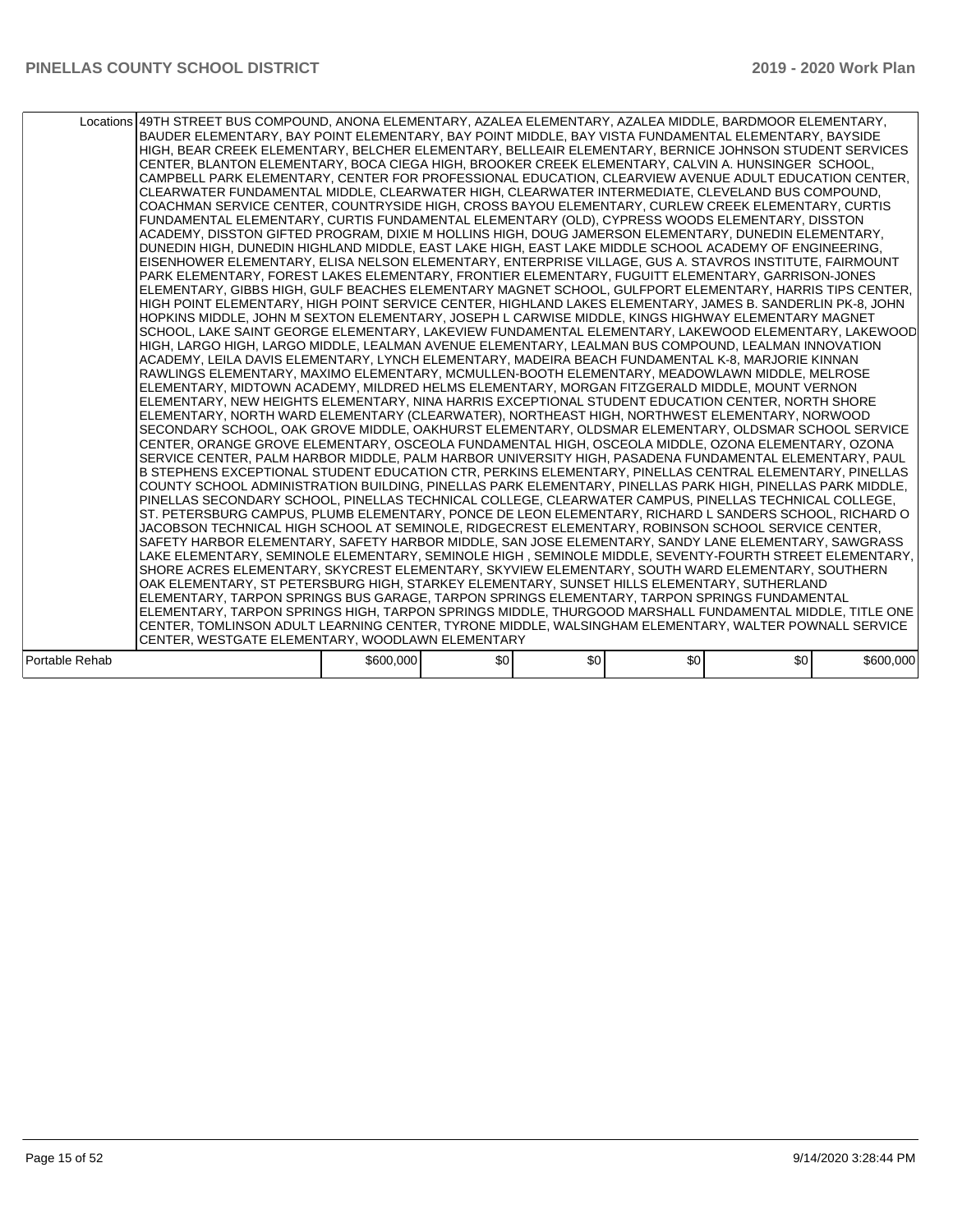| | | | | | | |
|---|---|---|---|---|---|---|
| Locations | 49TH STREET BUS COMPOUND, ANONA ELEMENTARY, AZALEA ELEMENTARY, AZALEA MIDDLE, BARDMOOR ELEMENTARY, BAUDER ELEMENTARY, BAY POINT ELEMENTARY, BAY POINT MIDDLE, BAY VISTA FUNDAMENTAL ELEMENTARY, BAYSIDE HIGH, BEAR CREEK ELEMENTARY, BELCHER ELEMENTARY, BELLEAIR ELEMENTARY, BERNICE JOHNSON STUDENT SERVICES CENTER, BLANTON ELEMENTARY, BOCA CIEGA HIGH, BROOKER CREEK ELEMENTARY, CALVIN A. HUNSINGER SCHOOL, CAMPBELL PARK ELEMENTARY, CENTER FOR PROFESSIONAL EDUCATION, CLEARVIEW AVENUE ADULT EDUCATION CENTER, CLEARWATER FUNDAMENTAL MIDDLE, CLEARWATER HIGH, CLEARWATER INTERMEDIATE, CLEVELAND BUS COMPOUND, COACHMAN SERVICE CENTER, COUNTRYSIDE HIGH, CROSS BAYOU ELEMENTARY, CURLEW CREEK ELEMENTARY, CURTIS FUNDAMENTAL ELEMENTARY, CURTIS FUNDAMENTAL ELEMENTARY (OLD), CYPRESS WOODS ELEMENTARY, DISSTON ACADEMY, DISSTON GIFTED PROGRAM, DIXIE M HOLLINS HIGH, DOUG JAMERSON ELEMENTARY, DUNEDIN ELEMENTARY, DUNEDIN HIGH, DUNEDIN HIGHLAND MIDDLE, EAST LAKE HIGH, EAST LAKE MIDDLE SCHOOL ACADEMY OF ENGINEERING, EISENHOWER ELEMENTARY, ELISA NELSON ELEMENTARY, ENTERPRISE VILLAGE, GUS A. STAVROS INSTITUTE, FAIRMOUNT PARK ELEMENTARY, FOREST LAKES ELEMENTARY, FRONTIER ELEMENTARY, FUGUITT ELEMENTARY, GARRISON-JONES ELEMENTARY, GIBBS HIGH, GULF BEACHES ELEMENTARY MAGNET SCHOOL, GULFPORT ELEMENTARY, HARRIS TIPS CENTER, HIGH POINT ELEMENTARY, HIGH POINT SERVICE CENTER, HIGHLAND LAKES ELEMENTARY, JAMES B. SANDERLIN PK-8, JOHN HOPKINS MIDDLE, JOHN M SEXTON ELEMENTARY, JOSEPH L CARWISE MIDDLE, KINGS HIGHWAY ELEMENTARY MAGNET SCHOOL, LAKE SAINT GEORGE ELEMENTARY, LAKEVIEW FUNDAMENTAL ELEMENTARY, LAKEWOOD ELEMENTARY, LAKEWOOD HIGH, LARGO HIGH, LARGO MIDDLE, LEALMAN AVENUE ELEMENTARY, LEALMAN BUS COMPOUND, LEALMAN INNOVATION ACADEMY, LEILA DAVIS ELEMENTARY, LYNCH ELEMENTARY, MADEIRA BEACH FUNDAMENTAL K-8, MARJORIE KINNAN RAWLINGS ELEMENTARY, MAXIMO ELEMENTARY, MCMULLEN-BOOTH ELEMENTARY, MEADOWLAWN MIDDLE, MELROSE ELEMENTARY, MIDTOWN ACADEMY, MILDRED HELMS ELEMENTARY, MORGAN FITZGERALD MIDDLE, MOUNT VERNON ELEMENTARY, NEW HEIGHTS ELEMENTARY, NINA HARRIS EXCEPTIONAL STUDENT EDUCATION CENTER, NORTH SHORE ELEMENTARY, NORTH WARD ELEMENTARY (CLEARWATER), NORTHEAST HIGH, NORTHWEST ELEMENTARY, NORWOOD SECONDARY SCHOOL, OAK GROVE MIDDLE, OAKHURST ELEMENTARY, OLDSMAR ELEMENTARY, OLDSMAR SCHOOL SERVICE CENTER, ORANGE GROVE ELEMENTARY, OSCEOLA FUNDAMENTAL HIGH, OSCEOLA MIDDLE, OZONA ELEMENTARY, OZONA SERVICE CENTER, PALM HARBOR MIDDLE, PALM HARBOR UNIVERSITY HIGH, PASADENA FUNDAMENTAL ELEMENTARY, PAUL B STEPHENS EXCEPTIONAL STUDENT EDUCATION CTR, PERKINS ELEMENTARY, PINELLAS CENTRAL ELEMENTARY, PINELLAS COUNTY SCHOOL ADMINISTRATION BUILDING, PINELLAS PARK ELEMENTARY, PINELLAS PARK HIGH, PINELLAS PARK MIDDLE, PINELLAS SECONDARY SCHOOL, PINELLAS TECHNICAL COLLEGE, CLEARWATER CAMPUS, PINELLAS TECHNICAL COLLEGE, ST. PETERSBURG CAMPUS, PLUMB ELEMENTARY, PONCE DE LEON ELEMENTARY, RICHARD L SANDERS SCHOOL, RICHARD O JACOBSON TECHNICAL HIGH SCHOOL AT SEMINOLE, RIDGECREST ELEMENTARY, ROBINSON SCHOOL SERVICE CENTER, SAFETY HARBOR ELEMENTARY, SAFETY HARBOR MIDDLE, SAN JOSE ELEMENTARY, SANDY LANE ELEMENTARY, SAWGRASS LAKE ELEMENTARY, SEMINOLE ELEMENTARY, SEMINOLE HIGH , SEMINOLE MIDDLE, SEVENTY-FOURTH STREET ELEMENTARY, SHORE ACRES ELEMENTARY, SKYCREST ELEMENTARY, SKYVIEW ELEMENTARY, SOUTH WARD ELEMENTARY, SOUTHERN OAK ELEMENTARY, ST PETERSBURG HIGH, STARKEY ELEMENTARY, SUNSET HILLS ELEMENTARY, SUTHERLAND ELEMENTARY, TARPON SPRINGS BUS GARAGE, TARPON SPRINGS ELEMENTARY, TARPON SPRINGS FUNDAMENTAL ELEMENTARY, TARPON SPRINGS HIGH, TARPON SPRINGS MIDDLE, THURGOOD MARSHALL FUNDAMENTAL MIDDLE, TITLE ONE CENTER, TOMLINSON ADULT LEARNING CENTER, TYRONE MIDDLE, WALSINGHAM ELEMENTARY, WALTER POWNALL SERVICE CENTER, WESTGATE ELEMENTARY, WOODLAWN ELEMENTARY | | | | | |
| Portable Rehab | | $600,000 | $0 | $0 | $0 | $0 | $600,000 |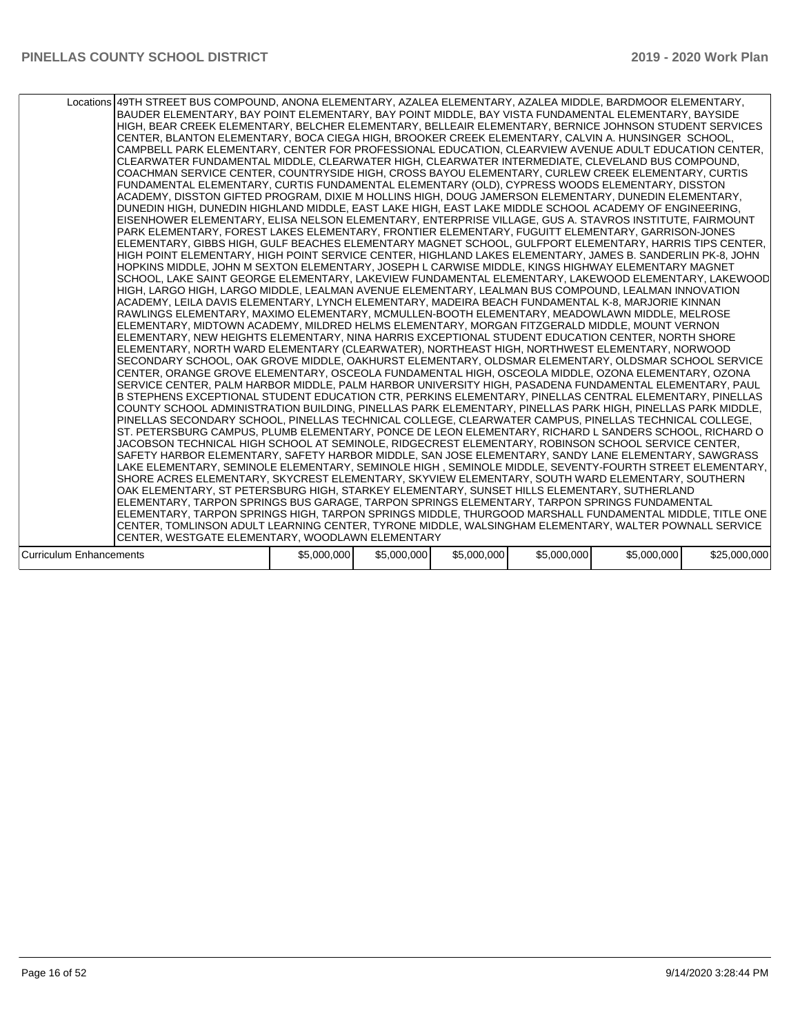| | | | | | | |
|---|---|---|---|---|---|---|
| Locations | 49TH STREET BUS COMPOUND, ANONA ELEMENTARY, AZALEA ELEMENTARY, AZALEA MIDDLE, BARDMOOR ELEMENTARY, BAUDER ELEMENTARY, BAY POINT ELEMENTARY, BAY POINT MIDDLE, BAY VISTA FUNDAMENTAL ELEMENTARY, BAYSIDE HIGH, BEAR CREEK ELEMENTARY, BELCHER ELEMENTARY, BELLEAIR ELEMENTARY, BERNICE JOHNSON STUDENT SERVICES CENTER, BLANTON ELEMENTARY, BOCA CIEGA HIGH, BROOKER CREEK ELEMENTARY, CALVIN A. HUNSINGER SCHOOL, CAMPBELL PARK ELEMENTARY, CENTER FOR PROFESSIONAL EDUCATION, CLEARVIEW AVENUE ADULT EDUCATION CENTER, CLEARWATER FUNDAMENTAL MIDDLE, CLEARWATER HIGH, CLEARWATER INTERMEDIATE, CLEVELAND BUS COMPOUND, COACHMAN SERVICE CENTER, COUNTRYSIDE HIGH, CROSS BAYOU ELEMENTARY, CURLEW CREEK ELEMENTARY, CURTIS FUNDAMENTAL ELEMENTARY, CURTIS FUNDAMENTAL ELEMENTARY (OLD), CYPRESS WOODS ELEMENTARY, DISSTON ACADEMY, DISSTON GIFTED PROGRAM, DIXIE M HOLLINS HIGH, DOUG JAMERSON ELEMENTARY, DUNEDIN ELEMENTARY, DUNEDIN HIGH, DUNEDIN HIGHLAND MIDDLE, EAST LAKE HIGH, EAST LAKE MIDDLE SCHOOL ACADEMY OF ENGINEERING, EISENHOWER ELEMENTARY, ELISA NELSON ELEMENTARY, ENTERPRISE VILLAGE, GUS A. STAVROS INSTITUTE, FAIRMOUNT PARK ELEMENTARY, FOREST LAKES ELEMENTARY, FRONTIER ELEMENTARY, FUGUITT ELEMENTARY, GARRISON-JONES ELEMENTARY, GIBBS HIGH, GULF BEACHES ELEMENTARY MAGNET SCHOOL, GULFPORT ELEMENTARY, HARRIS TIPS CENTER, HIGH POINT ELEMENTARY, HIGH POINT SERVICE CENTER, HIGHLAND LAKES ELEMENTARY, JAMES B. SANDERLIN PK-8, JOHN HOPKINS MIDDLE, JOHN M SEXTON ELEMENTARY, JOSEPH L CARWISE MIDDLE, KINGS HIGHWAY ELEMENTARY MAGNET SCHOOL, LAKE SAINT GEORGE ELEMENTARY, LAKEVIEW FUNDAMENTAL ELEMENTARY, LAKEWOOD ELEMENTARY, LAKEWOOD HIGH, LARGO HIGH, LARGO MIDDLE, LEALMAN AVENUE ELEMENTARY, LEALMAN BUS COMPOUND, LEALMAN INNOVATION ACADEMY, LEILA DAVIS ELEMENTARY, LYNCH ELEMENTARY, MADEIRA BEACH FUNDAMENTAL K-8, MARJORIE KINNAN RAWLINGS ELEMENTARY, MAXIMO ELEMENTARY, MCMULLEN-BOOTH ELEMENTARY, MEADOWLAWN MIDDLE, MELROSE ELEMENTARY, MIDTOWN ACADEMY, MILDRED HELMS ELEMENTARY, MORGAN FITZGERALD MIDDLE, MOUNT VERNON ELEMENTARY, NEW HEIGHTS ELEMENTARY, NINA HARRIS EXCEPTIONAL STUDENT EDUCATION CENTER, NORTH SHORE ELEMENTARY, NORTH WARD ELEMENTARY (CLEARWATER), NORTHEAST HIGH, NORTHWEST ELEMENTARY, NORWOOD SECONDARY SCHOOL, OAK GROVE MIDDLE, OAKHURST ELEMENTARY, OLDSMAR ELEMENTARY, OLDSMAR SCHOOL SERVICE CENTER, ORANGE GROVE ELEMENTARY, OSCEOLA FUNDAMENTAL HIGH, OSCEOLA MIDDLE, OZONA ELEMENTARY, OZONA SERVICE CENTER, PALM HARBOR MIDDLE, PALM HARBOR UNIVERSITY HIGH, PASADENA FUNDAMENTAL ELEMENTARY, PAUL B STEPHENS EXCEPTIONAL STUDENT EDUCATION CTR, PERKINS ELEMENTARY, PINELLAS CENTRAL ELEMENTARY, PINELLAS COUNTY SCHOOL ADMINISTRATION BUILDING, PINELLAS PARK ELEMENTARY, PINELLAS PARK HIGH, PINELLAS PARK MIDDLE, PINELLAS SECONDARY SCHOOL, PINELLAS TECHNICAL COLLEGE, CLEARWATER CAMPUS, PINELLAS TECHNICAL COLLEGE, ST. PETERSBURG CAMPUS, PLUMB ELEMENTARY, PONCE DE LEON ELEMENTARY, RICHARD L SANDERS SCHOOL, RICHARD O JACOBSON TECHNICAL HIGH SCHOOL AT SEMINOLE, RIDGECREST ELEMENTARY, ROBINSON SCHOOL SERVICE CENTER, SAFETY HARBOR ELEMENTARY, SAFETY HARBOR MIDDLE, SAN JOSE ELEMENTARY, SANDY LANE ELEMENTARY, SAWGRASS LAKE ELEMENTARY, SEMINOLE ELEMENTARY, SEMINOLE HIGH , SEMINOLE MIDDLE, SEVENTY-FOURTH STREET ELEMENTARY, SHORE ACRES ELEMENTARY, SKYCREST ELEMENTARY, SKYVIEW ELEMENTARY, SOUTH WARD ELEMENTARY, SOUTHERN OAK ELEMENTARY, ST PETERSBURG HIGH, STARKEY ELEMENTARY, SUNSET HILLS ELEMENTARY, SUTHERLAND ELEMENTARY, TARPON SPRINGS BUS GARAGE, TARPON SPRINGS ELEMENTARY, TARPON SPRINGS FUNDAMENTAL ELEMENTARY, TARPON SPRINGS HIGH, TARPON SPRINGS MIDDLE, THURGOOD MARSHALL FUNDAMENTAL MIDDLE, TITLE ONE CENTER, TOMLINSON ADULT LEARNING CENTER, TYRONE MIDDLE, WALSINGHAM ELEMENTARY, WALTER POWNALL SERVICE CENTER, WESTGATE ELEMENTARY, WOODLAWN ELEMENTARY | | | | | |
| Curriculum Enhancements | | $5,000,000 | $5,000,000 | $5,000,000 | $5,000,000 | $5,000,000 | $25,000,000 |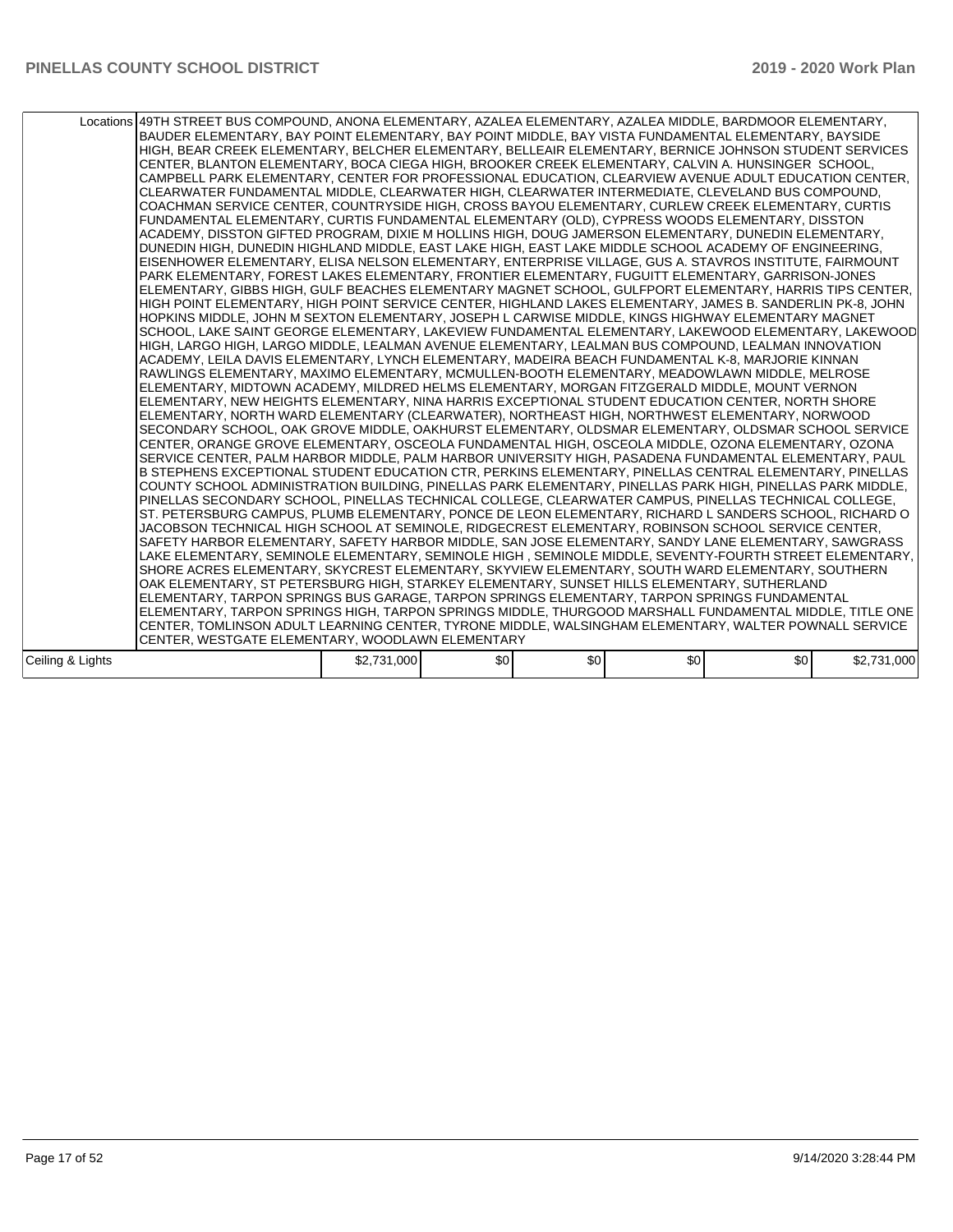| | | | | | | |
|---|---|---|---|---|---|---|
| Locations | 49TH STREET BUS COMPOUND, ANONA ELEMENTARY, AZALEA ELEMENTARY, AZALEA MIDDLE, BARDMOOR ELEMENTARY, BAUDER ELEMENTARY, BAY POINT ELEMENTARY, BAY POINT MIDDLE, BAY VISTA FUNDAMENTAL ELEMENTARY, BAYSIDE HIGH, BEAR CREEK ELEMENTARY, BELCHER ELEMENTARY, BELLEAIR ELEMENTARY, BERNICE JOHNSON STUDENT SERVICES CENTER, BLANTON ELEMENTARY, BOCA CIEGA HIGH, BROOKER CREEK ELEMENTARY, CALVIN A. HUNSINGER SCHOOL, CAMPBELL PARK ELEMENTARY, CENTER FOR PROFESSIONAL EDUCATION, CLEARVIEW AVENUE ADULT EDUCATION CENTER, CLEARWATER FUNDAMENTAL MIDDLE, CLEARWATER HIGH, CLEARWATER INTERMEDIATE, CLEVELAND BUS COMPOUND, COACHMAN SERVICE CENTER, COUNTRYSIDE HIGH, CROSS BAYOU ELEMENTARY, CURLEW CREEK ELEMENTARY, CURTIS FUNDAMENTAL ELEMENTARY, CURTIS FUNDAMENTAL ELEMENTARY (OLD), CYPRESS WOODS ELEMENTARY, DISSTON ACADEMY, DISSTON GIFTED PROGRAM, DIXIE M HOLLINS HIGH, DOUG JAMERSON ELEMENTARY, DUNEDIN ELEMENTARY, DUNEDIN HIGH, DUNEDIN HIGHLAND MIDDLE, EAST LAKE HIGH, EAST LAKE MIDDLE SCHOOL ACADEMY OF ENGINEERING, EISENHOWER ELEMENTARY, ELISA NELSON ELEMENTARY, ENTERPRISE VILLAGE, GUS A. STAVROS INSTITUTE, FAIRMOUNT PARK ELEMENTARY, FOREST LAKES ELEMENTARY, FRONTIER ELEMENTARY, FUGUITT ELEMENTARY, GARRISON-JONES ELEMENTARY, GIBBS HIGH, GULF BEACHES ELEMENTARY MAGNET SCHOOL, GULFPORT ELEMENTARY, HARRIS TIPS CENTER, HIGH POINT ELEMENTARY, HIGH POINT SERVICE CENTER, HIGHLAND LAKES ELEMENTARY, JAMES B. SANDERLIN PK-8, JOHN HOPKINS MIDDLE, JOHN M SEXTON ELEMENTARY, JOSEPH L CARWISE MIDDLE, KINGS HIGHWAY ELEMENTARY MAGNET SCHOOL, LAKE SAINT GEORGE ELEMENTARY, LAKEVIEW FUNDAMENTAL ELEMENTARY, LAKEWOOD ELEMENTARY, LAKEWOOD HIGH, LARGO HIGH, LARGO MIDDLE, LEALMAN AVENUE ELEMENTARY, LEALMAN BUS COMPOUND, LEALMAN INNOVATION ACADEMY, LEILA DAVIS ELEMENTARY, LYNCH ELEMENTARY, MADEIRA BEACH FUNDAMENTAL K-8, MARJORIE KINNAN RAWLINGS ELEMENTARY, MAXIMO ELEMENTARY, MCMULLEN-BOOTH ELEMENTARY, MEADOWLAWN MIDDLE, MELROSE ELEMENTARY, MIDTOWN ACADEMY, MILDRED HELMS ELEMENTARY, MORGAN FITZGERALD MIDDLE, MOUNT VERNON ELEMENTARY, NEW HEIGHTS ELEMENTARY, NINA HARRIS EXCEPTIONAL STUDENT EDUCATION CENTER, NORTH SHORE ELEMENTARY, NORTH WARD ELEMENTARY (CLEARWATER), NORTHEAST HIGH, NORTHWEST ELEMENTARY, NORWOOD SECONDARY SCHOOL, OAK GROVE MIDDLE, OAKHURST ELEMENTARY, OLDSMAR ELEMENTARY, OLDSMAR SCHOOL SERVICE CENTER, ORANGE GROVE ELEMENTARY, OSCEOLA FUNDAMENTAL HIGH, OSCEOLA MIDDLE, OZONA ELEMENTARY, OZONA SERVICE CENTER, PALM HARBOR MIDDLE, PALM HARBOR UNIVERSITY HIGH, PASADENA FUNDAMENTAL ELEMENTARY, PAUL B STEPHENS EXCEPTIONAL STUDENT EDUCATION CTR, PERKINS ELEMENTARY, PINELLAS CENTRAL ELEMENTARY, PINELLAS COUNTY SCHOOL ADMINISTRATION BUILDING, PINELLAS PARK ELEMENTARY, PINELLAS PARK HIGH, PINELLAS PARK MIDDLE, PINELLAS SECONDARY SCHOOL, PINELLAS TECHNICAL COLLEGE, CLEARWATER CAMPUS, PINELLAS TECHNICAL COLLEGE, ST. PETERSBURG CAMPUS, PLUMB ELEMENTARY, PONCE DE LEON ELEMENTARY, RICHARD L SANDERS SCHOOL, RICHARD O JACOBSON TECHNICAL HIGH SCHOOL AT SEMINOLE, RIDGECREST ELEMENTARY, ROBINSON SCHOOL SERVICE CENTER, SAFETY HARBOR ELEMENTARY, SAFETY HARBOR MIDDLE, SAN JOSE ELEMENTARY, SANDY LANE ELEMENTARY, SAWGRASS LAKE ELEMENTARY, SEMINOLE ELEMENTARY, SEMINOLE HIGH , SEMINOLE MIDDLE, SEVENTY-FOURTH STREET ELEMENTARY, SHORE ACRES ELEMENTARY, SKYCREST ELEMENTARY, SKYVIEW ELEMENTARY, SOUTH WARD ELEMENTARY, SOUTHERN OAK ELEMENTARY, ST PETERSBURG HIGH, STARKEY ELEMENTARY, SUNSET HILLS ELEMENTARY, SUTHERLAND ELEMENTARY, TARPON SPRINGS BUS GARAGE, TARPON SPRINGS ELEMENTARY, TARPON SPRINGS FUNDAMENTAL ELEMENTARY, TARPON SPRINGS HIGH, TARPON SPRINGS MIDDLE, THURGOOD MARSHALL FUNDAMENTAL MIDDLE, TITLE ONE CENTER, TOMLINSON ADULT LEARNING CENTER, TYRONE MIDDLE, WALSINGHAM ELEMENTARY, WALTER POWNALL SERVICE CENTER, WESTGATE ELEMENTARY, WOODLAWN ELEMENTARY | | | | | |
| Ceiling & Lights | $2,731,000 | $0 | $0 | $0 | $0 | $2,731,000 |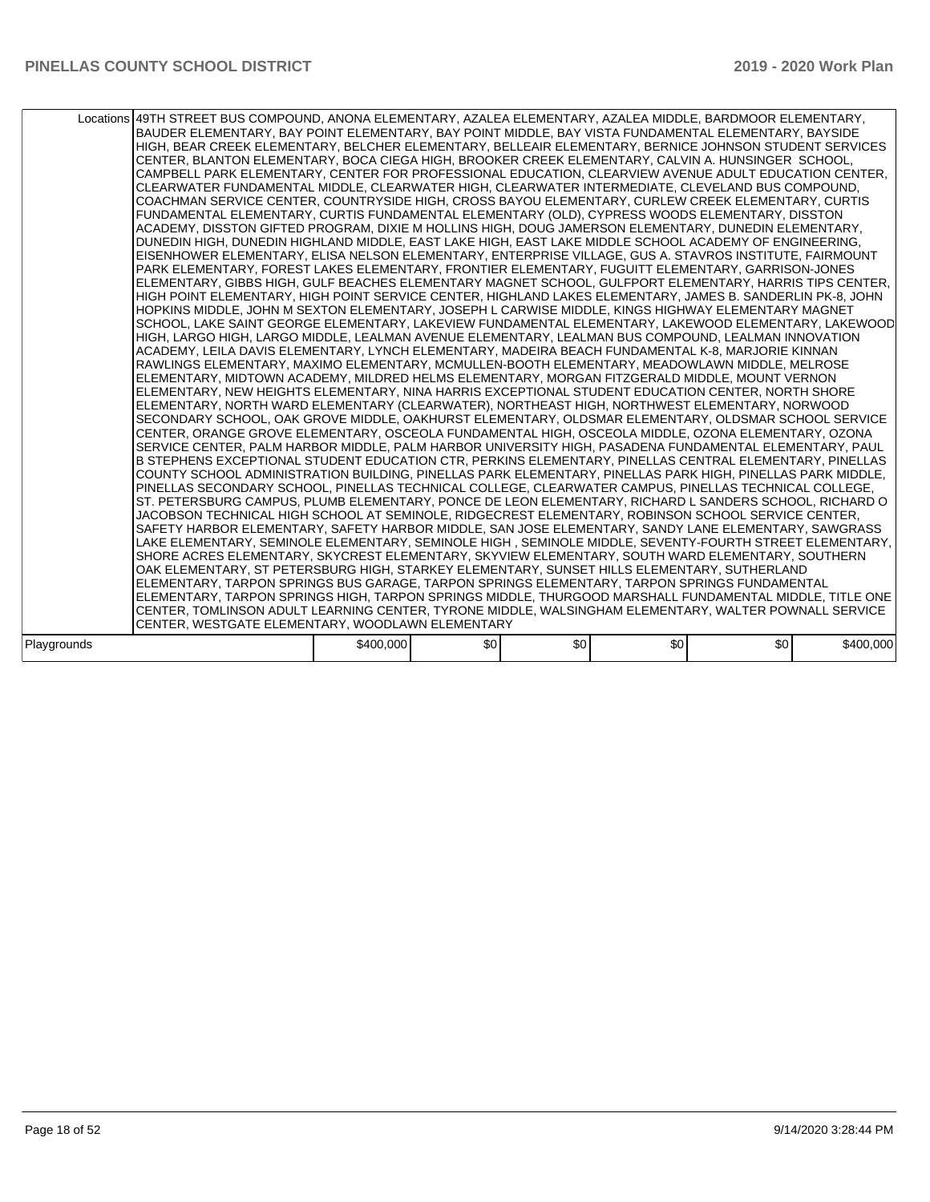| | | | | | | |
|---|---|---|---|---|---|---|
| Locations | 49TH STREET BUS COMPOUND, ANONA ELEMENTARY, AZALEA ELEMENTARY, AZALEA MIDDLE, BARDMOOR ELEMENTARY, BAUDER ELEMENTARY, BAY POINT ELEMENTARY, BAY POINT MIDDLE, BAY VISTA FUNDAMENTAL ELEMENTARY, BAYSIDE HIGH, BEAR CREEK ELEMENTARY, BELCHER ELEMENTARY, BELLEAIR ELEMENTARY, BERNICE JOHNSON STUDENT SERVICES CENTER, BLANTON ELEMENTARY, BOCA CIEGA HIGH, BROOKER CREEK ELEMENTARY, CALVIN A. HUNSINGER SCHOOL, CAMPBELL PARK ELEMENTARY, CENTER FOR PROFESSIONAL EDUCATION, CLEARVIEW AVENUE ADULT EDUCATION CENTER, CLEARWATER FUNDAMENTAL MIDDLE, CLEARWATER HIGH, CLEARWATER INTERMEDIATE, CLEVELAND BUS COMPOUND, COACHMAN SERVICE CENTER, COUNTRYSIDE HIGH, CROSS BAYOU ELEMENTARY, CURLEW CREEK ELEMENTARY, CURTIS FUNDAMENTAL ELEMENTARY, CURTIS FUNDAMENTAL ELEMENTARY (OLD), CYPRESS WOODS ELEMENTARY, DISSTON ACADEMY, DISSTON GIFTED PROGRAM, DIXIE M HOLLINS HIGH, DOUG JAMERSON ELEMENTARY, DUNEDIN ELEMENTARY, DUNEDIN HIGH, DUNEDIN HIGHLAND MIDDLE, EAST LAKE HIGH, EAST LAKE MIDDLE SCHOOL ACADEMY OF ENGINEERING, EISENHOWER ELEMENTARY, ELISA NELSON ELEMENTARY, ENTERPRISE VILLAGE, GUS A. STAVROS INSTITUTE, FAIRMOUNT PARK ELEMENTARY, FOREST LAKES ELEMENTARY, FRONTIER ELEMENTARY, FUGUITT ELEMENTARY, GARRISON-JONES ELEMENTARY, GIBBS HIGH, GULF BEACHES ELEMENTARY MAGNET SCHOOL, GULFPORT ELEMENTARY, HARRIS TIPS CENTER, HIGH POINT ELEMENTARY, HIGH POINT SERVICE CENTER, HIGHLAND LAKES ELEMENTARY, JAMES B. SANDERLIN PK-8, JOHN HOPKINS MIDDLE, JOHN M SEXTON ELEMENTARY, JOSEPH L CARWISE MIDDLE, KINGS HIGHWAY ELEMENTARY MAGNET SCHOOL, LAKE SAINT GEORGE ELEMENTARY, LAKEVIEW FUNDAMENTAL ELEMENTARY, LAKEWOOD ELEMENTARY, LAKEWOOD HIGH, LARGO HIGH, LARGO MIDDLE, LEALMAN AVENUE ELEMENTARY, LEALMAN BUS COMPOUND, LEALMAN INNOVATION ACADEMY, LEILA DAVIS ELEMENTARY, LYNCH ELEMENTARY, MADEIRA BEACH FUNDAMENTAL K-8, MARJORIE KINNAN RAWLINGS ELEMENTARY, MAXIMO ELEMENTARY, MCMULLEN-BOOTH ELEMENTARY, MEADOWLAWN MIDDLE, MELROSE ELEMENTARY, MIDTOWN ACADEMY, MILDRED HELMS ELEMENTARY, MORGAN FITZGERALD MIDDLE, MOUNT VERNON ELEMENTARY, NEW HEIGHTS ELEMENTARY, NINA HARRIS EXCEPTIONAL STUDENT EDUCATION CENTER, NORTH SHORE ELEMENTARY, NORTH WARD ELEMENTARY (CLEARWATER), NORTHEAST HIGH, NORTHWEST ELEMENTARY, NORWOOD SECONDARY SCHOOL, OAK GROVE MIDDLE, OAKHURST ELEMENTARY, OLDSMAR ELEMENTARY, OLDSMAR SCHOOL SERVICE CENTER, ORANGE GROVE ELEMENTARY, OSCEOLA FUNDAMENTAL HIGH, OSCEOLA MIDDLE, OZONA ELEMENTARY, OZONA SERVICE CENTER, PALM HARBOR MIDDLE, PALM HARBOR UNIVERSITY HIGH, PASADENA FUNDAMENTAL ELEMENTARY, PAUL B STEPHENS EXCEPTIONAL STUDENT EDUCATION CTR, PERKINS ELEMENTARY, PINELLAS CENTRAL ELEMENTARY, PINELLAS COUNTY SCHOOL ADMINISTRATION BUILDING, PINELLAS PARK ELEMENTARY, PINELLAS PARK HIGH, PINELLAS PARK MIDDLE, PINELLAS SECONDARY SCHOOL, PINELLAS TECHNICAL COLLEGE, CLEARWATER CAMPUS, PINELLAS TECHNICAL COLLEGE, ST. PETERSBURG CAMPUS, PLUMB ELEMENTARY, PONCE DE LEON ELEMENTARY, RICHARD L SANDERS SCHOOL, RICHARD O JACOBSON TECHNICAL HIGH SCHOOL AT SEMINOLE, RIDGECREST ELEMENTARY, ROBINSON SCHOOL SERVICE CENTER, SAFETY HARBOR ELEMENTARY, SAFETY HARBOR MIDDLE, SAN JOSE ELEMENTARY, SANDY LANE ELEMENTARY, SAWGRASS LAKE ELEMENTARY, SEMINOLE ELEMENTARY, SEMINOLE HIGH , SEMINOLE MIDDLE, SEVENTY-FOURTH STREET ELEMENTARY, SHORE ACRES ELEMENTARY, SKYCREST ELEMENTARY, SKYVIEW ELEMENTARY, SOUTH WARD ELEMENTARY, SOUTHERN OAK ELEMENTARY, ST PETERSBURG HIGH, STARKEY ELEMENTARY, SUNSET HILLS ELEMENTARY, SUTHERLAND ELEMENTARY, TARPON SPRINGS BUS GARAGE, TARPON SPRINGS ELEMENTARY, TARPON SPRINGS FUNDAMENTAL ELEMENTARY, TARPON SPRINGS HIGH, TARPON SPRINGS MIDDLE, THURGOOD MARSHALL FUNDAMENTAL MIDDLE, TITLE ONE CENTER, TOMLINSON ADULT LEARNING CENTER, TYRONE MIDDLE, WALSINGHAM ELEMENTARY, WALTER POWNALL SERVICE CENTER, WESTGATE ELEMENTARY, WOODLAWN ELEMENTARY | | | | | |
| Playgrounds | | $400,000 | $0 | $0 | $0 | $0 | $400,000 |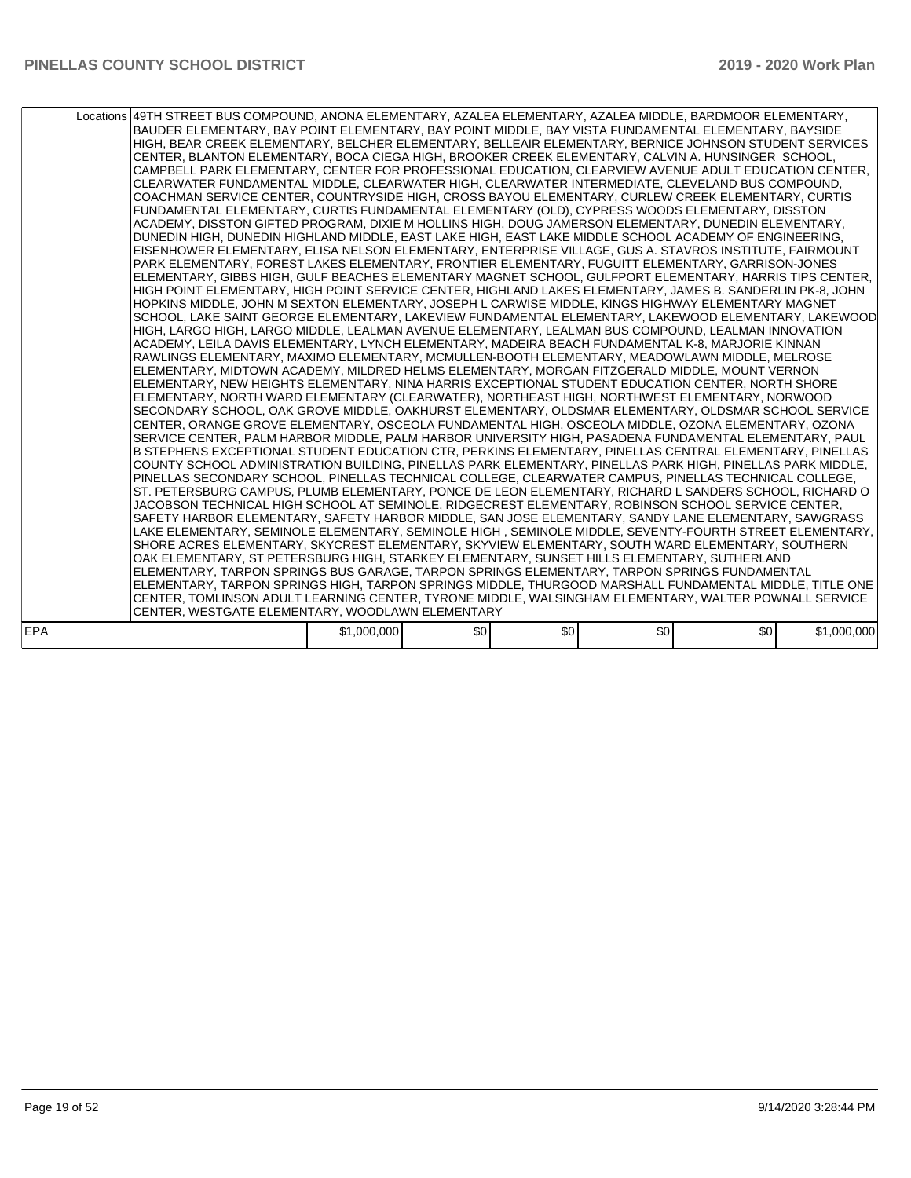| | | | | | | |
|---|---|---|---|---|---|---|
| Locations | 49TH STREET BUS COMPOUND, ANONA ELEMENTARY, AZALEA ELEMENTARY, AZALEA MIDDLE, BARDMOOR ELEMENTARY, BAUDER ELEMENTARY, BAY POINT ELEMENTARY, BAY POINT MIDDLE, BAY VISTA FUNDAMENTAL ELEMENTARY, BAYSIDE HIGH, BEAR CREEK ELEMENTARY, BELCHER ELEMENTARY, BELLEAIR ELEMENTARY, BERNICE JOHNSON STUDENT SERVICES CENTER, BLANTON ELEMENTARY, BOCA CIEGA HIGH, BROOKER CREEK ELEMENTARY, CALVIN A. HUNSINGER SCHOOL, CAMPBELL PARK ELEMENTARY, CENTER FOR PROFESSIONAL EDUCATION, CLEARVIEW AVENUE ADULT EDUCATION CENTER, CLEARWATER FUNDAMENTAL MIDDLE, CLEARWATER HIGH, CLEARWATER INTERMEDIATE, CLEVELAND BUS COMPOUND, COACHMAN SERVICE CENTER, COUNTRYSIDE HIGH, CROSS BAYOU ELEMENTARY, CURLEW CREEK ELEMENTARY, CURTIS FUNDAMENTAL ELEMENTARY, CURTIS FUNDAMENTAL ELEMENTARY (OLD), CYPRESS WOODS ELEMENTARY, DISSTON ACADEMY, DISSTON GIFTED PROGRAM, DIXIE M HOLLINS HIGH, DOUG JAMERSON ELEMENTARY, DUNEDIN ELEMENTARY, DUNEDIN HIGH, DUNEDIN HIGHLAND MIDDLE, EAST LAKE HIGH, EAST LAKE MIDDLE SCHOOL ACADEMY OF ENGINEERING, EISENHOWER ELEMENTARY, ELISA NELSON ELEMENTARY, ENTERPRISE VILLAGE, GUS A. STAVROS INSTITUTE, FAIRMOUNT PARK ELEMENTARY, FOREST LAKES ELEMENTARY, FRONTIER ELEMENTARY, FUGUITT ELEMENTARY, GARRISON-JONES ELEMENTARY, GIBBS HIGH, GULF BEACHES ELEMENTARY MAGNET SCHOOL, GULFPORT ELEMENTARY, HARRIS TIPS CENTER, HIGH POINT ELEMENTARY, HIGH POINT SERVICE CENTER, HIGHLAND LAKES ELEMENTARY, JAMES B. SANDERLIN PK-8, JOHN HOPKINS MIDDLE, JOHN M SEXTON ELEMENTARY, JOSEPH L CARWISE MIDDLE, KINGS HIGHWAY ELEMENTARY MAGNET SCHOOL, LAKE SAINT GEORGE ELEMENTARY, LAKEVIEW FUNDAMENTAL ELEMENTARY, LAKEWOOD ELEMENTARY, LAKEWOOD HIGH, LARGO HIGH, LARGO MIDDLE, LEALMAN AVENUE ELEMENTARY, LEALMAN BUS COMPOUND, LEALMAN INNOVATION ACADEMY, LEILA DAVIS ELEMENTARY, LYNCH ELEMENTARY, MADEIRA BEACH FUNDAMENTAL K-8, MARJORIE KINNAN RAWLINGS ELEMENTARY, MAXIMO ELEMENTARY, MCMULLEN-BOOTH ELEMENTARY, MEADOWLAWN MIDDLE, MELROSE ELEMENTARY, MIDTOWN ACADEMY, MILDRED HELMS ELEMENTARY, MORGAN FITZGERALD MIDDLE, MOUNT VERNON ELEMENTARY, NEW HEIGHTS ELEMENTARY, NINA HARRIS EXCEPTIONAL STUDENT EDUCATION CENTER, NORTH SHORE ELEMENTARY, NORTH WARD ELEMENTARY (CLEARWATER), NORTHEAST HIGH, NORTHWEST ELEMENTARY, NORWOOD SECONDARY SCHOOL, OAK GROVE MIDDLE, OAKHURST ELEMENTARY, OLDSMAR ELEMENTARY, OLDSMAR SCHOOL SERVICE CENTER, ORANGE GROVE ELEMENTARY, OSCEOLA FUNDAMENTAL HIGH, OSCEOLA MIDDLE, OZONA ELEMENTARY, OZONA SERVICE CENTER, PALM HARBOR MIDDLE, PALM HARBOR UNIVERSITY HIGH, PASADENA FUNDAMENTAL ELEMENTARY, PAUL B STEPHENS EXCEPTIONAL STUDENT EDUCATION CTR, PERKINS ELEMENTARY, PINELLAS CENTRAL ELEMENTARY, PINELLAS COUNTY SCHOOL ADMINISTRATION BUILDING, PINELLAS PARK ELEMENTARY, PINELLAS PARK HIGH, PINELLAS PARK MIDDLE, PINELLAS SECONDARY SCHOOL, PINELLAS TECHNICAL COLLEGE, CLEARWATER CAMPUS, PINELLAS TECHNICAL COLLEGE, ST. PETERSBURG CAMPUS, PLUMB ELEMENTARY, PONCE DE LEON ELEMENTARY, RICHARD L SANDERS SCHOOL, RICHARD O JACOBSON TECHNICAL HIGH SCHOOL AT SEMINOLE, RIDGECREST ELEMENTARY, ROBINSON SCHOOL SERVICE CENTER, SAFETY HARBOR ELEMENTARY, SAFETY HARBOR MIDDLE, SAN JOSE ELEMENTARY, SANDY LANE ELEMENTARY, SAWGRASS LAKE ELEMENTARY, SEMINOLE ELEMENTARY, SEMINOLE HIGH , SEMINOLE MIDDLE, SEVENTY-FOURTH STREET ELEMENTARY, SHORE ACRES ELEMENTARY, SKYCREST ELEMENTARY, SKYVIEW ELEMENTARY, SOUTH WARD ELEMENTARY, SOUTHERN OAK ELEMENTARY, ST PETERSBURG HIGH, STARKEY ELEMENTARY, SUNSET HILLS ELEMENTARY, SUTHERLAND ELEMENTARY, TARPON SPRINGS BUS GARAGE, TARPON SPRINGS ELEMENTARY, TARPON SPRINGS FUNDAMENTAL ELEMENTARY, TARPON SPRINGS HIGH, TARPON SPRINGS MIDDLE, THURGOOD MARSHALL FUNDAMENTAL MIDDLE, TITLE ONE CENTER, TOMLINSON ADULT LEARNING CENTER, TYRONE MIDDLE, WALSINGHAM ELEMENTARY, WALTER POWNALL SERVICE CENTER, WESTGATE ELEMENTARY, WOODLAWN ELEMENTARY | | | | | |
| EPA | | $1,000,000 | $0 | $0 | $0 | $0 | $1,000,000 |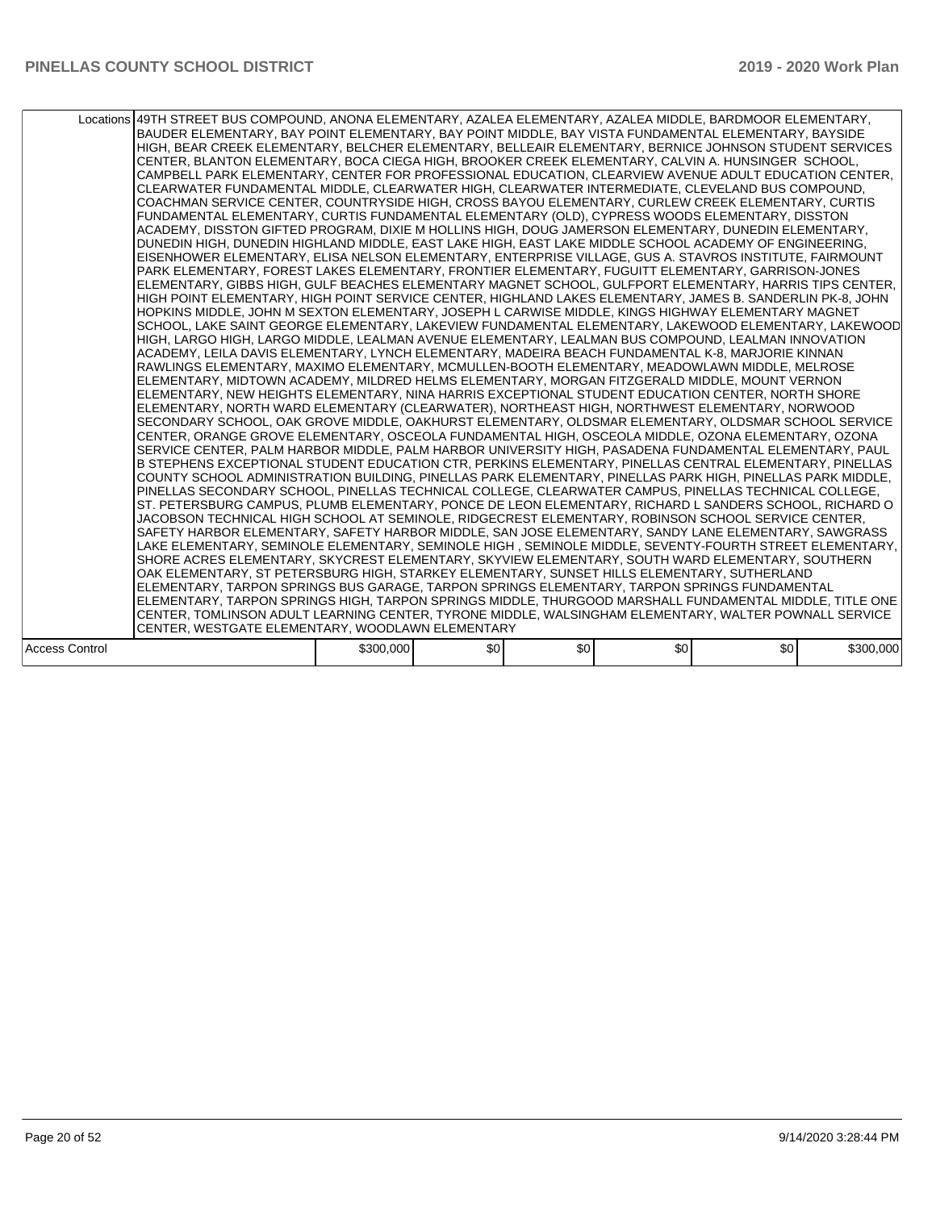| | | | | | | |
|---|---|---|---|---|---|---|
| Locations | 49TH STREET BUS COMPOUND, ANONA ELEMENTARY, AZALEA ELEMENTARY, AZALEA MIDDLE, BARDMOOR ELEMENTARY, BAUDER ELEMENTARY, BAY POINT ELEMENTARY, BAY POINT MIDDLE, BAY VISTA FUNDAMENTAL ELEMENTARY, BAYSIDE HIGH, BEAR CREEK ELEMENTARY, BELCHER ELEMENTARY, BELLEAIR ELEMENTARY, BERNICE JOHNSON STUDENT SERVICES CENTER, BLANTON ELEMENTARY, BOCA CIEGA HIGH, BROOKER CREEK ELEMENTARY, CALVIN A. HUNSINGER SCHOOL, CAMPBELL PARK ELEMENTARY, CENTER FOR PROFESSIONAL EDUCATION, CLEARVIEW AVENUE ADULT EDUCATION CENTER, CLEARWATER FUNDAMENTAL MIDDLE, CLEARWATER HIGH, CLEARWATER INTERMEDIATE, CLEVELAND BUS COMPOUND, COACHMAN SERVICE CENTER, COUNTRYSIDE HIGH, CROSS BAYOU ELEMENTARY, CURLEW CREEK ELEMENTARY, CURTIS FUNDAMENTAL ELEMENTARY, CURTIS FUNDAMENTAL ELEMENTARY (OLD), CYPRESS WOODS ELEMENTARY, DISSTON ACADEMY, DISSTON GIFTED PROGRAM, DIXIE M HOLLINS HIGH, DOUG JAMERSON ELEMENTARY, DUNEDIN ELEMENTARY, DUNEDIN HIGH, DUNEDIN HIGHLAND MIDDLE, EAST LAKE HIGH, EAST LAKE MIDDLE SCHOOL ACADEMY OF ENGINEERING, EISENHOWER ELEMENTARY, ELISA NELSON ELEMENTARY, ENTERPRISE VILLAGE, GUS A. STAVROS INSTITUTE, FAIRMOUNT PARK ELEMENTARY, FOREST LAKES ELEMENTARY, FRONTIER ELEMENTARY, FUGUITT ELEMENTARY, GARRISON-JONES ELEMENTARY, GIBBS HIGH, GULF BEACHES ELEMENTARY MAGNET SCHOOL, GULFPORT ELEMENTARY, HARRIS TIPS CENTER, HIGH POINT ELEMENTARY, HIGH POINT SERVICE CENTER, HIGHLAND LAKES ELEMENTARY, JAMES B. SANDERLIN PK-8, JOHN HOPKINS MIDDLE, JOHN M SEXTON ELEMENTARY, JOSEPH L CARWISE MIDDLE, KINGS HIGHWAY ELEMENTARY MAGNET SCHOOL, LAKE SAINT GEORGE ELEMENTARY, LAKEVIEW FUNDAMENTAL ELEMENTARY, LAKEWOOD ELEMENTARY, LAKEWOOD HIGH, LARGO HIGH, LARGO MIDDLE, LEALMAN AVENUE ELEMENTARY, LEALMAN BUS COMPOUND, LEALMAN INNOVATION ACADEMY, LEILA DAVIS ELEMENTARY, LYNCH ELEMENTARY, MADEIRA BEACH FUNDAMENTAL K-8, MARJORIE KINNAN RAWLINGS ELEMENTARY, MAXIMO ELEMENTARY, MCMULLEN-BOOTH ELEMENTARY, MEADOWLAWN MIDDLE, MELROSE ELEMENTARY, MIDTOWN ACADEMY, MILDRED HELMS ELEMENTARY, MORGAN FITZGERALD MIDDLE, MOUNT VERNON ELEMENTARY, NEW HEIGHTS ELEMENTARY, NINA HARRIS EXCEPTIONAL STUDENT EDUCATION CENTER, NORTH SHORE ELEMENTARY, NORTH WARD ELEMENTARY (CLEARWATER), NORTHEAST HIGH, NORTHWEST ELEMENTARY, NORWOOD SECONDARY SCHOOL, OAK GROVE MIDDLE, OAKHURST ELEMENTARY, OLDSMAR ELEMENTARY, OLDSMAR SCHOOL SERVICE CENTER, ORANGE GROVE ELEMENTARY, OSCEOLA FUNDAMENTAL HIGH, OSCEOLA MIDDLE, OZONA ELEMENTARY, OZONA SERVICE CENTER, PALM HARBOR MIDDLE, PALM HARBOR UNIVERSITY HIGH, PASADENA FUNDAMENTAL ELEMENTARY, PAUL B STEPHENS EXCEPTIONAL STUDENT EDUCATION CTR, PERKINS ELEMENTARY, PINELLAS CENTRAL ELEMENTARY, PINELLAS COUNTY SCHOOL ADMINISTRATION BUILDING, PINELLAS PARK ELEMENTARY, PINELLAS PARK HIGH, PINELLAS PARK MIDDLE, PINELLAS SECONDARY SCHOOL, PINELLAS TECHNICAL COLLEGE, CLEARWATER CAMPUS, PINELLAS TECHNICAL COLLEGE, ST. PETERSBURG CAMPUS, PLUMB ELEMENTARY, PONCE DE LEON ELEMENTARY, RICHARD L SANDERS SCHOOL, RICHARD O JACOBSON TECHNICAL HIGH SCHOOL AT SEMINOLE, RIDGECREST ELEMENTARY, ROBINSON SCHOOL SERVICE CENTER, SAFETY HARBOR ELEMENTARY, SAFETY HARBOR MIDDLE, SAN JOSE ELEMENTARY, SANDY LANE ELEMENTARY, SAWGRASS LAKE ELEMENTARY, SEMINOLE ELEMENTARY, SEMINOLE HIGH , SEMINOLE MIDDLE, SEVENTY-FOURTH STREET ELEMENTARY, SHORE ACRES ELEMENTARY, SKYCREST ELEMENTARY, SKYVIEW ELEMENTARY, SOUTH WARD ELEMENTARY, SOUTHERN OAK ELEMENTARY, ST PETERSBURG HIGH, STARKEY ELEMENTARY, SUNSET HILLS ELEMENTARY, SUTHERLAND ELEMENTARY, TARPON SPRINGS BUS GARAGE, TARPON SPRINGS ELEMENTARY, TARPON SPRINGS FUNDAMENTAL ELEMENTARY, TARPON SPRINGS HIGH, TARPON SPRINGS MIDDLE, THURGOOD MARSHALL FUNDAMENTAL MIDDLE, TITLE ONE CENTER, TOMLINSON ADULT LEARNING CENTER, TYRONE MIDDLE, WALSINGHAM ELEMENTARY, WALTER POWNALL SERVICE CENTER, WESTGATE ELEMENTARY, WOODLAWN ELEMENTARY | | | | | | |
| Access Control | | $300,000 | $0 | $0 | $0 | $0 | $300,000 |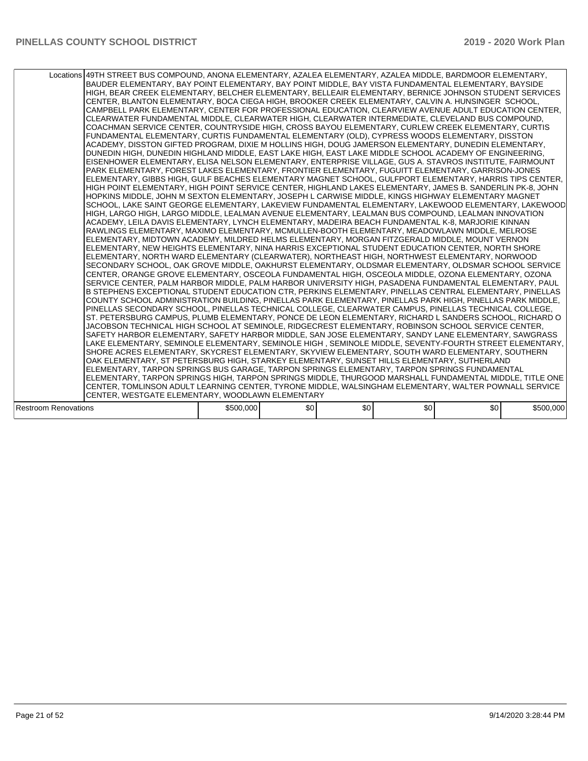| | | | | | | |
|---|---|---|---|---|---|---|
| Locations | 49TH STREET BUS COMPOUND, ANONA ELEMENTARY, AZALEA ELEMENTARY, AZALEA MIDDLE, BARDMOOR ELEMENTARY, BAUDER ELEMENTARY, BAY POINT ELEMENTARY, BAY POINT MIDDLE, BAY VISTA FUNDAMENTAL ELEMENTARY, BAYSIDE HIGH, BEAR CREEK ELEMENTARY, BELCHER ELEMENTARY, BELLEAIR ELEMENTARY, BERNICE JOHNSON STUDENT SERVICES CENTER, BLANTON ELEMENTARY, BOCA CIEGA HIGH, BROOKER CREEK ELEMENTARY, CALVIN A. HUNSINGER SCHOOL, CAMPBELL PARK ELEMENTARY, CENTER FOR PROFESSIONAL EDUCATION, CLEARVIEW AVENUE ADULT EDUCATION CENTER, CLEARWATER FUNDAMENTAL MIDDLE, CLEARWATER HIGH, CLEARWATER INTERMEDIATE, CLEVELAND BUS COMPOUND, COACHMAN SERVICE CENTER, COUNTRYSIDE HIGH, CROSS BAYOU ELEMENTARY, CURLEW CREEK ELEMENTARY, CURTIS FUNDAMENTAL ELEMENTARY, CURTIS FUNDAMENTAL ELEMENTARY (OLD), CYPRESS WOODS ELEMENTARY, DISSTON ACADEMY, DISSTON GIFTED PROGRAM, DIXIE M HOLLINS HIGH, DOUG JAMERSON ELEMENTARY, DUNEDIN ELEMENTARY, DUNEDIN HIGH, DUNEDIN HIGHLAND MIDDLE, EAST LAKE HIGH, EAST LAKE MIDDLE SCHOOL ACADEMY OF ENGINEERING, EISENHOWER ELEMENTARY, ELISA NELSON ELEMENTARY, ENTERPRISE VILLAGE, GUS A. STAVROS INSTITUTE, FAIRMOUNT PARK ELEMENTARY, FOREST LAKES ELEMENTARY, FRONTIER ELEMENTARY, FUGUITT ELEMENTARY, GARRISON-JONES ELEMENTARY, GIBBS HIGH, GULF BEACHES ELEMENTARY MAGNET SCHOOL, GULFPORT ELEMENTARY, HARRIS TIPS CENTER, HIGH POINT ELEMENTARY, HIGH POINT SERVICE CENTER, HIGHLAND LAKES ELEMENTARY, JAMES B. SANDERLIN PK-8, JOHN HOPKINS MIDDLE, JOHN M SEXTON ELEMENTARY, JOSEPH L CARWISE MIDDLE, KINGS HIGHWAY ELEMENTARY MAGNET SCHOOL, LAKE SAINT GEORGE ELEMENTARY, LAKEVIEW FUNDAMENTAL ELEMENTARY, LAKEWOOD ELEMENTARY, LAKEWOOD HIGH, LARGO HIGH, LARGO MIDDLE, LEALMAN AVENUE ELEMENTARY, LEALMAN BUS COMPOUND, LEALMAN INNOVATION ACADEMY, LEILA DAVIS ELEMENTARY, LYNCH ELEMENTARY, MADEIRA BEACH FUNDAMENTAL K-8, MARJORIE KINNAN RAWLINGS ELEMENTARY, MAXIMO ELEMENTARY, MCMULLEN-BOOTH ELEMENTARY, MEADOWLAWN MIDDLE, MELROSE ELEMENTARY, MIDTOWN ACADEMY, MILDRED HELMS ELEMENTARY, MORGAN FITZGERALD MIDDLE, MOUNT VERNON ELEMENTARY, NEW HEIGHTS ELEMENTARY, NINA HARRIS EXCEPTIONAL STUDENT EDUCATION CENTER, NORTH SHORE ELEMENTARY, NORTH WARD ELEMENTARY (CLEARWATER), NORTHEAST HIGH, NORTHWEST ELEMENTARY, NORWOOD SECONDARY SCHOOL, OAK GROVE MIDDLE, OAKHURST ELEMENTARY, OLDSMAR ELEMENTARY, OLDSMAR SCHOOL SERVICE CENTER, ORANGE GROVE ELEMENTARY, OSCEOLA FUNDAMENTAL HIGH, OSCEOLA MIDDLE, OZONA ELEMENTARY, OZONA SERVICE CENTER, PALM HARBOR MIDDLE, PALM HARBOR UNIVERSITY HIGH, PASADENA FUNDAMENTAL ELEMENTARY, PAUL B STEPHENS EXCEPTIONAL STUDENT EDUCATION CTR, PERKINS ELEMENTARY, PINELLAS CENTRAL ELEMENTARY, PINELLAS COUNTY SCHOOL ADMINISTRATION BUILDING, PINELLAS PARK ELEMENTARY, PINELLAS PARK HIGH, PINELLAS PARK MIDDLE, PINELLAS SECONDARY SCHOOL, PINELLAS TECHNICAL COLLEGE, CLEARWATER CAMPUS, PINELLAS TECHNICAL COLLEGE, ST. PETERSBURG CAMPUS, PLUMB ELEMENTARY, PONCE DE LEON ELEMENTARY, RICHARD L SANDERS SCHOOL, RICHARD O JACOBSON TECHNICAL HIGH SCHOOL AT SEMINOLE, RIDGECREST ELEMENTARY, ROBINSON SCHOOL SERVICE CENTER, SAFETY HARBOR ELEMENTARY, SAFETY HARBOR MIDDLE, SAN JOSE ELEMENTARY, SANDY LANE ELEMENTARY, SAWGRASS LAKE ELEMENTARY, SEMINOLE ELEMENTARY, SEMINOLE HIGH , SEMINOLE MIDDLE, SEVENTY-FOURTH STREET ELEMENTARY, SHORE ACRES ELEMENTARY, SKYCREST ELEMENTARY, SKYVIEW ELEMENTARY, SOUTH WARD ELEMENTARY, SOUTHERN OAK ELEMENTARY, ST PETERSBURG HIGH, STARKEY ELEMENTARY, SUNSET HILLS ELEMENTARY, SUTHERLAND ELEMENTARY, TARPON SPRINGS BUS GARAGE, TARPON SPRINGS ELEMENTARY, TARPON SPRINGS FUNDAMENTAL ELEMENTARY, TARPON SPRINGS HIGH, TARPON SPRINGS MIDDLE, THURGOOD MARSHALL FUNDAMENTAL MIDDLE, TITLE ONE CENTER, TOMLINSON ADULT LEARNING CENTER, TYRONE MIDDLE, WALSINGHAM ELEMENTARY, WALTER POWNALL SERVICE CENTER, WESTGATE ELEMENTARY, WOODLAWN ELEMENTARY | | | | | |
| Restroom Renovations | | $500,000 | $0 | $0 | $0 | $0 | $500,000 |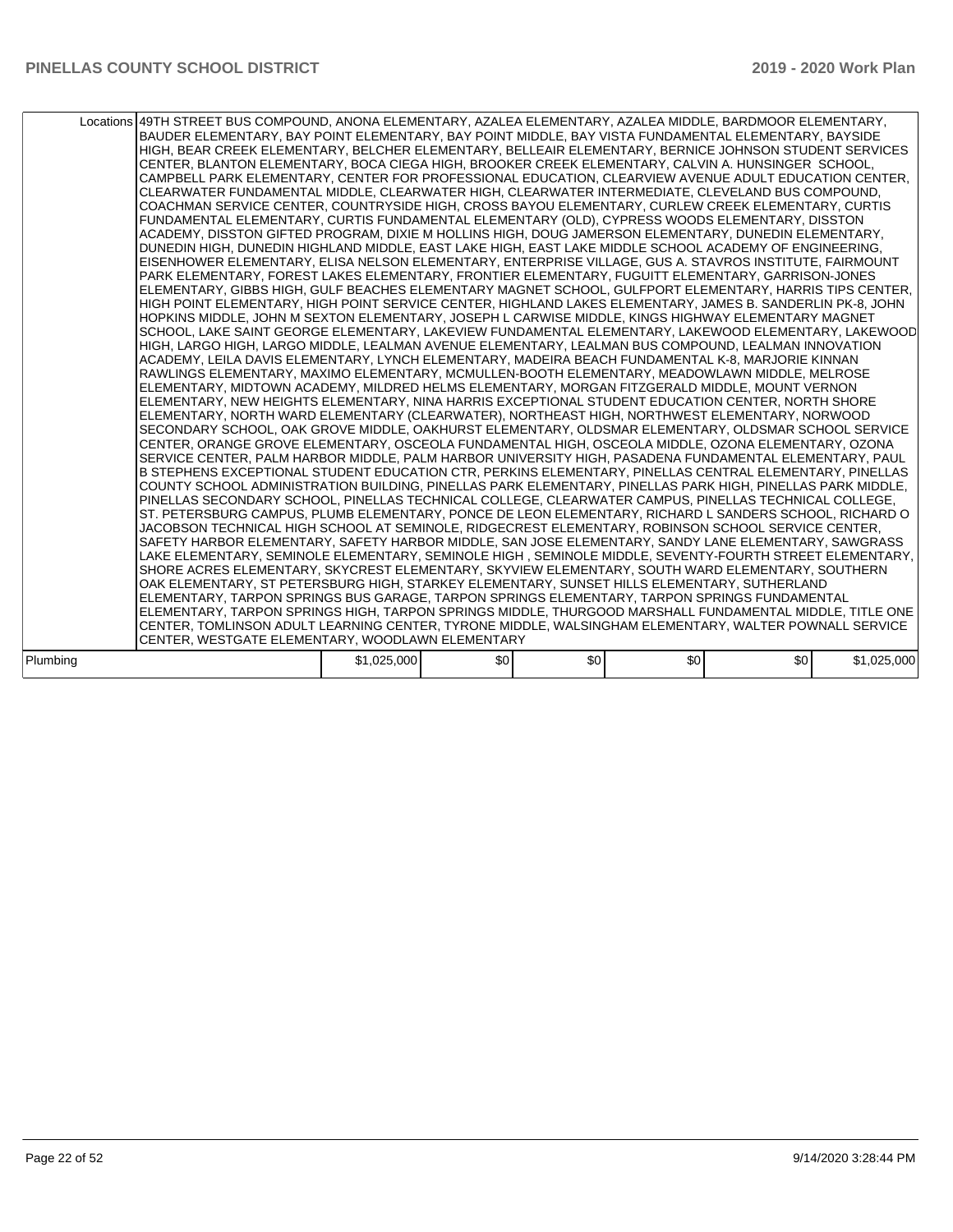| | Locations | | | | | | |
|---|---|---|---|---|---|---|---|
| | 49TH STREET BUS COMPOUND, ANONA ELEMENTARY, AZALEA ELEMENTARY, AZALEA MIDDLE, BARDMOOR ELEMENTARY, BAUDER ELEMENTARY, BAY POINT ELEMENTARY, BAY POINT MIDDLE, BAY VISTA FUNDAMENTAL ELEMENTARY, BAYSIDE HIGH, BEAR CREEK ELEMENTARY, BELCHER ELEMENTARY, BELLEAIR ELEMENTARY, BERNICE JOHNSON STUDENT SERVICES CENTER, BLANTON ELEMENTARY, BOCA CIEGA HIGH, BROOKER CREEK ELEMENTARY, CALVIN A. HUNSINGER SCHOOL, CAMPBELL PARK ELEMENTARY, CENTER FOR PROFESSIONAL EDUCATION, CLEARVIEW AVENUE ADULT EDUCATION CENTER, CLEARWATER FUNDAMENTAL MIDDLE, CLEARWATER HIGH, CLEARWATER INTERMEDIATE, CLEVELAND BUS COMPOUND, COACHMAN SERVICE CENTER, COUNTRYSIDE HIGH, CROSS BAYOU ELEMENTARY, CURLEW CREEK ELEMENTARY, CURTIS FUNDAMENTAL ELEMENTARY, CURTIS FUNDAMENTAL ELEMENTARY (OLD), CYPRESS WOODS ELEMENTARY, DISSTON ACADEMY, DISSTON GIFTED PROGRAM, DIXIE M HOLLINS HIGH, DOUG JAMERSON ELEMENTARY, DUNEDIN ELEMENTARY, DUNEDIN HIGH, DUNEDIN HIGHLAND MIDDLE, EAST LAKE HIGH, EAST LAKE MIDDLE SCHOOL ACADEMY OF ENGINEERING, EISENHOWER ELEMENTARY, ELISA NELSON ELEMENTARY, ENTERPRISE VILLAGE, GUS A. STAVROS INSTITUTE, FAIRMOUNT PARK ELEMENTARY, FOREST LAKES ELEMENTARY, FRONTIER ELEMENTARY, FUGUITT ELEMENTARY, GARRISON-JONES ELEMENTARY, GIBBS HIGH, GULF BEACHES ELEMENTARY MAGNET SCHOOL, GULFPORT ELEMENTARY, HARRIS TIPS CENTER, HIGH POINT ELEMENTARY, HIGH POINT SERVICE CENTER, HIGHLAND LAKES ELEMENTARY, JAMES B. SANDERLIN PK-8, JOHN HOPKINS MIDDLE, JOHN M SEXTON ELEMENTARY, JOSEPH L CARWISE MIDDLE, KINGS HIGHWAY ELEMENTARY MAGNET SCHOOL, LAKE SAINT GEORGE ELEMENTARY, LAKEVIEW FUNDAMENTAL ELEMENTARY, LAKEWOOD ELEMENTARY, LAKEWOOD HIGH, LARGO HIGH, LARGO MIDDLE, LEALMAN AVENUE ELEMENTARY, LEALMAN BUS COMPOUND, LEALMAN INNOVATION ACADEMY, LEILA DAVIS ELEMENTARY, LYNCH ELEMENTARY, MADEIRA BEACH FUNDAMENTAL K-8, MARJORIE KINNAN RAWLINGS ELEMENTARY, MAXIMO ELEMENTARY, MCMULLEN-BOOTH ELEMENTARY, MEADOWLAWN MIDDLE, MELROSE ELEMENTARY, MIDTOWN ACADEMY, MILDRED HELMS ELEMENTARY, MORGAN FITZGERALD MIDDLE, MOUNT VERNON ELEMENTARY, NEW HEIGHTS ELEMENTARY, NINA HARRIS EXCEPTIONAL STUDENT EDUCATION CENTER, NORTH SHORE ELEMENTARY, NORTH WARD ELEMENTARY (CLEARWATER), NORTHEAST HIGH, NORTHWEST ELEMENTARY, NORWOOD SECONDARY SCHOOL, OAK GROVE MIDDLE, OAKHURST ELEMENTARY, OLDSMAR ELEMENTARY, OLDSMAR SCHOOL SERVICE CENTER, ORANGE GROVE ELEMENTARY, OSCEOLA FUNDAMENTAL HIGH, OSCEOLA MIDDLE, OZONA ELEMENTARY, OZONA SERVICE CENTER, PALM HARBOR MIDDLE, PALM HARBOR UNIVERSITY HIGH, PASADENA FUNDAMENTAL ELEMENTARY, PAUL B STEPHENS EXCEPTIONAL STUDENT EDUCATION CTR, PERKINS ELEMENTARY, PINELLAS CENTRAL ELEMENTARY, PINELLAS COUNTY SCHOOL ADMINISTRATION BUILDING, PINELLAS PARK ELEMENTARY, PINELLAS PARK HIGH, PINELLAS PARK MIDDLE, PINELLAS SECONDARY SCHOOL, PINELLAS TECHNICAL COLLEGE, CLEARWATER CAMPUS, PINELLAS TECHNICAL COLLEGE, ST. PETERSBURG CAMPUS, PLUMB ELEMENTARY, PONCE DE LEON ELEMENTARY, RICHARD L SANDERS SCHOOL, RICHARD O JACOBSON TECHNICAL HIGH SCHOOL AT SEMINOLE, RIDGECREST ELEMENTARY, ROBINSON SCHOOL SERVICE CENTER, SAFETY HARBOR ELEMENTARY, SAFETY HARBOR MIDDLE, SAN JOSE ELEMENTARY, SANDY LANE ELEMENTARY, SAWGRASS LAKE ELEMENTARY, SEMINOLE ELEMENTARY, SEMINOLE HIGH , SEMINOLE MIDDLE, SEVENTY-FOURTH STREET ELEMENTARY, SHORE ACRES ELEMENTARY, SKYCREST ELEMENTARY, SKYVIEW ELEMENTARY, SOUTH WARD ELEMENTARY, SOUTHERN OAK ELEMENTARY, ST PETERSBURG HIGH, STARKEY ELEMENTARY, SUNSET HILLS ELEMENTARY, SUTHERLAND ELEMENTARY, TARPON SPRINGS BUS GARAGE, TARPON SPRINGS ELEMENTARY, TARPON SPRINGS FUNDAMENTAL ELEMENTARY, TARPON SPRINGS HIGH, TARPON SPRINGS MIDDLE, THURGOOD MARSHALL FUNDAMENTAL MIDDLE, TITLE ONE CENTER, TOMLINSON ADULT LEARNING CENTER, TYRONE MIDDLE, WALSINGHAM ELEMENTARY, WALTER POWNALL SERVICE CENTER, WESTGATE ELEMENTARY, WOODLAWN ELEMENTARY | | | | | | |
| Plumbing | | $1,025,000 | $0 | $0 | $0 | $0 | $1,025,000 |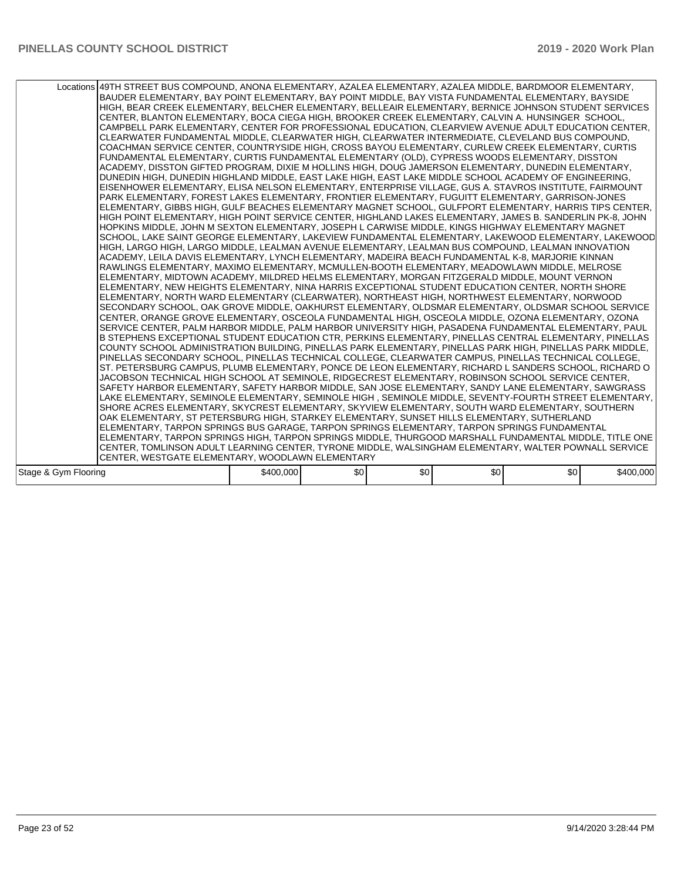| | | | | | | |
|---|---|---|---|---|---|---|
| Locations | 49TH STREET BUS COMPOUND, ANONA ELEMENTARY, AZALEA ELEMENTARY, AZALEA MIDDLE, BARDMOOR ELEMENTARY, BAUDER ELEMENTARY, BAY POINT ELEMENTARY, BAY POINT MIDDLE, BAY VISTA FUNDAMENTAL ELEMENTARY, BAYSIDE HIGH, BEAR CREEK ELEMENTARY, BELCHER ELEMENTARY, BELLEAIR ELEMENTARY, BERNICE JOHNSON STUDENT SERVICES CENTER, BLANTON ELEMENTARY, BOCA CIEGA HIGH, BROOKER CREEK ELEMENTARY, CALVIN A. HUNSINGER SCHOOL, CAMPBELL PARK ELEMENTARY, CENTER FOR PROFESSIONAL EDUCATION, CLEARVIEW AVENUE ADULT EDUCATION CENTER, CLEARWATER FUNDAMENTAL MIDDLE, CLEARWATER HIGH, CLEARWATER INTERMEDIATE, CLEVELAND BUS COMPOUND, COACHMAN SERVICE CENTER, COUNTRYSIDE HIGH, CROSS BAYOU ELEMENTARY, CURLEW CREEK ELEMENTARY, CURTIS FUNDAMENTAL ELEMENTARY, CURTIS FUNDAMENTAL ELEMENTARY (OLD), CYPRESS WOODS ELEMENTARY, DISSTON ACADEMY, DISSTON GIFTED PROGRAM, DIXIE M HOLLINS HIGH, DOUG JAMERSON ELEMENTARY, DUNEDIN ELEMENTARY, DUNEDIN HIGH, DUNEDIN HIGHLAND MIDDLE, EAST LAKE HIGH, EAST LAKE MIDDLE SCHOOL ACADEMY OF ENGINEERING, EISENHOWER ELEMENTARY, ELISA NELSON ELEMENTARY, ENTERPRISE VILLAGE, GUS A. STAVROS INSTITUTE, FAIRMOUNT PARK ELEMENTARY, FOREST LAKES ELEMENTARY, FRONTIER ELEMENTARY, FUGUITT ELEMENTARY, GARRISON-JONES ELEMENTARY, GIBBS HIGH, GULF BEACHES ELEMENTARY MAGNET SCHOOL, GULFPORT ELEMENTARY, HARRIS TIPS CENTER, HIGH POINT ELEMENTARY, HIGH POINT SERVICE CENTER, HIGHLAND LAKES ELEMENTARY, JAMES B. SANDERLIN PK-8, JOHN HOPKINS MIDDLE, JOHN M SEXTON ELEMENTARY, JOSEPH L CARWISE MIDDLE, KINGS HIGHWAY ELEMENTARY MAGNET SCHOOL, LAKE SAINT GEORGE ELEMENTARY, LAKEVIEW FUNDAMENTAL ELEMENTARY, LAKEWOOD ELEMENTARY, LAKEWOOD HIGH, LARGO HIGH, LARGO MIDDLE, LEALMAN AVENUE ELEMENTARY, LEALMAN BUS COMPOUND, LEALMAN INNOVATION ACADEMY, LEILA DAVIS ELEMENTARY, LYNCH ELEMENTARY, MADEIRA BEACH FUNDAMENTAL K-8, MARJORIE KINNAN RAWLINGS ELEMENTARY, MAXIMO ELEMENTARY, MCMULLEN-BOOTH ELEMENTARY, MEADOWLAWN MIDDLE, MELROSE ELEMENTARY, MIDTOWN ACADEMY, MILDRED HELMS ELEMENTARY, MORGAN FITZGERALD MIDDLE, MOUNT VERNON ELEMENTARY, NEW HEIGHTS ELEMENTARY, NINA HARRIS EXCEPTIONAL STUDENT EDUCATION CENTER, NORTH SHORE ELEMENTARY, NORTH WARD ELEMENTARY (CLEARWATER), NORTHEAST HIGH, NORTHWEST ELEMENTARY, NORWOOD SECONDARY SCHOOL, OAK GROVE MIDDLE, OAKHURST ELEMENTARY, OLDSMAR ELEMENTARY, OLDSMAR SCHOOL SERVICE CENTER, ORANGE GROVE ELEMENTARY, OSCEOLA FUNDAMENTAL HIGH, OSCEOLA MIDDLE, OZONA ELEMENTARY, OZONA SERVICE CENTER, PALM HARBOR MIDDLE, PALM HARBOR UNIVERSITY HIGH, PASADENA FUNDAMENTAL ELEMENTARY, PAUL B STEPHENS EXCEPTIONAL STUDENT EDUCATION CTR, PERKINS ELEMENTARY, PINELLAS CENTRAL ELEMENTARY, PINELLAS COUNTY SCHOOL ADMINISTRATION BUILDING, PINELLAS PARK ELEMENTARY, PINELLAS PARK HIGH, PINELLAS PARK MIDDLE, PINELLAS SECONDARY SCHOOL, PINELLAS TECHNICAL COLLEGE, CLEARWATER CAMPUS, PINELLAS TECHNICAL COLLEGE, ST. PETERSBURG CAMPUS, PLUMB ELEMENTARY, PONCE DE LEON ELEMENTARY, RICHARD L SANDERS SCHOOL, RICHARD O JACOBSON TECHNICAL HIGH SCHOOL AT SEMINOLE, RIDGECREST ELEMENTARY, ROBINSON SCHOOL SERVICE CENTER, SAFETY HARBOR ELEMENTARY, SAFETY HARBOR MIDDLE, SAN JOSE ELEMENTARY, SANDY LANE ELEMENTARY, SAWGRASS LAKE ELEMENTARY, SEMINOLE ELEMENTARY, SEMINOLE HIGH , SEMINOLE MIDDLE, SEVENTY-FOURTH STREET ELEMENTARY, SHORE ACRES ELEMENTARY, SKYCREST ELEMENTARY, SKYVIEW ELEMENTARY, SOUTH WARD ELEMENTARY, SOUTHERN OAK ELEMENTARY, ST PETERSBURG HIGH, STARKEY ELEMENTARY, SUNSET HILLS ELEMENTARY, SUTHERLAND ELEMENTARY, TARPON SPRINGS BUS GARAGE, TARPON SPRINGS ELEMENTARY, TARPON SPRINGS FUNDAMENTAL ELEMENTARY, TARPON SPRINGS HIGH, TARPON SPRINGS MIDDLE, THURGOOD MARSHALL FUNDAMENTAL MIDDLE, TITLE ONE CENTER, TOMLINSON ADULT LEARNING CENTER, TYRONE MIDDLE, WALSINGHAM ELEMENTARY, WALTER POWNALL SERVICE CENTER, WESTGATE ELEMENTARY, WOODLAWN ELEMENTARY | | | | | |
| Stage & Gym Flooring | | $400,000 | $0 | $0 | $0 | $0 | $400,000 |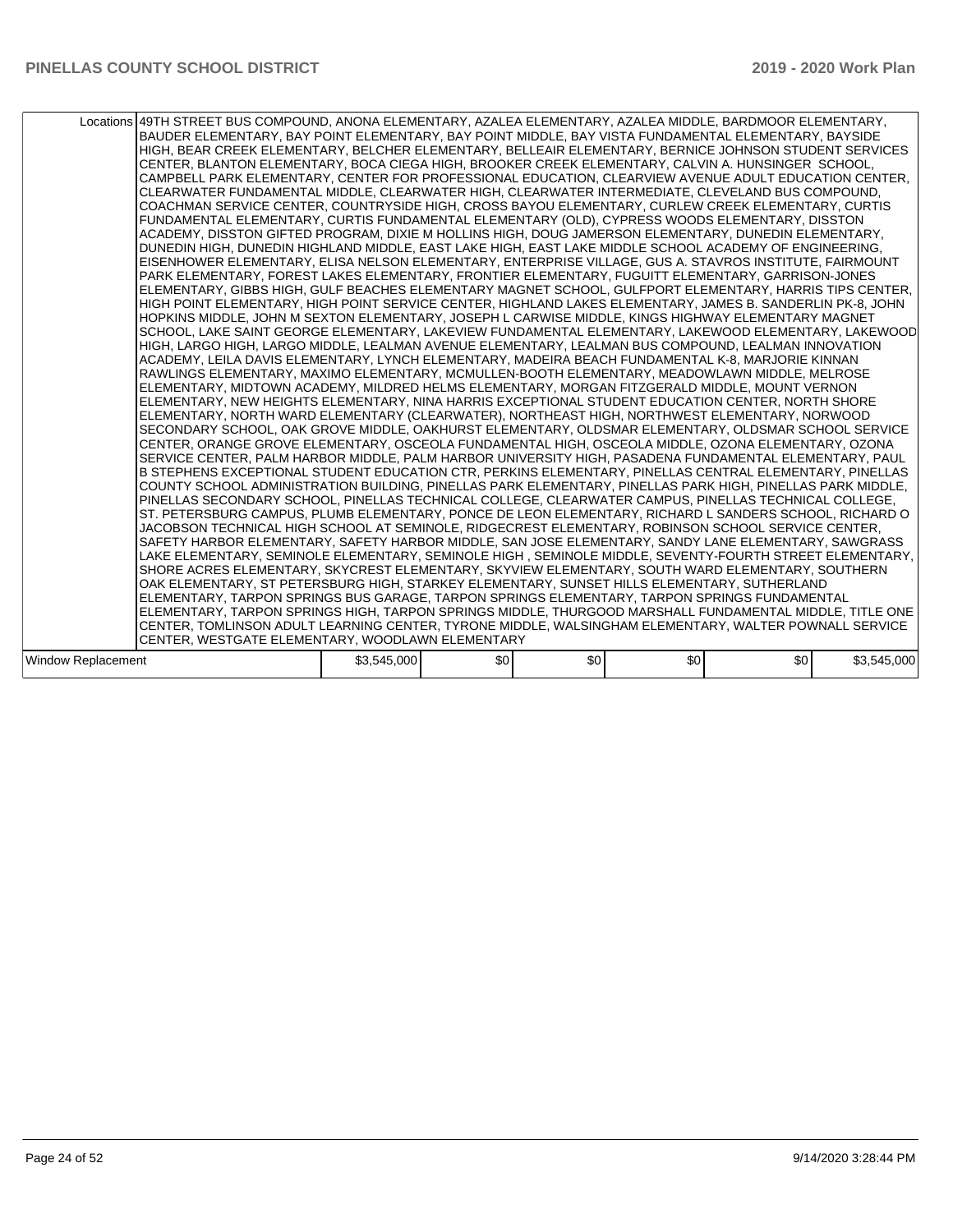| | | | | | | |
|---|---|---|---|---|---|---|
| Locations | 49TH STREET BUS COMPOUND, ANONA ELEMENTARY, AZALEA ELEMENTARY, AZALEA MIDDLE, BARDMOOR ELEMENTARY, BAUDER ELEMENTARY, BAY POINT ELEMENTARY, BAY POINT MIDDLE, BAY VISTA FUNDAMENTAL ELEMENTARY, BAYSIDE HIGH, BEAR CREEK ELEMENTARY, BELCHER ELEMENTARY, BELLEAIR ELEMENTARY, BERNICE JOHNSON STUDENT SERVICES CENTER, BLANTON ELEMENTARY, BOCA CIEGA HIGH, BROOKER CREEK ELEMENTARY, CALVIN A. HUNSINGER SCHOOL, CAMPBELL PARK ELEMENTARY, CENTER FOR PROFESSIONAL EDUCATION, CLEARVIEW AVENUE ADULT EDUCATION CENTER, CLEARWATER FUNDAMENTAL MIDDLE, CLEARWATER HIGH, CLEARWATER INTERMEDIATE, CLEVELAND BUS COMPOUND, COACHMAN SERVICE CENTER, COUNTRYSIDE HIGH, CROSS BAYOU ELEMENTARY, CURLEW CREEK ELEMENTARY, CURTIS FUNDAMENTAL ELEMENTARY, CURTIS FUNDAMENTAL ELEMENTARY (OLD), CYPRESS WOODS ELEMENTARY, DISSTON ACADEMY, DISSTON GIFTED PROGRAM, DIXIE M HOLLINS HIGH, DOUG JAMERSON ELEMENTARY, DUNEDIN ELEMENTARY, DUNEDIN HIGH, DUNEDIN HIGHLAND MIDDLE, EAST LAKE HIGH, EAST LAKE MIDDLE SCHOOL ACADEMY OF ENGINEERING, EISENHOWER ELEMENTARY, ELISA NELSON ELEMENTARY, ENTERPRISE VILLAGE, GUS A. STAVROS INSTITUTE, FAIRMOUNT PARK ELEMENTARY, FOREST LAKES ELEMENTARY, FRONTIER ELEMENTARY, FUGUITT ELEMENTARY, GARRISON-JONES ELEMENTARY, GIBBS HIGH, GULF BEACHES ELEMENTARY MAGNET SCHOOL, GULFPORT ELEMENTARY, HARRIS TIPS CENTER, HIGH POINT ELEMENTARY, HIGH POINT SERVICE CENTER, HIGHLAND LAKES ELEMENTARY, JAMES B. SANDERLIN PK-8, JOHN HOPKINS MIDDLE, JOHN M SEXTON ELEMENTARY, JOSEPH L CARWISE MIDDLE, KINGS HIGHWAY ELEMENTARY MAGNET SCHOOL, LAKE SAINT GEORGE ELEMENTARY, LAKEVIEW FUNDAMENTAL ELEMENTARY, LAKEWOOD ELEMENTARY, LAKEWOOD HIGH, LARGO HIGH, LARGO MIDDLE, LEALMAN AVENUE ELEMENTARY, LEALMAN BUS COMPOUND, LEALMAN INNOVATION ACADEMY, LEILA DAVIS ELEMENTARY, LYNCH ELEMENTARY, MADEIRA BEACH FUNDAMENTAL K-8, MARJORIE KINNAN RAWLINGS ELEMENTARY, MAXIMO ELEMENTARY, MCMULLEN-BOOTH ELEMENTARY, MEADOWLAWN MIDDLE, MELROSE ELEMENTARY, MIDTOWN ACADEMY, MILDRED HELMS ELEMENTARY, MORGAN FITZGERALD MIDDLE, MOUNT VERNON ELEMENTARY, NEW HEIGHTS ELEMENTARY, NINA HARRIS EXCEPTIONAL STUDENT EDUCATION CENTER, NORTH SHORE ELEMENTARY, NORTH WARD ELEMENTARY (CLEARWATER), NORTHEAST HIGH, NORTHWEST ELEMENTARY, NORWOOD SECONDARY SCHOOL, OAK GROVE MIDDLE, OAKHURST ELEMENTARY, OLDSMAR ELEMENTARY, OLDSMAR SCHOOL SERVICE CENTER, ORANGE GROVE ELEMENTARY, OSCEOLA FUNDAMENTAL HIGH, OSCEOLA MIDDLE, OZONA ELEMENTARY, OZONA SERVICE CENTER, PALM HARBOR MIDDLE, PALM HARBOR UNIVERSITY HIGH, PASADENA FUNDAMENTAL ELEMENTARY, PAUL B STEPHENS EXCEPTIONAL STUDENT EDUCATION CTR, PERKINS ELEMENTARY, PINELLAS CENTRAL ELEMENTARY, PINELLAS COUNTY SCHOOL ADMINISTRATION BUILDING, PINELLAS PARK ELEMENTARY, PINELLAS PARK HIGH, PINELLAS PARK MIDDLE, PINELLAS SECONDARY SCHOOL, PINELLAS TECHNICAL COLLEGE, CLEARWATER CAMPUS, PINELLAS TECHNICAL COLLEGE, ST. PETERSBURG CAMPUS, PLUMB ELEMENTARY, PONCE DE LEON ELEMENTARY, RICHARD L SANDERS SCHOOL, RICHARD O JACOBSON TECHNICAL HIGH SCHOOL AT SEMINOLE, RIDGECREST ELEMENTARY, ROBINSON SCHOOL SERVICE CENTER, SAFETY HARBOR ELEMENTARY, SAFETY HARBOR MIDDLE, SAN JOSE ELEMENTARY, SANDY LANE ELEMENTARY, SAWGRASS LAKE ELEMENTARY, SEMINOLE ELEMENTARY, SEMINOLE HIGH , SEMINOLE MIDDLE, SEVENTY-FOURTH STREET ELEMENTARY, SHORE ACRES ELEMENTARY, SKYCREST ELEMENTARY, SKYVIEW ELEMENTARY, SOUTH WARD ELEMENTARY, SOUTHERN OAK ELEMENTARY, ST PETERSBURG HIGH, STARKEY ELEMENTARY, SUNSET HILLS ELEMENTARY, SUTHERLAND ELEMENTARY, TARPON SPRINGS BUS GARAGE, TARPON SPRINGS ELEMENTARY, TARPON SPRINGS FUNDAMENTAL ELEMENTARY, TARPON SPRINGS HIGH, TARPON SPRINGS MIDDLE, THURGOOD MARSHALL FUNDAMENTAL MIDDLE, TITLE ONE CENTER, TOMLINSON ADULT LEARNING CENTER, TYRONE MIDDLE, WALSINGHAM ELEMENTARY, WALTER POWNALL SERVICE CENTER, WESTGATE ELEMENTARY, WOODLAWN ELEMENTARY | | | | | |
| Window Replacement | | $3,545,000 | $0 | $0 | $0 | $0 | $3,545,000 |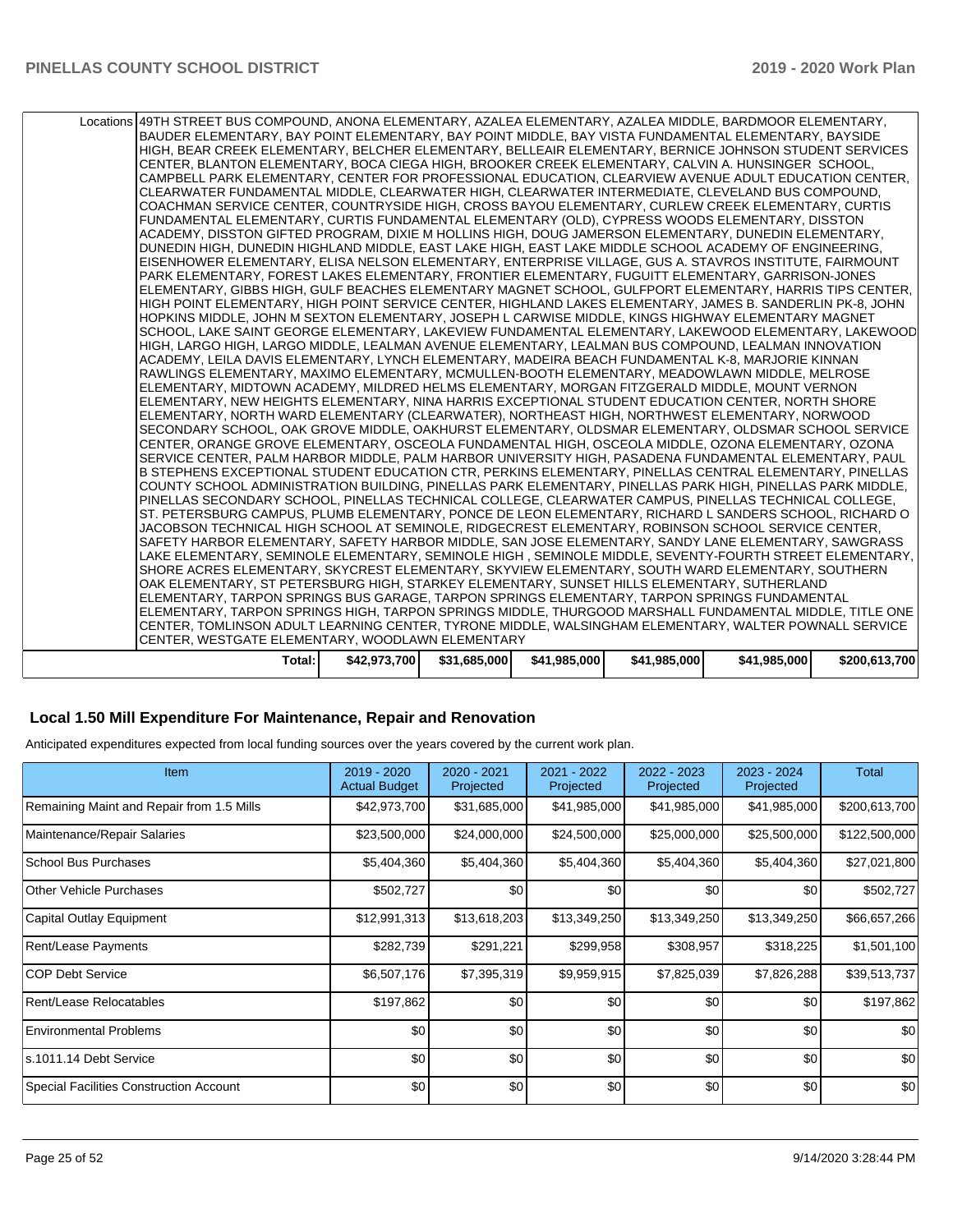| | | | | | | |
|---|---|---|---|---|---|---|
| Locations | 49TH STREET BUS COMPOUND, ANONA ELEMENTARY, AZALEA ELEMENTARY, AZALEA MIDDLE, BARDMOOR ELEMENTARY, BAUDER ELEMENTARY, BAY POINT ELEMENTARY, BAY POINT MIDDLE, BAY VISTA FUNDAMENTAL ELEMENTARY, BAYSIDE HIGH, BEAR CREEK ELEMENTARY, BELCHER ELEMENTARY, BELLEAIR ELEMENTARY, BERNICE JOHNSON STUDENT SERVICES CENTER, BLANTON ELEMENTARY, BOCA CIEGA HIGH, BROOKER CREEK ELEMENTARY, CALVIN A. HUNSINGER SCHOOL, CAMPBELL PARK ELEMENTARY, CENTER FOR PROFESSIONAL EDUCATION, CLEARVIEW AVENUE ADULT EDUCATION CENTER, CLEARWATER FUNDAMENTAL MIDDLE, CLEARWATER HIGH, CLEARWATER INTERMEDIATE, CLEVELAND BUS COMPOUND, COACHMAN SERVICE CENTER, COUNTRYSIDE HIGH, CROSS BAYOU ELEMENTARY, CURLEW CREEK ELEMENTARY, CURTIS FUNDAMENTAL ELEMENTARY, CURTIS FUNDAMENTAL ELEMENTARY (OLD), CYPRESS WOODS ELEMENTARY, DISSTON ACADEMY, DISSTON GIFTED PROGRAM, DIXIE M HOLLINS HIGH, DOUG JAMERSON ELEMENTARY, DUNEDIN ELEMENTARY, DUNEDIN HIGH, DUNEDIN HIGHLAND MIDDLE, EAST LAKE HIGH, EAST LAKE MIDDLE SCHOOL ACADEMY OF ENGINEERING, EISENHOWER ELEMENTARY, ELISA NELSON ELEMENTARY, ENTERPRISE VILLAGE, GUS A. STAVROS INSTITUTE, FAIRMOUNT PARK ELEMENTARY, FOREST LAKES ELEMENTARY, FRONTIER ELEMENTARY, FUGUITT ELEMENTARY, GARRISON-JONES ELEMENTARY, GIBBS HIGH, GULF BEACHES ELEMENTARY MAGNET SCHOOL, GULFPORT ELEMENTARY, HARRIS TIPS CENTER, HIGH POINT ELEMENTARY, HIGH POINT SERVICE CENTER, HIGHLAND LAKES ELEMENTARY, JAMES B. SANDERLIN PK-8, JOHN HOPKINS MIDDLE, JOHN M SEXTON ELEMENTARY, JOSEPH L CARWISE MIDDLE, KINGS HIGHWAY ELEMENTARY MAGNET SCHOOL, LAKE SAINT GEORGE ELEMENTARY, LAKEVIEW FUNDAMENTAL ELEMENTARY, LAKEWOOD ELEMENTARY, LAKEWOOD HIGH, LARGO HIGH, LARGO MIDDLE, LEALMAN AVENUE ELEMENTARY, LEALMAN BUS COMPOUND, LEALMAN INNOVATION ACADEMY, LEILA DAVIS ELEMENTARY, LYNCH ELEMENTARY, MADEIRA BEACH FUNDAMENTAL K-8, MARJORIE KINNAN RAWLINGS ELEMENTARY, MAXIMO ELEMENTARY, MCMULLEN-BOOTH ELEMENTARY, MEADOWLAWN MIDDLE, MELROSE ELEMENTARY, MIDTOWN ACADEMY, MILDRED HELMS ELEMENTARY, MORGAN FITZGERALD MIDDLE, MOUNT VERNON ELEMENTARY, NEW HEIGHTS ELEMENTARY, NINA HARRIS EXCEPTIONAL STUDENT EDUCATION CENTER, NORTH SHORE ELEMENTARY, NORTH WARD ELEMENTARY (CLEARWATER), NORTHEAST HIGH, NORTHWEST ELEMENTARY, NORWOOD SECONDARY SCHOOL, OAK GROVE MIDDLE, OAKHURST ELEMENTARY, OLDSMAR ELEMENTARY, OLDSMAR SCHOOL SERVICE CENTER, ORANGE GROVE ELEMENTARY, OSCEOLA FUNDAMENTAL HIGH, OSCEOLA MIDDLE, OZONA ELEMENTARY, OZONA SERVICE CENTER, PALM HARBOR MIDDLE, PALM HARBOR UNIVERSITY HIGH, PASADENA FUNDAMENTAL ELEMENTARY, PAUL B STEPHENS EXCEPTIONAL STUDENT EDUCATION CTR, PERKINS ELEMENTARY, PINELLAS CENTRAL ELEMENTARY, PINELLAS COUNTY SCHOOL ADMINISTRATION BUILDING, PINELLAS PARK ELEMENTARY, PINELLAS PARK HIGH, PINELLAS PARK MIDDLE, PINELLAS SECONDARY SCHOOL, PINELLAS TECHNICAL COLLEGE, CLEARWATER CAMPUS, PINELLAS TECHNICAL COLLEGE, ST. PETERSBURG CAMPUS, PLUMB ELEMENTARY, PONCE DE LEON ELEMENTARY, RICHARD L SANDERS SCHOOL, RICHARD O JACOBSON TECHNICAL HIGH SCHOOL AT SEMINOLE, RIDGECREST ELEMENTARY, ROBINSON SCHOOL SERVICE CENTER, SAFETY HARBOR ELEMENTARY, SAFETY HARBOR MIDDLE, SAN JOSE ELEMENTARY, SANDY LANE ELEMENTARY, SAWGRASS LAKE ELEMENTARY, SEMINOLE ELEMENTARY, SEMINOLE HIGH , SEMINOLE MIDDLE, SEVENTY-FOURTH STREET ELEMENTARY, SHORE ACRES ELEMENTARY, SKYCREST ELEMENTARY, SKYVIEW ELEMENTARY, SOUTH WARD ELEMENTARY, SOUTHERN OAK ELEMENTARY, ST PETERSBURG HIGH, STARKEY ELEMENTARY, SUNSET HILLS ELEMENTARY, SUTHERLAND ELEMENTARY, TARPON SPRINGS BUS GARAGE, TARPON SPRINGS ELEMENTARY, TARPON SPRINGS FUNDAMENTAL ELEMENTARY, TARPON SPRINGS HIGH, TARPON SPRINGS MIDDLE, THURGOOD MARSHALL FUNDAMENTAL MIDDLE, TITLE ONE CENTER, TOMLINSON ADULT LEARNING CENTER, TYRONE MIDDLE, WALSINGHAM ELEMENTARY, WALTER POWNALL SERVICE CENTER, WESTGATE ELEMENTARY, WOODLAWN ELEMENTARY | | | | | |
| | **Total:** | **$42,973,700** | **$31,685,000** | **$41,985,000** | **$41,985,000** | **$41,985,000** | **$200,613,700** |

## Local 1.50 Mill Expenditure For Maintenance, Repair and Renovation

Anticipated expenditures expected from local funding sources over the years covered by the current work plan.

| Item | 2019 - 2020 Actual Budget | 2020 - 2021 Projected | 2021 - 2022 Projected | 2022 - 2023 Projected | 2023 - 2024 Projected | Total |
|---|---|---|---|---|---|---|
| Remaining Maint and Repair from 1.5 Mills | $42,973,700 | $31,685,000 | $41,985,000 | $41,985,000 | $41,985,000 | $200,613,700 |
| Maintenance/Repair Salaries | $23,500,000 | $24,000,000 | $24,500,000 | $25,000,000 | $25,500,000 | $122,500,000 |
| School Bus Purchases | $5,404,360 | $5,404,360 | $5,404,360 | $5,404,360 | $5,404,360 | $27,021,800 |
| Other Vehicle Purchases | $502,727 | $0 | $0 | $0 | $0 | $502,727 |
| Capital Outlay Equipment | $12,991,313 | $13,618,203 | $13,349,250 | $13,349,250 | $13,349,250 | $66,657,266 |
| Rent/Lease Payments | $282,739 | $291,221 | $299,958 | $308,957 | $318,225 | $1,501,100 |
| COP Debt Service | $6,507,176 | $7,395,319 | $9,959,915 | $7,825,039 | $7,826,288 | $39,513,737 |
| Rent/Lease Relocatables | $197,862 | $0 | $0 | $0 | $0 | $197,862 |
| Environmental Problems | $0 | $0 | $0 | $0 | $0 | $0 |
| s.1011.14 Debt Service | $0 | $0 | $0 | $0 | $0 | $0 |
| Special Facilities Construction Account | $0 | $0 | $0 | $0 | $0 | $0 |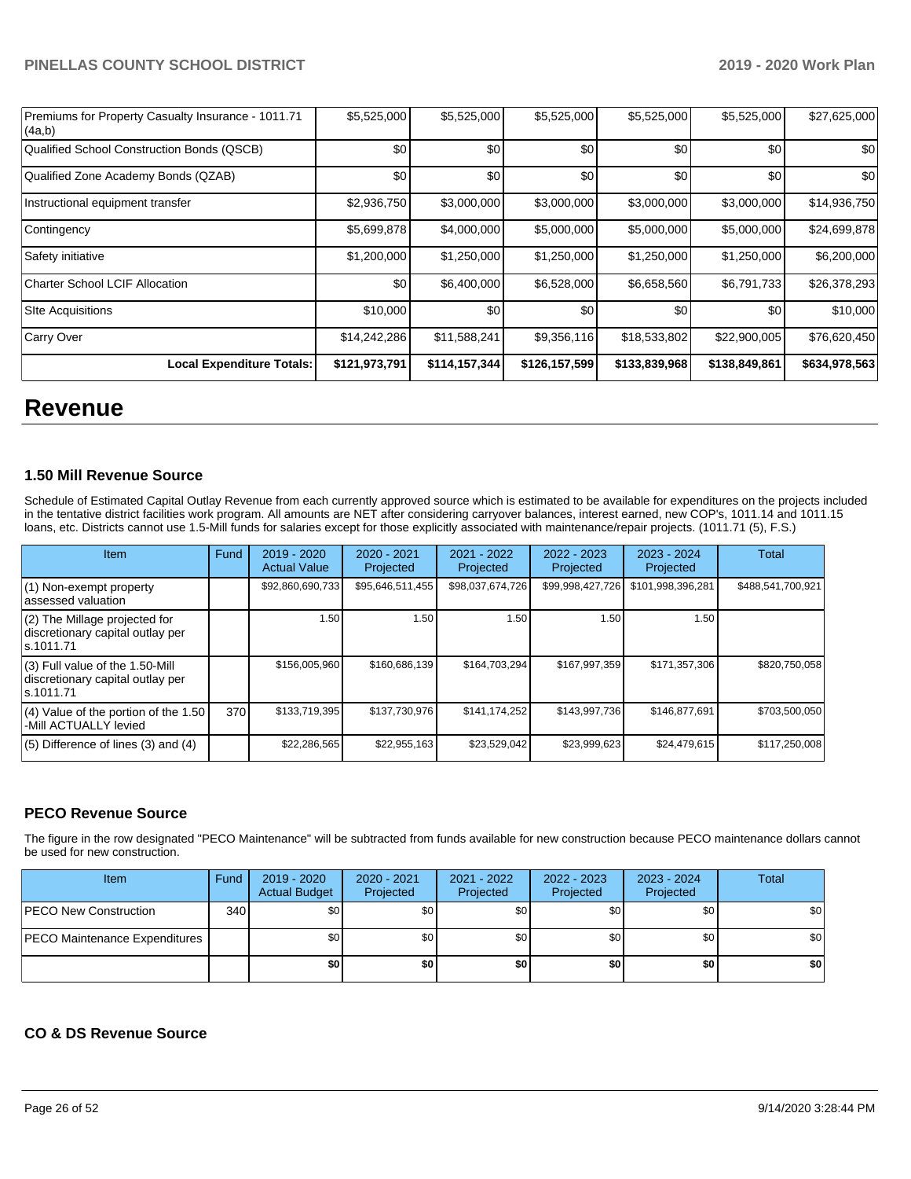| | | | | | | |
|---|---|---|---|---|---|---|
| Premiums for Property Casualty Insurance - 1011.71 (4a,b) | $5,525,000 | $5,525,000 | $5,525,000 | $5,525,000 | $5,525,000 | $27,625,000 |
| Qualified School Construction Bonds (QSCB) | $0 | $0 | $0 | $0 | $0 | $0 |
| Qualified Zone Academy Bonds (QZAB) | $0 | $0 | $0 | $0 | $0 | $0 |
| Instructional equipment transfer | $2,936,750 | $3,000,000 | $3,000,000 | $3,000,000 | $3,000,000 | $14,936,750 |
| Contingency | $5,699,878 | $4,000,000 | $5,000,000 | $5,000,000 | $5,000,000 | $24,699,878 |
| Safety initiative | $1,200,000 | $1,250,000 | $1,250,000 | $1,250,000 | $1,250,000 | $6,200,000 |
| Charter School LCIF Allocation | $0 | $6,400,000 | $6,528,000 | $6,658,560 | $6,791,733 | $26,378,293 |
| SIte Acquisitions | $10,000 | $0 | $0 | $0 | $0 | $10,000 |
| Carry Over | $14,242,286 | $11,588,241 | $9,356,116 | $18,533,802 | $22,900,005 | $76,620,450 |
| **Local Expenditure Totals:** | **$121,973,791** | **$114,157,344** | **$126,157,599** | **$133,839,968** | **$138,849,861** | **$634,978,563** |

# Revenue

### 1.50 Mill Revenue Source

Schedule of Estimated Capital Outlay Revenue from each currently approved source which is estimated to be available for expenditures on the projects included in the tentative district facilities work program. All amounts are NET after considering carryover balances, interest earned, new COP's, 1011.14 and 1011.15 loans, etc. Districts cannot use 1.5-Mill funds for salaries except for those explicitly associated with maintenance/repair projects. (1011.71 (5), F.S.)

| Item | Fund | 2019 - 2020 Actual Value | 2020 - 2021 Projected | 2021 - 2022 Projected | 2022 - 2023 Projected | 2023 - 2024 Projected | Total |
|---|---|---|---|---|---|---|---|
| (1) Non-exempt property assessed valuation | | $92,860,690,733 | $95,646,511,455 | $98,037,674,726 | $99,998,427,726 | $101,998,396,281 | $488,541,700,921 |
| (2) The Millage projected for discretionary capital outlay per s.1011.71 | | 1.50 | 1.50 | 1.50 | 1.50 | 1.50 | |
| (3) Full value of the 1.50-Mill discretionary capital outlay per s.1011.71 | | $156,005,960 | $160,686,139 | $164,703,294 | $167,997,359 | $171,357,306 | $820,750,058 |
| (4) Value of the portion of the 1.50 -Mill ACTUALLY levied | 370 | $133,719,395 | $137,730,976 | $141,174,252 | $143,997,736 | $146,877,691 | $703,500,050 |
| (5) Difference of lines (3) and (4) | | $22,286,565 | $22,955,163 | $23,529,042 | $23,999,623 | $24,479,615 | $117,250,008 |

### PECO Revenue Source

The figure in the row designated "PECO Maintenance" will be subtracted from funds available for new construction because PECO maintenance dollars cannot be used for new construction.

| Item | Fund | 2019 - 2020 Actual Budget | 2020 - 2021 Projected | 2021 - 2022 Projected | 2022 - 2023 Projected | 2023 - 2024 Projected | Total |
|---|---|---|---|---|---|---|---|
| PECO New Construction | 340 | $0 | $0 | $0 | $0 | $0 | $0 |
| PECO Maintenance Expenditures | | $0 | $0 | $0 | $0 | $0 | $0 |
| | | **$0** | **$0** | **$0** | **$0** | **$0** | **$0** |

### CO & DS Revenue Source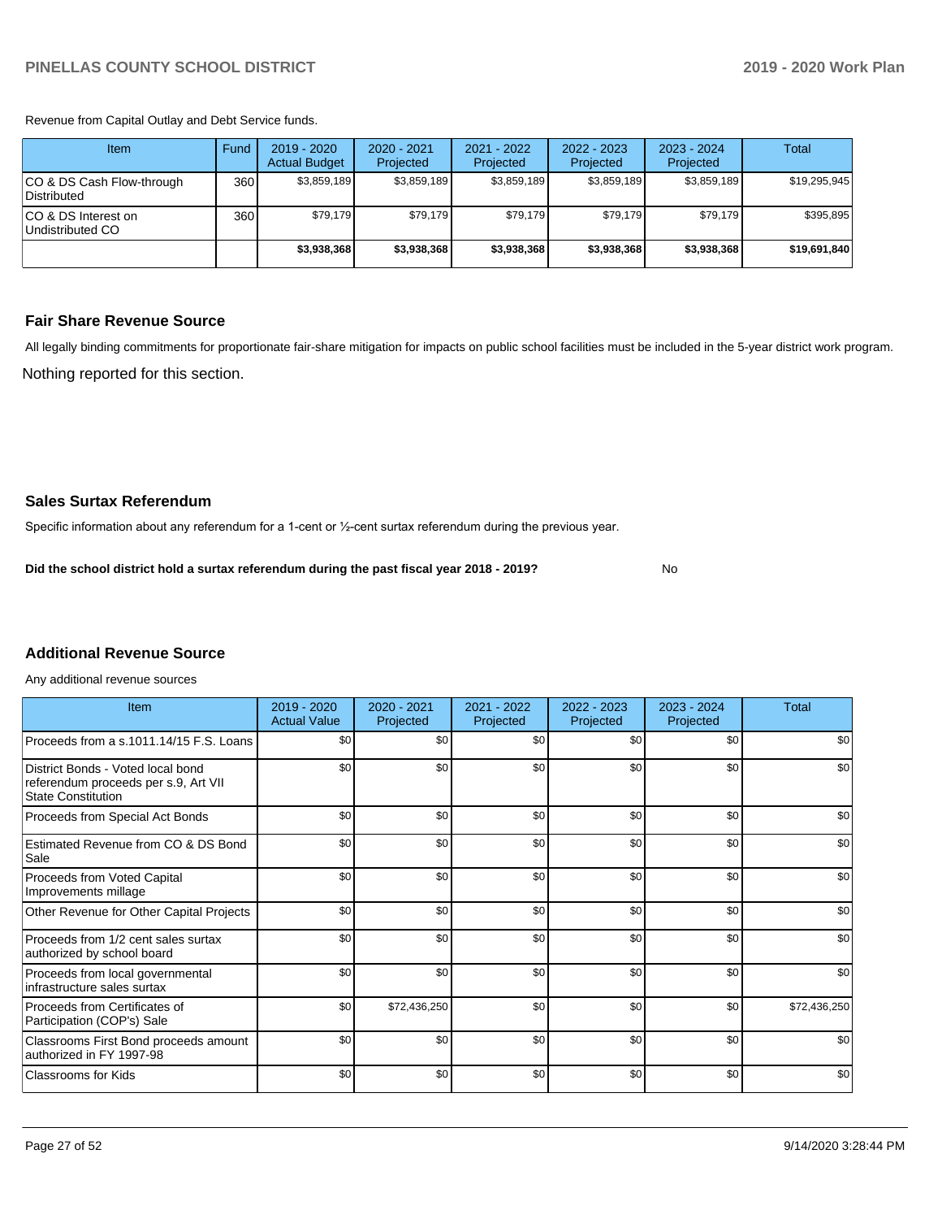Revenue from Capital Outlay and Debt Service funds.

| Item | Fund | 2019 - 2020 Actual Budget | 2020 - 2021 Projected | 2021 - 2022 Projected | 2022 - 2023 Projected | 2023 - 2024 Projected | Total |
|---|---|---|---|---|---|---|---|
| CO & DS Cash Flow-through Distributed | 360 | $3,859,189 | $3,859,189 | $3,859,189 | $3,859,189 | $3,859,189 | $19,295,945 |
| CO & DS Interest on Undistributed CO | 360 | $79,179 | $79,179 | $79,179 | $79,179 | $79,179 | $395,895 |
| | | **$3,938,368** | **$3,938,368** | **$3,938,368** | **$3,938,368** | **$3,938,368** | **$19,691,840** |

### Fair Share Revenue Source

All legally binding commitments for proportionate fair-share mitigation for impacts on public school facilities must be included in the 5-year district work program.

Nothing reported for this section.

### Sales Surtax Referendum

Specific information about any referendum for a 1-cent or ½-cent surtax referendum during the previous year.

**Did the school district hold a surtax referendum during the past fiscal year 2018 - 2019?** No

### Additional Revenue Source

Any additional revenue sources

| Item | 2019 - 2020 Actual Value | 2020 - 2021 Projected | 2021 - 2022 Projected | 2022 - 2023 Projected | 2023 - 2024 Projected | Total |
|---|---|---|---|---|---|---|
| Proceeds from a s.1011.14/15 F.S. Loans | $0 | $0 | $0 | $0 | $0 | $0 |
| District Bonds - Voted local bond referendum proceeds per s.9, Art VII State Constitution | $0 | $0 | $0 | $0 | $0 | $0 |
| Proceeds from Special Act Bonds | $0 | $0 | $0 | $0 | $0 | $0 |
| Estimated Revenue from CO & DS Bond Sale | $0 | $0 | $0 | $0 | $0 | $0 |
| Proceeds from Voted Capital Improvements millage | $0 | $0 | $0 | $0 | $0 | $0 |
| Other Revenue for Other Capital Projects | $0 | $0 | $0 | $0 | $0 | $0 |
| Proceeds from 1/2 cent sales surtax authorized by school board | $0 | $0 | $0 | $0 | $0 | $0 |
| Proceeds from local governmental infrastructure sales surtax | $0 | $0 | $0 | $0 | $0 | $0 |
| Proceeds from Certificates of Participation (COP's) Sale | $0 | $72,436,250 | $0 | $0 | $0 | $72,436,250 |
| Classrooms First Bond proceeds amount authorized in FY 1997-98 | $0 | $0 | $0 | $0 | $0 | $0 |
| Classrooms for Kids | $0 | $0 | $0 | $0 | $0 | $0 |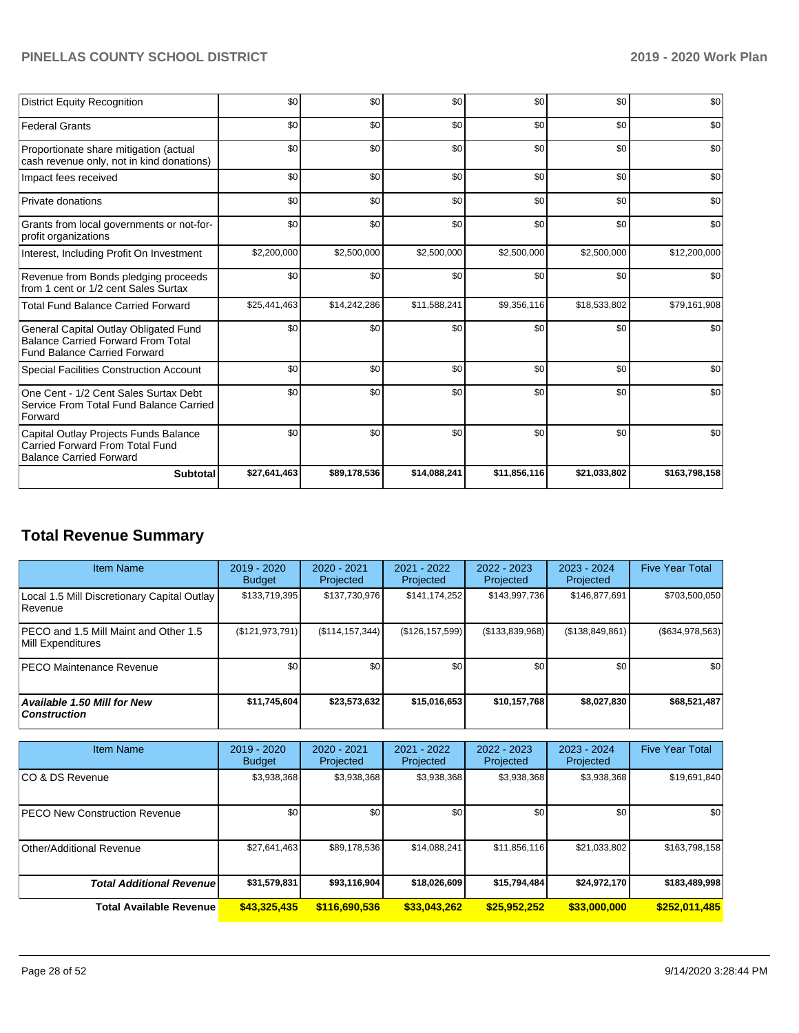| | | | | | | |
|---|---|---|---|---|---|---|
| District Equity Recognition | $0 | $0 | $0 | $0 | $0 | $0 |
| Federal Grants | $0 | $0 | $0 | $0 | $0 | $0 |
| Proportionate share mitigation (actual cash revenue only, not in kind donations) | $0 | $0 | $0 | $0 | $0 | $0 |
| Impact fees received | $0 | $0 | $0 | $0 | $0 | $0 |
| Private donations | $0 | $0 | $0 | $0 | $0 | $0 |
| Grants from local governments or not-for-profit organizations | $0 | $0 | $0 | $0 | $0 | $0 |
| Interest, Including Profit On Investment | $2,200,000 | $2,500,000 | $2,500,000 | $2,500,000 | $2,500,000 | $12,200,000 |
| Revenue from Bonds pledging proceeds from 1 cent or 1/2 cent Sales Surtax | $0 | $0 | $0 | $0 | $0 | $0 |
| Total Fund Balance Carried Forward | $25,441,463 | $14,242,286 | $11,588,241 | $9,356,116 | $18,533,802 | $79,161,908 |
| General Capital Outlay Obligated Fund Balance Carried Forward From Total Fund Balance Carried Forward | $0 | $0 | $0 | $0 | $0 | $0 |
| Special Facilities Construction Account | $0 | $0 | $0 | $0 | $0 | $0 |
| One Cent - 1/2 Cent Sales Surtax Debt Service From Total Fund Balance Carried Forward | $0 | $0 | $0 | $0 | $0 | $0 |
| Capital Outlay Projects Funds Balance Carried Forward From Total Fund Balance Carried Forward | $0 | $0 | $0 | $0 | $0 | $0 |
| **Subtotal** | **$27,641,463** | **$89,178,536** | **$14,088,241** | **$11,856,116** | **$21,033,802** | **$163,798,158** |

## Total Revenue Summary

| Item Name | 2019 - 2020 Budget | 2020 - 2021 Projected | 2021 - 2022 Projected | 2022 - 2023 Projected | 2023 - 2024 Projected | Five Year Total |
|---|---|---|---|---|---|---|
| Local 1.5 Mill Discretionary Capital Outlay Revenue | $133,719,395 | $137,730,976 | $141,174,252 | $143,997,736 | $146,877,691 | $703,500,050 |
| PECO and 1.5 Mill Maint and Other 1.5 Mill Expenditures | ($121,973,791) | ($114,157,344) | ($126,157,599) | ($133,839,968) | ($138,849,861) | ($634,978,563) |
| PECO Maintenance Revenue | $0 | $0 | $0 | $0 | $0 | $0 |
| ***Available 1.50 Mill for New Construction*** | **$11,745,604** | **$23,573,632** | **$15,016,653** | **$10,157,768** | **$8,027,830** | **$68,521,487** |

| Item Name | 2019 - 2020 Budget | 2020 - 2021 Projected | 2021 - 2022 Projected | 2022 - 2023 Projected | 2023 - 2024 Projected | Five Year Total |
|---|---|---|---|---|---|---|
| CO & DS Revenue | $3,938,368 | $3,938,368 | $3,938,368 | $3,938,368 | $3,938,368 | $19,691,840 |
| PECO New Construction Revenue | $0 | $0 | $0 | $0 | $0 | $0 |
| Other/Additional Revenue | $27,641,463 | $89,178,536 | $14,088,241 | $11,856,116 | $21,033,802 | $163,798,158 |
| ***Total Additional Revenue*** | **$31,579,831** | **$93,116,904** | **$18,026,609** | **$15,794,484** | **$24,972,170** | **$183,489,998** |
| **Total Available Revenue** | **$43,325,435** | **$116,690,536** | **$33,043,262** | **$25,952,252** | **$33,000,000** | **$252,011,485** |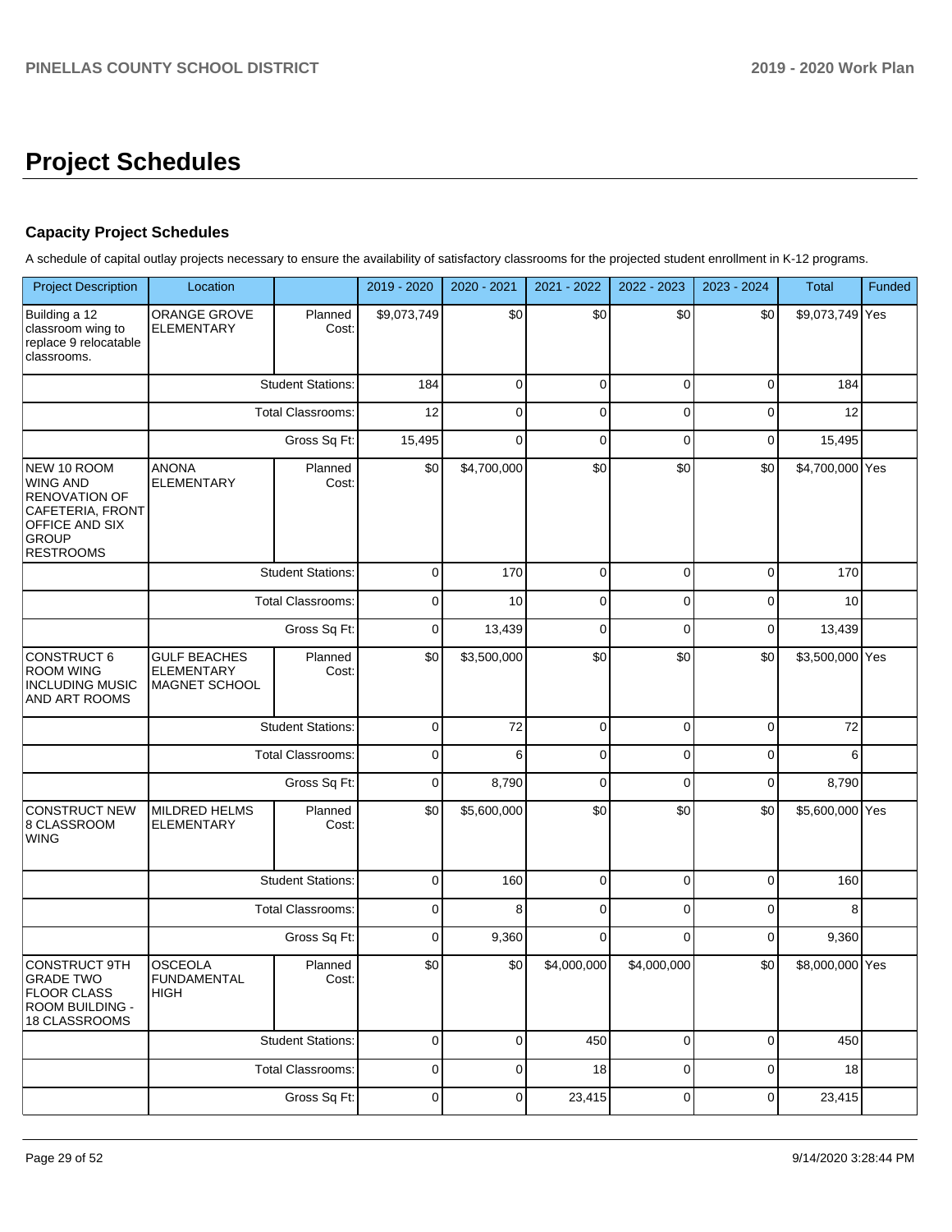# Project Schedules

### Capacity Project Schedules

A schedule of capital outlay projects necessary to ensure the availability of satisfactory classrooms for the projected student enrollment in K-12 programs.

| Project Description | Location | | 2019 - 2020 | 2020 - 2021 | 2021 - 2022 | 2022 - 2023 | 2023 - 2024 | Total | Funded |
|---|---|---|---|---|---|---|---|---|---|
| Building a 12 classroom wing to replace 9 relocatable classrooms. | ORANGE GROVE ELEMENTARY | Planned Cost: | $9,073,749 | $0 | $0 | $0 | $0 | $9,073,749 | Yes |
| | | Student Stations: | 184 | 0 | 0 | 0 | 0 | 184 | |
| | | Total Classrooms: | 12 | 0 | 0 | 0 | 0 | 12 | |
| | | Gross Sq Ft: | 15,495 | 0 | 0 | 0 | 0 | 15,495 | |
| NEW 10 ROOM WING AND RENOVATION OF CAFETERIA, FRONT OFFICE AND SIX GROUP RESTROOMS | ANONA ELEMENTARY | Planned Cost: | $0 | $4,700,000 | $0 | $0 | $0 | $4,700,000 | Yes |
| | | Student Stations: | 0 | 170 | 0 | 0 | 0 | 170 | |
| | | Total Classrooms: | 0 | 10 | 0 | 0 | 0 | 10 | |
| | | Gross Sq Ft: | 0 | 13,439 | 0 | 0 | 0 | 13,439 | |
| CONSTRUCT 6 ROOM WING INCLUDING MUSIC AND ART ROOMS | GULF BEACHES ELEMENTARY MAGNET SCHOOL | Planned Cost: | $0 | $3,500,000 | $0 | $0 | $0 | $3,500,000 | Yes |
| | | Student Stations: | 0 | 72 | 0 | 0 | 0 | 72 | |
| | | Total Classrooms: | 0 | 6 | 0 | 0 | 0 | 6 | |
| | | Gross Sq Ft: | 0 | 8,790 | 0 | 0 | 0 | 8,790 | |
| CONSTRUCT NEW 8 CLASSROOM WING | MILDRED HELMS ELEMENTARY | Planned Cost: | $0 | $5,600,000 | $0 | $0 | $0 | $5,600,000 | Yes |
| | | Student Stations: | 0 | 160 | 0 | 0 | 0 | 160 | |
| | | Total Classrooms: | 0 | 8 | 0 | 0 | 0 | 8 | |
| | | Gross Sq Ft: | 0 | 9,360 | 0 | 0 | 0 | 9,360 | |
| CONSTRUCT 9TH GRADE TWO FLOOR CLASS ROOM BUILDING - 18 CLASSROOMS | OSCEOLA FUNDAMENTAL HIGH | Planned Cost: | $0 | $0 | $4,000,000 | $4,000,000 | $0 | $8,000,000 | Yes |
| | | Student Stations: | 0 | 0 | 450 | 0 | 0 | 450 | |
| | | Total Classrooms: | 0 | 0 | 18 | 0 | 0 | 18 | |
| | | Gross Sq Ft: | 0 | 0 | 23,415 | 0 | 0 | 23,415 | |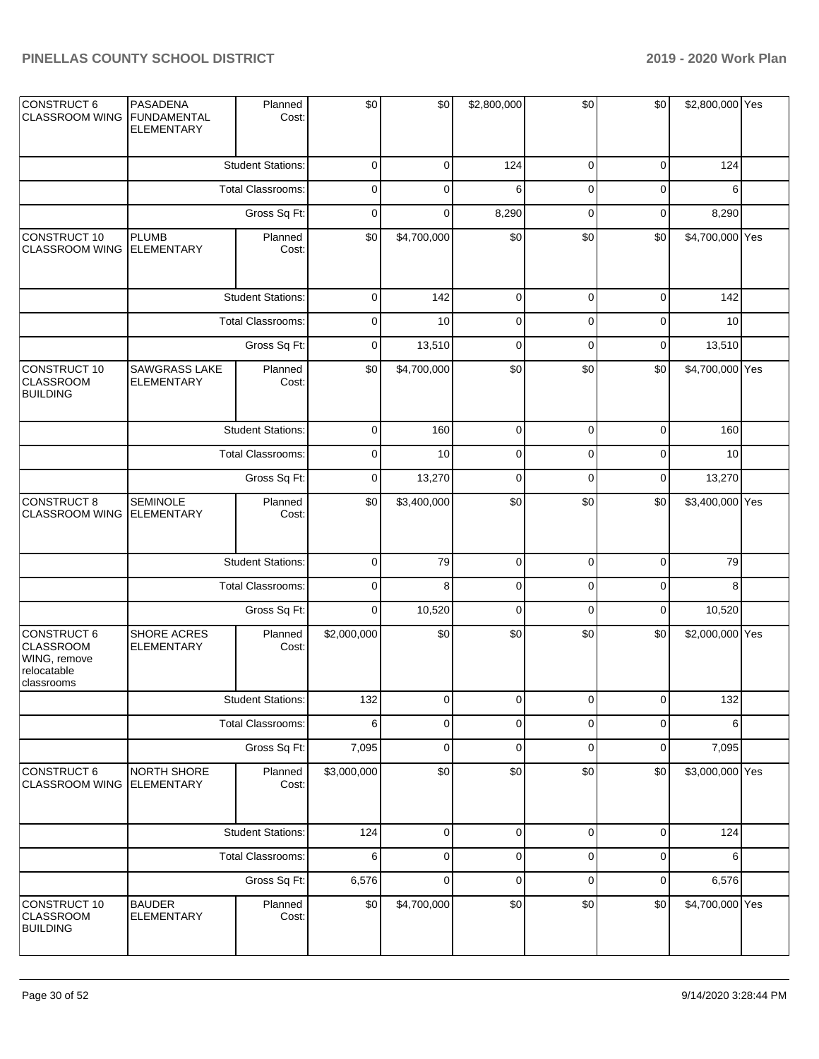| | | | | | | | | | |
|---|---|---|---|---|---|---|---|---|---|
| CONSTRUCT 6 CLASSROOM WING | PASADENA FUNDAMENTAL ELEMENTARY | Planned Cost: | $0 | $0 | $2,800,000 | $0 | $0 | $2,800,000 | Yes |
| | | Student Stations: | 0 | 0 | 124 | 0 | 0 | 124 | |
| | | Total Classrooms: | 0 | 0 | 6 | 0 | 0 | 6 | |
| | | Gross Sq Ft: | 0 | 0 | 8,290 | 0 | 0 | 8,290 | |
| CONSTRUCT 10 CLASSROOM WING | PLUMB ELEMENTARY | Planned Cost: | $0 | $4,700,000 | $0 | $0 | $0 | $4,700,000 | Yes |
| | | Student Stations: | 0 | 142 | 0 | 0 | 0 | 142 | |
| | | Total Classrooms: | 0 | 10 | 0 | 0 | 0 | 10 | |
| | | Gross Sq Ft: | 0 | 13,510 | 0 | 0 | 0 | 13,510 | |
| CONSTRUCT 10 CLASSROOM BUILDING | SAWGRASS LAKE ELEMENTARY | Planned Cost: | $0 | $4,700,000 | $0 | $0 | $0 | $4,700,000 | Yes |
| | | Student Stations: | 0 | 160 | 0 | 0 | 0 | 160 | |
| | | Total Classrooms: | 0 | 10 | 0 | 0 | 0 | 10 | |
| | | Gross Sq Ft: | 0 | 13,270 | 0 | 0 | 0 | 13,270 | |
| CONSTRUCT 8 CLASSROOM WING | SEMINOLE ELEMENTARY | Planned Cost: | $0 | $3,400,000 | $0 | $0 | $0 | $3,400,000 | Yes |
| | | Student Stations: | 0 | 79 | 0 | 0 | 0 | 79 | |
| | | Total Classrooms: | 0 | 8 | 0 | 0 | 0 | 8 | |
| | | Gross Sq Ft: | 0 | 10,520 | 0 | 0 | 0 | 10,520 | |
| CONSTRUCT 6 CLASSROOM WING, remove relocatable classrooms | SHORE ACRES ELEMENTARY | Planned Cost: | $2,000,000 | $0 | $0 | $0 | $0 | $2,000,000 | Yes |
| | | Student Stations: | 132 | 0 | 0 | 0 | 0 | 132 | |
| | | Total Classrooms: | 6 | 0 | 0 | 0 | 0 | 6 | |
| | | Gross Sq Ft: | 7,095 | 0 | 0 | 0 | 0 | 7,095 | |
| CONSTRUCT 6 CLASSROOM WING | NORTH SHORE ELEMENTARY | Planned Cost: | $3,000,000 | $0 | $0 | $0 | $0 | $3,000,000 | Yes |
| | | Student Stations: | 124 | 0 | 0 | 0 | 0 | 124 | |
| | | Total Classrooms: | 6 | 0 | 0 | 0 | 0 | 6 | |
| | | Gross Sq Ft: | 6,576 | 0 | 0 | 0 | 0 | 6,576 | |
| CONSTRUCT 10 CLASSROOM BUILDING | BAUDER ELEMENTARY | Planned Cost: | $0 | $4,700,000 | $0 | $0 | $0 | $4,700,000 | Yes |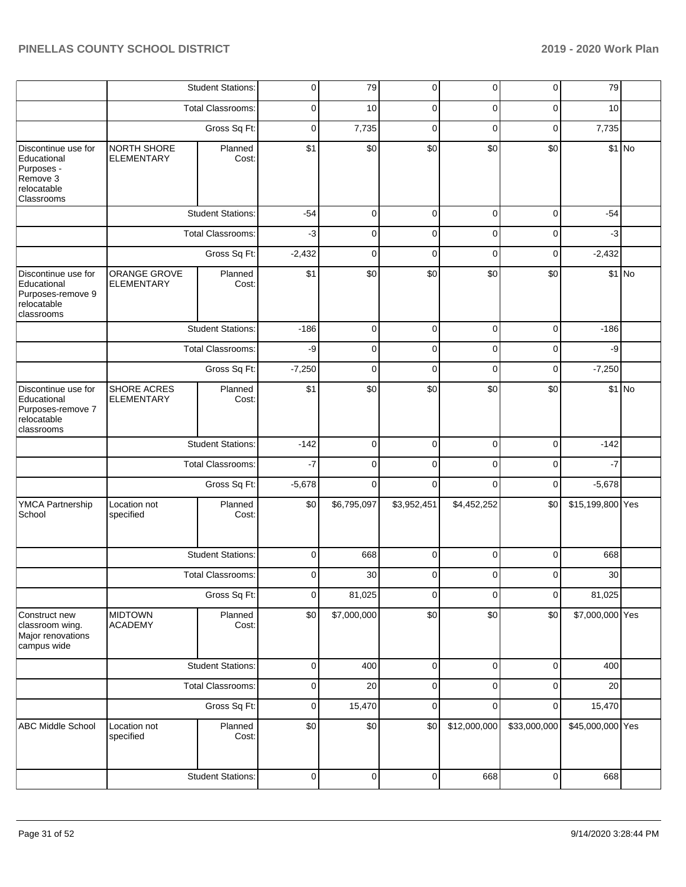| | | Student Stations: | 0 | 79 | 0 | 0 | 0 | 79 | |
|---|---|---|---|---|---|---|---|---|---|
| | | Total Classrooms: | 0 | 10 | 0 | 0 | 0 | 10 | |
| | | Gross Sq Ft: | 0 | 7,735 | 0 | 0 | 0 | 7,735 | |
| Discontinue use for Educational Purposes - Remove 3 relocatable Classrooms | NORTH SHORE ELEMENTARY | Planned Cost: | $1 | $0 | $0 | $0 | $0 | $1 | No |
| | | Student Stations: | -54 | 0 | 0 | 0 | 0 | -54 | |
| | | Total Classrooms: | -3 | 0 | 0 | 0 | 0 | -3 | |
| | | Gross Sq Ft: | -2,432 | 0 | 0 | 0 | 0 | -2,432 | |
| Discontinue use for Educational Purposes-remove 9 relocatable classrooms | ORANGE GROVE ELEMENTARY | Planned Cost: | $1 | $0 | $0 | $0 | $0 | $1 | No |
| | | Student Stations: | -186 | 0 | 0 | 0 | 0 | -186 | |
| | | Total Classrooms: | -9 | 0 | 0 | 0 | 0 | -9 | |
| | | Gross Sq Ft: | -7,250 | 0 | 0 | 0 | 0 | -7,250 | |
| Discontinue use for Educational Purposes-remove 7 relocatable classrooms | SHORE ACRES ELEMENTARY | Planned Cost: | $1 | $0 | $0 | $0 | $0 | $1 | No |
| | | Student Stations: | -142 | 0 | 0 | 0 | 0 | -142 | |
| | | Total Classrooms: | -7 | 0 | 0 | 0 | 0 | -7 | |
| | | Gross Sq Ft: | -5,678 | 0 | 0 | 0 | 0 | -5,678 | |
| YMCA Partnership School | Location not specified | Planned Cost: | $0 | $6,795,097 | $3,952,451 | $4,452,252 | $0 | $15,199,800 | Yes |
| | | Student Stations: | 0 | 668 | 0 | 0 | 0 | 668 | |
| | | Total Classrooms: | 0 | 30 | 0 | 0 | 0 | 30 | |
| | | Gross Sq Ft: | 0 | 81,025 | 0 | 0 | 0 | 81,025 | |
| Construct new classroom wing. Major renovations campus wide | MIDTOWN ACADEMY | Planned Cost: | $0 | $7,000,000 | $0 | $0 | $0 | $7,000,000 | Yes |
| | | Student Stations: | 0 | 400 | 0 | 0 | 0 | 400 | |
| | | Total Classrooms: | 0 | 20 | 0 | 0 | 0 | 20 | |
| | | Gross Sq Ft: | 0 | 15,470 | 0 | 0 | 0 | 15,470 | |
| ABC Middle School | Location not specified | Planned Cost: | $0 | $0 | $0 | $12,000,000 | $33,000,000 | $45,000,000 | Yes |
| | | Student Stations: | 0 | 0 | 0 | 668 | 0 | 668 | |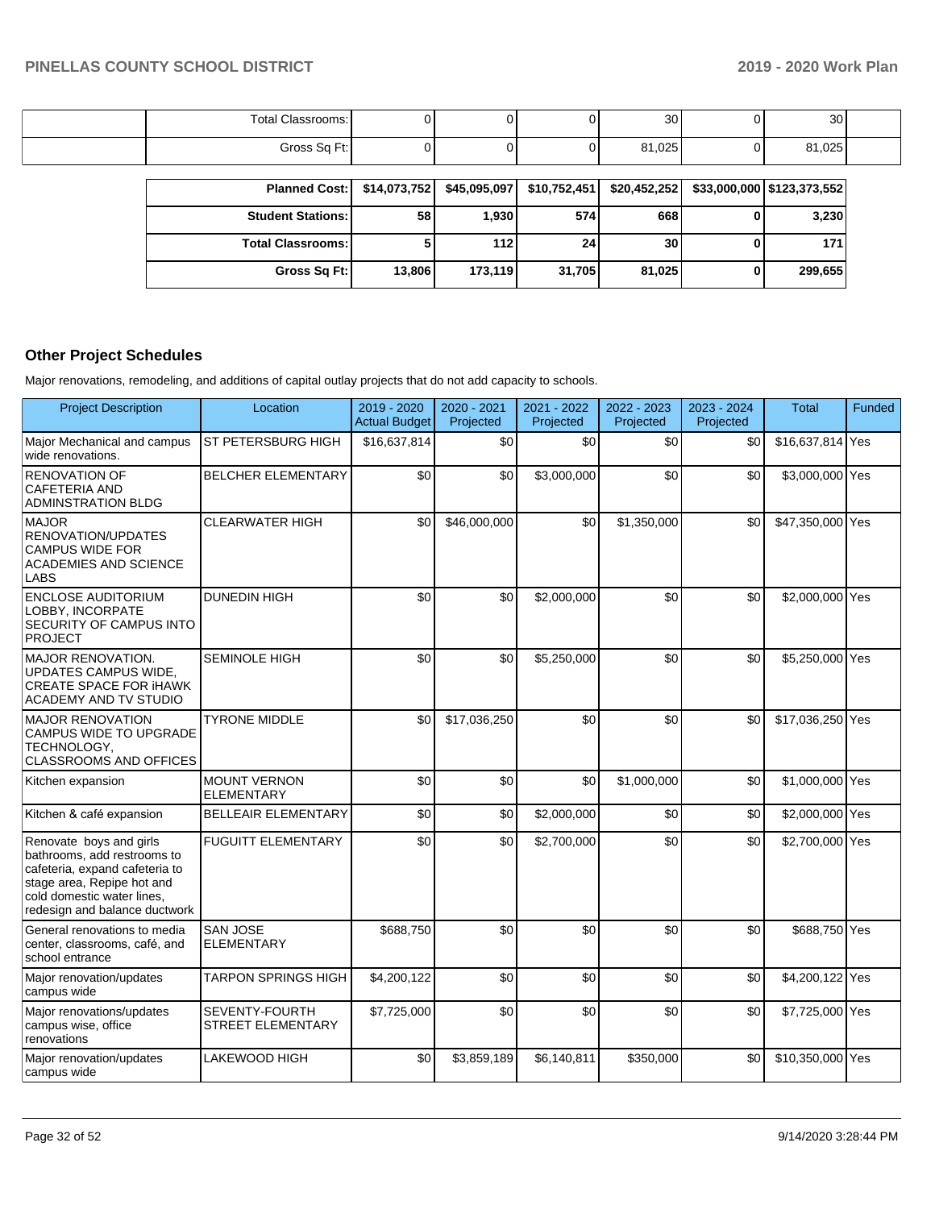| | | | | | | | |
|---|---|---|---|---|---|---|---|
| | Total Classrooms: | 0 | 0 | 0 | 30 | 0 | 30 |
| | Gross Sq Ft: | 0 | 0 | 0 | 81,025 | 0 | 81,025 |

| | | | | | | |
|---|---|---|---|---|---|---|
| **Planned Cost:** | **$14,073,752** | **$45,095,097** | **$10,752,451** | **$20,452,252** | **$33,000,000** | **$123,373,552** |
| **Student Stations:** | **58** | **1,930** | **574** | **668** | **0** | **3,230** |
| **Total Classrooms:** | **5** | **112** | **24** | **30** | **0** | **171** |
| **Gross Sq Ft:** | **13,806** | **173,119** | **31,705** | **81,025** | **0** | **299,655** |

## Other Project Schedules

Major renovations, remodeling, and additions of capital outlay projects that do not add capacity to schools.

| Project Description | Location | 2019 - 2020 Actual Budget | 2020 - 2021 Projected | 2021 - 2022 Projected | 2022 - 2023 Projected | 2023 - 2024 Projected | Total | Funded |
|---|---|---|---|---|---|---|---|---|
| Major Mechanical and campus wide renovations. | ST PETERSBURG HIGH | $16,637,814 | $0 | $0 | $0 | $0 | $16,637,814 | Yes |
| RENOVATION OF CAFETERIA AND ADMINSTRATION BLDG | BELCHER ELEMENTARY | $0 | $0 | $3,000,000 | $0 | $0 | $3,000,000 | Yes |
| MAJOR RENOVATION/UPDATES CAMPUS WIDE FOR ACADEMIES AND SCIENCE LABS | CLEARWATER HIGH | $0 | $46,000,000 | $0 | $1,350,000 | $0 | $47,350,000 | Yes |
| ENCLOSE AUDITORIUM LOBBY, INCORPATE SECURITY OF CAMPUS INTO PROJECT | DUNEDIN HIGH | $0 | $0 | $2,000,000 | $0 | $0 | $2,000,000 | Yes |
| MAJOR RENOVATION. UPDATES CAMPUS WIDE, CREATE SPACE FOR iHAWK ACADEMY AND TV STUDIO | SEMINOLE HIGH | $0 | $0 | $5,250,000 | $0 | $0 | $5,250,000 | Yes |
| MAJOR RENOVATION CAMPUS WIDE TO UPGRADE TECHNOLOGY, CLASSROOMS AND OFFICES | TYRONE MIDDLE | $0 | $17,036,250 | $0 | $0 | $0 | $17,036,250 | Yes |
| Kitchen expansion | MOUNT VERNON ELEMENTARY | $0 | $0 | $0 | $1,000,000 | $0 | $1,000,000 | Yes |
| Kitchen & café expansion | BELLEAIR ELEMENTARY | $0 | $0 | $2,000,000 | $0 | $0 | $2,000,000 | Yes |
| Renovate boys and girls bathrooms, add restrooms to cafeteria, expand cafeteria to stage area, Repipe hot and cold domestic water lines, redesign and balance ductwork | FUGUITT ELEMENTARY | $0 | $0 | $2,700,000 | $0 | $0 | $2,700,000 | Yes |
| General renovations to media center, classrooms, café, and school entrance | SAN JOSE ELEMENTARY | $688,750 | $0 | $0 | $0 | $0 | $688,750 | Yes |
| Major renovation/updates campus wide | TARPON SPRINGS HIGH | $4,200,122 | $0 | $0 | $0 | $0 | $4,200,122 | Yes |
| Major renovations/updates campus wise, office renovations | SEVENTY-FOURTH STREET ELEMENTARY | $7,725,000 | $0 | $0 | $0 | $0 | $7,725,000 | Yes |
| Major renovation/updates campus wide | LAKEWOOD HIGH | $0 | $3,859,189 | $6,140,811 | $350,000 | $0 | $10,350,000 | Yes |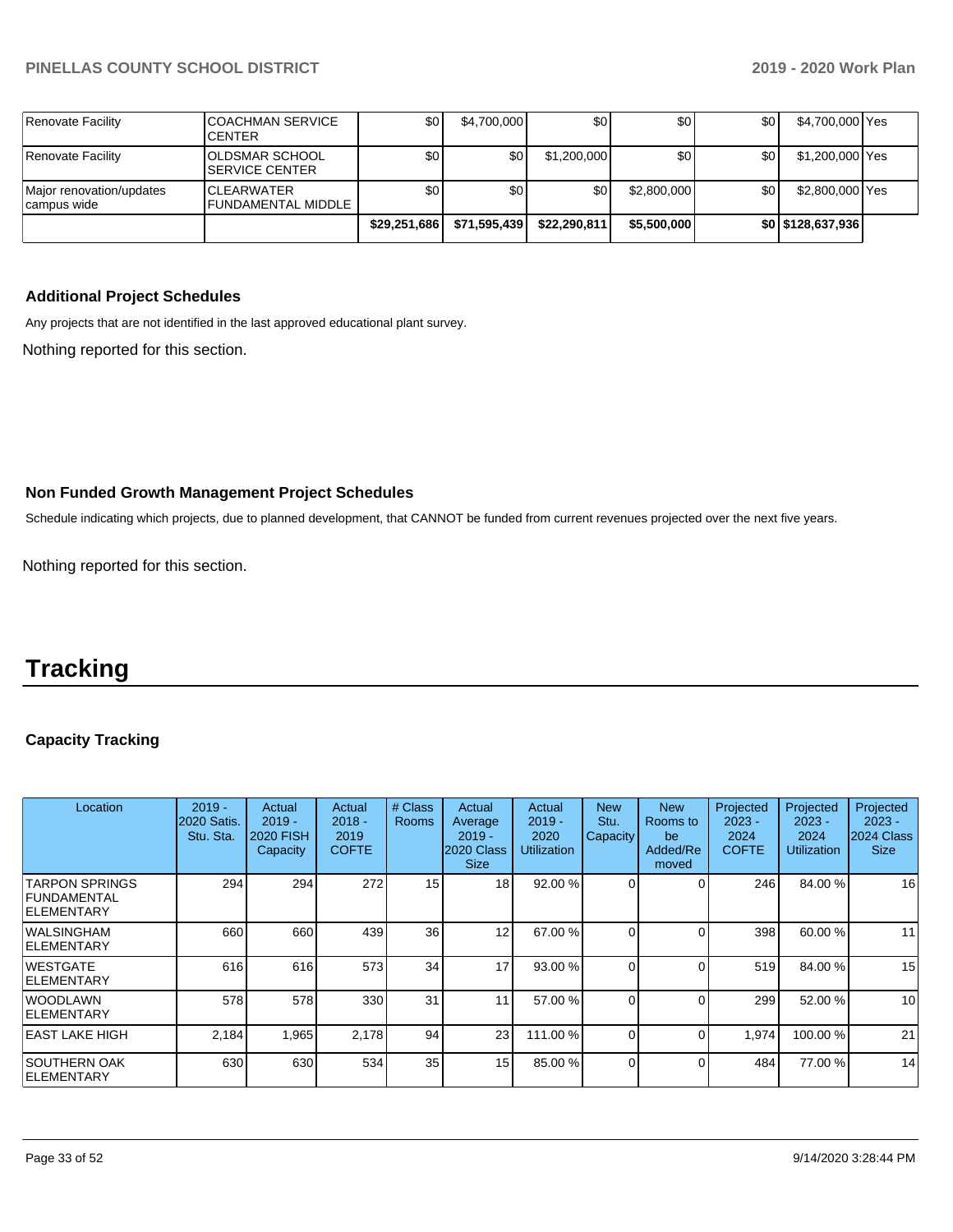| Renovate Facility | COACHMAN SERVICE CENTER | $0 | $4,700,000 | $0 | $0 | $0 | $4,700,000 | Yes |
|---|---|---|---|---|---|---|---|---|
| Renovate Facility | OLDSMAR SCHOOL SERVICE CENTER | $0 | $0 | $1,200,000 | $0 | $0 | $1,200,000 | Yes |
| Major renovation/updates campus wide | CLEARWATER FUNDAMENTAL MIDDLE | $0 | $0 | $0 | $2,800,000 | $0 | $2,800,000 | Yes |
| | | $29,251,686 | $71,595,439 | $22,290,811 | $5,500,000 | $0 | $128,637,936 | |

### Additional Project Schedules

Any projects that are not identified in the last approved educational plant survey.

Nothing reported for this section.

### Non Funded Growth Management Project Schedules

Schedule indicating which projects, due to planned development, that CANNOT be funded from current revenues projected over the next five years.

Nothing reported for this section.

# Tracking

### Capacity Tracking

| Location | 2019 - 2020 Satis. Stu. Sta. | Actual 2019 - 2020 FISH Capacity | Actual 2018 - 2019 COFTE | # Class Rooms | Actual Average 2019 - 2020 Class Size | Actual 2019 - 2020 Utilization | New Stu. Capacity | New Rooms to be Added/Removed | Projected 2023 - 2024 COFTE | Projected 2023 - 2024 Utilization | Projected 2023 - 2024 Class Size |
|---|---|---|---|---|---|---|---|---|---|---|---|
| TARPON SPRINGS FUNDAMENTAL ELEMENTARY | 294 | 294 | 272 | 15 | 18 | 92.00 % | 0 | 0 | 246 | 84.00 % | 16 |
| WALSINGHAM ELEMENTARY | 660 | 660 | 439 | 36 | 12 | 67.00 % | 0 | 0 | 398 | 60.00 % | 11 |
| WESTGATE ELEMENTARY | 616 | 616 | 573 | 34 | 17 | 93.00 % | 0 | 0 | 519 | 84.00 % | 15 |
| WOODLAWN ELEMENTARY | 578 | 578 | 330 | 31 | 11 | 57.00 % | 0 | 0 | 299 | 52.00 % | 10 |
| EAST LAKE HIGH | 2,184 | 1,965 | 2,178 | 94 | 23 | 111.00 % | 0 | 0 | 1,974 | 100.00 % | 21 |
| SOUTHERN OAK ELEMENTARY | 630 | 630 | 534 | 35 | 15 | 85.00 % | 0 | 0 | 484 | 77.00 % | 14 |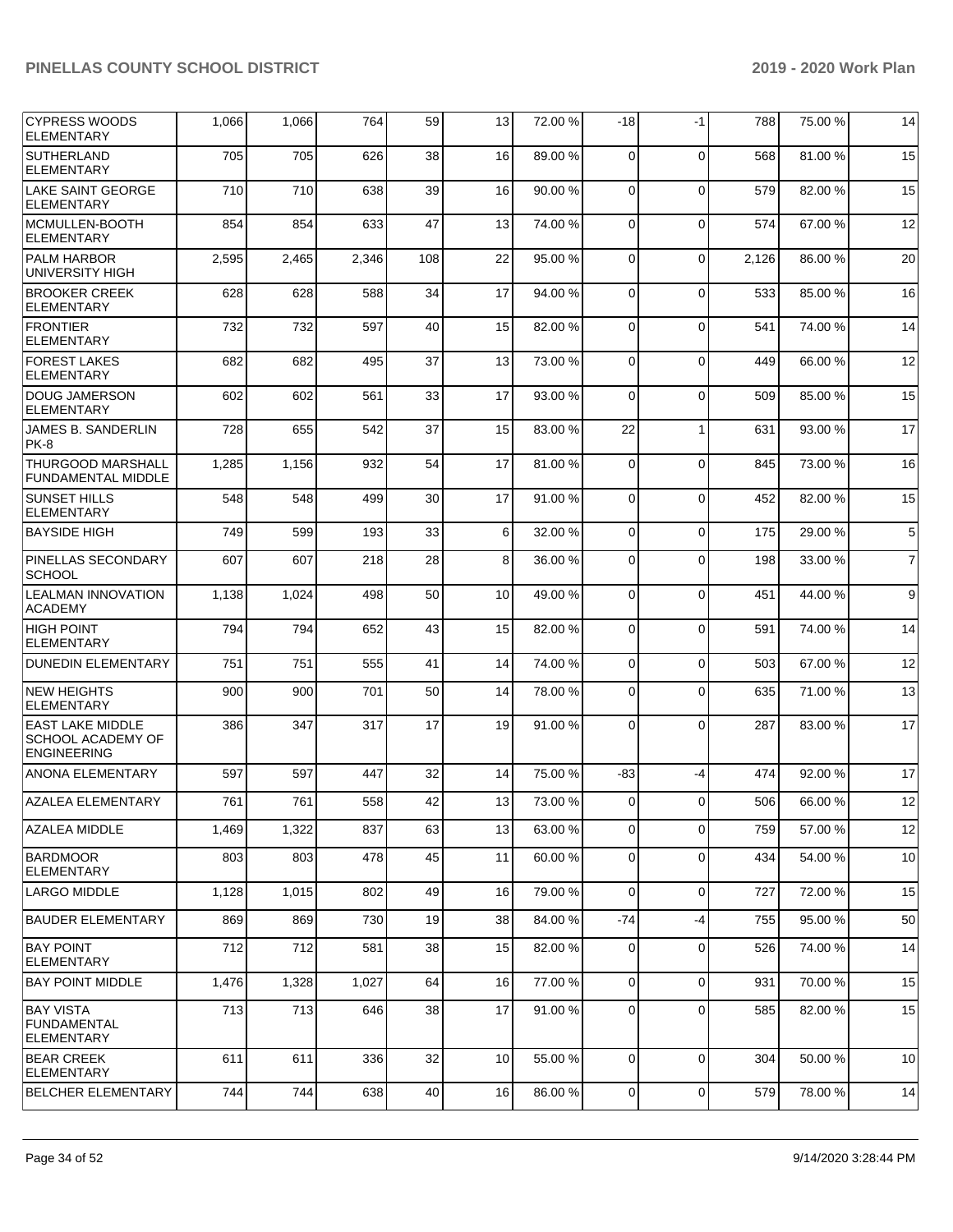| | | | | | | | | | | |
|---|---|---|---|---|---|---|---|---|---|---|
| CYPRESS WOODS ELEMENTARY | 1,066 | 1,066 | 764 | 59 | 13 | 72.00 % | -18 | -1 | 788 | 75.00 % | 14 |
| SUTHERLAND ELEMENTARY | 705 | 705 | 626 | 38 | 16 | 89.00 % | 0 | 0 | 568 | 81.00 % | 15 |
| LAKE SAINT GEORGE ELEMENTARY | 710 | 710 | 638 | 39 | 16 | 90.00 % | 0 | 0 | 579 | 82.00 % | 15 |
| MCMULLEN-BOOTH ELEMENTARY | 854 | 854 | 633 | 47 | 13 | 74.00 % | 0 | 0 | 574 | 67.00 % | 12 |
| PALM HARBOR UNIVERSITY HIGH | 2,595 | 2,465 | 2,346 | 108 | 22 | 95.00 % | 0 | 0 | 2,126 | 86.00 % | 20 |
| BROOKER CREEK ELEMENTARY | 628 | 628 | 588 | 34 | 17 | 94.00 % | 0 | 0 | 533 | 85.00 % | 16 |
| FRONTIER ELEMENTARY | 732 | 732 | 597 | 40 | 15 | 82.00 % | 0 | 0 | 541 | 74.00 % | 14 |
| FOREST LAKES ELEMENTARY | 682 | 682 | 495 | 37 | 13 | 73.00 % | 0 | 0 | 449 | 66.00 % | 12 |
| DOUG JAMERSON ELEMENTARY | 602 | 602 | 561 | 33 | 17 | 93.00 % | 0 | 0 | 509 | 85.00 % | 15 |
| JAMES B. SANDERLIN PK-8 | 728 | 655 | 542 | 37 | 15 | 83.00 % | 22 | 1 | 631 | 93.00 % | 17 |
| THURGOOD MARSHALL FUNDAMENTAL MIDDLE | 1,285 | 1,156 | 932 | 54 | 17 | 81.00 % | 0 | 0 | 845 | 73.00 % | 16 |
| SUNSET HILLS ELEMENTARY | 548 | 548 | 499 | 30 | 17 | 91.00 % | 0 | 0 | 452 | 82.00 % | 15 |
| BAYSIDE HIGH | 749 | 599 | 193 | 33 | 6 | 32.00 % | 0 | 0 | 175 | 29.00 % | 5 |
| PINELLAS SECONDARY SCHOOL | 607 | 607 | 218 | 28 | 8 | 36.00 % | 0 | 0 | 198 | 33.00 % | 7 |
| LEALMAN INNOVATION ACADEMY | 1,138 | 1,024 | 498 | 50 | 10 | 49.00 % | 0 | 0 | 451 | 44.00 % | 9 |
| HIGH POINT ELEMENTARY | 794 | 794 | 652 | 43 | 15 | 82.00 % | 0 | 0 | 591 | 74.00 % | 14 |
| DUNEDIN ELEMENTARY | 751 | 751 | 555 | 41 | 14 | 74.00 % | 0 | 0 | 503 | 67.00 % | 12 |
| NEW HEIGHTS ELEMENTARY | 900 | 900 | 701 | 50 | 14 | 78.00 % | 0 | 0 | 635 | 71.00 % | 13 |
| EAST LAKE MIDDLE SCHOOL ACADEMY OF ENGINEERING | 386 | 347 | 317 | 17 | 19 | 91.00 % | 0 | 0 | 287 | 83.00 % | 17 |
| ANONA ELEMENTARY | 597 | 597 | 447 | 32 | 14 | 75.00 % | -83 | -4 | 474 | 92.00 % | 17 |
| AZALEA ELEMENTARY | 761 | 761 | 558 | 42 | 13 | 73.00 % | 0 | 0 | 506 | 66.00 % | 12 |
| AZALEA MIDDLE | 1,469 | 1,322 | 837 | 63 | 13 | 63.00 % | 0 | 0 | 759 | 57.00 % | 12 |
| BARDMOOR ELEMENTARY | 803 | 803 | 478 | 45 | 11 | 60.00 % | 0 | 0 | 434 | 54.00 % | 10 |
| LARGO MIDDLE | 1,128 | 1,015 | 802 | 49 | 16 | 79.00 % | 0 | 0 | 727 | 72.00 % | 15 |
| BAUDER ELEMENTARY | 869 | 869 | 730 | 19 | 38 | 84.00 % | -74 | -4 | 755 | 95.00 % | 50 |
| BAY POINT ELEMENTARY | 712 | 712 | 581 | 38 | 15 | 82.00 % | 0 | 0 | 526 | 74.00 % | 14 |
| BAY POINT MIDDLE | 1,476 | 1,328 | 1,027 | 64 | 16 | 77.00 % | 0 | 0 | 931 | 70.00 % | 15 |
| BAY VISTA FUNDAMENTAL ELEMENTARY | 713 | 713 | 646 | 38 | 17 | 91.00 % | 0 | 0 | 585 | 82.00 % | 15 |
| BEAR CREEK ELEMENTARY | 611 | 611 | 336 | 32 | 10 | 55.00 % | 0 | 0 | 304 | 50.00 % | 10 |
| BELCHER ELEMENTARY | 744 | 744 | 638 | 40 | 16 | 86.00 % | 0 | 0 | 579 | 78.00 % | 14 |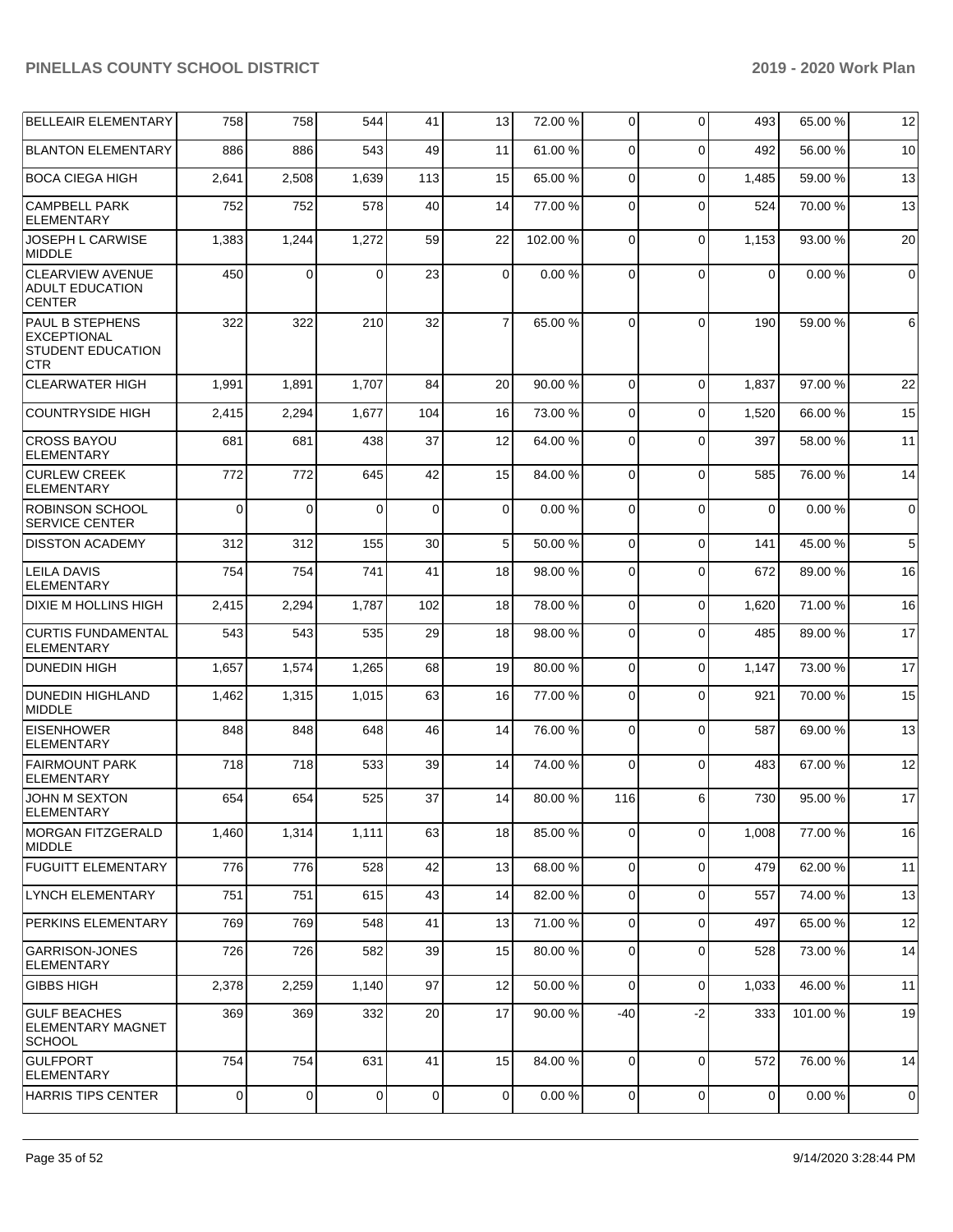| | | | | | | | | | | |
|---|---|---|---|---|---|---|---|---|---|---|
| BELLEAIR ELEMENTARY | 758 | 758 | 544 | 41 | 13 | 72.00 % | 0 | 0 | 493 | 65.00 % | 12 |
| BLANTON ELEMENTARY | 886 | 886 | 543 | 49 | 11 | 61.00 % | 0 | 0 | 492 | 56.00 % | 10 |
| BOCA CIEGA HIGH | 2,641 | 2,508 | 1,639 | 113 | 15 | 65.00 % | 0 | 0 | 1,485 | 59.00 % | 13 |
| CAMPBELL PARK ELEMENTARY | 752 | 752 | 578 | 40 | 14 | 77.00 % | 0 | 0 | 524 | 70.00 % | 13 |
| JOSEPH L CARWISE MIDDLE | 1,383 | 1,244 | 1,272 | 59 | 22 | 102.00 % | 0 | 0 | 1,153 | 93.00 % | 20 |
| CLEARVIEW AVENUE ADULT EDUCATION CENTER | 450 | 0 | 0 | 23 | 0 | 0.00 % | 0 | 0 | 0 | 0.00 % | 0 |
| PAUL B STEPHENS EXCEPTIONAL STUDENT EDUCATION CTR | 322 | 322 | 210 | 32 | 7 | 65.00 % | 0 | 0 | 190 | 59.00 % | 6 |
| CLEARWATER HIGH | 1,991 | 1,891 | 1,707 | 84 | 20 | 90.00 % | 0 | 0 | 1,837 | 97.00 % | 22 |
| COUNTRYSIDE HIGH | 2,415 | 2,294 | 1,677 | 104 | 16 | 73.00 % | 0 | 0 | 1,520 | 66.00 % | 15 |
| CROSS BAYOU ELEMENTARY | 681 | 681 | 438 | 37 | 12 | 64.00 % | 0 | 0 | 397 | 58.00 % | 11 |
| CURLEW CREEK ELEMENTARY | 772 | 772 | 645 | 42 | 15 | 84.00 % | 0 | 0 | 585 | 76.00 % | 14 |
| ROBINSON SCHOOL SERVICE CENTER | 0 | 0 | 0 | 0 | 0 | 0.00 % | 0 | 0 | 0 | 0.00 % | 0 |
| DISSTON ACADEMY | 312 | 312 | 155 | 30 | 5 | 50.00 % | 0 | 0 | 141 | 45.00 % | 5 |
| LEILA DAVIS ELEMENTARY | 754 | 754 | 741 | 41 | 18 | 98.00 % | 0 | 0 | 672 | 89.00 % | 16 |
| DIXIE M HOLLINS HIGH | 2,415 | 2,294 | 1,787 | 102 | 18 | 78.00 % | 0 | 0 | 1,620 | 71.00 % | 16 |
| CURTIS FUNDAMENTAL ELEMENTARY | 543 | 543 | 535 | 29 | 18 | 98.00 % | 0 | 0 | 485 | 89.00 % | 17 |
| DUNEDIN HIGH | 1,657 | 1,574 | 1,265 | 68 | 19 | 80.00 % | 0 | 0 | 1,147 | 73.00 % | 17 |
| DUNEDIN HIGHLAND MIDDLE | 1,462 | 1,315 | 1,015 | 63 | 16 | 77.00 % | 0 | 0 | 921 | 70.00 % | 15 |
| EISENHOWER ELEMENTARY | 848 | 848 | 648 | 46 | 14 | 76.00 % | 0 | 0 | 587 | 69.00 % | 13 |
| FAIRMOUNT PARK ELEMENTARY | 718 | 718 | 533 | 39 | 14 | 74.00 % | 0 | 0 | 483 | 67.00 % | 12 |
| JOHN M SEXTON ELEMENTARY | 654 | 654 | 525 | 37 | 14 | 80.00 % | 116 | 6 | 730 | 95.00 % | 17 |
| MORGAN FITZGERALD MIDDLE | 1,460 | 1,314 | 1,111 | 63 | 18 | 85.00 % | 0 | 0 | 1,008 | 77.00 % | 16 |
| FUGUITT ELEMENTARY | 776 | 776 | 528 | 42 | 13 | 68.00 % | 0 | 0 | 479 | 62.00 % | 11 |
| LYNCH ELEMENTARY | 751 | 751 | 615 | 43 | 14 | 82.00 % | 0 | 0 | 557 | 74.00 % | 13 |
| PERKINS ELEMENTARY | 769 | 769 | 548 | 41 | 13 | 71.00 % | 0 | 0 | 497 | 65.00 % | 12 |
| GARRISON-JONES ELEMENTARY | 726 | 726 | 582 | 39 | 15 | 80.00 % | 0 | 0 | 528 | 73.00 % | 14 |
| GIBBS HIGH | 2,378 | 2,259 | 1,140 | 97 | 12 | 50.00 % | 0 | 0 | 1,033 | 46.00 % | 11 |
| GULF BEACHES ELEMENTARY MAGNET SCHOOL | 369 | 369 | 332 | 20 | 17 | 90.00 % | -40 | -2 | 333 | 101.00 % | 19 |
| GULFPORT ELEMENTARY | 754 | 754 | 631 | 41 | 15 | 84.00 % | 0 | 0 | 572 | 76.00 % | 14 |
| HARRIS TIPS CENTER | 0 | 0 | 0 | 0 | 0 | 0.00 % | 0 | 0 | 0 | 0.00 % | 0 |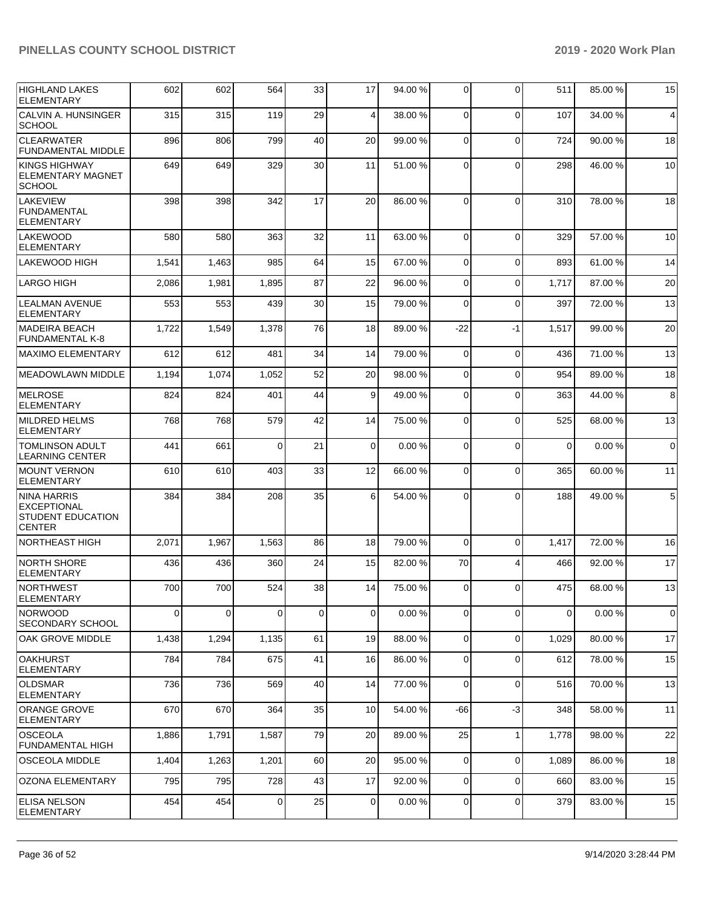| | | | | | | | | | | | |
|---|---|---|---|---|---|---|---|---|---|---|---|
| HIGHLAND LAKES ELEMENTARY | 602 | 602 | 564 | 33 | 17 | 94.00 % | 0 | 0 | 511 | 85.00 % | 15 |
| CALVIN A. HUNSINGER SCHOOL | 315 | 315 | 119 | 29 | 4 | 38.00 % | 0 | 0 | 107 | 34.00 % | 4 |
| CLEARWATER FUNDAMENTAL MIDDLE | 896 | 806 | 799 | 40 | 20 | 99.00 % | 0 | 0 | 724 | 90.00 % | 18 |
| KINGS HIGHWAY ELEMENTARY MAGNET SCHOOL | 649 | 649 | 329 | 30 | 11 | 51.00 % | 0 | 0 | 298 | 46.00 % | 10 |
| LAKEVIEW FUNDAMENTAL ELEMENTARY | 398 | 398 | 342 | 17 | 20 | 86.00 % | 0 | 0 | 310 | 78.00 % | 18 |
| LAKEWOOD ELEMENTARY | 580 | 580 | 363 | 32 | 11 | 63.00 % | 0 | 0 | 329 | 57.00 % | 10 |
| LAKEWOOD HIGH | 1,541 | 1,463 | 985 | 64 | 15 | 67.00 % | 0 | 0 | 893 | 61.00 % | 14 |
| LARGO HIGH | 2,086 | 1,981 | 1,895 | 87 | 22 | 96.00 % | 0 | 0 | 1,717 | 87.00 % | 20 |
| LEALMAN AVENUE ELEMENTARY | 553 | 553 | 439 | 30 | 15 | 79.00 % | 0 | 0 | 397 | 72.00 % | 13 |
| MADEIRA BEACH FUNDAMENTAL K-8 | 1,722 | 1,549 | 1,378 | 76 | 18 | 89.00 % | -22 | -1 | 1,517 | 99.00 % | 20 |
| MAXIMO ELEMENTARY | 612 | 612 | 481 | 34 | 14 | 79.00 % | 0 | 0 | 436 | 71.00 % | 13 |
| MEADOWLAWN MIDDLE | 1,194 | 1,074 | 1,052 | 52 | 20 | 98.00 % | 0 | 0 | 954 | 89.00 % | 18 |
| MELROSE ELEMENTARY | 824 | 824 | 401 | 44 | 9 | 49.00 % | 0 | 0 | 363 | 44.00 % | 8 |
| MILDRED HELMS ELEMENTARY | 768 | 768 | 579 | 42 | 14 | 75.00 % | 0 | 0 | 525 | 68.00 % | 13 |
| TOMLINSON ADULT LEARNING CENTER | 441 | 661 | 0 | 21 | 0 | 0.00 % | 0 | 0 | 0 | 0.00 % | 0 |
| MOUNT VERNON ELEMENTARY | 610 | 610 | 403 | 33 | 12 | 66.00 % | 0 | 0 | 365 | 60.00 % | 11 |
| NINA HARRIS EXCEPTIONAL STUDENT EDUCATION CENTER | 384 | 384 | 208 | 35 | 6 | 54.00 % | 0 | 0 | 188 | 49.00 % | 5 |
| NORTHEAST HIGH | 2,071 | 1,967 | 1,563 | 86 | 18 | 79.00 % | 0 | 0 | 1,417 | 72.00 % | 16 |
| NORTH SHORE ELEMENTARY | 436 | 436 | 360 | 24 | 15 | 82.00 % | 70 | 4 | 466 | 92.00 % | 17 |
| NORTHWEST ELEMENTARY | 700 | 700 | 524 | 38 | 14 | 75.00 % | 0 | 0 | 475 | 68.00 % | 13 |
| NORWOOD SECONDARY SCHOOL | 0 | 0 | 0 | 0 | 0 | 0.00 % | 0 | 0 | 0 | 0.00 % | 0 |
| OAK GROVE MIDDLE | 1,438 | 1,294 | 1,135 | 61 | 19 | 88.00 % | 0 | 0 | 1,029 | 80.00 % | 17 |
| OAKHURST ELEMENTARY | 784 | 784 | 675 | 41 | 16 | 86.00 % | 0 | 0 | 612 | 78.00 % | 15 |
| OLDSMAR ELEMENTARY | 736 | 736 | 569 | 40 | 14 | 77.00 % | 0 | 0 | 516 | 70.00 % | 13 |
| ORANGE GROVE ELEMENTARY | 670 | 670 | 364 | 35 | 10 | 54.00 % | -66 | -3 | 348 | 58.00 % | 11 |
| OSCEOLA FUNDAMENTAL HIGH | 1,886 | 1,791 | 1,587 | 79 | 20 | 89.00 % | 25 | 1 | 1,778 | 98.00 % | 22 |
| OSCEOLA MIDDLE | 1,404 | 1,263 | 1,201 | 60 | 20 | 95.00 % | 0 | 0 | 1,089 | 86.00 % | 18 |
| OZONA ELEMENTARY | 795 | 795 | 728 | 43 | 17 | 92.00 % | 0 | 0 | 660 | 83.00 % | 15 |
| ELISA NELSON ELEMENTARY | 454 | 454 | 0 | 25 | 0 | 0.00 % | 0 | 0 | 379 | 83.00 % | 15 |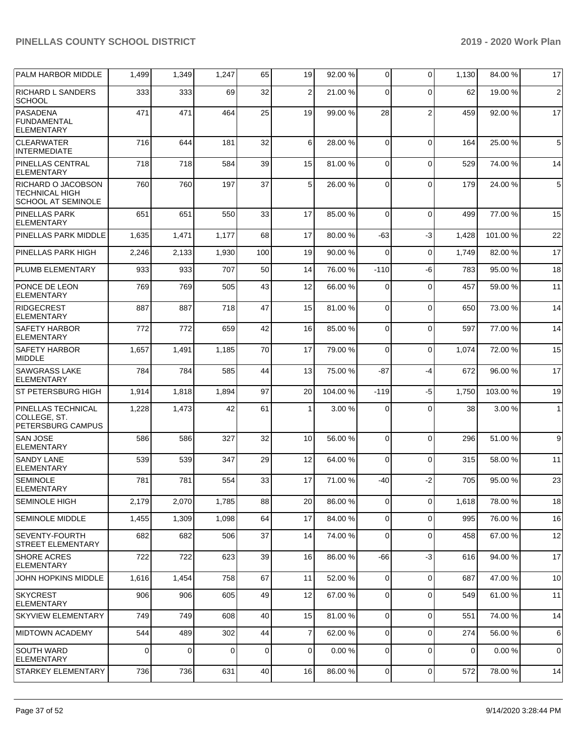| PALM HARBOR MIDDLE | 1,499 | 1,349 | 1,247 | 65 | 19 | 92.00 % | 0 | 0 | 1,130 | 84.00 % | 17 |
|---|---|---|---|---|---|---|---|---|---|---|---|
| RICHARD L SANDERS SCHOOL | 333 | 333 | 69 | 32 | 2 | 21.00 % | 0 | 0 | 62 | 19.00 % | 2 |
| PASADENA FUNDAMENTAL ELEMENTARY | 471 | 471 | 464 | 25 | 19 | 99.00 % | 28 | 2 | 459 | 92.00 % | 17 |
| CLEARWATER INTERMEDIATE | 716 | 644 | 181 | 32 | 6 | 28.00 % | 0 | 0 | 164 | 25.00 % | 5 |
| PINELLAS CENTRAL ELEMENTARY | 718 | 718 | 584 | 39 | 15 | 81.00 % | 0 | 0 | 529 | 74.00 % | 14 |
| RICHARD O JACOBSON TECHNICAL HIGH SCHOOL AT SEMINOLE | 760 | 760 | 197 | 37 | 5 | 26.00 % | 0 | 0 | 179 | 24.00 % | 5 |
| PINELLAS PARK ELEMENTARY | 651 | 651 | 550 | 33 | 17 | 85.00 % | 0 | 0 | 499 | 77.00 % | 15 |
| PINELLAS PARK MIDDLE | 1,635 | 1,471 | 1,177 | 68 | 17 | 80.00 % | -63 | -3 | 1,428 | 101.00 % | 22 |
| PINELLAS PARK HIGH | 2,246 | 2,133 | 1,930 | 100 | 19 | 90.00 % | 0 | 0 | 1,749 | 82.00 % | 17 |
| PLUMB ELEMENTARY | 933 | 933 | 707 | 50 | 14 | 76.00 % | -110 | -6 | 783 | 95.00 % | 18 |
| PONCE DE LEON ELEMENTARY | 769 | 769 | 505 | 43 | 12 | 66.00 % | 0 | 0 | 457 | 59.00 % | 11 |
| RIDGECREST ELEMENTARY | 887 | 887 | 718 | 47 | 15 | 81.00 % | 0 | 0 | 650 | 73.00 % | 14 |
| SAFETY HARBOR ELEMENTARY | 772 | 772 | 659 | 42 | 16 | 85.00 % | 0 | 0 | 597 | 77.00 % | 14 |
| SAFETY HARBOR MIDDLE | 1,657 | 1,491 | 1,185 | 70 | 17 | 79.00 % | 0 | 0 | 1,074 | 72.00 % | 15 |
| SAWGRASS LAKE ELEMENTARY | 784 | 784 | 585 | 44 | 13 | 75.00 % | -87 | -4 | 672 | 96.00 % | 17 |
| ST PETERSBURG HIGH | 1,914 | 1,818 | 1,894 | 97 | 20 | 104.00 % | -119 | -5 | 1,750 | 103.00 % | 19 |
| PINELLAS TECHNICAL COLLEGE, ST. PETERSBURG CAMPUS | 1,228 | 1,473 | 42 | 61 | 1 | 3.00 % | 0 | 0 | 38 | 3.00 % | 1 |
| SAN JOSE ELEMENTARY | 586 | 586 | 327 | 32 | 10 | 56.00 % | 0 | 0 | 296 | 51.00 % | 9 |
| SANDY LANE ELEMENTARY | 539 | 539 | 347 | 29 | 12 | 64.00 % | 0 | 0 | 315 | 58.00 % | 11 |
| SEMINOLE ELEMENTARY | 781 | 781 | 554 | 33 | 17 | 71.00 % | -40 | -2 | 705 | 95.00 % | 23 |
| SEMINOLE HIGH | 2,179 | 2,070 | 1,785 | 88 | 20 | 86.00 % | 0 | 0 | 1,618 | 78.00 % | 18 |
| SEMINOLE MIDDLE | 1,455 | 1,309 | 1,098 | 64 | 17 | 84.00 % | 0 | 0 | 995 | 76.00 % | 16 |
| SEVENTY-FOURTH STREET ELEMENTARY | 682 | 682 | 506 | 37 | 14 | 74.00 % | 0 | 0 | 458 | 67.00 % | 12 |
| SHORE ACRES ELEMENTARY | 722 | 722 | 623 | 39 | 16 | 86.00 % | -66 | -3 | 616 | 94.00 % | 17 |
| JOHN HOPKINS MIDDLE | 1,616 | 1,454 | 758 | 67 | 11 | 52.00 % | 0 | 0 | 687 | 47.00 % | 10 |
| SKYCREST ELEMENTARY | 906 | 906 | 605 | 49 | 12 | 67.00 % | 0 | 0 | 549 | 61.00 % | 11 |
| SKYVIEW ELEMENTARY | 749 | 749 | 608 | 40 | 15 | 81.00 % | 0 | 0 | 551 | 74.00 % | 14 |
| MIDTOWN ACADEMY | 544 | 489 | 302 | 44 | 7 | 62.00 % | 0 | 0 | 274 | 56.00 % | 6 |
| SOUTH WARD ELEMENTARY | 0 | 0 | 0 | 0 | 0 | 0.00 % | 0 | 0 | 0 | 0.00 % | 0 |
| STARKEY ELEMENTARY | 736 | 736 | 631 | 40 | 16 | 86.00 % | 0 | 0 | 572 | 78.00 % | 14 |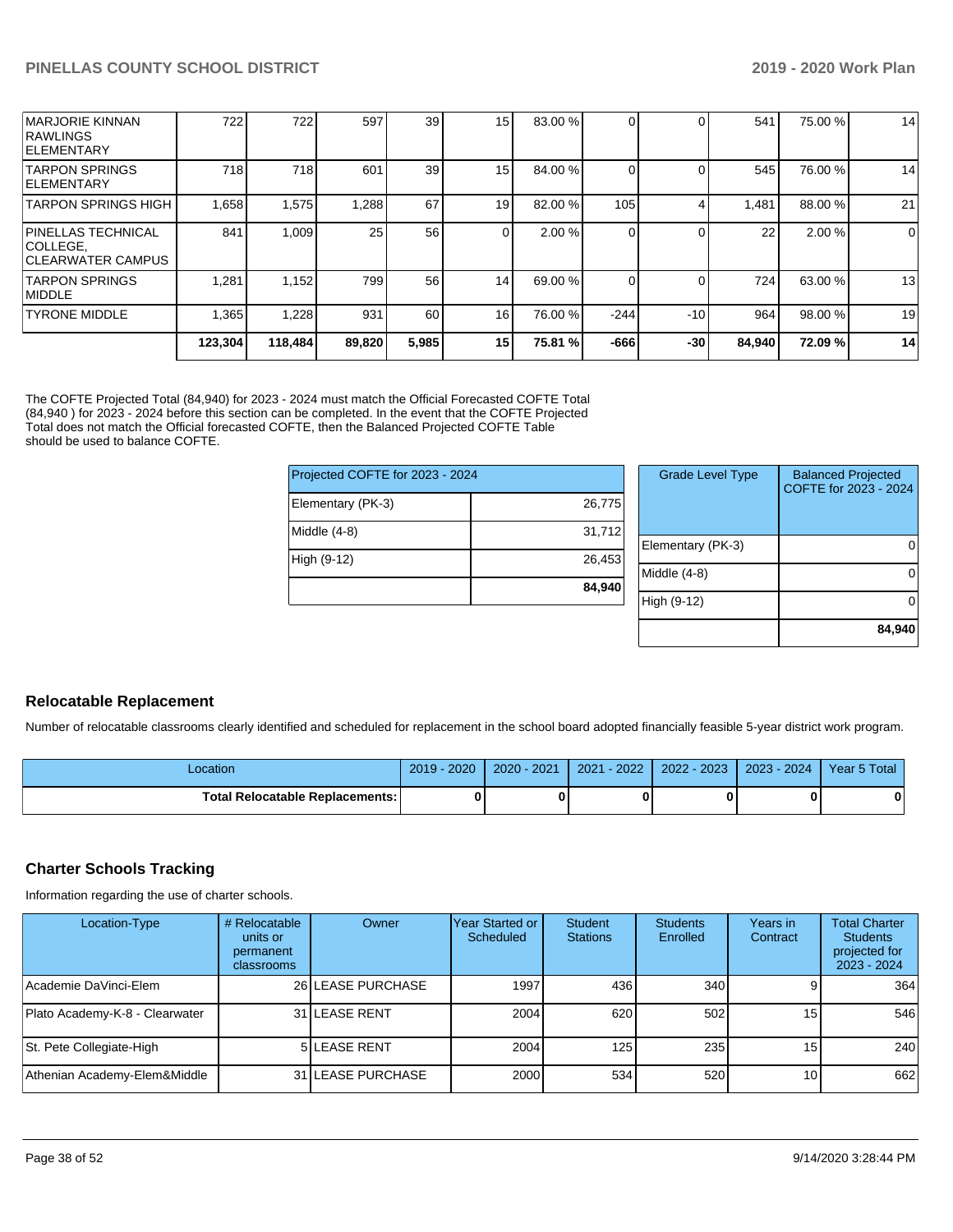| | | | | | | | | | | | |
|---|---|---|---|---|---|---|---|---|---|---|---|
| MARJORIE KINNAN RAWLINGS ELEMENTARY | 722 | 722 | 597 | 39 | 15 | 83.00 % | 0 | 0 | 541 | 75.00 % | 14 |
| TARPON SPRINGS ELEMENTARY | 718 | 718 | 601 | 39 | 15 | 84.00 % | 0 | 0 | 545 | 76.00 % | 14 |
| TARPON SPRINGS HIGH | 1,658 | 1,575 | 1,288 | 67 | 19 | 82.00 % | 105 | 4 | 1,481 | 88.00 % | 21 |
| PINELLAS TECHNICAL COLLEGE, CLEARWATER CAMPUS | 841 | 1,009 | 25 | 56 | 0 | 2.00 % | 0 | 0 | 22 | 2.00 % | 0 |
| TARPON SPRINGS MIDDLE | 1,281 | 1,152 | 799 | 56 | 14 | 69.00 % | 0 | 0 | 724 | 63.00 % | 13 |
| TYRONE MIDDLE | 1,365 | 1,228 | 931 | 60 | 16 | 76.00 % | -244 | -10 | 964 | 98.00 % | 19 |
| | **123,304** | **118,484** | **89,820** | **5,985** | **15** | **75.81 %** | **-666** | **-30** | **84,940** | **72.09 %** | **14** |

The COFTE Projected Total (84,940) for 2023 - 2024 must match the Official Forecasted COFTE Total (84,940 ) for 2023 - 2024 before this section can be completed. In the event that the COFTE Projected Total does not match the Official forecasted COFTE, then the Balanced Projected COFTE Table should be used to balance COFTE.

| Projected COFTE for 2023 - 2024 | |
|---|---|
| Elementary (PK-3) | 26,775 |
| Middle (4-8) | 31,712 |
| High (9-12) | 26,453 |
| | **84,940** |

| Grade Level Type | Balanced Projected COFTE for 2023 - 2024 |
|---|---|
| Elementary (PK-3) | 0 |
| Middle (4-8) | 0 |
| High (9-12) | 0 |
| | **84,940** |

## Relocatable Replacement

Number of relocatable classrooms clearly identified and scheduled for replacement in the school board adopted financially feasible 5-year district work program.

| Location | 2019 - 2020 | 2020 - 2021 | 2021 - 2022 | 2022 - 2023 | 2023 - 2024 | Year 5 Total |
|---|---|---|---|---|---|---|
| **Total Relocatable Replacements:** | **0** | **0** | **0** | **0** | **0** | **0** |

## Charter Schools Tracking

Information regarding the use of charter schools.

| Location-Type | # Relocatable units or permanent classrooms | Owner | Year Started or Scheduled | Student Stations | Students Enrolled | Years in Contract | Total Charter Students projected for 2023 - 2024 |
|---|---|---|---|---|---|---|---|
| Academie DaVinci-Elem | 26 | LEASE PURCHASE | 1997 | 436 | 340 | 9 | 364 |
| Plato Academy-K-8 - Clearwater | 31 | LEASE RENT | 2004 | 620 | 502 | 15 | 546 |
| St. Pete Collegiate-High | 5 | LEASE RENT | 2004 | 125 | 235 | 15 | 240 |
| Athenian Academy-Elem&Middle | 31 | LEASE PURCHASE | 2000 | 534 | 520 | 10 | 662 |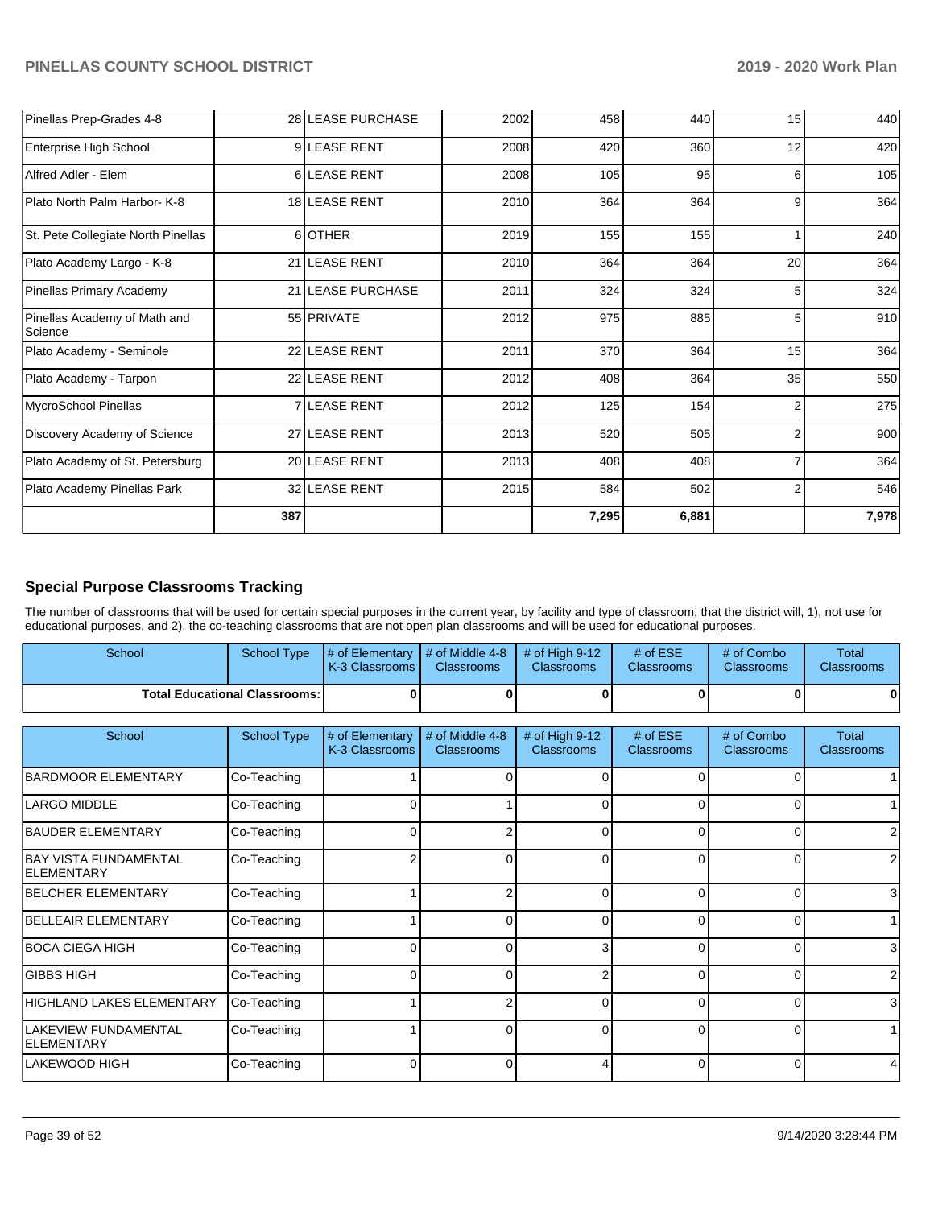| | | | | | | | |
|---|---|---|---|---|---|---|---|
| Pinellas Prep-Grades 4-8 | 28 | LEASE PURCHASE | 2002 | 458 | 440 | 15 | 440 |
| Enterprise High School | 9 | LEASE RENT | 2008 | 420 | 360 | 12 | 420 |
| Alfred Adler - Elem | 6 | LEASE RENT | 2008 | 105 | 95 | 6 | 105 |
| Plato North Palm Harbor- K-8 | 18 | LEASE RENT | 2010 | 364 | 364 | 9 | 364 |
| St. Pete Collegiate North Pinellas | 6 | OTHER | 2019 | 155 | 155 | 1 | 240 |
| Plato Academy Largo - K-8 | 21 | LEASE RENT | 2010 | 364 | 364 | 20 | 364 |
| Pinellas Primary Academy | 21 | LEASE PURCHASE | 2011 | 324 | 324 | 5 | 324 |
| Pinellas Academy of Math and Science | 55 | PRIVATE | 2012 | 975 | 885 | 5 | 910 |
| Plato Academy - Seminole | 22 | LEASE RENT | 2011 | 370 | 364 | 15 | 364 |
| Plato Academy - Tarpon | 22 | LEASE RENT | 2012 | 408 | 364 | 35 | 550 |
| MycroSchool Pinellas | 7 | LEASE RENT | 2012 | 125 | 154 | 2 | 275 |
| Discovery Academy of Science | 27 | LEASE RENT | 2013 | 520 | 505 | 2 | 900 |
| Plato Academy of St. Petersburg | 20 | LEASE RENT | 2013 | 408 | 408 | 7 | 364 |
| Plato Academy Pinellas Park | 32 | LEASE RENT | 2015 | 584 | 502 | 2 | 546 |
| | 387 | | | 7,295 | 6,881 | | 7,978 |

## Special Purpose Classrooms Tracking

The number of classrooms that will be used for certain special purposes in the current year, by facility and type of classroom, that the district will, 1), not use for educational purposes, and 2), the co-teaching classrooms that are not open plan classrooms and will be used for educational purposes.

| School | School Type | # of Elementary K-3 Classrooms | # of Middle 4-8 Classrooms | # of High 9-12 Classrooms | # of ESE Classrooms | # of Combo Classrooms | Total Classrooms |
|---|---|---|---|---|---|---|---|
| **Total Educational Classrooms:** | | 0 | 0 | 0 | 0 | 0 | 0 |

| School | School Type | # of Elementary K-3 Classrooms | # of Middle 4-8 Classrooms | # of High 9-12 Classrooms | # of ESE Classrooms | # of Combo Classrooms | Total Classrooms |
|---|---|---|---|---|---|---|---|
| BARDMOOR ELEMENTARY | Co-Teaching | 1 | 0 | 0 | 0 | 0 | 1 |
| LARGO MIDDLE | Co-Teaching | 0 | 1 | 0 | 0 | 0 | 1 |
| BAUDER ELEMENTARY | Co-Teaching | 0 | 2 | 0 | 0 | 0 | 2 |
| BAY VISTA FUNDAMENTAL ELEMENTARY | Co-Teaching | 2 | 0 | 0 | 0 | 0 | 2 |
| BELCHER ELEMENTARY | Co-Teaching | 1 | 2 | 0 | 0 | 0 | 3 |
| BELLEAIR ELEMENTARY | Co-Teaching | 1 | 0 | 0 | 0 | 0 | 1 |
| BOCA CIEGA HIGH | Co-Teaching | 0 | 0 | 3 | 0 | 0 | 3 |
| GIBBS HIGH | Co-Teaching | 0 | 0 | 2 | 0 | 0 | 2 |
| HIGHLAND LAKES ELEMENTARY | Co-Teaching | 1 | 2 | 0 | 0 | 0 | 3 |
| LAKEVIEW FUNDAMENTAL ELEMENTARY | Co-Teaching | 1 | 0 | 0 | 0 | 0 | 1 |
| LAKEWOOD HIGH | Co-Teaching | 0 | 0 | 4 | 0 | 0 | 4 |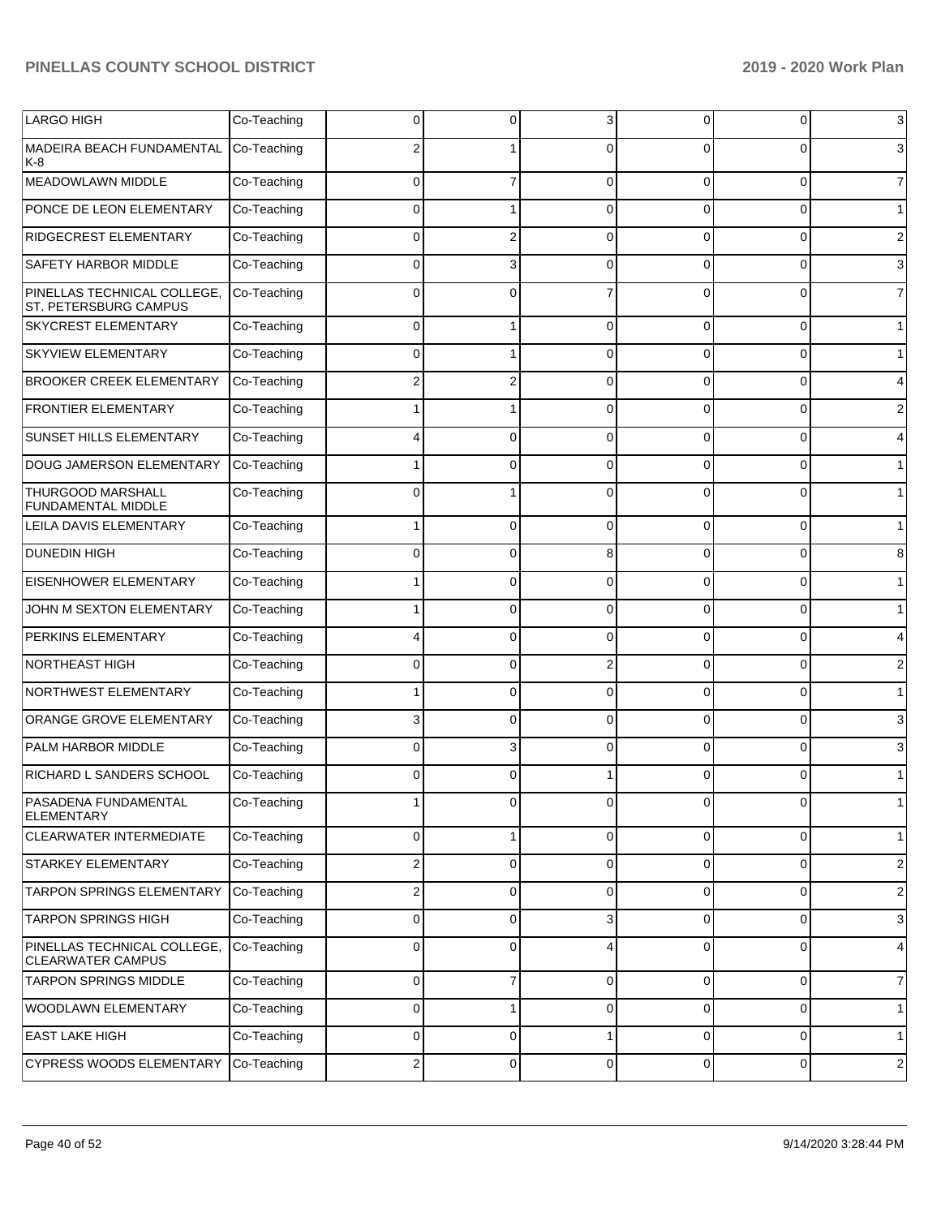| | | | | | | | |
|---|---|---|---|---|---|---|---|
| LARGO HIGH | Co-Teaching | 0 | 0 | 3 | 0 | 0 | 3 |
| MADEIRA BEACH FUNDAMENTAL K-8 | Co-Teaching | 2 | 1 | 0 | 0 | 0 | 3 |
| MEADOWLAWN MIDDLE | Co-Teaching | 0 | 7 | 0 | 0 | 0 | 7 |
| PONCE DE LEON ELEMENTARY | Co-Teaching | 0 | 1 | 0 | 0 | 0 | 1 |
| RIDGECREST ELEMENTARY | Co-Teaching | 0 | 2 | 0 | 0 | 0 | 2 |
| SAFETY HARBOR MIDDLE | Co-Teaching | 0 | 3 | 0 | 0 | 0 | 3 |
| PINELLAS TECHNICAL COLLEGE, ST. PETERSBURG CAMPUS | Co-Teaching | 0 | 0 | 7 | 0 | 0 | 7 |
| SKYCREST ELEMENTARY | Co-Teaching | 0 | 1 | 0 | 0 | 0 | 1 |
| SKYVIEW ELEMENTARY | Co-Teaching | 0 | 1 | 0 | 0 | 0 | 1 |
| BROOKER CREEK ELEMENTARY | Co-Teaching | 2 | 2 | 0 | 0 | 0 | 4 |
| FRONTIER ELEMENTARY | Co-Teaching | 1 | 1 | 0 | 0 | 0 | 2 |
| SUNSET HILLS ELEMENTARY | Co-Teaching | 4 | 0 | 0 | 0 | 0 | 4 |
| DOUG JAMERSON ELEMENTARY | Co-Teaching | 1 | 0 | 0 | 0 | 0 | 1 |
| THURGOOD MARSHALL FUNDAMENTAL MIDDLE | Co-Teaching | 0 | 1 | 0 | 0 | 0 | 1 |
| LEILA DAVIS ELEMENTARY | Co-Teaching | 1 | 0 | 0 | 0 | 0 | 1 |
| DUNEDIN HIGH | Co-Teaching | 0 | 0 | 8 | 0 | 0 | 8 |
| EISENHOWER ELEMENTARY | Co-Teaching | 1 | 0 | 0 | 0 | 0 | 1 |
| JOHN M SEXTON ELEMENTARY | Co-Teaching | 1 | 0 | 0 | 0 | 0 | 1 |
| PERKINS ELEMENTARY | Co-Teaching | 4 | 0 | 0 | 0 | 0 | 4 |
| NORTHEAST HIGH | Co-Teaching | 0 | 0 | 2 | 0 | 0 | 2 |
| NORTHWEST ELEMENTARY | Co-Teaching | 1 | 0 | 0 | 0 | 0 | 1 |
| ORANGE GROVE ELEMENTARY | Co-Teaching | 3 | 0 | 0 | 0 | 0 | 3 |
| PALM HARBOR MIDDLE | Co-Teaching | 0 | 3 | 0 | 0 | 0 | 3 |
| RICHARD L SANDERS SCHOOL | Co-Teaching | 0 | 0 | 1 | 0 | 0 | 1 |
| PASADENA FUNDAMENTAL ELEMENTARY | Co-Teaching | 1 | 0 | 0 | 0 | 0 | 1 |
| CLEARWATER INTERMEDIATE | Co-Teaching | 0 | 1 | 0 | 0 | 0 | 1 |
| STARKEY ELEMENTARY | Co-Teaching | 2 | 0 | 0 | 0 | 0 | 2 |
| TARPON SPRINGS ELEMENTARY | Co-Teaching | 2 | 0 | 0 | 0 | 0 | 2 |
| TARPON SPRINGS HIGH | Co-Teaching | 0 | 0 | 3 | 0 | 0 | 3 |
| PINELLAS TECHNICAL COLLEGE, CLEARWATER CAMPUS | Co-Teaching | 0 | 0 | 4 | 0 | 0 | 4 |
| TARPON SPRINGS MIDDLE | Co-Teaching | 0 | 7 | 0 | 0 | 0 | 7 |
| WOODLAWN ELEMENTARY | Co-Teaching | 0 | 1 | 0 | 0 | 0 | 1 |
| EAST LAKE HIGH | Co-Teaching | 0 | 0 | 1 | 0 | 0 | 1 |
| CYPRESS WOODS ELEMENTARY | Co-Teaching | 2 | 0 | 0 | 0 | 0 | 2 |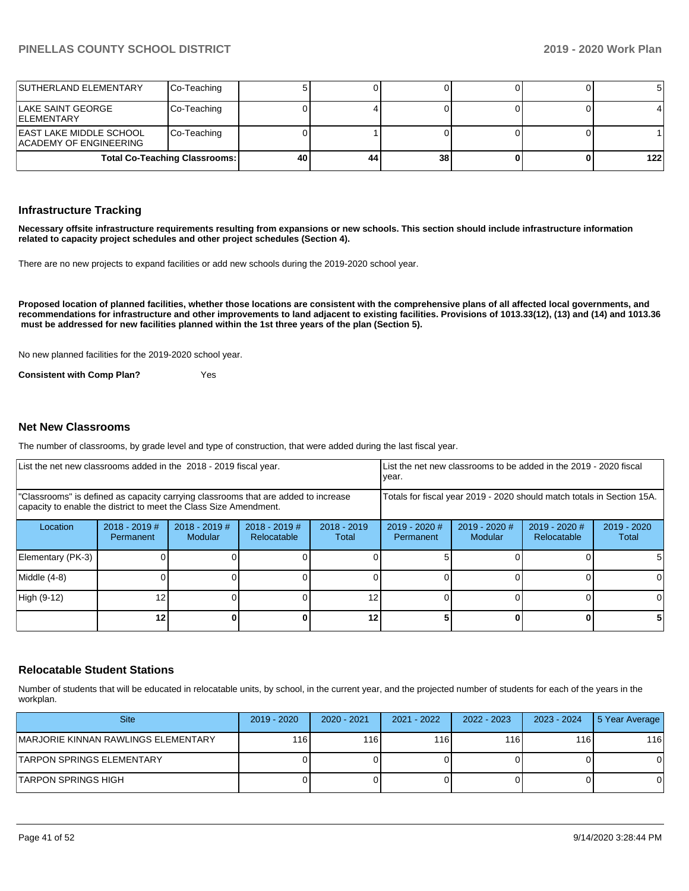| SUTHERLAND ELEMENTARY | Co-Teaching | 5 | 0 | 0 | 0 | 0 | 5 |
|---|---|---|---|---|---|---|---|
| LAKE SAINT GEORGE ELEMENTARY | Co-Teaching | 0 | 4 | 0 | 0 | 0 | 4 |
| EAST LAKE MIDDLE SCHOOL ACADEMY OF ENGINEERING | Co-Teaching | 0 | 1 | 0 | 0 | 0 | 1 |
| **Total Co-Teaching Classrooms:** | | **40** | **44** | **38** | **0** | **0** | **122** |

## Infrastructure Tracking

**Necessary offsite infrastructure requirements resulting from expansions or new schools. This section should include infrastructure information related to capacity project schedules and other project schedules (Section 4).**

There are no new projects to expand facilities or add new schools during the 2019-2020 school year.

**Proposed location of planned facilities, whether those locations are consistent with the comprehensive plans of all affected local governments, and recommendations for infrastructure and other improvements to land adjacent to existing facilities. Provisions of 1013.33(12), (13) and (14) and 1013.36 must be addressed for new facilities planned within the 1st three years of the plan (Section 5).**

No new planned facilities for the 2019-2020 school year.

**Consistent with Comp Plan?** Yes

## Net New Classrooms

The number of classrooms, by grade level and type of construction, that were added during the last fiscal year.

| List the net new classrooms added in the 2018 - 2019 fiscal year. | | | | | List the net new classrooms to be added in the 2019 - 2020 fiscal year. | | | |
|---|---|---|---|---|---|---|---|---|
| "Classrooms" is defined as capacity carrying classrooms that are added to increase capacity to enable the district to meet the Class Size Amendment. | | | | | Totals for fiscal year 2019 - 2020 should match totals in Section 15A. | | | |
| Location | 2018 - 2019 # Permanent | 2018 - 2019 # Modular | 2018 - 2019 # Relocatable | 2018 - 2019 Total | 2019 - 2020 # Permanent | 2019 - 2020 # Modular | 2019 - 2020 # Relocatable | 2019 - 2020 Total |
| Elementary (PK-3) | 0 | 0 | 0 | 0 | 5 | 0 | 0 | 5 |
| Middle (4-8) | 0 | 0 | 0 | 0 | 0 | 0 | 0 | 0 |
| High (9-12) | 12 | 0 | 0 | 12 | 0 | 0 | 0 | 0 |
| | **12** | **0** | **0** | **12** | **5** | **0** | **0** | **5** |

## Relocatable Student Stations

Number of students that will be educated in relocatable units, by school, in the current year, and the projected number of students for each of the years in the workplan.

| Site | 2019 - 2020 | 2020 - 2021 | 2021 - 2022 | 2022 - 2023 | 2023 - 2024 | 5 Year Average |
|---|---|---|---|---|---|---|
| MARJORIE KINNAN RAWLINGS ELEMENTARY | 116 | 116 | 116 | 116 | 116 | 116 |
| TARPON SPRINGS ELEMENTARY | 0 | 0 | 0 | 0 | 0 | 0 |
| TARPON SPRINGS HIGH | 0 | 0 | 0 | 0 | 0 | 0 |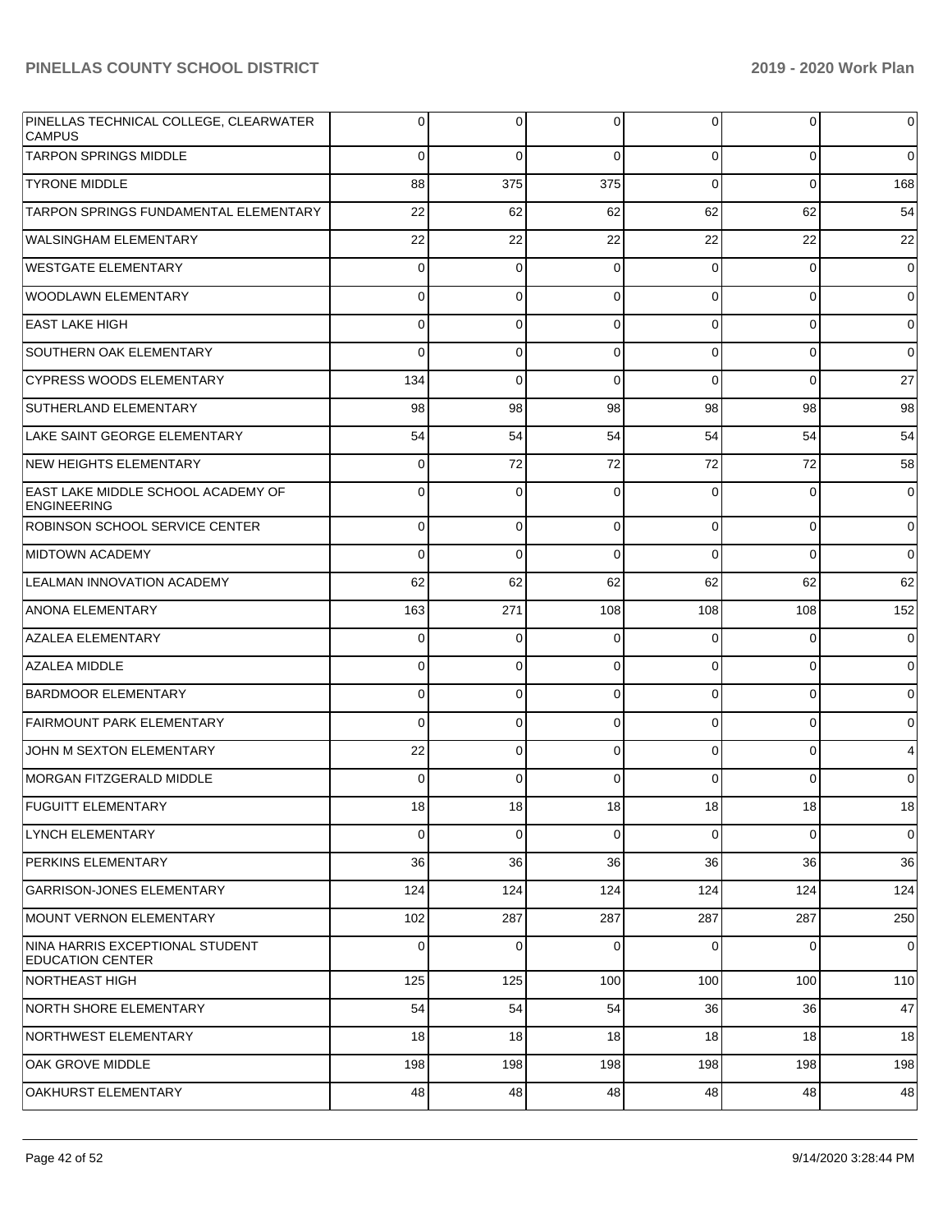| | | | | | | |
|---|---|---|---|---|---|---|
| PINELLAS TECHNICAL COLLEGE, CLEARWATER CAMPUS | 0 | 0 | 0 | 0 | 0 | 0 |
| TARPON SPRINGS MIDDLE | 0 | 0 | 0 | 0 | 0 | 0 |
| TYRONE MIDDLE | 88 | 375 | 375 | 0 | 0 | 168 |
| TARPON SPRINGS FUNDAMENTAL ELEMENTARY | 22 | 62 | 62 | 62 | 62 | 54 |
| WALSINGHAM ELEMENTARY | 22 | 22 | 22 | 22 | 22 | 22 |
| WESTGATE ELEMENTARY | 0 | 0 | 0 | 0 | 0 | 0 |
| WOODLAWN ELEMENTARY | 0 | 0 | 0 | 0 | 0 | 0 |
| EAST LAKE HIGH | 0 | 0 | 0 | 0 | 0 | 0 |
| SOUTHERN OAK ELEMENTARY | 0 | 0 | 0 | 0 | 0 | 0 |
| CYPRESS WOODS ELEMENTARY | 134 | 0 | 0 | 0 | 0 | 27 |
| SUTHERLAND ELEMENTARY | 98 | 98 | 98 | 98 | 98 | 98 |
| LAKE SAINT GEORGE ELEMENTARY | 54 | 54 | 54 | 54 | 54 | 54 |
| NEW HEIGHTS ELEMENTARY | 0 | 72 | 72 | 72 | 72 | 58 |
| EAST LAKE MIDDLE SCHOOL ACADEMY OF ENGINEERING | 0 | 0 | 0 | 0 | 0 | 0 |
| ROBINSON SCHOOL SERVICE CENTER | 0 | 0 | 0 | 0 | 0 | 0 |
| MIDTOWN ACADEMY | 0 | 0 | 0 | 0 | 0 | 0 |
| LEALMAN INNOVATION ACADEMY | 62 | 62 | 62 | 62 | 62 | 62 |
| ANONA ELEMENTARY | 163 | 271 | 108 | 108 | 108 | 152 |
| AZALEA ELEMENTARY | 0 | 0 | 0 | 0 | 0 | 0 |
| AZALEA MIDDLE | 0 | 0 | 0 | 0 | 0 | 0 |
| BARDMOOR ELEMENTARY | 0 | 0 | 0 | 0 | 0 | 0 |
| FAIRMOUNT PARK ELEMENTARY | 0 | 0 | 0 | 0 | 0 | 0 |
| JOHN M SEXTON ELEMENTARY | 22 | 0 | 0 | 0 | 0 | 4 |
| MORGAN FITZGERALD MIDDLE | 0 | 0 | 0 | 0 | 0 | 0 |
| FUGUITT ELEMENTARY | 18 | 18 | 18 | 18 | 18 | 18 |
| LYNCH ELEMENTARY | 0 | 0 | 0 | 0 | 0 | 0 |
| PERKINS ELEMENTARY | 36 | 36 | 36 | 36 | 36 | 36 |
| GARRISON-JONES ELEMENTARY | 124 | 124 | 124 | 124 | 124 | 124 |
| MOUNT VERNON ELEMENTARY | 102 | 287 | 287 | 287 | 287 | 250 |
| NINA HARRIS EXCEPTIONAL STUDENT EDUCATION CENTER | 0 | 0 | 0 | 0 | 0 | 0 |
| NORTHEAST HIGH | 125 | 125 | 100 | 100 | 100 | 110 |
| NORTH SHORE ELEMENTARY | 54 | 54 | 54 | 36 | 36 | 47 |
| NORTHWEST ELEMENTARY | 18 | 18 | 18 | 18 | 18 | 18 |
| OAK GROVE MIDDLE | 198 | 198 | 198 | 198 | 198 | 198 |
| OAKHURST ELEMENTARY | 48 | 48 | 48 | 48 | 48 | 48 |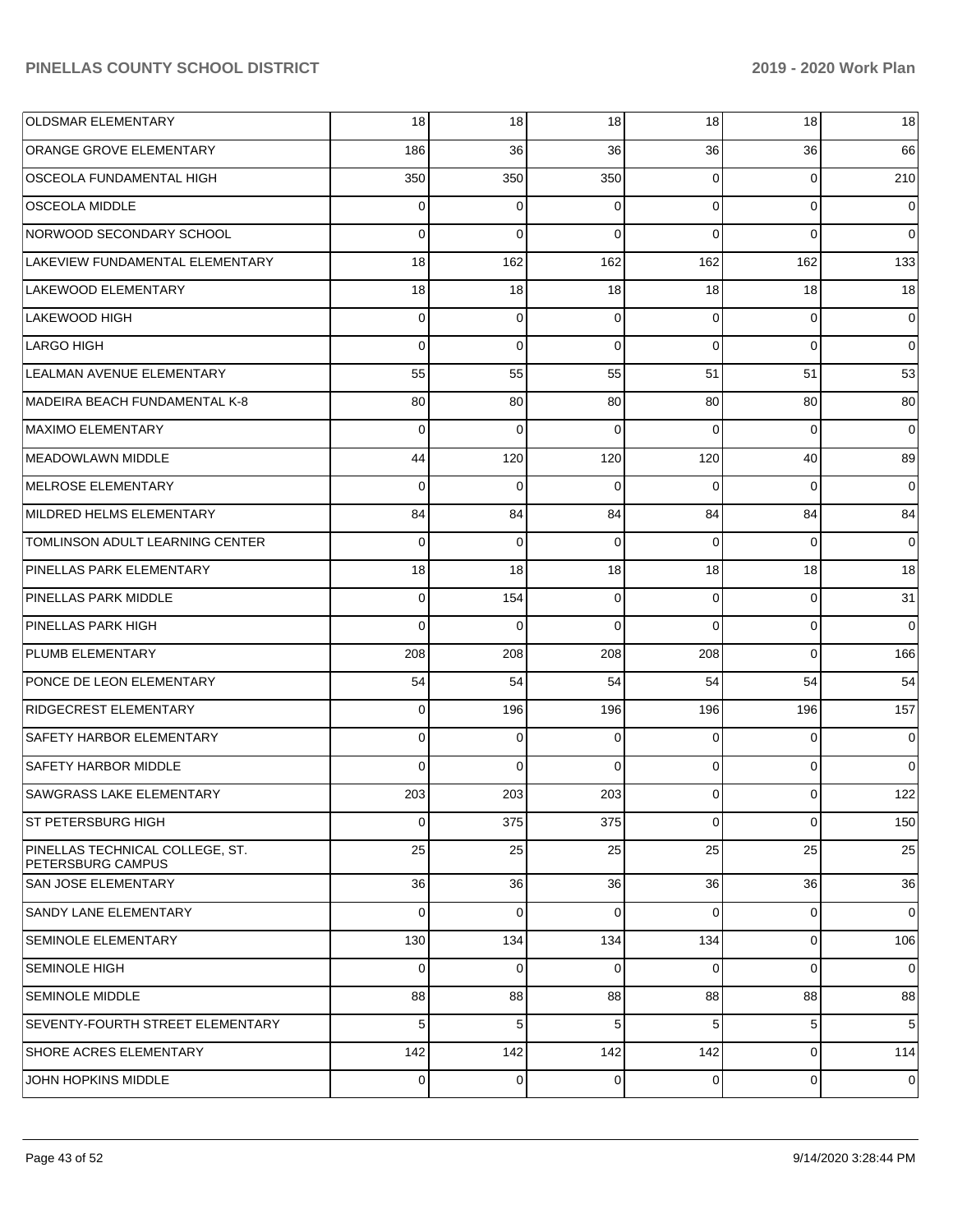| | | | | | | |
|---|---|---|---|---|---|---|
| OLDSMAR ELEMENTARY | 18 | 18 | 18 | 18 | 18 | 18 |
| ORANGE GROVE ELEMENTARY | 186 | 36 | 36 | 36 | 36 | 66 |
| OSCEOLA FUNDAMENTAL HIGH | 350 | 350 | 350 | 0 | 0 | 210 |
| OSCEOLA MIDDLE | 0 | 0 | 0 | 0 | 0 | 0 |
| NORWOOD SECONDARY SCHOOL | 0 | 0 | 0 | 0 | 0 | 0 |
| LAKEVIEW FUNDAMENTAL ELEMENTARY | 18 | 162 | 162 | 162 | 162 | 133 |
| LAKEWOOD ELEMENTARY | 18 | 18 | 18 | 18 | 18 | 18 |
| LAKEWOOD HIGH | 0 | 0 | 0 | 0 | 0 | 0 |
| LARGO HIGH | 0 | 0 | 0 | 0 | 0 | 0 |
| LEALMAN AVENUE ELEMENTARY | 55 | 55 | 55 | 51 | 51 | 53 |
| MADEIRA BEACH FUNDAMENTAL K-8 | 80 | 80 | 80 | 80 | 80 | 80 |
| MAXIMO ELEMENTARY | 0 | 0 | 0 | 0 | 0 | 0 |
| MEADOWLAWN MIDDLE | 44 | 120 | 120 | 120 | 40 | 89 |
| MELROSE ELEMENTARY | 0 | 0 | 0 | 0 | 0 | 0 |
| MILDRED HELMS ELEMENTARY | 84 | 84 | 84 | 84 | 84 | 84 |
| TOMLINSON ADULT LEARNING CENTER | 0 | 0 | 0 | 0 | 0 | 0 |
| PINELLAS PARK ELEMENTARY | 18 | 18 | 18 | 18 | 18 | 18 |
| PINELLAS PARK MIDDLE | 0 | 154 | 0 | 0 | 0 | 31 |
| PINELLAS PARK HIGH | 0 | 0 | 0 | 0 | 0 | 0 |
| PLUMB ELEMENTARY | 208 | 208 | 208 | 208 | 0 | 166 |
| PONCE DE LEON ELEMENTARY | 54 | 54 | 54 | 54 | 54 | 54 |
| RIDGECREST ELEMENTARY | 0 | 196 | 196 | 196 | 196 | 157 |
| SAFETY HARBOR ELEMENTARY | 0 | 0 | 0 | 0 | 0 | 0 |
| SAFETY HARBOR MIDDLE | 0 | 0 | 0 | 0 | 0 | 0 |
| SAWGRASS LAKE ELEMENTARY | 203 | 203 | 203 | 0 | 0 | 122 |
| ST PETERSBURG HIGH | 0 | 375 | 375 | 0 | 0 | 150 |
| PINELLAS TECHNICAL COLLEGE, ST. PETERSBURG CAMPUS | 25 | 25 | 25 | 25 | 25 | 25 |
| SAN JOSE ELEMENTARY | 36 | 36 | 36 | 36 | 36 | 36 |
| SANDY LANE ELEMENTARY | 0 | 0 | 0 | 0 | 0 | 0 |
| SEMINOLE ELEMENTARY | 130 | 134 | 134 | 134 | 0 | 106 |
| SEMINOLE HIGH | 0 | 0 | 0 | 0 | 0 | 0 |
| SEMINOLE MIDDLE | 88 | 88 | 88 | 88 | 88 | 88 |
| SEVENTY-FOURTH STREET ELEMENTARY | 5 | 5 | 5 | 5 | 5 | 5 |
| SHORE ACRES ELEMENTARY | 142 | 142 | 142 | 142 | 0 | 114 |
| JOHN HOPKINS MIDDLE | 0 | 0 | 0 | 0 | 0 | 0 |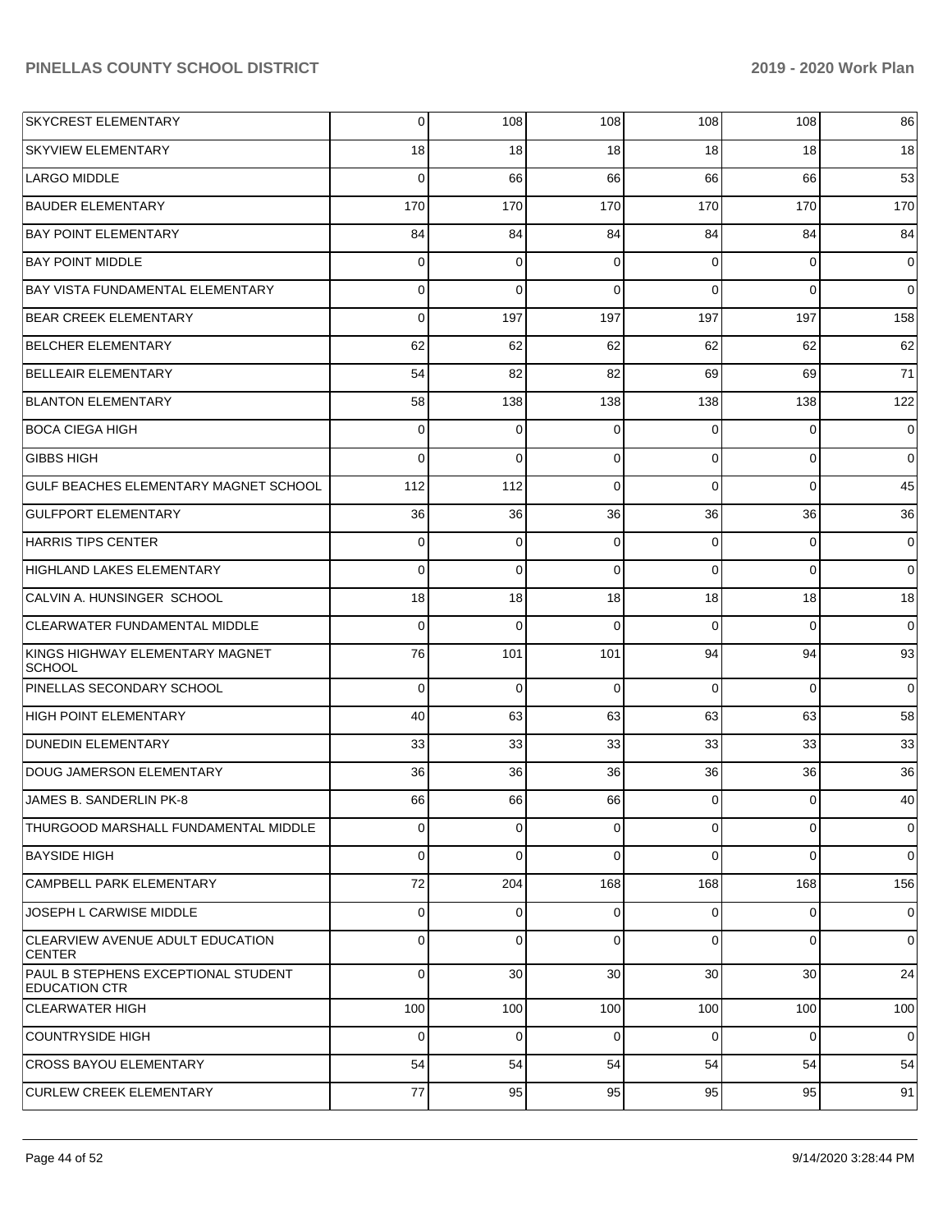| | | | | | |
|---|---|---|---|---|---|
| SKYCREST ELEMENTARY | 0 | 108 | 108 | 108 | 108 | 86 |
| SKYVIEW ELEMENTARY | 18 | 18 | 18 | 18 | 18 | 18 |
| LARGO MIDDLE | 0 | 66 | 66 | 66 | 66 | 53 |
| BAUDER ELEMENTARY | 170 | 170 | 170 | 170 | 170 | 170 |
| BAY POINT ELEMENTARY | 84 | 84 | 84 | 84 | 84 | 84 |
| BAY POINT MIDDLE | 0 | 0 | 0 | 0 | 0 | 0 |
| BAY VISTA FUNDAMENTAL ELEMENTARY | 0 | 0 | 0 | 0 | 0 | 0 |
| BEAR CREEK ELEMENTARY | 0 | 197 | 197 | 197 | 197 | 158 |
| BELCHER ELEMENTARY | 62 | 62 | 62 | 62 | 62 | 62 |
| BELLEAIR ELEMENTARY | 54 | 82 | 82 | 69 | 69 | 71 |
| BLANTON ELEMENTARY | 58 | 138 | 138 | 138 | 138 | 122 |
| BOCA CIEGA HIGH | 0 | 0 | 0 | 0 | 0 | 0 |
| GIBBS HIGH | 0 | 0 | 0 | 0 | 0 | 0 |
| GULF BEACHES ELEMENTARY MAGNET SCHOOL | 112 | 112 | 0 | 0 | 0 | 45 |
| GULFPORT ELEMENTARY | 36 | 36 | 36 | 36 | 36 | 36 |
| HARRIS TIPS CENTER | 0 | 0 | 0 | 0 | 0 | 0 |
| HIGHLAND LAKES ELEMENTARY | 0 | 0 | 0 | 0 | 0 | 0 |
| CALVIN A. HUNSINGER SCHOOL | 18 | 18 | 18 | 18 | 18 | 18 |
| CLEARWATER FUNDAMENTAL MIDDLE | 0 | 0 | 0 | 0 | 0 | 0 |
| KINGS HIGHWAY ELEMENTARY MAGNET SCHOOL | 76 | 101 | 101 | 94 | 94 | 93 |
| PINELLAS SECONDARY SCHOOL | 0 | 0 | 0 | 0 | 0 | 0 |
| HIGH POINT ELEMENTARY | 40 | 63 | 63 | 63 | 63 | 58 |
| DUNEDIN ELEMENTARY | 33 | 33 | 33 | 33 | 33 | 33 |
| DOUG JAMERSON ELEMENTARY | 36 | 36 | 36 | 36 | 36 | 36 |
| JAMES B. SANDERLIN PK-8 | 66 | 66 | 66 | 0 | 0 | 40 |
| THURGOOD MARSHALL FUNDAMENTAL MIDDLE | 0 | 0 | 0 | 0 | 0 | 0 |
| BAYSIDE HIGH | 0 | 0 | 0 | 0 | 0 | 0 |
| CAMPBELL PARK ELEMENTARY | 72 | 204 | 168 | 168 | 168 | 156 |
| JOSEPH L CARWISE MIDDLE | 0 | 0 | 0 | 0 | 0 | 0 |
| CLEARVIEW AVENUE ADULT EDUCATION CENTER | 0 | 0 | 0 | 0 | 0 | 0 |
| PAUL B STEPHENS EXCEPTIONAL STUDENT EDUCATION CTR | 0 | 30 | 30 | 30 | 30 | 24 |
| CLEARWATER HIGH | 100 | 100 | 100 | 100 | 100 | 100 |
| COUNTRYSIDE HIGH | 0 | 0 | 0 | 0 | 0 | 0 |
| CROSS BAYOU ELEMENTARY | 54 | 54 | 54 | 54 | 54 | 54 |
| CURLEW CREEK ELEMENTARY | 77 | 95 | 95 | 95 | 95 | 91 |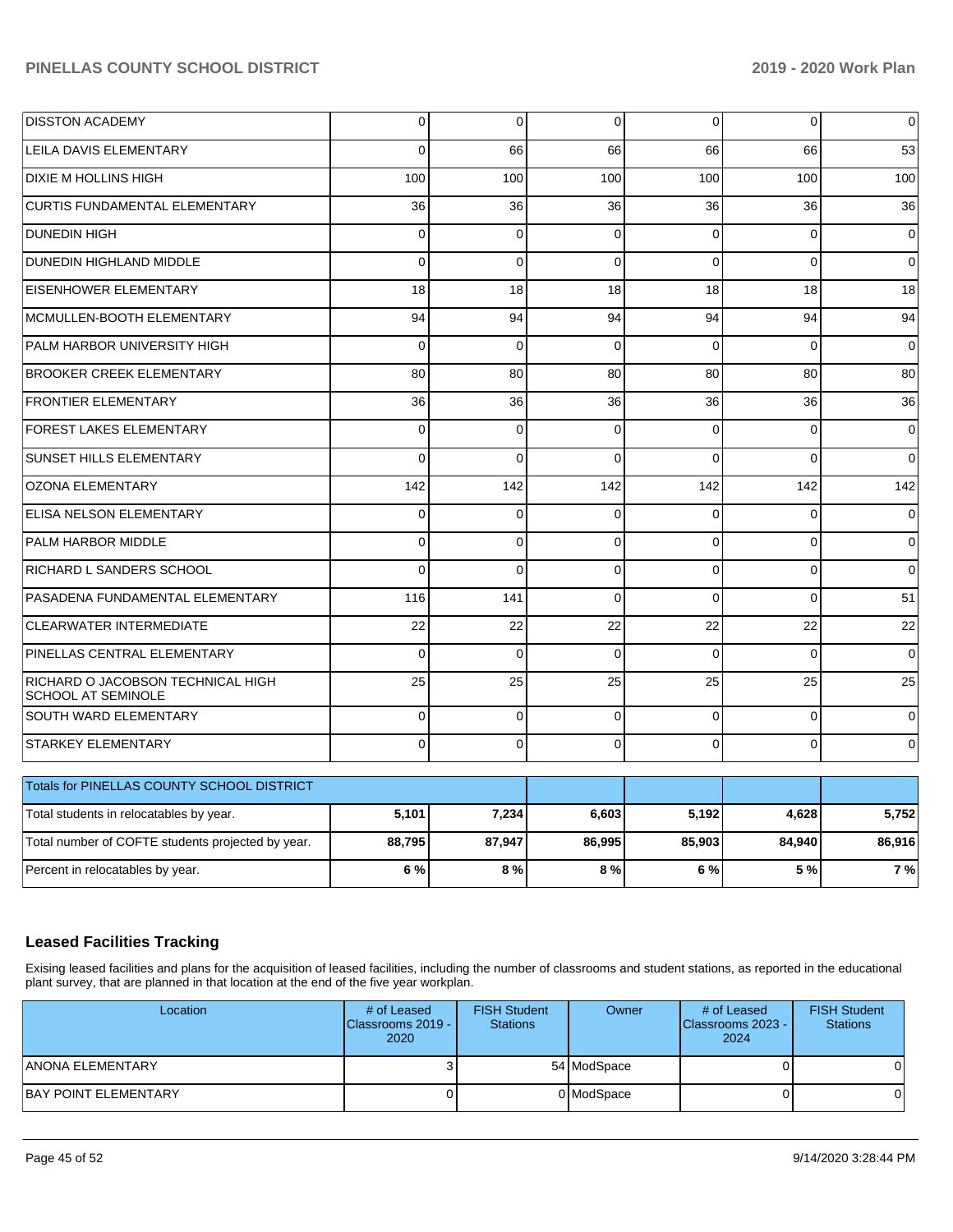| | | | | | | |
|---|---|---|---|---|---|---|
| DISSTON ACADEMY | 0 | 0 | 0 | 0 | 0 | 0 |
| LEILA DAVIS ELEMENTARY | 0 | 66 | 66 | 66 | 66 | 53 |
| DIXIE M HOLLINS HIGH | 100 | 100 | 100 | 100 | 100 | 100 |
| CURTIS FUNDAMENTAL ELEMENTARY | 36 | 36 | 36 | 36 | 36 | 36 |
| DUNEDIN HIGH | 0 | 0 | 0 | 0 | 0 | 0 |
| DUNEDIN HIGHLAND MIDDLE | 0 | 0 | 0 | 0 | 0 | 0 |
| EISENHOWER ELEMENTARY | 18 | 18 | 18 | 18 | 18 | 18 |
| MCMULLEN-BOOTH ELEMENTARY | 94 | 94 | 94 | 94 | 94 | 94 |
| PALM HARBOR UNIVERSITY HIGH | 0 | 0 | 0 | 0 | 0 | 0 |
| BROOKER CREEK ELEMENTARY | 80 | 80 | 80 | 80 | 80 | 80 |
| FRONTIER ELEMENTARY | 36 | 36 | 36 | 36 | 36 | 36 |
| FOREST LAKES ELEMENTARY | 0 | 0 | 0 | 0 | 0 | 0 |
| SUNSET HILLS ELEMENTARY | 0 | 0 | 0 | 0 | 0 | 0 |
| OZONA ELEMENTARY | 142 | 142 | 142 | 142 | 142 | 142 |
| ELISA NELSON ELEMENTARY | 0 | 0 | 0 | 0 | 0 | 0 |
| PALM HARBOR MIDDLE | 0 | 0 | 0 | 0 | 0 | 0 |
| RICHARD L SANDERS SCHOOL | 0 | 0 | 0 | 0 | 0 | 0 |
| PASADENA FUNDAMENTAL ELEMENTARY | 116 | 141 | 0 | 0 | 0 | 51 |
| CLEARWATER INTERMEDIATE | 22 | 22 | 22 | 22 | 22 | 22 |
| PINELLAS CENTRAL ELEMENTARY | 0 | 0 | 0 | 0 | 0 | 0 |
| RICHARD O JACOBSON TECHNICAL HIGH SCHOOL AT SEMINOLE | 25 | 25 | 25 | 25 | 25 | 25 |
| SOUTH WARD ELEMENTARY | 0 | 0 | 0 | 0 | 0 | 0 |
| STARKEY ELEMENTARY | 0 | 0 | 0 | 0 | 0 | 0 |

| Totals for PINELLAS COUNTY SCHOOL DISTRICT | | | | | | |
|---|---|---|---|---|---|---|
| Total students in relocatables by year. | **5,101** | **7,234** | **6,603** | **5,192** | **4,628** | **5,752** |
| Total number of COFTE students projected by year. | **88,795** | **87,947** | **86,995** | **85,903** | **84,940** | **86,916** |
| Percent in relocatables by year. | **6 %** | **8 %** | **8 %** | **6 %** | **5 %** | **7 %** |

## Leased Facilities Tracking

Exising leased facilities and plans for the acquisition of leased facilities, including the number of classrooms and student stations, as reported in the educational plant survey, that are planned in that location at the end of the five year workplan.

| Location | # of Leased Classrooms 2019 - 2020 | FISH Student Stations | Owner | # of Leased Classrooms 2023 - 2024 | FISH Student Stations |
|---|---|---|---|---|---|
| ANONA ELEMENTARY | 3 | 54 | ModSpace | 0 | 0 |
| BAY POINT ELEMENTARY | 0 | 0 | ModSpace | 0 | 0 |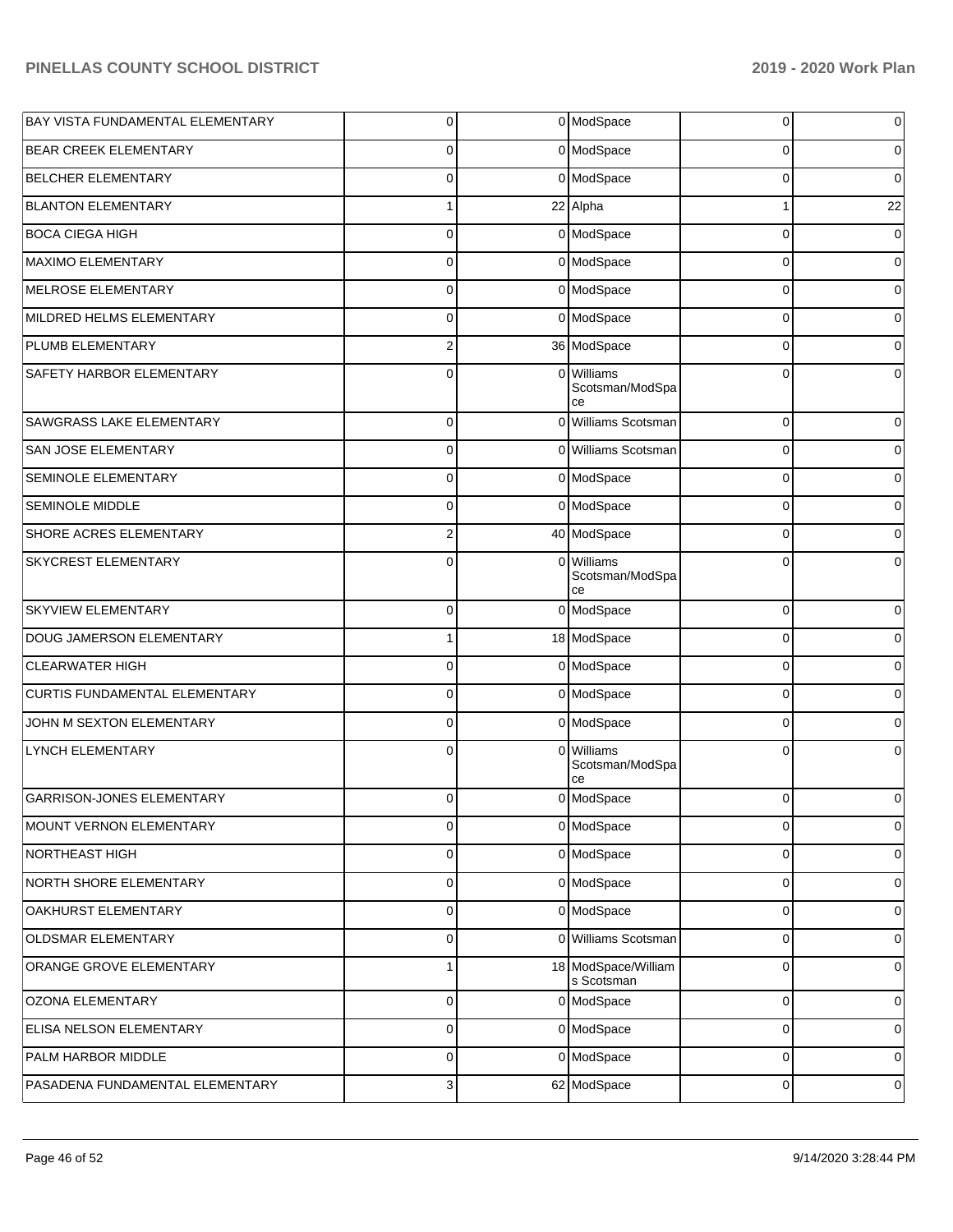| | | | | | |
|---|---|---|---|---|---|
| BAY VISTA FUNDAMENTAL ELEMENTARY | 0 | 0 | ModSpace | 0 | 0 |
| BEAR CREEK ELEMENTARY | 0 | 0 | ModSpace | 0 | 0 |
| BELCHER ELEMENTARY | 0 | 0 | ModSpace | 0 | 0 |
| BLANTON ELEMENTARY | 1 | 22 | Alpha | 1 | 22 |
| BOCA CIEGA HIGH | 0 | 0 | ModSpace | 0 | 0 |
| MAXIMO ELEMENTARY | 0 | 0 | ModSpace | 0 | 0 |
| MELROSE ELEMENTARY | 0 | 0 | ModSpace | 0 | 0 |
| MILDRED HELMS ELEMENTARY | 0 | 0 | ModSpace | 0 | 0 |
| PLUMB ELEMENTARY | 2 | 36 | ModSpace | 0 | 0 |
| SAFETY HARBOR ELEMENTARY | 0 | 0 | Williams Scotsman/ModSpace | 0 | 0 |
| SAWGRASS LAKE ELEMENTARY | 0 | 0 | Williams Scotsman | 0 | 0 |
| SAN JOSE ELEMENTARY | 0 | 0 | Williams Scotsman | 0 | 0 |
| SEMINOLE ELEMENTARY | 0 | 0 | ModSpace | 0 | 0 |
| SEMINOLE MIDDLE | 0 | 0 | ModSpace | 0 | 0 |
| SHORE ACRES ELEMENTARY | 2 | 40 | ModSpace | 0 | 0 |
| SKYCREST ELEMENTARY | 0 | 0 | Williams Scotsman/ModSpace | 0 | 0 |
| SKYVIEW ELEMENTARY | 0 | 0 | ModSpace | 0 | 0 |
| DOUG JAMERSON ELEMENTARY | 1 | 18 | ModSpace | 0 | 0 |
| CLEARWATER HIGH | 0 | 0 | ModSpace | 0 | 0 |
| CURTIS FUNDAMENTAL ELEMENTARY | 0 | 0 | ModSpace | 0 | 0 |
| JOHN M SEXTON ELEMENTARY | 0 | 0 | ModSpace | 0 | 0 |
| LYNCH ELEMENTARY | 0 | 0 | Williams Scotsman/ModSpace | 0 | 0 |
| GARRISON-JONES ELEMENTARY | 0 | 0 | ModSpace | 0 | 0 |
| MOUNT VERNON ELEMENTARY | 0 | 0 | ModSpace | 0 | 0 |
| NORTHEAST HIGH | 0 | 0 | ModSpace | 0 | 0 |
| NORTH SHORE ELEMENTARY | 0 | 0 | ModSpace | 0 | 0 |
| OAKHURST ELEMENTARY | 0 | 0 | ModSpace | 0 | 0 |
| OLDSMAR ELEMENTARY | 0 | 0 | Williams Scotsman | 0 | 0 |
| ORANGE GROVE ELEMENTARY | 1 | 18 | ModSpace/Williams Scotsman | 0 | 0 |
| OZONA ELEMENTARY | 0 | 0 | ModSpace | 0 | 0 |
| ELISA NELSON ELEMENTARY | 0 | 0 | ModSpace | 0 | 0 |
| PALM HARBOR MIDDLE | 0 | 0 | ModSpace | 0 | 0 |
| PASADENA FUNDAMENTAL ELEMENTARY | 3 | 62 | ModSpace | 0 | 0 |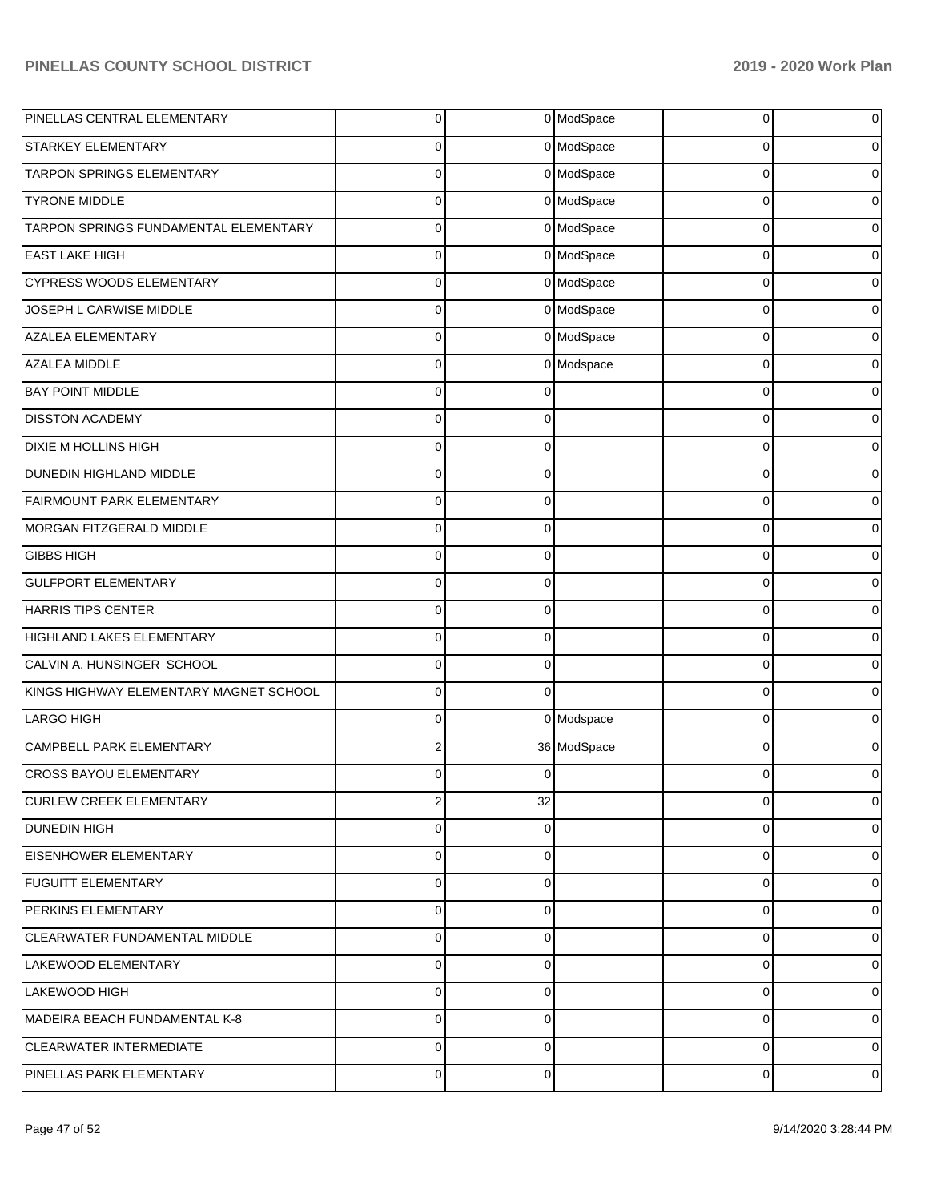| | | | | | |
|---|---|---|---|---|---|
| PINELLAS CENTRAL ELEMENTARY | 0 | 0 | ModSpace | 0 | 0 |
| STARKEY ELEMENTARY | 0 | 0 | ModSpace | 0 | 0 |
| TARPON SPRINGS ELEMENTARY | 0 | 0 | ModSpace | 0 | 0 |
| TYRONE MIDDLE | 0 | 0 | ModSpace | 0 | 0 |
| TARPON SPRINGS FUNDAMENTAL ELEMENTARY | 0 | 0 | ModSpace | 0 | 0 |
| EAST LAKE HIGH | 0 | 0 | ModSpace | 0 | 0 |
| CYPRESS WOODS ELEMENTARY | 0 | 0 | ModSpace | 0 | 0 |
| JOSEPH L CARWISE MIDDLE | 0 | 0 | ModSpace | 0 | 0 |
| AZALEA ELEMENTARY | 0 | 0 | ModSpace | 0 | 0 |
| AZALEA MIDDLE | 0 | 0 | Modspace | 0 | 0 |
| BAY POINT MIDDLE | 0 | 0 | | 0 | 0 |
| DISSTON ACADEMY | 0 | 0 | | 0 | 0 |
| DIXIE M HOLLINS HIGH | 0 | 0 | | 0 | 0 |
| DUNEDIN HIGHLAND MIDDLE | 0 | 0 | | 0 | 0 |
| FAIRMOUNT PARK ELEMENTARY | 0 | 0 | | 0 | 0 |
| MORGAN FITZGERALD MIDDLE | 0 | 0 | | 0 | 0 |
| GIBBS HIGH | 0 | 0 | | 0 | 0 |
| GULFPORT ELEMENTARY | 0 | 0 | | 0 | 0 |
| HARRIS TIPS CENTER | 0 | 0 | | 0 | 0 |
| HIGHLAND LAKES ELEMENTARY | 0 | 0 | | 0 | 0 |
| CALVIN A. HUNSINGER SCHOOL | 0 | 0 | | 0 | 0 |
| KINGS HIGHWAY ELEMENTARY MAGNET SCHOOL | 0 | 0 | | 0 | 0 |
| LARGO HIGH | 0 | 0 | Modspace | 0 | 0 |
| CAMPBELL PARK ELEMENTARY | 2 | 36 | ModSpace | 0 | 0 |
| CROSS BAYOU ELEMENTARY | 0 | 0 | | 0 | 0 |
| CURLEW CREEK ELEMENTARY | 2 | 32 | | 0 | 0 |
| DUNEDIN HIGH | 0 | 0 | | 0 | 0 |
| EISENHOWER ELEMENTARY | 0 | 0 | | 0 | 0 |
| FUGUITT ELEMENTARY | 0 | 0 | | 0 | 0 |
| PERKINS ELEMENTARY | 0 | 0 | | 0 | 0 |
| CLEARWATER FUNDAMENTAL MIDDLE | 0 | 0 | | 0 | 0 |
| LAKEWOOD ELEMENTARY | 0 | 0 | | 0 | 0 |
| LAKEWOOD HIGH | 0 | 0 | | 0 | 0 |
| MADEIRA BEACH FUNDAMENTAL K-8 | 0 | 0 | | 0 | 0 |
| CLEARWATER INTERMEDIATE | 0 | 0 | | 0 | 0 |
| PINELLAS PARK ELEMENTARY | 0 | 0 | | 0 | 0 |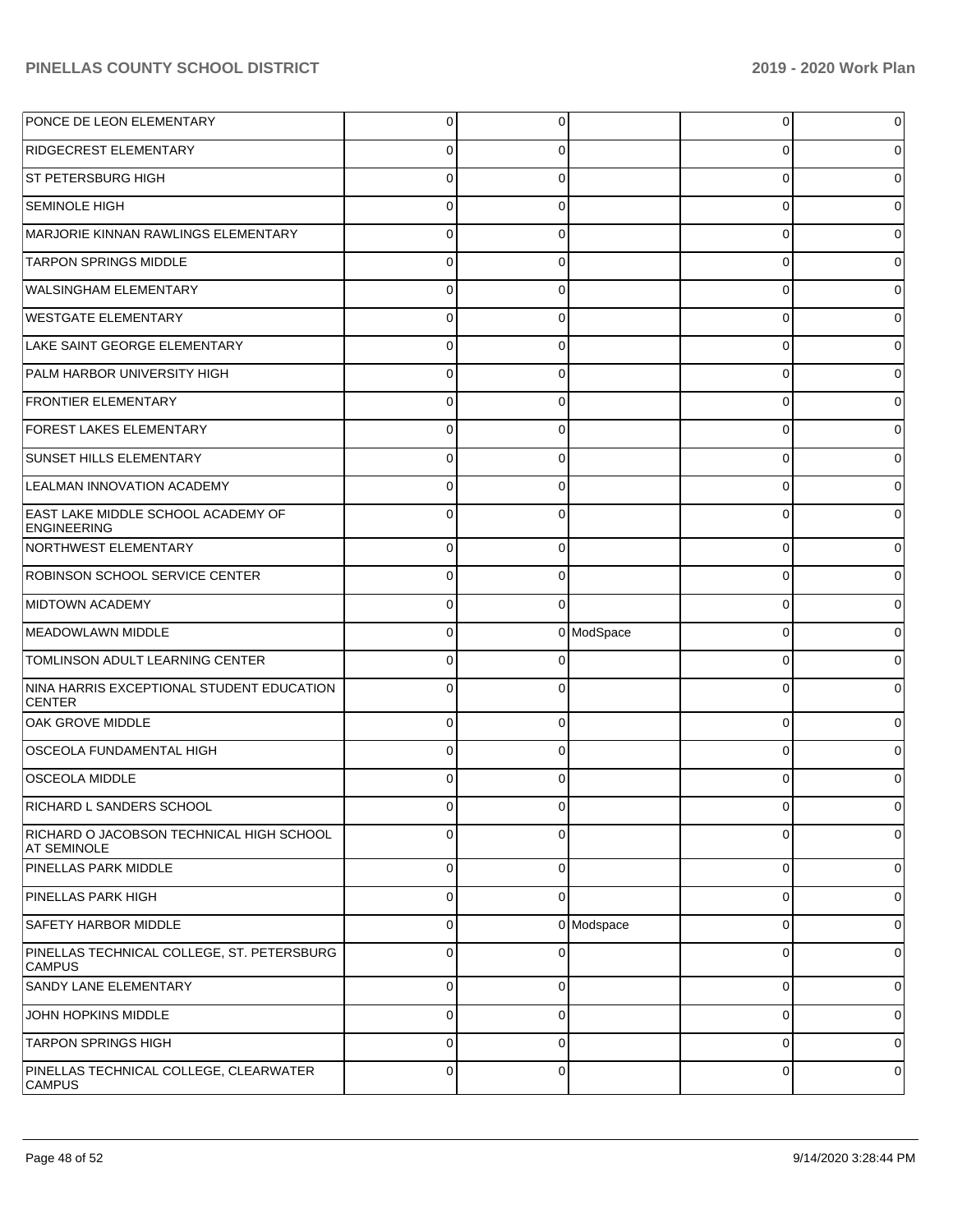| | | | | | |
|---|---|---|---|---|---|
| PONCE DE LEON ELEMENTARY | 0 | 0 | | 0 | 0 |
| RIDGECREST ELEMENTARY | 0 | 0 | | 0 | 0 |
| ST PETERSBURG HIGH | 0 | 0 | | 0 | 0 |
| SEMINOLE HIGH | 0 | 0 | | 0 | 0 |
| MARJORIE KINNAN RAWLINGS ELEMENTARY | 0 | 0 | | 0 | 0 |
| TARPON SPRINGS MIDDLE | 0 | 0 | | 0 | 0 |
| WALSINGHAM ELEMENTARY | 0 | 0 | | 0 | 0 |
| WESTGATE ELEMENTARY | 0 | 0 | | 0 | 0 |
| LAKE SAINT GEORGE ELEMENTARY | 0 | 0 | | 0 | 0 |
| PALM HARBOR UNIVERSITY HIGH | 0 | 0 | | 0 | 0 |
| FRONTIER ELEMENTARY | 0 | 0 | | 0 | 0 |
| FOREST LAKES ELEMENTARY | 0 | 0 | | 0 | 0 |
| SUNSET HILLS ELEMENTARY | 0 | 0 | | 0 | 0 |
| LEALMAN INNOVATION ACADEMY | 0 | 0 | | 0 | 0 |
| EAST LAKE MIDDLE SCHOOL ACADEMY OF ENGINEERING | 0 | 0 | | 0 | 0 |
| NORTHWEST ELEMENTARY | 0 | 0 | | 0 | 0 |
| ROBINSON SCHOOL SERVICE CENTER | 0 | 0 | | 0 | 0 |
| MIDTOWN ACADEMY | 0 | 0 | | 0 | 0 |
| MEADOWLAWN MIDDLE | 0 | 0 | ModSpace | 0 | 0 |
| TOMLINSON ADULT LEARNING CENTER | 0 | 0 | | 0 | 0 |
| NINA HARRIS EXCEPTIONAL STUDENT EDUCATION CENTER | 0 | 0 | | 0 | 0 |
| OAK GROVE MIDDLE | 0 | 0 | | 0 | 0 |
| OSCEOLA FUNDAMENTAL HIGH | 0 | 0 | | 0 | 0 |
| OSCEOLA MIDDLE | 0 | 0 | | 0 | 0 |
| RICHARD L SANDERS SCHOOL | 0 | 0 | | 0 | 0 |
| RICHARD O JACOBSON TECHNICAL HIGH SCHOOL AT SEMINOLE | 0 | 0 | | 0 | 0 |
| PINELLAS PARK MIDDLE | 0 | 0 | | 0 | 0 |
| PINELLAS PARK HIGH | 0 | 0 | | 0 | 0 |
| SAFETY HARBOR MIDDLE | 0 | 0 | Modspace | 0 | 0 |
| PINELLAS TECHNICAL COLLEGE, ST. PETERSBURG CAMPUS | 0 | 0 | | 0 | 0 |
| SANDY LANE ELEMENTARY | 0 | 0 | | 0 | 0 |
| JOHN HOPKINS MIDDLE | 0 | 0 | | 0 | 0 |
| TARPON SPRINGS HIGH | 0 | 0 | | 0 | 0 |
| PINELLAS TECHNICAL COLLEGE, CLEARWATER CAMPUS | 0 | 0 | | 0 | 0 |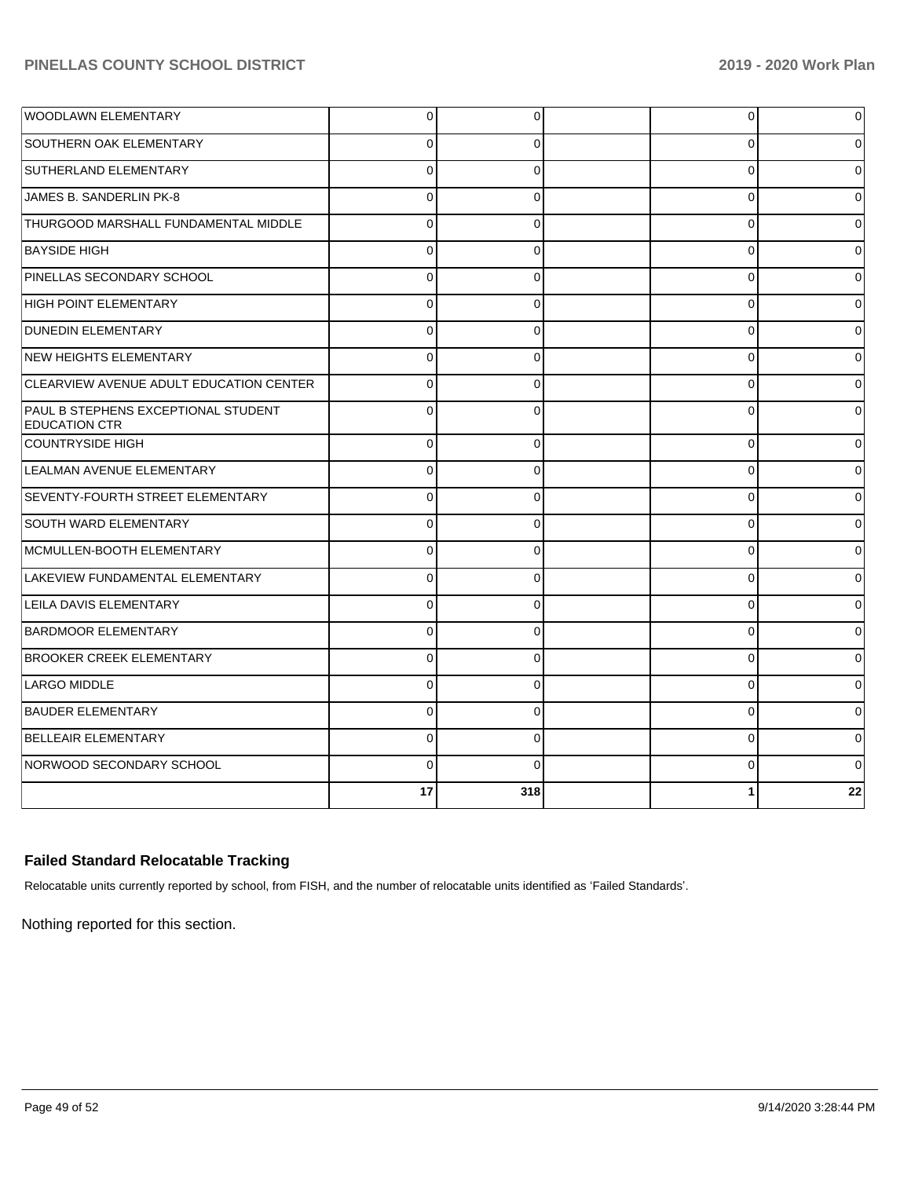| | | | | | |
|---|---|---|---|---|---|
| WOODLAWN ELEMENTARY | 0 | 0 | | 0 | 0 |
| SOUTHERN OAK ELEMENTARY | 0 | 0 | | 0 | 0 |
| SUTHERLAND ELEMENTARY | 0 | 0 | | 0 | 0 |
| JAMES B. SANDERLIN PK-8 | 0 | 0 | | 0 | 0 |
| THURGOOD MARSHALL FUNDAMENTAL MIDDLE | 0 | 0 | | 0 | 0 |
| BAYSIDE HIGH | 0 | 0 | | 0 | 0 |
| PINELLAS SECONDARY SCHOOL | 0 | 0 | | 0 | 0 |
| HIGH POINT ELEMENTARY | 0 | 0 | | 0 | 0 |
| DUNEDIN ELEMENTARY | 0 | 0 | | 0 | 0 |
| NEW HEIGHTS ELEMENTARY | 0 | 0 | | 0 | 0 |
| CLEARVIEW AVENUE ADULT EDUCATION CENTER | 0 | 0 | | 0 | 0 |
| PAUL B STEPHENS EXCEPTIONAL STUDENT EDUCATION CTR | 0 | 0 | | 0 | 0 |
| COUNTRYSIDE HIGH | 0 | 0 | | 0 | 0 |
| LEALMAN AVENUE ELEMENTARY | 0 | 0 | | 0 | 0 |
| SEVENTY-FOURTH STREET ELEMENTARY | 0 | 0 | | 0 | 0 |
| SOUTH WARD ELEMENTARY | 0 | 0 | | 0 | 0 |
| MCMULLEN-BOOTH ELEMENTARY | 0 | 0 | | 0 | 0 |
| LAKEVIEW FUNDAMENTAL ELEMENTARY | 0 | 0 | | 0 | 0 |
| LEILA DAVIS ELEMENTARY | 0 | 0 | | 0 | 0 |
| BARDMOOR ELEMENTARY | 0 | 0 | | 0 | 0 |
| BROOKER CREEK ELEMENTARY | 0 | 0 | | 0 | 0 |
| LARGO MIDDLE | 0 | 0 | | 0 | 0 |
| BAUDER ELEMENTARY | 0 | 0 | | 0 | 0 |
| BELLEAIR ELEMENTARY | 0 | 0 | | 0 | 0 |
| NORWOOD SECONDARY SCHOOL | 0 | 0 | | 0 | 0 |
| | **17** | **318** | | **1** | **22** |

### Failed Standard Relocatable Tracking

Relocatable units currently reported by school, from FISH, and the number of relocatable units identified as 'Failed Standards'.

Nothing reported for this section.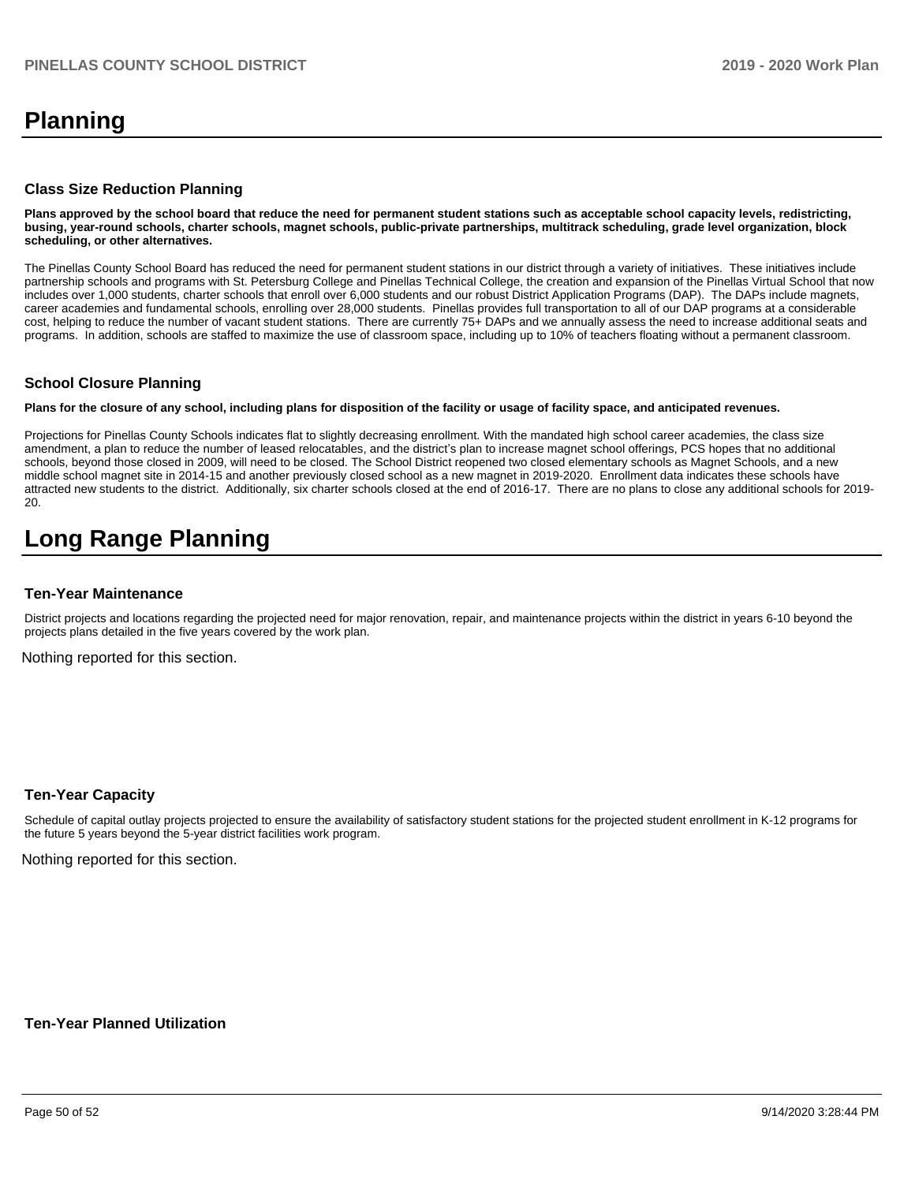# Planning

### Class Size Reduction Planning

**Plans approved by the school board that reduce the need for permanent student stations such as acceptable school capacity levels, redistricting, busing, year-round schools, charter schools, magnet schools, public-private partnerships, multitrack scheduling, grade level organization, block scheduling, or other alternatives.**

The Pinellas County School Board has reduced the need for permanent student stations in our district through a variety of initiatives. These initiatives include partnership schools and programs with St. Petersburg College and Pinellas Technical College, the creation and expansion of the Pinellas Virtual School that now includes over 1,000 students, charter schools that enroll over 6,000 students and our robust District Application Programs (DAP). The DAPs include magnets, career academies and fundamental schools, enrolling over 28,000 students. Pinellas provides full transportation to all of our DAP programs at a considerable cost, helping to reduce the number of vacant student stations. There are currently 75+ DAPs and we annually assess the need to increase additional seats and programs. In addition, schools are staffed to maximize the use of classroom space, including up to 10% of teachers floating without a permanent classroom.

### School Closure Planning

**Plans for the closure of any school, including plans for disposition of the facility or usage of facility space, and anticipated revenues.**

Projections for Pinellas County Schools indicates flat to slightly decreasing enrollment. With the mandated high school career academies, the class size amendment, a plan to reduce the number of leased relocatables, and the district's plan to increase magnet school offerings, PCS hopes that no additional schools, beyond those closed in 2009, will need to be closed. The School District reopened two closed elementary schools as Magnet Schools, and a new middle school magnet site in 2014-15 and another previously closed school as a new magnet in 2019-2020. Enrollment data indicates these schools have attracted new students to the district. Additionally, six charter schools closed at the end of 2016-17. There are no plans to close any additional schools for 2019-20.

# Long Range Planning

### Ten-Year Maintenance

District projects and locations regarding the projected need for major renovation, repair, and maintenance projects within the district in years 6-10 beyond the projects plans detailed in the five years covered by the work plan.

Nothing reported for this section.

### Ten-Year Capacity

Schedule of capital outlay projects projected to ensure the availability of satisfactory student stations for the projected student enrollment in K-12 programs for the future 5 years beyond the 5-year district facilities work program.

Nothing reported for this section.

### Ten-Year Planned Utilization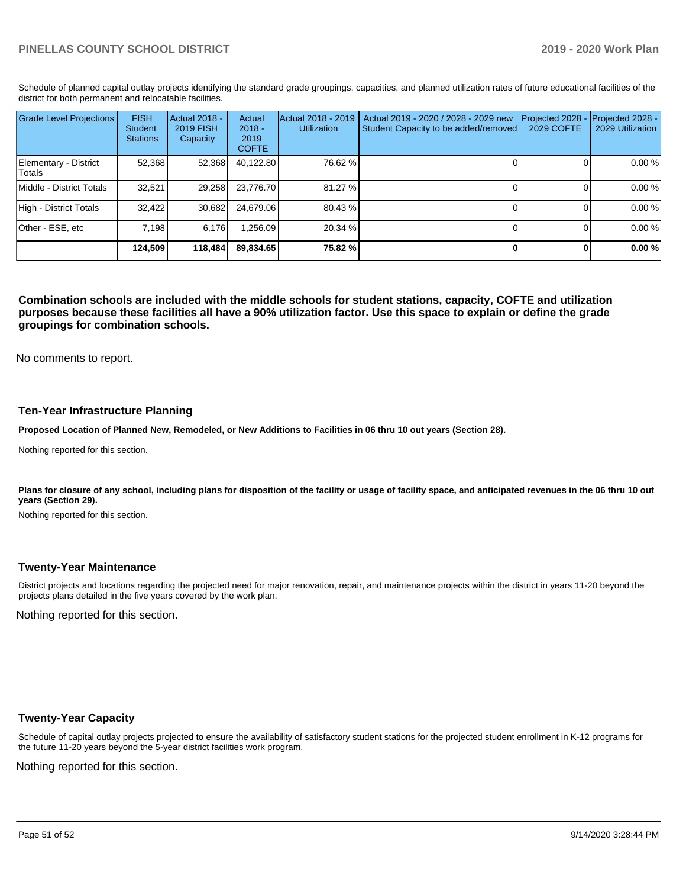Schedule of planned capital outlay projects identifying the standard grade groupings, capacities, and planned utilization rates of future educational facilities of the district for both permanent and relocatable facilities.

| Grade Level Projections | FISH Student Stations | Actual 2018 - 2019 FISH Capacity | Actual 2018 - 2019 COFTE | Actual 2018 - 2019 Utilization | Actual 2019 - 2020 / 2028 - 2029 new Student Capacity to be added/removed | Projected 2028 - 2029 COFTE | Projected 2028 - 2029 Utilization |
|---|---|---|---|---|---|---|---|
| Elementary - District Totals | 52,368 | 52,368 | 40,122.80 | 76.62 % | 0 | 0 | 0.00 % |
| Middle - District Totals | 32,521 | 29,258 | 23,776.70 | 81.27 % | 0 | 0 | 0.00 % |
| High - District Totals | 32,422 | 30,682 | 24,679.06 | 80.43 % | 0 | 0 | 0.00 % |
| Other - ESE, etc | 7,198 | 6,176 | 1,256.09 | 20.34 % | 0 | 0 | 0.00 % |
| | **124,509** | **118,484** | **89,834.65** | **75.82 %** | **0** | **0** | **0.00 %** |

**Combination schools are included with the middle schools for student stations, capacity, COFTE and utilization purposes because these facilities all have a 90% utilization factor. Use this space to explain or define the grade groupings for combination schools.**

No comments to report.

## Ten-Year Infrastructure Planning

**Proposed Location of Planned New, Remodeled, or New Additions to Facilities in 06 thru 10 out years (Section 28).**

Nothing reported for this section.

**Plans for closure of any school, including plans for disposition of the facility or usage of facility space, and anticipated revenues in the 06 thru 10 out years (Section 29).**

Nothing reported for this section.

## Twenty-Year Maintenance

District projects and locations regarding the projected need for major renovation, repair, and maintenance projects within the district in years 11-20 beyond the projects plans detailed in the five years covered by the work plan.

Nothing reported for this section.

## Twenty-Year Capacity

Schedule of capital outlay projects projected to ensure the availability of satisfactory student stations for the projected student enrollment in K-12 programs for the future 11-20 years beyond the 5-year district facilities work program.

Nothing reported for this section.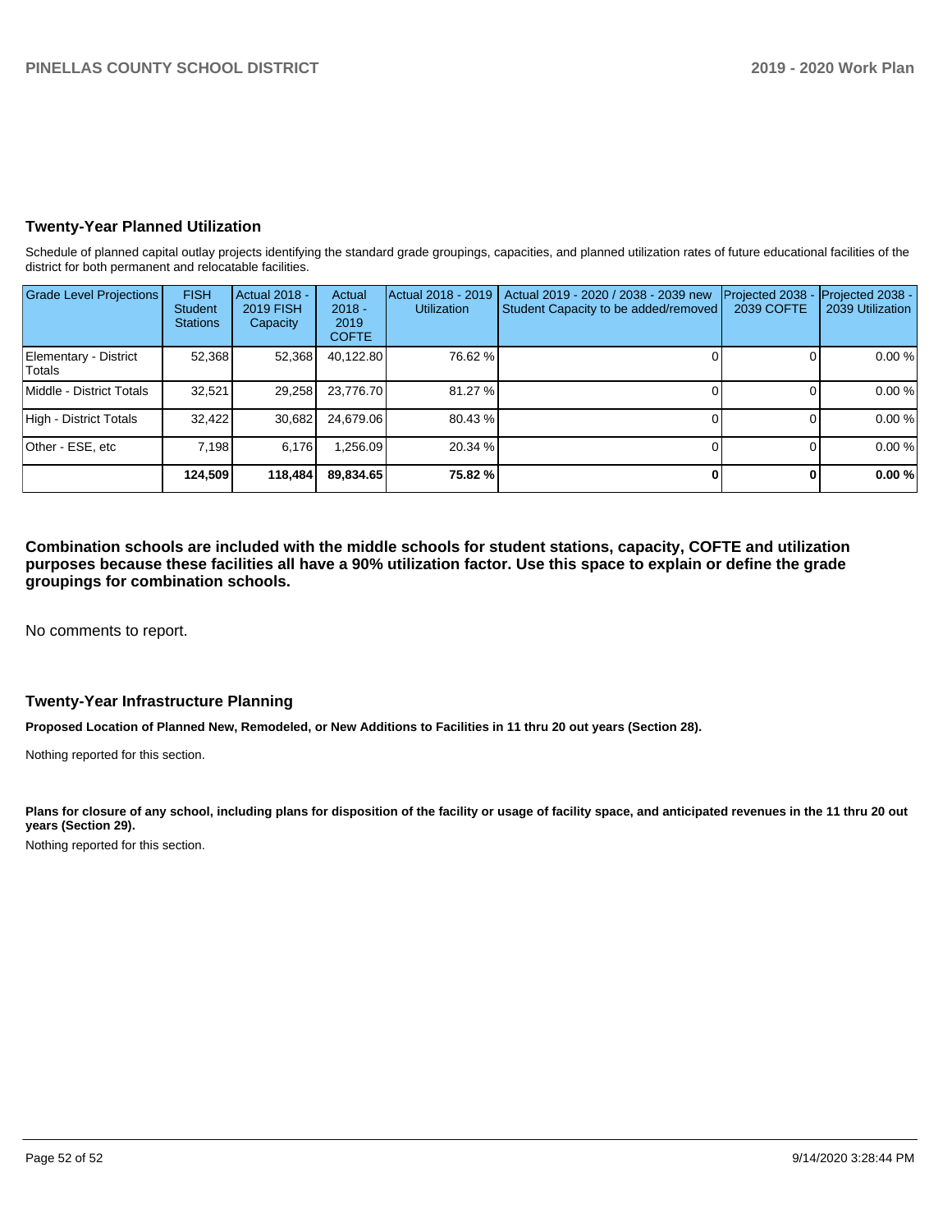## Twenty-Year Planned Utilization

Schedule of planned capital outlay projects identifying the standard grade groupings, capacities, and planned utilization rates of future educational facilities of the district for both permanent and relocatable facilities.

| Grade Level Projections | FISH Student Stations | Actual 2018 - 2019 FISH Capacity | Actual 2018 - 2019 COFTE | Actual 2018 - 2019 Utilization | Actual 2019 - 2020 / 2038 - 2039 new Student Capacity to be added/removed | Projected 2038 - 2039 COFTE | Projected 2038 - 2039 Utilization |
|---|---|---|---|---|---|---|---|
| Elementary - District Totals | 52,368 | 52,368 | 40,122.80 | 76.62 % | 0 | 0 | 0.00 % |
| Middle - District Totals | 32,521 | 29,258 | 23,776.70 | 81.27 % | 0 | 0 | 0.00 % |
| High - District Totals | 32,422 | 30,682 | 24,679.06 | 80.43 % | 0 | 0 | 0.00 % |
| Other - ESE, etc | 7,198 | 6,176 | 1,256.09 | 20.34 % | 0 | 0 | 0.00 % |
| | **124,509** | **118,484** | **89,834.65** | **75.82 %** | **0** | **0** | **0.00 %** |

**Combination schools are included with the middle schools for student stations, capacity, COFTE and utilization purposes because these facilities all have a 90% utilization factor. Use this space to explain or define the grade groupings for combination schools.**

No comments to report.

## Twenty-Year Infrastructure Planning

**Proposed Location of Planned New, Remodeled, or New Additions to Facilities in 11 thru 20 out years (Section 28).**

Nothing reported for this section.

**Plans for closure of any school, including plans for disposition of the facility or usage of facility space, and anticipated revenues in the 11 thru 20 out years (Section 29).**

Nothing reported for this section.